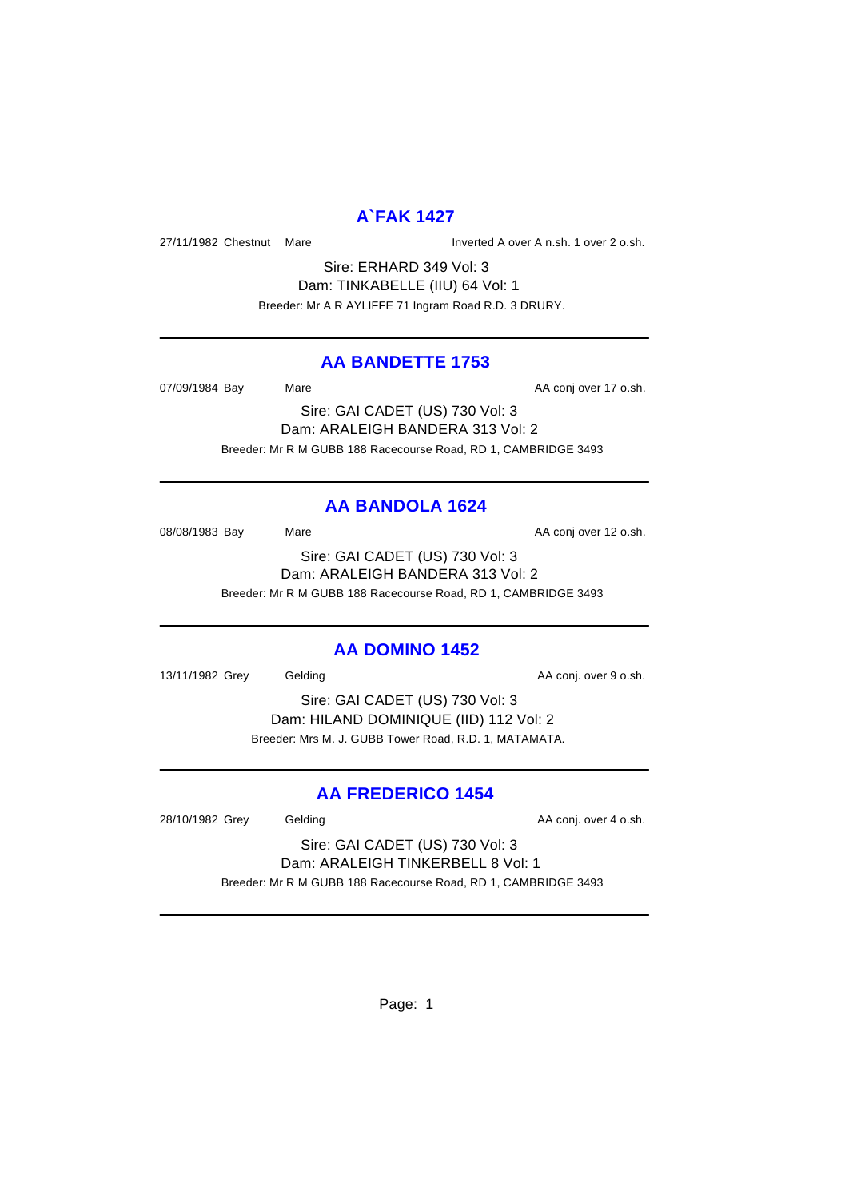## A`FAK 1427

27/11/1982 Chestnut Mare Inverted A over A n.sh. 1 over 2 o.sh.

Sire: ERHARD 349 Vol: 3
Dam: TINKABELLE (IIU) 64 Vol: 1
Breeder: Mr A R AYLIFFE 71 Ingram Road R.D. 3 DRURY.

---

## AA BANDETTE 1753

07/09/1984 Bay Mare AA conj over 17 o.sh.

Sire: GAI CADET (US) 730 Vol: 3
Dam: ARALEIGH BANDERA 313 Vol: 2
Breeder: Mr R M GUBB 188 Racecourse Road, RD 1, CAMBRIDGE 3493

---

## AA BANDOLA 1624

08/08/1983 Bay Mare AA conj over 12 o.sh.

Sire: GAI CADET (US) 730 Vol: 3
Dam: ARALEIGH BANDERA 313 Vol: 2
Breeder: Mr R M GUBB 188 Racecourse Road, RD 1, CAMBRIDGE 3493

---

## AA DOMINO 1452

13/11/1982 Grey Gelding AA conj. over 9 o.sh.

Sire: GAI CADET (US) 730 Vol: 3
Dam: HILAND DOMINIQUE (IID) 112 Vol: 2
Breeder: Mrs M. J. GUBB Tower Road, R.D. 1, MATAMATA.

---

## AA FREDERICO 1454

28/10/1982 Grey Gelding AA conj. over 4 o.sh.

Sire: GAI CADET (US) 730 Vol: 3
Dam: ARALEIGH TINKERBELL 8 Vol: 1
Breeder: Mr R M GUBB 188 Racecourse Road, RD 1, CAMBRIDGE 3493

---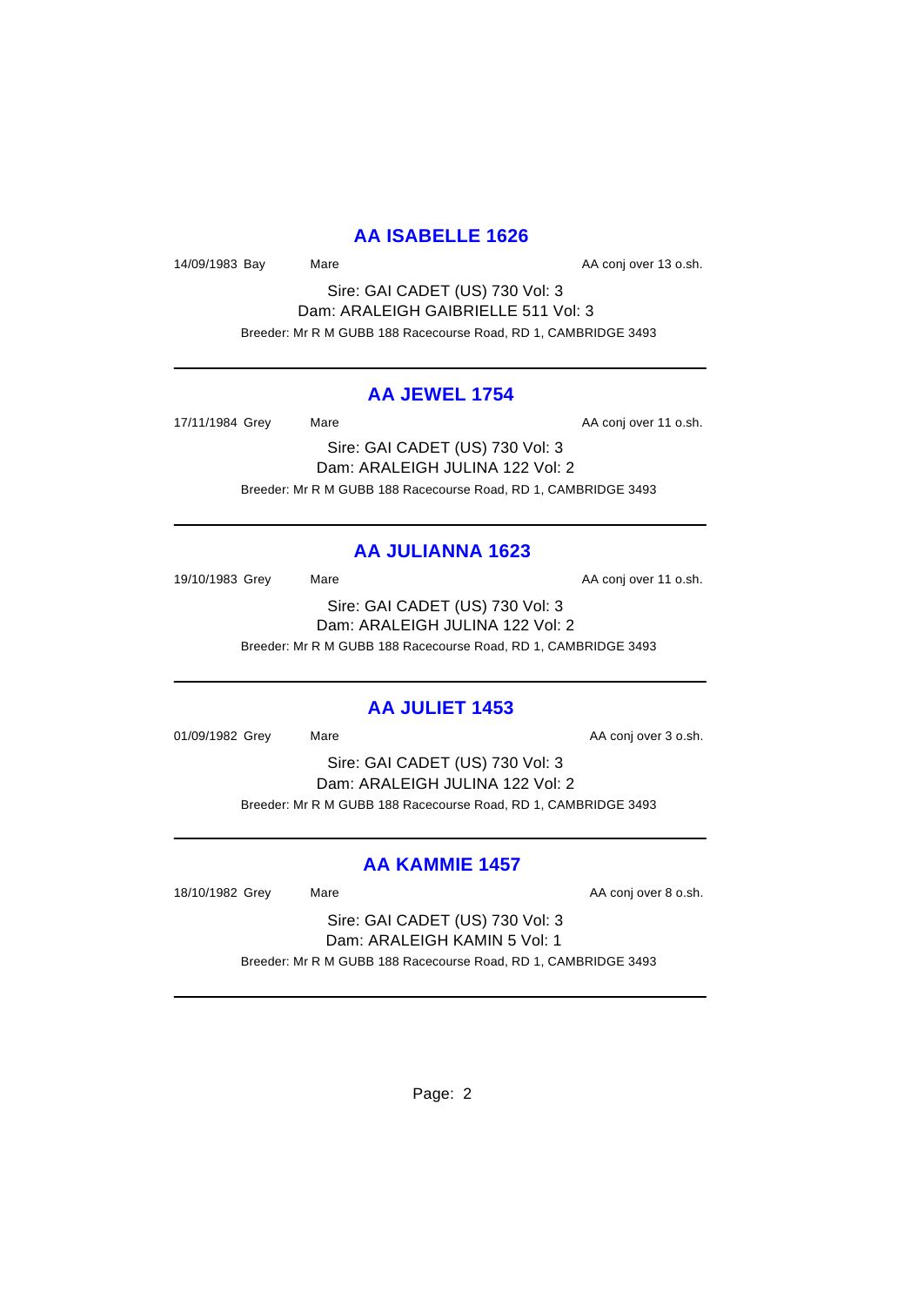## AA ISABELLE 1626

14/09/1983 Bay Mare AA conj over 13 o.sh.

Sire: GAI CADET (US) 730 Vol: 3
Dam: ARALEIGH GAIBRIELLE 511 Vol: 3
Breeder: Mr R M GUBB 188 Racecourse Road, RD 1, CAMBRIDGE 3493

---

## AA JEWEL 1754

17/11/1984 Grey Mare AA conj over 11 o.sh.

Sire: GAI CADET (US) 730 Vol: 3
Dam: ARALEIGH JULINA 122 Vol: 2
Breeder: Mr R M GUBB 188 Racecourse Road, RD 1, CAMBRIDGE 3493

---

## AA JULIANNA 1623

19/10/1983 Grey Mare AA conj over 11 o.sh.

Sire: GAI CADET (US) 730 Vol: 3
Dam: ARALEIGH JULINA 122 Vol: 2
Breeder: Mr R M GUBB 188 Racecourse Road, RD 1, CAMBRIDGE 3493

---

## AA JULIET 1453

01/09/1982 Grey Mare AA conj over 3 o.sh.

Sire: GAI CADET (US) 730 Vol: 3
Dam: ARALEIGH JULINA 122 Vol: 2
Breeder: Mr R M GUBB 188 Racecourse Road, RD 1, CAMBRIDGE 3493

---

## AA KAMMIE 1457

18/10/1982 Grey Mare AA conj over 8 o.sh.

Sire: GAI CADET (US) 730 Vol: 3
Dam: ARALEIGH KAMIN 5 Vol: 1
Breeder: Mr R M GUBB 188 Racecourse Road, RD 1, CAMBRIDGE 3493

---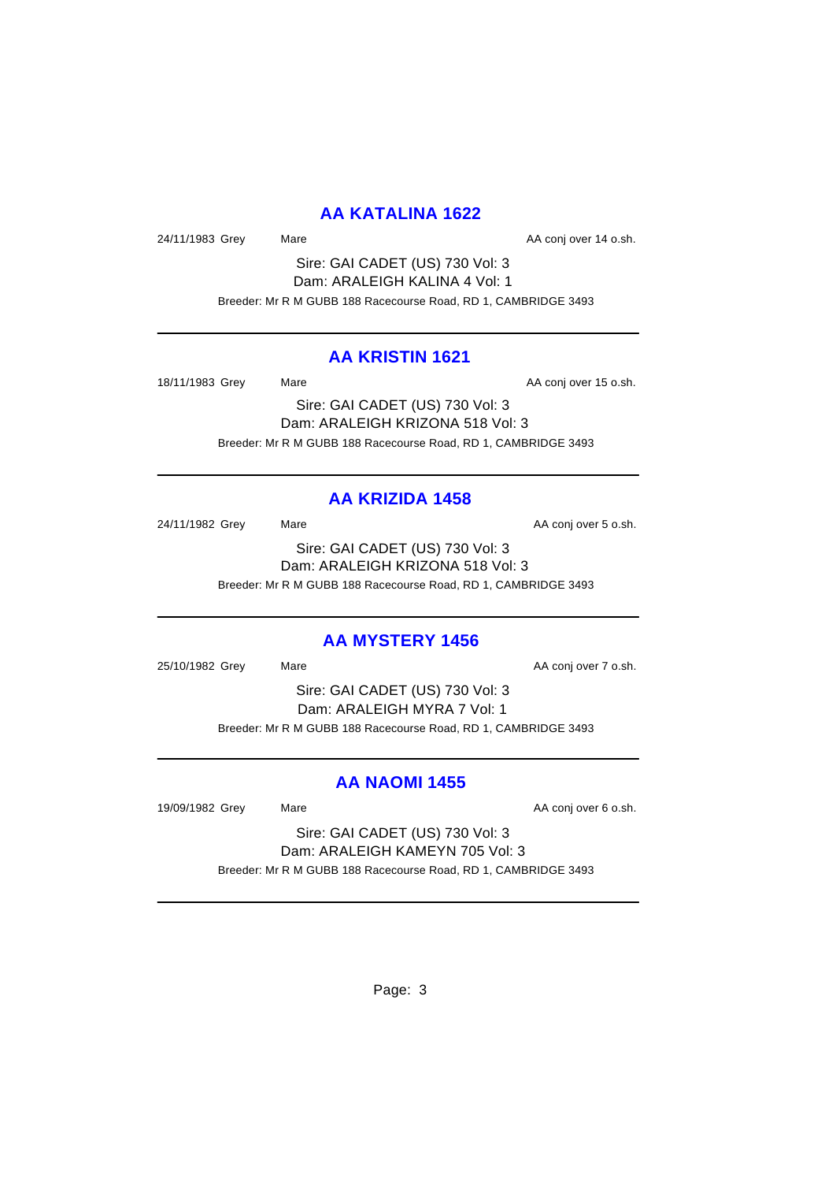## AA KATALINA 1622

24/11/1983 Grey Mare AA conj over 14 o.sh.

Sire: GAI CADET (US) 730 Vol: 3
Dam: ARALEIGH KALINA 4 Vol: 1
Breeder: Mr R M GUBB 188 Racecourse Road, RD 1, CAMBRIDGE 3493

---

## AA KRISTIN 1621

18/11/1983 Grey Mare AA conj over 15 o.sh.

Sire: GAI CADET (US) 730 Vol: 3
Dam: ARALEIGH KRIZONA 518 Vol: 3
Breeder: Mr R M GUBB 188 Racecourse Road, RD 1, CAMBRIDGE 3493

---

## AA KRIZIDA 1458

24/11/1982 Grey Mare AA conj over 5 o.sh.

Sire: GAI CADET (US) 730 Vol: 3
Dam: ARALEIGH KRIZONA 518 Vol: 3
Breeder: Mr R M GUBB 188 Racecourse Road, RD 1, CAMBRIDGE 3493

---

## AA MYSTERY 1456

25/10/1982 Grey Mare AA conj over 7 o.sh.

Sire: GAI CADET (US) 730 Vol: 3
Dam: ARALEIGH MYRA 7 Vol: 1
Breeder: Mr R M GUBB 188 Racecourse Road, RD 1, CAMBRIDGE 3493

---

## AA NAOMI 1455

19/09/1982 Grey Mare AA conj over 6 o.sh.

Sire: GAI CADET (US) 730 Vol: 3
Dam: ARALEIGH KAMEYN 705 Vol: 3
Breeder: Mr R M GUBB 188 Racecourse Road, RD 1, CAMBRIDGE 3493

---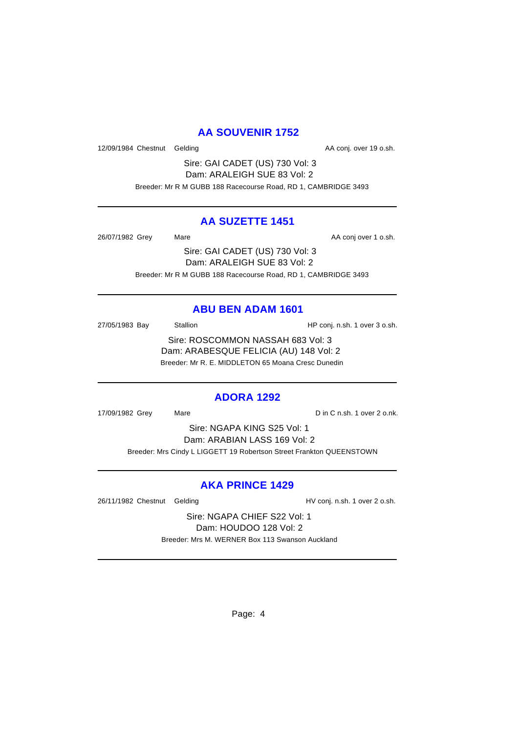## AA SOUVENIR 1752

12/09/1984 Chestnut Gelding AA conj. over 19 o.sh.

Sire: GAI CADET (US) 730 Vol: 3
Dam: ARALEIGH SUE 83 Vol: 2
Breeder: Mr R M GUBB 188 Racecourse Road, RD 1, CAMBRIDGE 3493

---

## AA SUZETTE 1451

26/07/1982 Grey Mare AA conj over 1 o.sh.

Sire: GAI CADET (US) 730 Vol: 3
Dam: ARALEIGH SUE 83 Vol: 2
Breeder: Mr R M GUBB 188 Racecourse Road, RD 1, CAMBRIDGE 3493

---

## ABU BEN ADAM 1601

27/05/1983 Bay Stallion HP conj. n.sh. 1 over 3 o.sh.

Sire: ROSCOMMON NASSAH 683 Vol: 3
Dam: ARABESQUE FELICIA (AU) 148 Vol: 2
Breeder: Mr R. E. MIDDLETON 65 Moana Cresc Dunedin

---

## ADORA 1292

17/09/1982 Grey Mare D in C n.sh. 1 over 2 o.nk.

Sire: NGAPA KING S25 Vol: 1
Dam: ARABIAN LASS 169 Vol: 2
Breeder: Mrs Cindy L LIGGETT 19 Robertson Street Frankton QUEENSTOWN

---

## AKA PRINCE 1429

26/11/1982 Chestnut Gelding HV conj. n.sh. 1 over 2 o.sh.

Sire: NGAPA CHIEF S22 Vol: 1
Dam: HOUDOO 128 Vol: 2
Breeder: Mrs M. WERNER Box 113 Swanson Auckland

---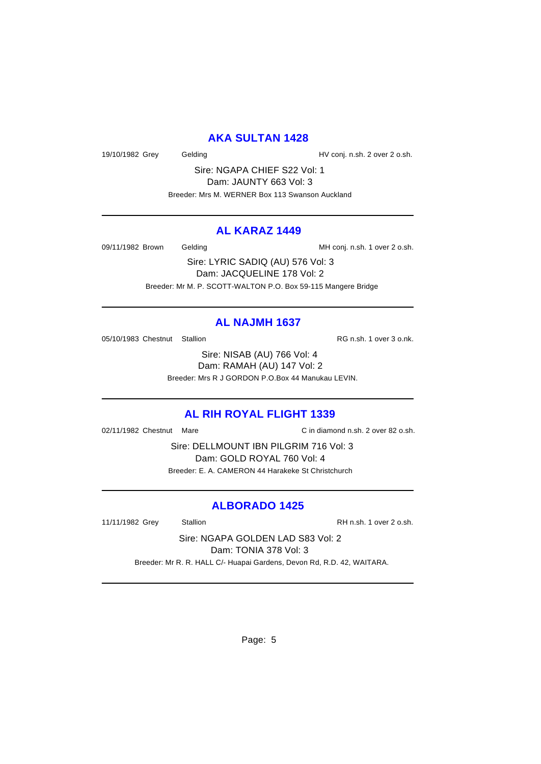## AKA SULTAN 1428

19/10/1982 Grey Gelding HV conj. n.sh. 2 over 2 o.sh.

Sire: NGAPA CHIEF S22 Vol: 1
Dam: JAUNTY 663 Vol: 3
Breeder: Mrs M. WERNER Box 113 Swanson Auckland

---

## AL KARAZ 1449

09/11/1982 Brown Gelding MH conj. n.sh. 1 over 2 o.sh.

Sire: LYRIC SADIQ (AU) 576 Vol: 3
Dam: JACQUELINE 178 Vol: 2
Breeder: Mr M. P. SCOTT-WALTON P.O. Box 59-115 Mangere Bridge

---

## AL NAJMH 1637

05/10/1983 Chestnut Stallion RG n.sh. 1 over 3 o.nk.

Sire: NISAB (AU) 766 Vol: 4
Dam: RAMAH (AU) 147 Vol: 2
Breeder: Mrs R J GORDON P.O.Box 44 Manukau LEVIN.

---

## AL RIH ROYAL FLIGHT 1339

02/11/1982 Chestnut Mare C in diamond n.sh. 2 over 82 o.sh.

Sire: DELLMOUNT IBN PILGRIM 716 Vol: 3
Dam: GOLD ROYAL 760 Vol: 4
Breeder: E. A. CAMERON 44 Harakeke St Christchurch

---

## ALBORADO 1425

11/11/1982 Grey Stallion RH n.sh. 1 over 2 o.sh.

Sire: NGAPA GOLDEN LAD S83 Vol: 2
Dam: TONIA 378 Vol: 3
Breeder: Mr R. R. HALL C/- Huapai Gardens, Devon Rd, R.D. 42, WAITARA.

---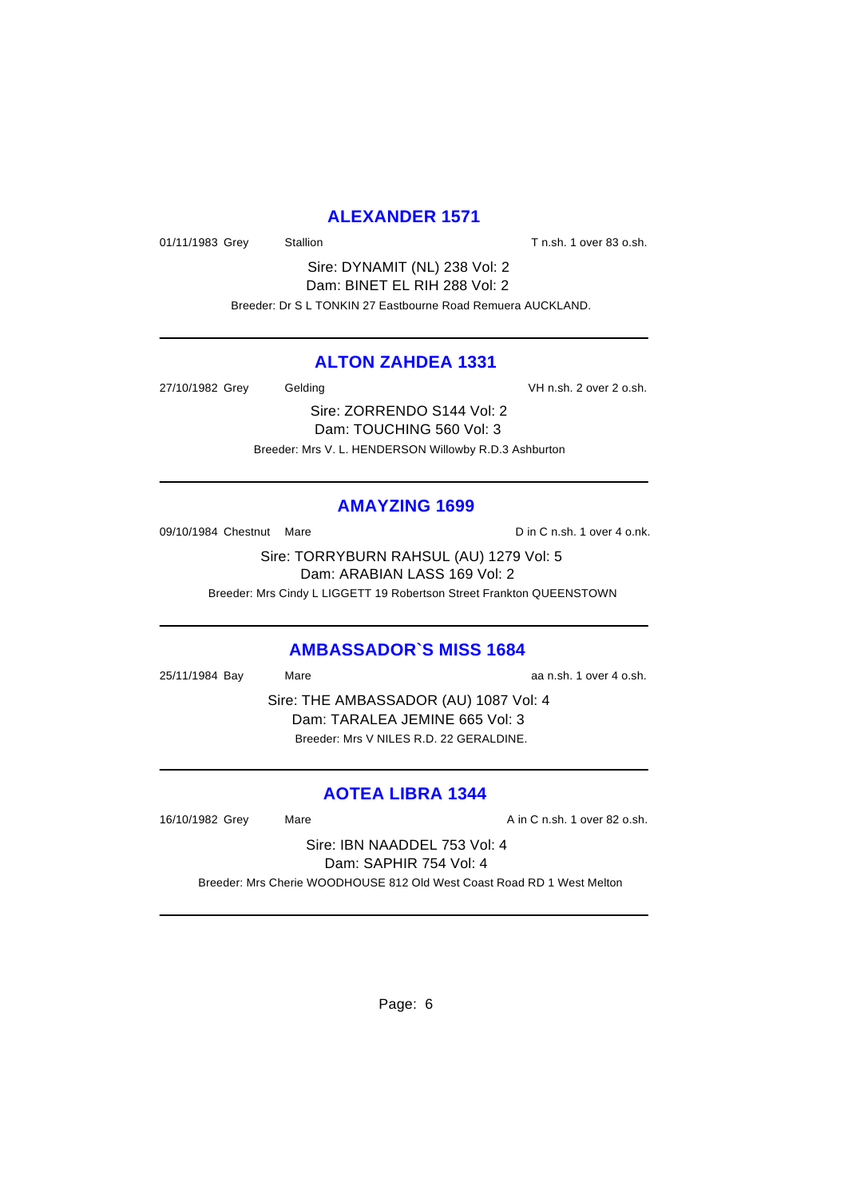## ALEXANDER 1571

01/11/1983 Grey Stallion T n.sh. 1 over 83 o.sh.

Sire: DYNAMIT (NL) 238 Vol: 2
Dam: BINET EL RIH 288 Vol: 2
Breeder: Dr S L TONKIN 27 Eastbourne Road Remuera AUCKLAND.

---

## ALTON ZAHDEA 1331

27/10/1982 Grey Gelding VH n.sh. 2 over 2 o.sh.

Sire: ZORRENDO S144 Vol: 2
Dam: TOUCHING 560 Vol: 3
Breeder: Mrs V. L. HENDERSON Willowby R.D.3 Ashburton

---

## AMAYZING 1699

09/10/1984 Chestnut Mare D in C n.sh. 1 over 4 o.nk.

Sire: TORRYBURN RAHSUL (AU) 1279 Vol: 5
Dam: ARABIAN LASS 169 Vol: 2
Breeder: Mrs Cindy L LIGGETT 19 Robertson Street Frankton QUEENSTOWN

---

## AMBASSADOR`S MISS 1684

25/11/1984 Bay Mare aa n.sh. 1 over 4 o.sh.

Sire: THE AMBASSADOR (AU) 1087 Vol: 4
Dam: TARALEA JEMINE 665 Vol: 3
Breeder: Mrs V NILES R.D. 22 GERALDINE.

---

## AOTEA LIBRA 1344

16/10/1982 Grey Mare A in C n.sh. 1 over 82 o.sh.

Sire: IBN NAADDEL 753 Vol: 4
Dam: SAPHIR 754 Vol: 4
Breeder: Mrs Cherie WOODHOUSE 812 Old West Coast Road RD 1 West Melton

---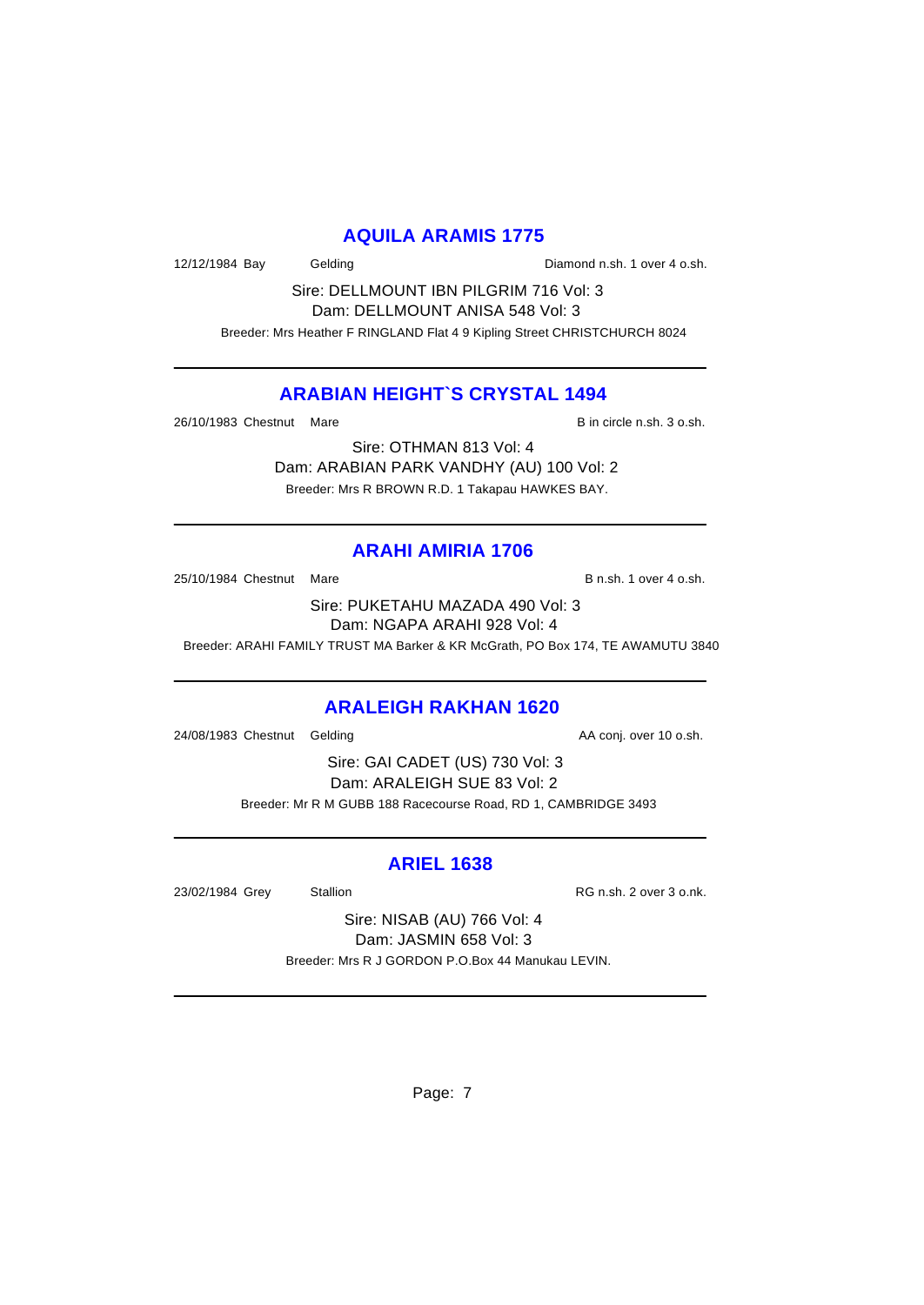## AQUILA ARAMIS 1775

12/12/1984 Bay Gelding Diamond n.sh. 1 over 4 o.sh.

Sire: DELLMOUNT IBN PILGRIM 716 Vol: 3
Dam: DELLMOUNT ANISA 548 Vol: 3
Breeder: Mrs Heather F RINGLAND Flat 4 9 Kipling Street CHRISTCHURCH 8024

---

## ARABIAN HEIGHT`S CRYSTAL 1494

26/10/1983 Chestnut Mare B in circle n.sh. 3 o.sh.

Sire: OTHMAN 813 Vol: 4
Dam: ARABIAN PARK VANDHY (AU) 100 Vol: 2
Breeder: Mrs R BROWN R.D. 1 Takapau HAWKES BAY.

---

## ARAHI AMIRIA 1706

25/10/1984 Chestnut Mare B n.sh. 1 over 4 o.sh.

Sire: PUKETAHU MAZADA 490 Vol: 3
Dam: NGAPA ARAHI 928 Vol: 4
Breeder: ARAHI FAMILY TRUST MA Barker & KR McGrath, PO Box 174, TE AWAMUTU 3840

---

## ARALEIGH RAKHAN 1620

24/08/1983 Chestnut Gelding AA conj. over 10 o.sh.

Sire: GAI CADET (US) 730 Vol: 3
Dam: ARALEIGH SUE 83 Vol: 2
Breeder: Mr R M GUBB 188 Racecourse Road, RD 1, CAMBRIDGE 3493

---

## ARIEL 1638

23/02/1984 Grey Stallion RG n.sh. 2 over 3 o.nk.

Sire: NISAB (AU) 766 Vol: 4
Dam: JASMIN 658 Vol: 3
Breeder: Mrs R J GORDON P.O.Box 44 Manukau LEVIN.

---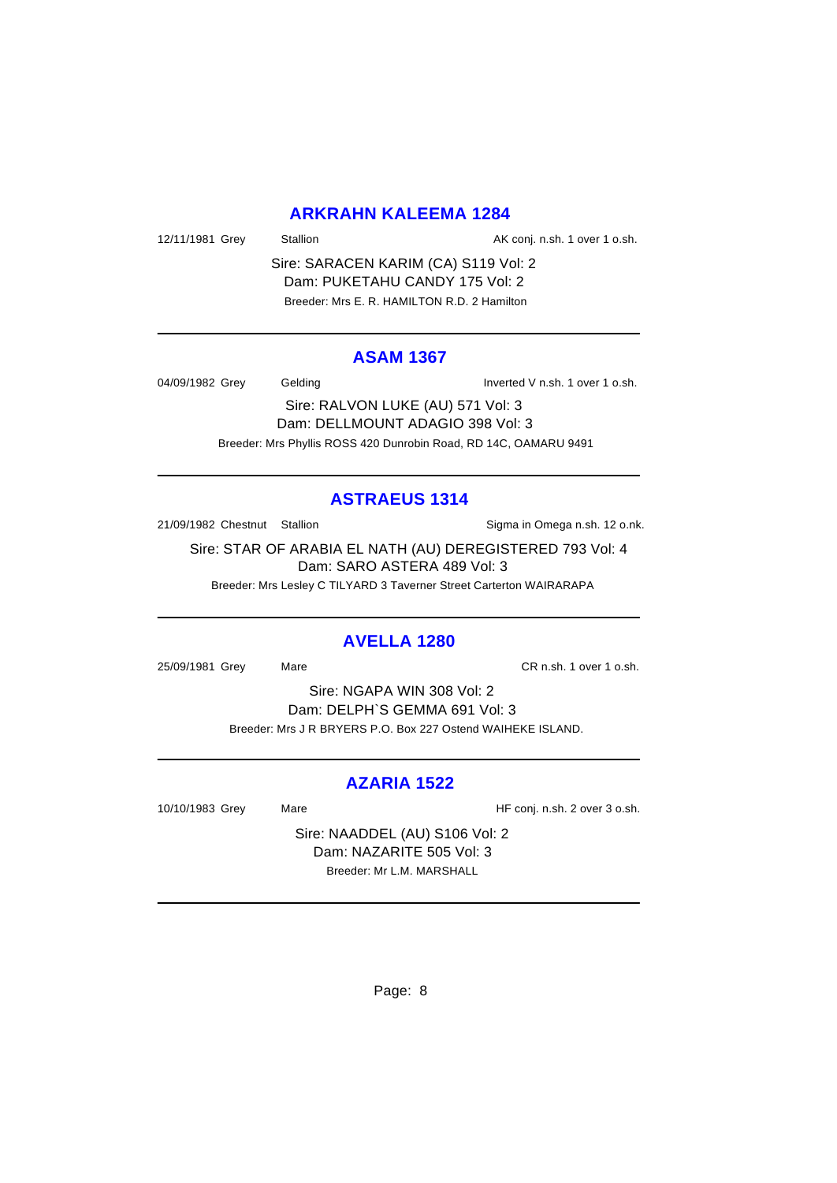## ARKRAHN KALEEMA 1284

12/11/1981 Grey Stallion AK conj. n.sh. 1 over 1 o.sh.

Sire: SARACEN KARIM (CA) S119 Vol: 2
Dam: PUKETAHU CANDY 175 Vol: 2
Breeder: Mrs E. R. HAMILTON R.D. 2 Hamilton

---

## ASAM 1367

04/09/1982 Grey Gelding Inverted V n.sh. 1 over 1 o.sh.

Sire: RALVON LUKE (AU) 571 Vol: 3
Dam: DELLMOUNT ADAGIO 398 Vol: 3
Breeder: Mrs Phyllis ROSS 420 Dunrobin Road, RD 14C, OAMARU 9491

---

## ASTRAEUS 1314

21/09/1982 Chestnut Stallion Sigma in Omega n.sh. 12 o.nk.

Sire: STAR OF ARABIA EL NATH (AU) DEREGISTERED 793 Vol: 4
Dam: SARO ASTERA 489 Vol: 3
Breeder: Mrs Lesley C TILYARD 3 Taverner Street Carterton WAIRARAPA

---

## AVELLA 1280

25/09/1981 Grey Mare CR n.sh. 1 over 1 o.sh.

Sire: NGAPA WIN 308 Vol: 2
Dam: DELPH`S GEMMA 691 Vol: 3
Breeder: Mrs J R BRYERS P.O. Box 227 Ostend WAIHEKE ISLAND.

---

## AZARIA 1522

10/10/1983 Grey Mare HF conj. n.sh. 2 over 3 o.sh.

Sire: NAADDEL (AU) S106 Vol: 2
Dam: NAZARITE 505 Vol: 3
Breeder: Mr L.M. MARSHALL

---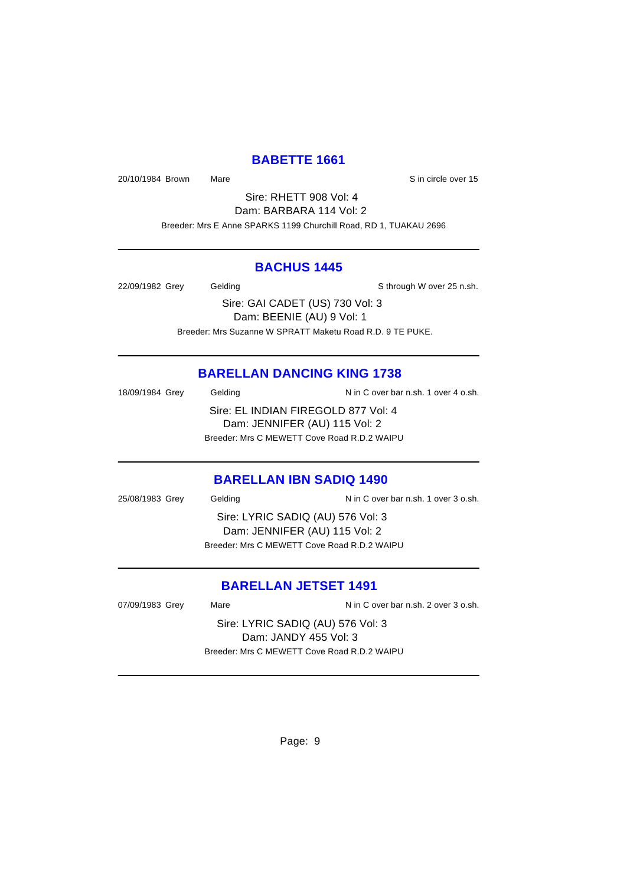## BABETTE 1661

20/10/1984 Brown Mare S in circle over 15

Sire: RHETT 908 Vol: 4
Dam: BARBARA 114 Vol: 2
Breeder: Mrs E Anne SPARKS 1199 Churchill Road, RD 1, TUAKAU 2696

---

## BACHUS 1445

22/09/1982 Grey Gelding S through W over 25 n.sh.

Sire: GAI CADET (US) 730 Vol: 3
Dam: BEENIE (AU) 9 Vol: 1
Breeder: Mrs Suzanne W SPRATT Maketu Road R.D. 9 TE PUKE.

---

## BARELLAN DANCING KING 1738

18/09/1984 Grey Gelding N in C over bar n.sh. 1 over 4 o.sh.

Sire: EL INDIAN FIREGOLD 877 Vol: 4
Dam: JENNIFER (AU) 115 Vol: 2
Breeder: Mrs C MEWETT Cove Road R.D.2 WAIPU

---

## BARELLAN IBN SADIQ 1490

25/08/1983 Grey Gelding N in C over bar n.sh. 1 over 3 o.sh.

Sire: LYRIC SADIQ (AU) 576 Vol: 3
Dam: JENNIFER (AU) 115 Vol: 2
Breeder: Mrs C MEWETT Cove Road R.D.2 WAIPU

---

## BARELLAN JETSET 1491

07/09/1983 Grey Mare N in C over bar n.sh. 2 over 3 o.sh.

Sire: LYRIC SADIQ (AU) 576 Vol: 3
Dam: JANDY 455 Vol: 3
Breeder: Mrs C MEWETT Cove Road R.D.2 WAIPU

---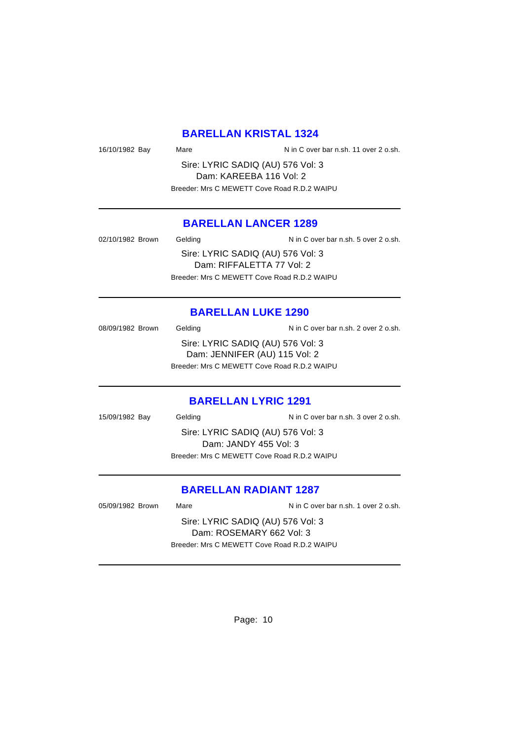## BARELLAN KRISTAL 1324

16/10/1982 Bay Mare N in C over bar n.sh. 11 over 2 o.sh.

Sire: LYRIC SADIQ (AU) 576 Vol: 3
Dam: KAREEBA 116 Vol: 2
Breeder: Mrs C MEWETT Cove Road R.D.2 WAIPU

---

## BARELLAN LANCER 1289

02/10/1982 Brown Gelding N in C over bar n.sh. 5 over 2 o.sh.

Sire: LYRIC SADIQ (AU) 576 Vol: 3
Dam: RIFFALETTA 77 Vol: 2
Breeder: Mrs C MEWETT Cove Road R.D.2 WAIPU

---

## BARELLAN LUKE 1290

08/09/1982 Brown Gelding N in C over bar n.sh. 2 over 2 o.sh.

Sire: LYRIC SADIQ (AU) 576 Vol: 3
Dam: JENNIFER (AU) 115 Vol: 2
Breeder: Mrs C MEWETT Cove Road R.D.2 WAIPU

---

## BARELLAN LYRIC 1291

15/09/1982 Bay Gelding N in C over bar n.sh. 3 over 2 o.sh.

Sire: LYRIC SADIQ (AU) 576 Vol: 3
Dam: JANDY 455 Vol: 3
Breeder: Mrs C MEWETT Cove Road R.D.2 WAIPU

---

## BARELLAN RADIANT 1287

05/09/1982 Brown Mare N in C over bar n.sh. 1 over 2 o.sh.

Sire: LYRIC SADIQ (AU) 576 Vol: 3
Dam: ROSEMARY 662 Vol: 3
Breeder: Mrs C MEWETT Cove Road R.D.2 WAIPU

---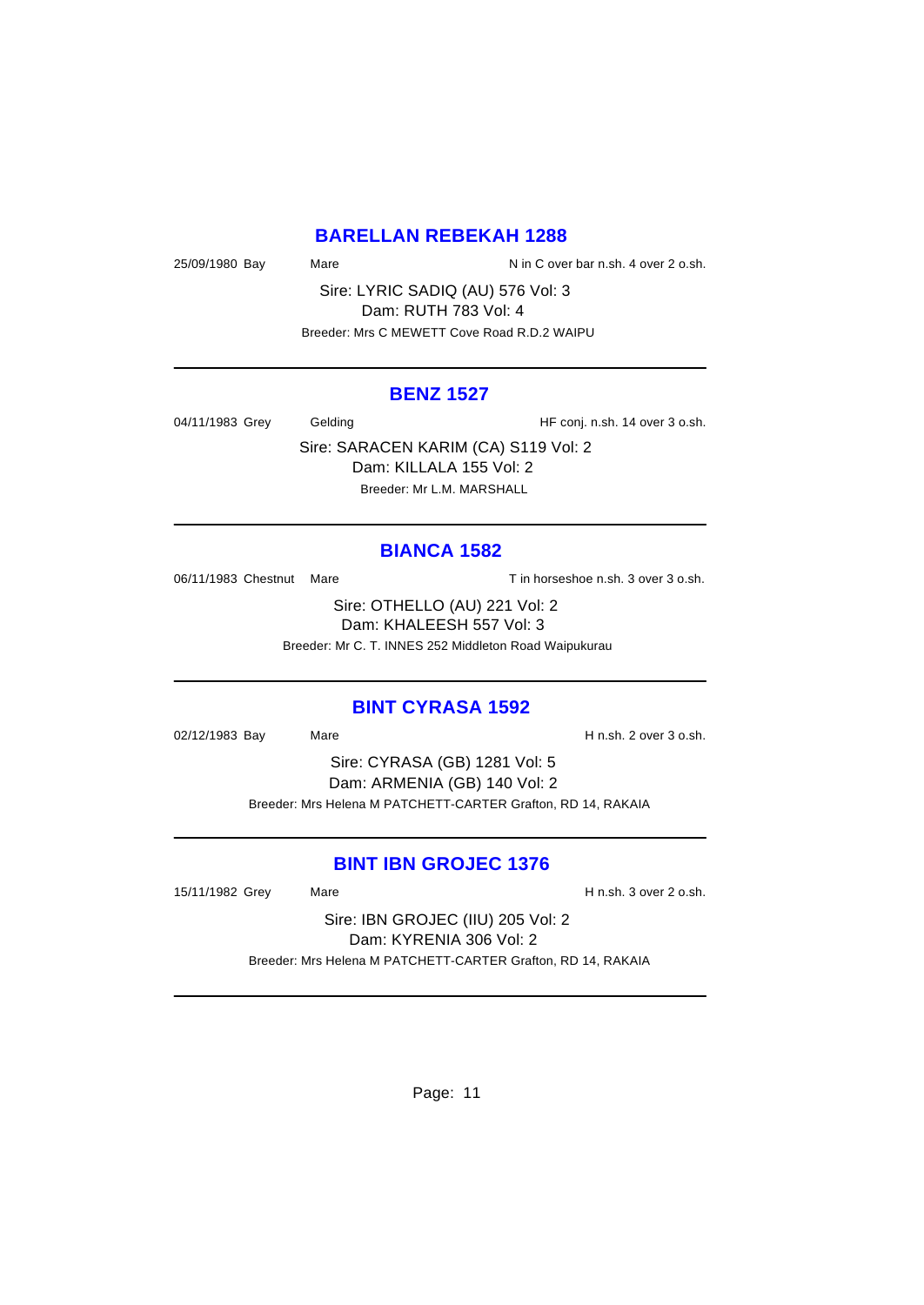## BARELLAN REBEKAH 1288

25/09/1980 Bay Mare N in C over bar n.sh. 4 over 2 o.sh.

Sire: LYRIC SADIQ (AU) 576 Vol: 3

Dam: RUTH 783 Vol: 4

Breeder: Mrs C MEWETT Cove Road R.D.2 WAIPU

---

## BENZ 1527

04/11/1983 Grey Gelding HF conj. n.sh. 14 over 3 o.sh.

Sire: SARACEN KARIM (CA) S119 Vol: 2

Dam: KILLALA 155 Vol: 2

Breeder: Mr L.M. MARSHALL

---

## BIANCA 1582

06/11/1983 Chestnut Mare T in horseshoe n.sh. 3 over 3 o.sh.

Sire: OTHELLO (AU) 221 Vol: 2

Dam: KHALEESH 557 Vol: 3

Breeder: Mr C. T. INNES 252 Middleton Road Waipukurau

---

## BINT CYRASA 1592

02/12/1983 Bay Mare H n.sh. 2 over 3 o.sh.

Sire: CYRASA (GB) 1281 Vol: 5

Dam: ARMENIA (GB) 140 Vol: 2

Breeder: Mrs Helena M PATCHETT-CARTER Grafton, RD 14, RAKAIA

---

## BINT IBN GROJEC 1376

15/11/1982 Grey Mare H n.sh. 3 over 2 o.sh.

Sire: IBN GROJEC (IIU) 205 Vol: 2

Dam: KYRENIA 306 Vol: 2

Breeder: Mrs Helena M PATCHETT-CARTER Grafton, RD 14, RAKAIA

---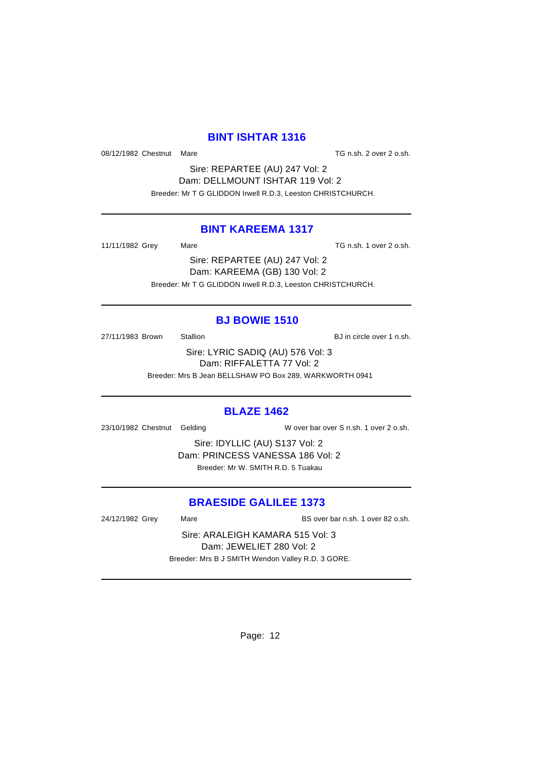## BINT ISHTAR 1316

08/12/1982 Chestnut Mare TG n.sh. 2 over 2 o.sh.

Sire: REPARTEE (AU) 247 Vol: 2
Dam: DELLMOUNT ISHTAR 119 Vol: 2
Breeder: Mr T G GLIDDON Irwell R.D.3, Leeston CHRISTCHURCH.

---

## BINT KAREEMA 1317

11/11/1982 Grey Mare TG n.sh. 1 over 2 o.sh.

Sire: REPARTEE (AU) 247 Vol: 2
Dam: KAREEMA (GB) 130 Vol: 2
Breeder: Mr T G GLIDDON Irwell R.D.3, Leeston CHRISTCHURCH.

---

## BJ BOWIE 1510

27/11/1983 Brown Stallion BJ in circle over 1 n.sh.

Sire: LYRIC SADIQ (AU) 576 Vol: 3
Dam: RIFFALETTA 77 Vol: 2
Breeder: Mrs B Jean BELLSHAW PO Box 289, WARKWORTH 0941

---

## BLAZE 1462

23/10/1982 Chestnut Gelding W over bar over S n.sh. 1 over 2 o.sh.

Sire: IDYLLIC (AU) S137 Vol: 2
Dam: PRINCESS VANESSA 186 Vol: 2
Breeder: Mr W. SMITH R.D. 5 Tuakau

---

## BRAESIDE GALILEE 1373

24/12/1982 Grey Mare BS over bar n.sh. 1 over 82 o.sh.

Sire: ARALEIGH KAMARA 515 Vol: 3
Dam: JEWELIET 280 Vol: 2
Breeder: Mrs B J SMITH Wendon Valley R.D. 3 GORE.

---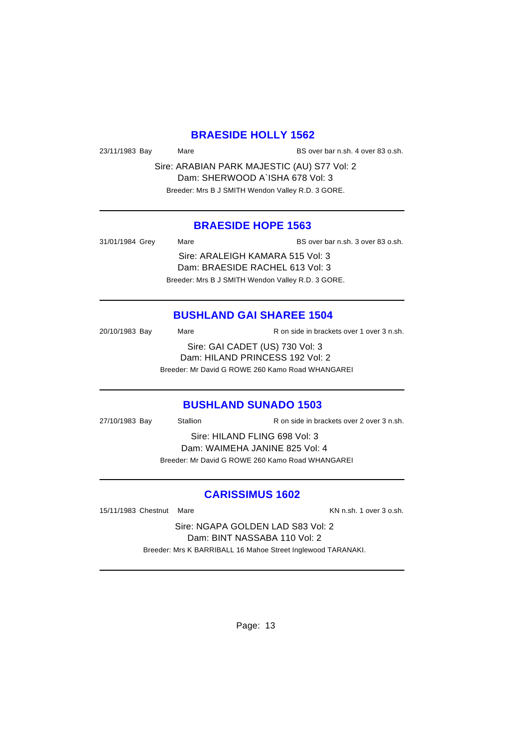## BRAESIDE HOLLY 1562

23/11/1983 Bay Mare BS over bar n.sh. 4 over 83 o.sh.

Sire: ARABIAN PARK MAJESTIC (AU) S77 Vol: 2
Dam: SHERWOOD A`ISHA 678 Vol: 3
Breeder: Mrs B J SMITH Wendon Valley R.D. 3 GORE.

---

## BRAESIDE HOPE 1563

31/01/1984 Grey Mare BS over bar n.sh. 3 over 83 o.sh.

Sire: ARALEIGH KAMARA 515 Vol: 3
Dam: BRAESIDE RACHEL 613 Vol: 3
Breeder: Mrs B J SMITH Wendon Valley R.D. 3 GORE.

---

## BUSHLAND GAI SHAREE 1504

20/10/1983 Bay Mare R on side in brackets over 1 over 3 n.sh.

Sire: GAI CADET (US) 730 Vol: 3
Dam: HILAND PRINCESS 192 Vol: 2
Breeder: Mr David G ROWE 260 Kamo Road WHANGAREI

---

## BUSHLAND SUNADO 1503

27/10/1983 Bay Stallion R on side in brackets over 2 over 3 n.sh.

Sire: HILAND FLING 698 Vol: 3
Dam: WAIMEHA JANINE 825 Vol: 4
Breeder: Mr David G ROWE 260 Kamo Road WHANGAREI

---

## CARISSIMUS 1602

15/11/1983 Chestnut Mare KN n.sh. 1 over 3 o.sh.

Sire: NGAPA GOLDEN LAD S83 Vol: 2
Dam: BINT NASSABA 110 Vol: 2
Breeder: Mrs K BARRIBALL 16 Mahoe Street Inglewood TARANAKI.

---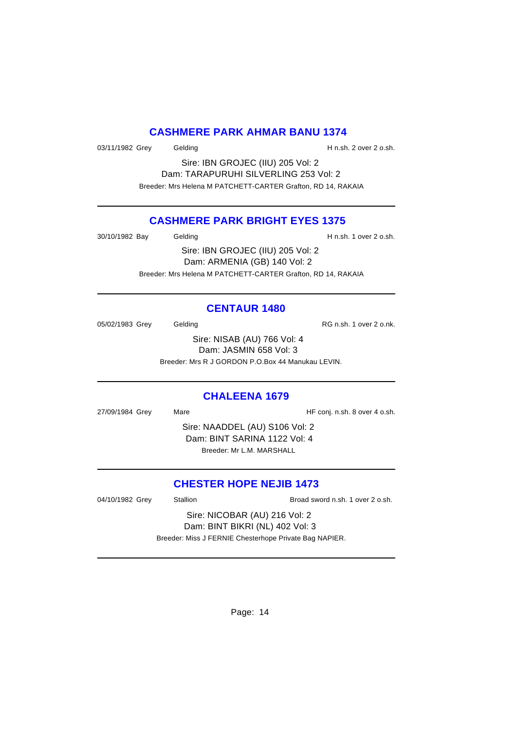## CASHMERE PARK AHMAR BANU 1374

03/11/1982 Grey Gelding H n.sh. 2 over 2 o.sh.

Sire: IBN GROJEC (IIU) 205 Vol: 2
Dam: TARAPURUHI SILVERLING 253 Vol: 2
Breeder: Mrs Helena M PATCHETT-CARTER Grafton, RD 14, RAKAIA

---

## CASHMERE PARK BRIGHT EYES 1375

30/10/1982 Bay Gelding H n.sh. 1 over 2 o.sh.

Sire: IBN GROJEC (IIU) 205 Vol: 2
Dam: ARMENIA (GB) 140 Vol: 2
Breeder: Mrs Helena M PATCHETT-CARTER Grafton, RD 14, RAKAIA

---

## CENTAUR 1480

05/02/1983 Grey Gelding RG n.sh. 1 over 2 o.nk.

Sire: NISAB (AU) 766 Vol: 4
Dam: JASMIN 658 Vol: 3
Breeder: Mrs R J GORDON P.O.Box 44 Manukau LEVIN.

---

## CHALEENA 1679

27/09/1984 Grey Mare HF conj. n.sh. 8 over 4 o.sh.

Sire: NAADDEL (AU) S106 Vol: 2
Dam: BINT SARINA 1122 Vol: 4
Breeder: Mr L.M. MARSHALL

---

## CHESTER HOPE NEJIB 1473

04/10/1982 Grey Stallion Broad sword n.sh. 1 over 2 o.sh.

Sire: NICOBAR (AU) 216 Vol: 2
Dam: BINT BIKRI (NL) 402 Vol: 3
Breeder: Miss J FERNIE Chesterhope Private Bag NAPIER.

---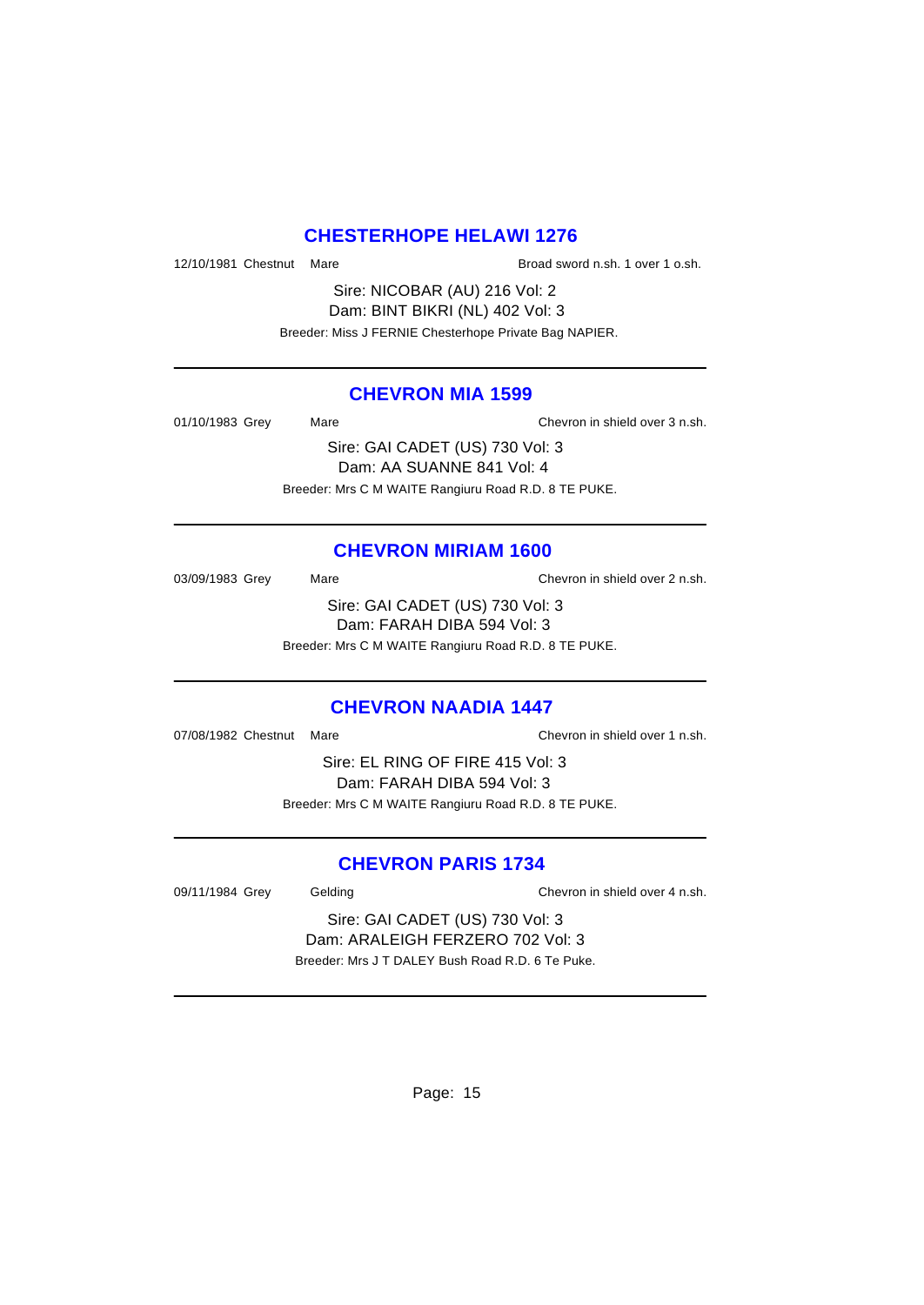## CHESTERHOPE HELAWI 1276

12/10/1981 Chestnut Mare Broad sword n.sh. 1 over 1 o.sh.

Sire: NICOBAR (AU) 216 Vol: 2
Dam: BINT BIKRI (NL) 402 Vol: 3
Breeder: Miss J FERNIE Chesterhope Private Bag NAPIER.

---

## CHEVRON MIA 1599

01/10/1983 Grey Mare Chevron in shield over 3 n.sh.

Sire: GAI CADET (US) 730 Vol: 3
Dam: AA SUANNE 841 Vol: 4
Breeder: Mrs C M WAITE Rangiuru Road R.D. 8 TE PUKE.

---

## CHEVRON MIRIAM 1600

03/09/1983 Grey Mare Chevron in shield over 2 n.sh.

Sire: GAI CADET (US) 730 Vol: 3
Dam: FARAH DIBA 594 Vol: 3
Breeder: Mrs C M WAITE Rangiuru Road R.D. 8 TE PUKE.

---

## CHEVRON NAADIA 1447

07/08/1982 Chestnut Mare Chevron in shield over 1 n.sh.

Sire: EL RING OF FIRE 415 Vol: 3
Dam: FARAH DIBA 594 Vol: 3
Breeder: Mrs C M WAITE Rangiuru Road R.D. 8 TE PUKE.

---

## CHEVRON PARIS 1734

09/11/1984 Grey Gelding Chevron in shield over 4 n.sh.

Sire: GAI CADET (US) 730 Vol: 3
Dam: ARALEIGH FERZERO 702 Vol: 3
Breeder: Mrs J T DALEY Bush Road R.D. 6 Te Puke.

---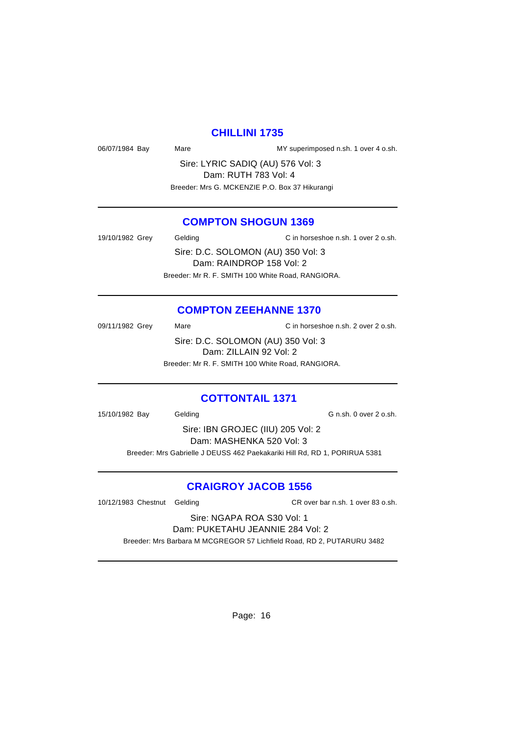## CHILLINI 1735

06/07/1984 Bay Mare MY superimposed n.sh. 1 over 4 o.sh.

Sire: LYRIC SADIQ (AU) 576 Vol: 3
Dam: RUTH 783 Vol: 4
Breeder: Mrs G. MCKENZIE P.O. Box 37 Hikurangi

---

## COMPTON SHOGUN 1369

19/10/1982 Grey Gelding C in horseshoe n.sh. 1 over 2 o.sh.

Sire: D.C. SOLOMON (AU) 350 Vol: 3
Dam: RAINDROP 158 Vol: 2
Breeder: Mr R. F. SMITH 100 White Road, RANGIORA.

---

## COMPTON ZEEHANNE 1370

09/11/1982 Grey Mare C in horseshoe n.sh. 2 over 2 o.sh.

Sire: D.C. SOLOMON (AU) 350 Vol: 3
Dam: ZILLAIN 92 Vol: 2
Breeder: Mr R. F. SMITH 100 White Road, RANGIORA.

---

## COTTONTAIL 1371

15/10/1982 Bay Gelding G n.sh. 0 over 2 o.sh.

Sire: IBN GROJEC (IIU) 205 Vol: 2
Dam: MASHENKA 520 Vol: 3
Breeder: Mrs Gabrielle J DEUSS 462 Paekakariki Hill Rd, RD 1, PORIRUA 5381

---

## CRAIGROY JACOB 1556

10/12/1983 Chestnut Gelding CR over bar n.sh. 1 over 83 o.sh.

Sire: NGAPA ROA S30 Vol: 1
Dam: PUKETAHU JEANNIE 284 Vol: 2
Breeder: Mrs Barbara M MCGREGOR 57 Lichfield Road, RD 2, PUTARURU 3482

---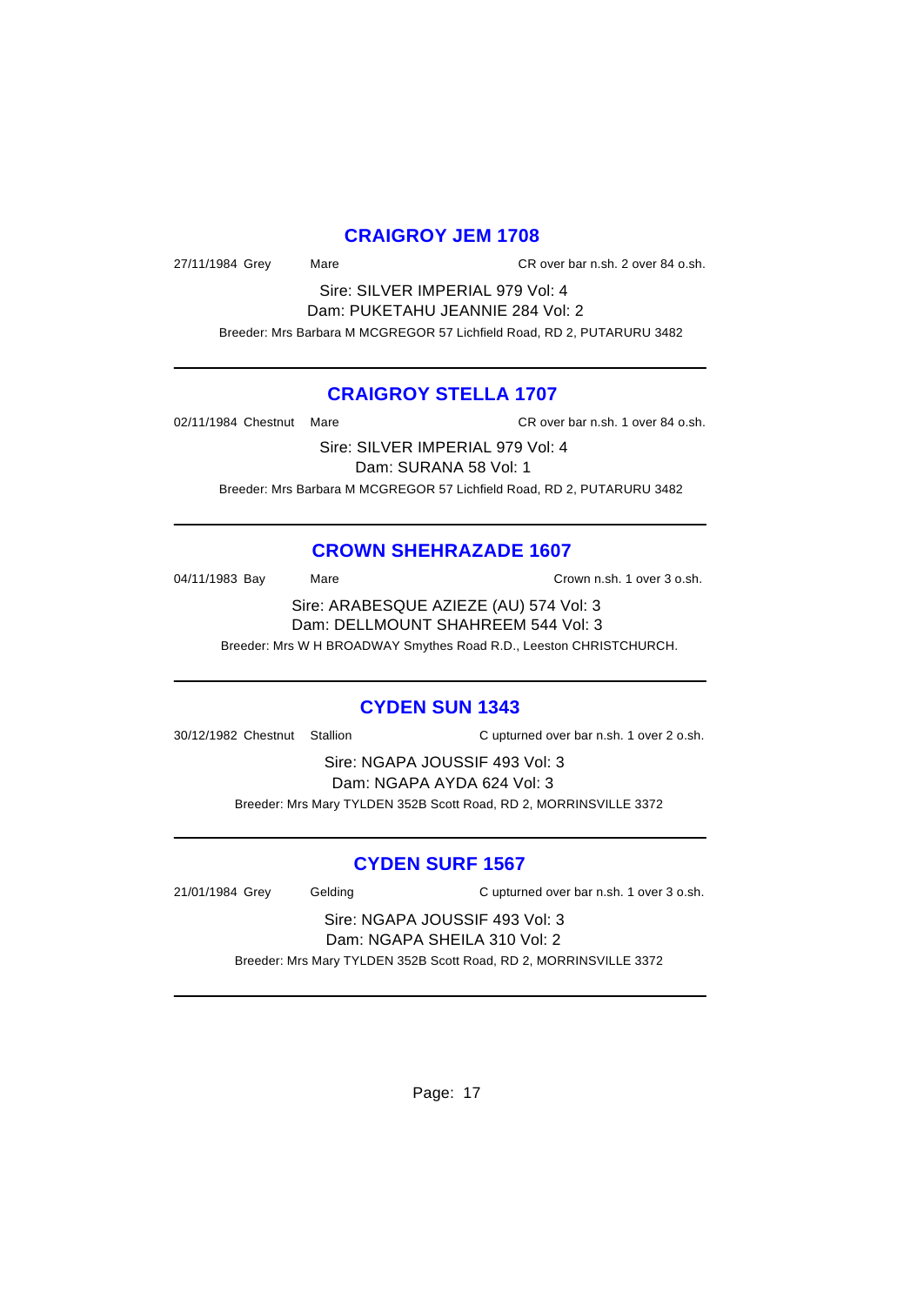## CRAIGROY JEM 1708

27/11/1984 Grey Mare CR over bar n.sh. 2 over 84 o.sh.

Sire: SILVER IMPERIAL 979 Vol: 4

Dam: PUKETAHU JEANNIE 284 Vol: 2

Breeder: Mrs Barbara M MCGREGOR 57 Lichfield Road, RD 2, PUTARURU 3482

---

## CRAIGROY STELLA 1707

02/11/1984 Chestnut Mare CR over bar n.sh. 1 over 84 o.sh.

Sire: SILVER IMPERIAL 979 Vol: 4

Dam: SURANA 58 Vol: 1

Breeder: Mrs Barbara M MCGREGOR 57 Lichfield Road, RD 2, PUTARURU 3482

---

## CROWN SHEHRAZADE 1607

04/11/1983 Bay Mare Crown n.sh. 1 over 3 o.sh.

Sire: ARABESQUE AZIEZE (AU) 574 Vol: 3

Dam: DELLMOUNT SHAHREEM 544 Vol: 3

Breeder: Mrs W H BROADWAY Smythes Road R.D., Leeston CHRISTCHURCH.

---

## CYDEN SUN 1343

30/12/1982 Chestnut Stallion C upturned over bar n.sh. 1 over 2 o.sh.

Sire: NGAPA JOUSSIF 493 Vol: 3

Dam: NGAPA AYDA 624 Vol: 3

Breeder: Mrs Mary TYLDEN 352B Scott Road, RD 2, MORRINSVILLE 3372

---

## CYDEN SURF 1567

21/01/1984 Grey Gelding C upturned over bar n.sh. 1 over 3 o.sh.

Sire: NGAPA JOUSSIF 493 Vol: 3

Dam: NGAPA SHEILA 310 Vol: 2

Breeder: Mrs Mary TYLDEN 352B Scott Road, RD 2, MORRINSVILLE 3372

---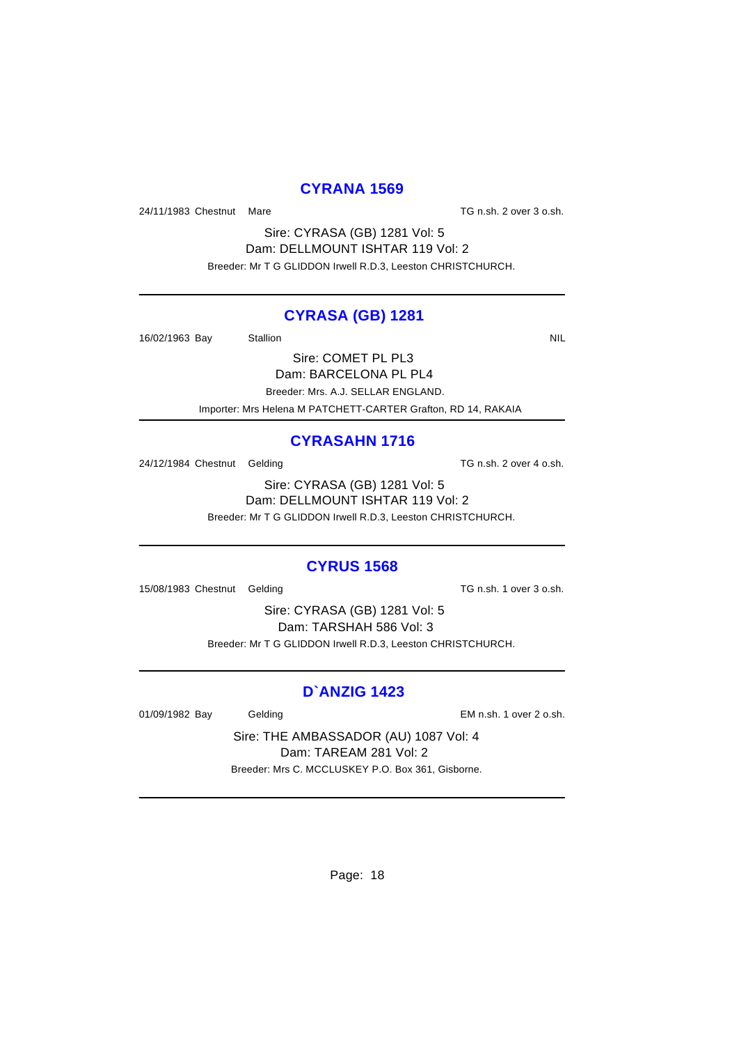## CYRANA 1569

24/11/1983 Chestnut Mare TG n.sh. 2 over 3 o.sh.

Sire: CYRASA (GB) 1281 Vol: 5
Dam: DELLMOUNT ISHTAR 119 Vol: 2
Breeder: Mr T G GLIDDON Irwell R.D.3, Leeston CHRISTCHURCH.

---

## CYRASA (GB) 1281

16/02/1963 Bay Stallion NIL

Sire: COMET PL PL3
Dam: BARCELONA PL PL4
Breeder: Mrs. A.J. SELLAR ENGLAND.
Importer: Mrs Helena M PATCHETT-CARTER Grafton, RD 14, RAKAIA

---

## CYRASAHN 1716

24/12/1984 Chestnut Gelding TG n.sh. 2 over 4 o.sh.

Sire: CYRASA (GB) 1281 Vol: 5
Dam: DELLMOUNT ISHTAR 119 Vol: 2
Breeder: Mr T G GLIDDON Irwell R.D.3, Leeston CHRISTCHURCH.

---

## CYRUS 1568

15/08/1983 Chestnut Gelding TG n.sh. 1 over 3 o.sh.

Sire: CYRASA (GB) 1281 Vol: 5
Dam: TARSHAH 586 Vol: 3
Breeder: Mr T G GLIDDON Irwell R.D.3, Leeston CHRISTCHURCH.

---

## D`ANZIG 1423

01/09/1982 Bay Gelding EM n.sh. 1 over 2 o.sh.

Sire: THE AMBASSADOR (AU) 1087 Vol: 4
Dam: TAREAM 281 Vol: 2
Breeder: Mrs C. MCCLUSKEY P.O. Box 361, Gisborne.

---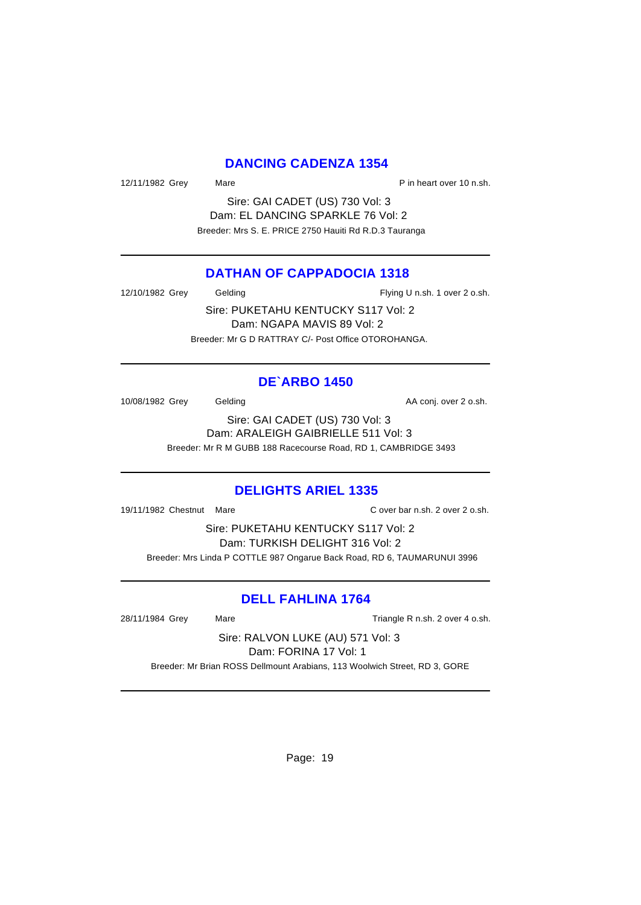## DANCING CADENZA 1354

12/11/1982 Grey Mare P in heart over 10 n.sh.

Sire: GAI CADET (US) 730 Vol: 3
Dam: EL DANCING SPARKLE 76 Vol: 2
Breeder: Mrs S. E. PRICE 2750 Hauiti Rd R.D.3 Tauranga

---

## DATHAN OF CAPPADOCIA 1318

12/10/1982 Grey Gelding Flying U n.sh. 1 over 2 o.sh.

Sire: PUKETAHU KENTUCKY S117 Vol: 2
Dam: NGAPA MAVIS 89 Vol: 2
Breeder: Mr G D RATTRAY C/- Post Office OTOROHANGA.

---

## DE`ARBO 1450

10/08/1982 Grey Gelding AA conj. over 2 o.sh.

Sire: GAI CADET (US) 730 Vol: 3
Dam: ARALEIGH GAIBRIELLE 511 Vol: 3
Breeder: Mr R M GUBB 188 Racecourse Road, RD 1, CAMBRIDGE 3493

---

## DELIGHTS ARIEL 1335

19/11/1982 Chestnut Mare C over bar n.sh. 2 over 2 o.sh.

Sire: PUKETAHU KENTUCKY S117 Vol: 2
Dam: TURKISH DELIGHT 316 Vol: 2
Breeder: Mrs Linda P COTTLE 987 Ongarue Back Road, RD 6, TAUMARUNUI 3996

---

## DELL FAHLINA 1764

28/11/1984 Grey Mare Triangle R n.sh. 2 over 4 o.sh.

Sire: RALVON LUKE (AU) 571 Vol: 3
Dam: FORINA 17 Vol: 1
Breeder: Mr Brian ROSS Dellmount Arabians, 113 Woolwich Street, RD 3, GORE

---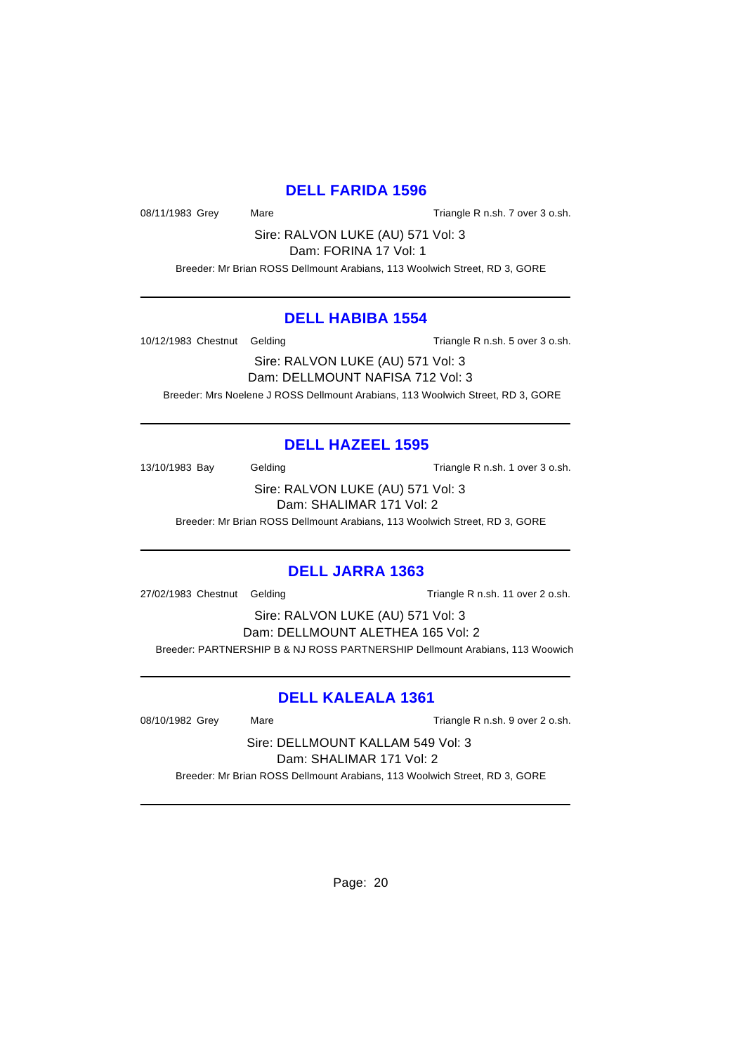## DELL FARIDA 1596

08/11/1983 Grey Mare Triangle R n.sh. 7 over 3 o.sh.

Sire: RALVON LUKE (AU) 571 Vol: 3
Dam: FORINA 17 Vol: 1

Breeder: Mr Brian ROSS Dellmount Arabians, 113 Woolwich Street, RD 3, GORE

---

## DELL HABIBA 1554

10/12/1983 Chestnut Gelding Triangle R n.sh. 5 over 3 o.sh.

Sire: RALVON LUKE (AU) 571 Vol: 3
Dam: DELLMOUNT NAFISA 712 Vol: 3

Breeder: Mrs Noelene J ROSS Dellmount Arabians, 113 Woolwich Street, RD 3, GORE

---

## DELL HAZEEL 1595

13/10/1983 Bay Gelding Triangle R n.sh. 1 over 3 o.sh.

Sire: RALVON LUKE (AU) 571 Vol: 3
Dam: SHALIMAR 171 Vol: 2

Breeder: Mr Brian ROSS Dellmount Arabians, 113 Woolwich Street, RD 3, GORE

---

## DELL JARRA 1363

27/02/1983 Chestnut Gelding Triangle R n.sh. 11 over 2 o.sh.

Sire: RALVON LUKE (AU) 571 Vol: 3
Dam: DELLMOUNT ALETHEA 165 Vol: 2

Breeder: PARTNERSHIP B & NJ ROSS PARTNERSHIP Dellmount Arabians, 113 Woowich

---

## DELL KALEALA 1361

08/10/1982 Grey Mare Triangle R n.sh. 9 over 2 o.sh.

Sire: DELLMOUNT KALLAM 549 Vol: 3
Dam: SHALIMAR 171 Vol: 2

Breeder: Mr Brian ROSS Dellmount Arabians, 113 Woolwich Street, RD 3, GORE

---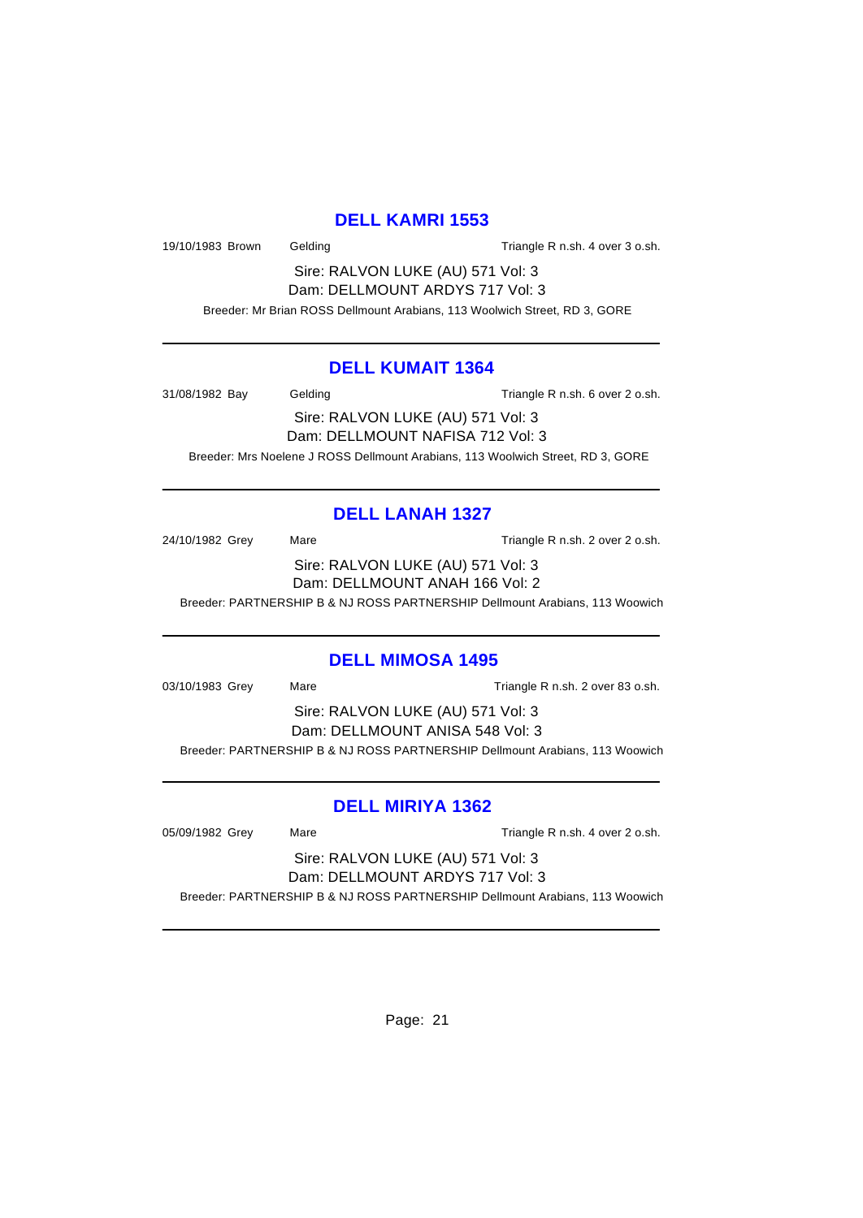## DELL KAMRI 1553

19/10/1983 Brown Gelding Triangle R n.sh. 4 over 3 o.sh.

Sire: RALVON LUKE (AU) 571 Vol: 3
Dam: DELLMOUNT ARDYS 717 Vol: 3

Breeder: Mr Brian ROSS Dellmount Arabians, 113 Woolwich Street, RD 3, GORE

---

## DELL KUMAIT 1364

31/08/1982 Bay Gelding Triangle R n.sh. 6 over 2 o.sh.

Sire: RALVON LUKE (AU) 571 Vol: 3
Dam: DELLMOUNT NAFISA 712 Vol: 3

Breeder: Mrs Noelene J ROSS Dellmount Arabians, 113 Woolwich Street, RD 3, GORE

---

## DELL LANAH 1327

24/10/1982 Grey Mare Triangle R n.sh. 2 over 2 o.sh.

Sire: RALVON LUKE (AU) 571 Vol: 3
Dam: DELLMOUNT ANAH 166 Vol: 2

Breeder: PARTNERSHIP B & NJ ROSS PARTNERSHIP Dellmount Arabians, 113 Woowich

---

## DELL MIMOSA 1495

03/10/1983 Grey Mare Triangle R n.sh. 2 over 83 o.sh.

Sire: RALVON LUKE (AU) 571 Vol: 3
Dam: DELLMOUNT ANISA 548 Vol: 3

Breeder: PARTNERSHIP B & NJ ROSS PARTNERSHIP Dellmount Arabians, 113 Woowich

---

## DELL MIRIYA 1362

05/09/1982 Grey Mare Triangle R n.sh. 4 over 2 o.sh.

Sire: RALVON LUKE (AU) 571 Vol: 3
Dam: DELLMOUNT ARDYS 717 Vol: 3

Breeder: PARTNERSHIP B & NJ ROSS PARTNERSHIP Dellmount Arabians, 113 Woowich

---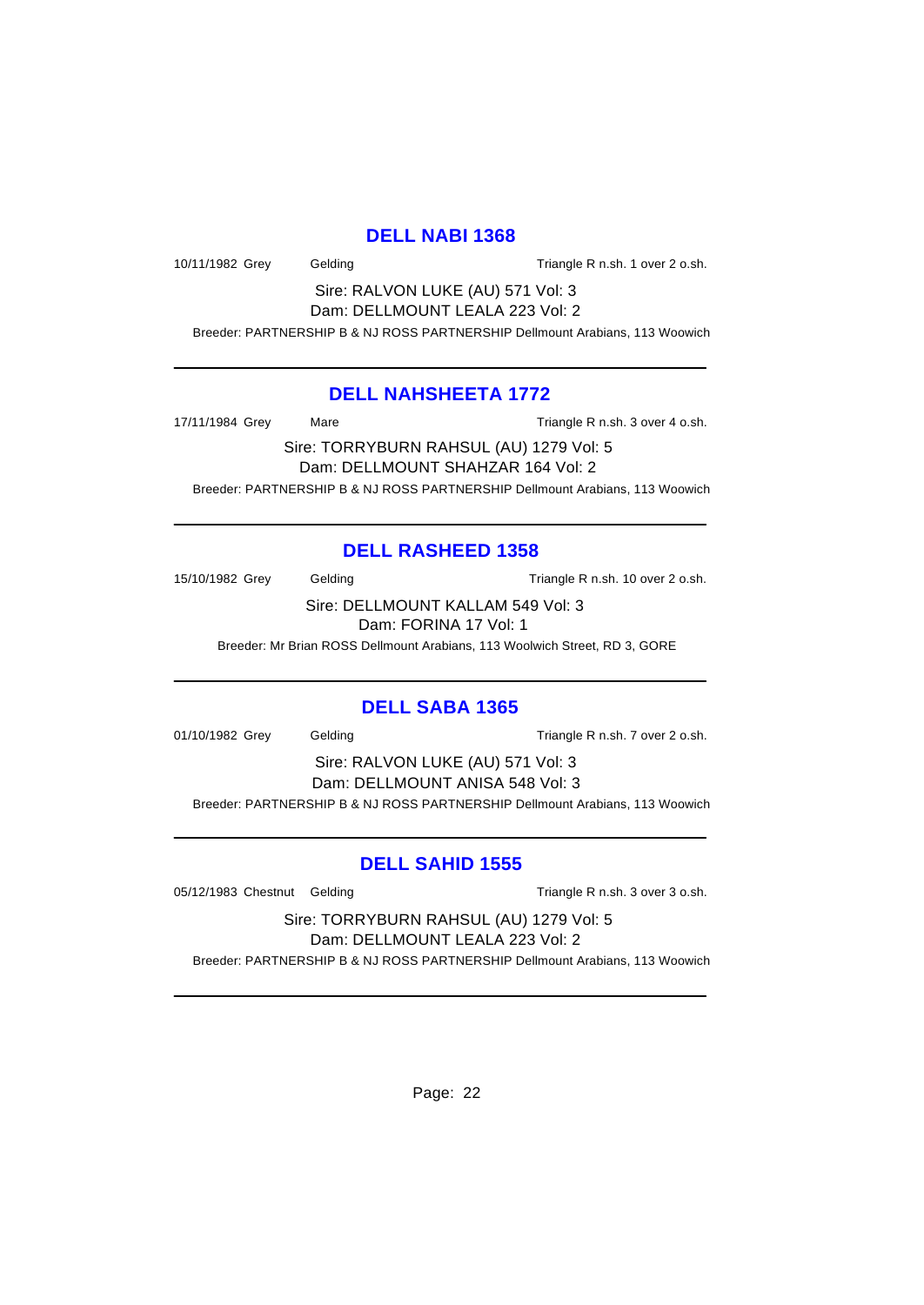## DELL NABI 1368

10/11/1982 Grey Gelding Triangle R n.sh. 1 over 2 o.sh.

Sire: RALVON LUKE (AU) 571 Vol: 3
Dam: DELLMOUNT LEALA 223 Vol: 2

Breeder: PARTNERSHIP B & NJ ROSS PARTNERSHIP Dellmount Arabians, 113 Woowich

---

## DELL NAHSHEETA 1772

17/11/1984 Grey Mare Triangle R n.sh. 3 over 4 o.sh.

Sire: TORRYBURN RAHSUL (AU) 1279 Vol: 5
Dam: DELLMOUNT SHAHZAR 164 Vol: 2

Breeder: PARTNERSHIP B & NJ ROSS PARTNERSHIP Dellmount Arabians, 113 Woowich

---

## DELL RASHEED 1358

15/10/1982 Grey Gelding Triangle R n.sh. 10 over 2 o.sh.

Sire: DELLMOUNT KALLAM 549 Vol: 3
Dam: FORINA 17 Vol: 1

Breeder: Mr Brian ROSS Dellmount Arabians, 113 Woolwich Street, RD 3, GORE

---

## DELL SABA 1365

01/10/1982 Grey Gelding Triangle R n.sh. 7 over 2 o.sh.

Sire: RALVON LUKE (AU) 571 Vol: 3
Dam: DELLMOUNT ANISA 548 Vol: 3

Breeder: PARTNERSHIP B & NJ ROSS PARTNERSHIP Dellmount Arabians, 113 Woowich

---

## DELL SAHID 1555

05/12/1983 Chestnut Gelding Triangle R n.sh. 3 over 3 o.sh.

Sire: TORRYBURN RAHSUL (AU) 1279 Vol: 5
Dam: DELLMOUNT LEALA 223 Vol: 2

Breeder: PARTNERSHIP B & NJ ROSS PARTNERSHIP Dellmount Arabians, 113 Woowich

---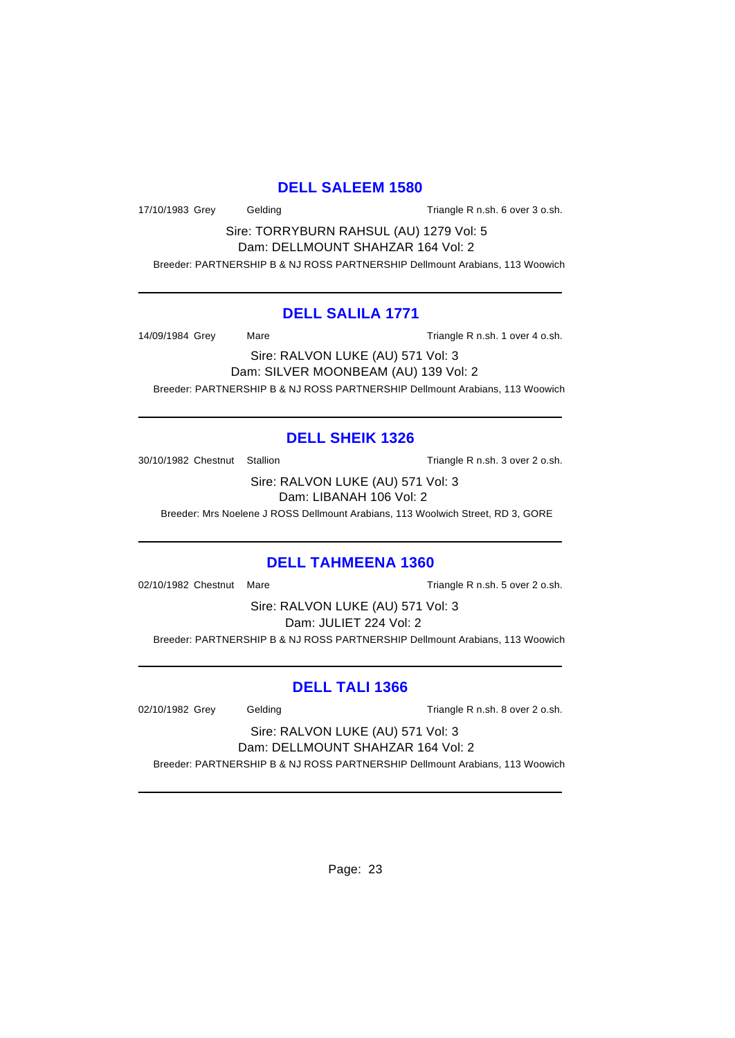## DELL SALEEM 1580

17/10/1983 Grey Gelding Triangle R n.sh. 6 over 3 o.sh.

Sire: TORRYBURN RAHSUL (AU) 1279 Vol: 5
Dam: DELLMOUNT SHAHZAR 164 Vol: 2

Breeder: PARTNERSHIP B & NJ ROSS PARTNERSHIP Dellmount Arabians, 113 Woowich

---

## DELL SALILA 1771

14/09/1984 Grey Mare Triangle R n.sh. 1 over 4 o.sh.

Sire: RALVON LUKE (AU) 571 Vol: 3
Dam: SILVER MOONBEAM (AU) 139 Vol: 2

Breeder: PARTNERSHIP B & NJ ROSS PARTNERSHIP Dellmount Arabians, 113 Woowich

---

## DELL SHEIK 1326

30/10/1982 Chestnut Stallion Triangle R n.sh. 3 over 2 o.sh.

Sire: RALVON LUKE (AU) 571 Vol: 3
Dam: LIBANAH 106 Vol: 2

Breeder: Mrs Noelene J ROSS Dellmount Arabians, 113 Woolwich Street, RD 3, GORE

---

## DELL TAHMEENA 1360

02/10/1982 Chestnut Mare Triangle R n.sh. 5 over 2 o.sh.

Sire: RALVON LUKE (AU) 571 Vol: 3
Dam: JULIET 224 Vol: 2

Breeder: PARTNERSHIP B & NJ ROSS PARTNERSHIP Dellmount Arabians, 113 Woowich

---

## DELL TALI 1366

02/10/1982 Grey Gelding Triangle R n.sh. 8 over 2 o.sh.

Sire: RALVON LUKE (AU) 571 Vol: 3
Dam: DELLMOUNT SHAHZAR 164 Vol: 2

Breeder: PARTNERSHIP B & NJ ROSS PARTNERSHIP Dellmount Arabians, 113 Woowich

---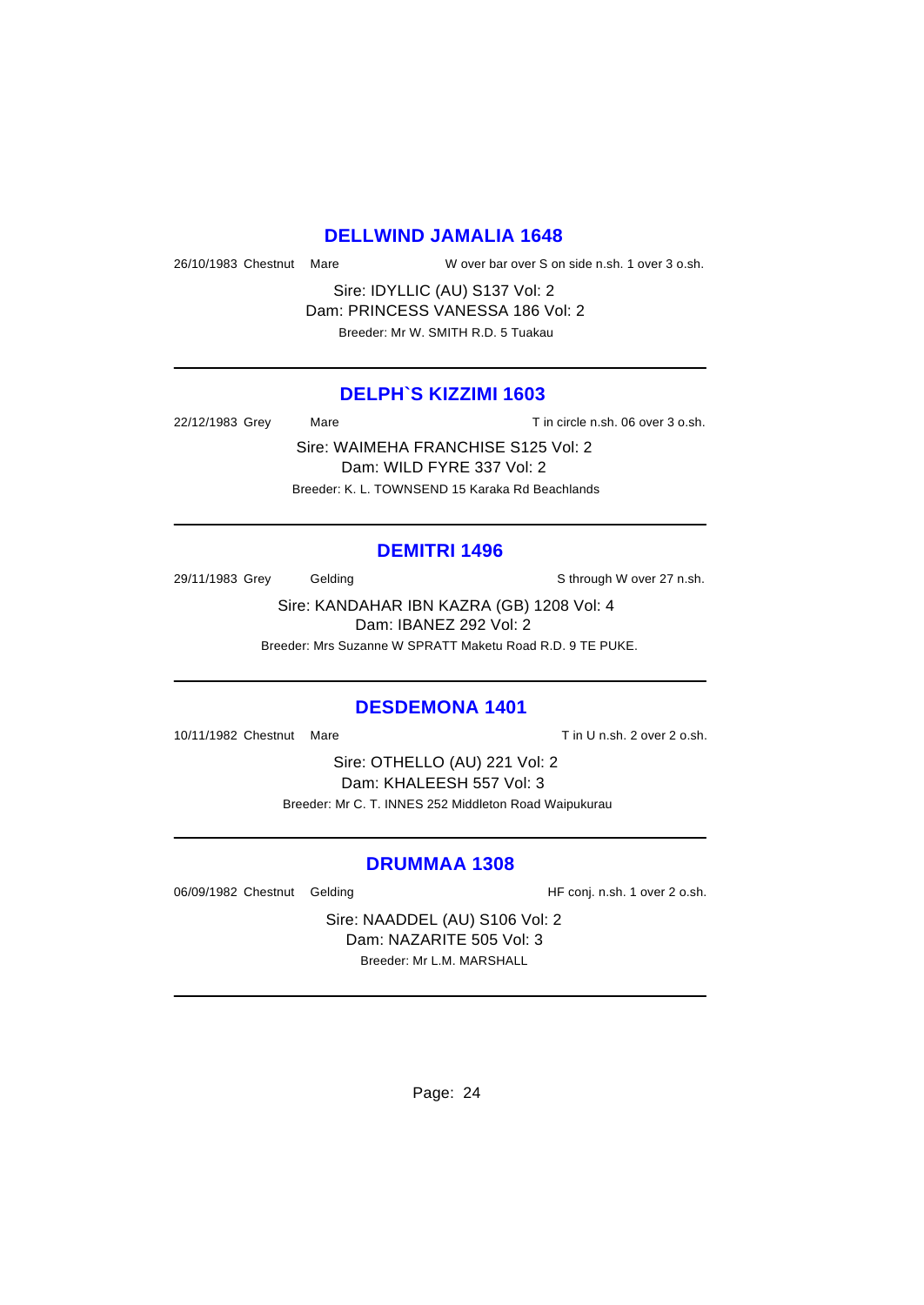## DELLWIND JAMALIA 1648

26/10/1983 Chestnut Mare W over bar over S on side n.sh. 1 over 3 o.sh.

Sire: IDYLLIC (AU) S137 Vol: 2
Dam: PRINCESS VANESSA 186 Vol: 2
Breeder: Mr W. SMITH R.D. 5 Tuakau

---

## DELPH`S KIZZIMI 1603

22/12/1983 Grey Mare T in circle n.sh. 06 over 3 o.sh.

Sire: WAIMEHA FRANCHISE S125 Vol: 2
Dam: WILD FYRE 337 Vol: 2
Breeder: K. L. TOWNSEND 15 Karaka Rd Beachlands

---

## DEMITRI 1496

29/11/1983 Grey Gelding S through W over 27 n.sh.

Sire: KANDAHAR IBN KAZRA (GB) 1208 Vol: 4
Dam: IBANEZ 292 Vol: 2
Breeder: Mrs Suzanne W SPRATT Maketu Road R.D. 9 TE PUKE.

---

## DESDEMONA 1401

10/11/1982 Chestnut Mare T in U n.sh. 2 over 2 o.sh.

Sire: OTHELLO (AU) 221 Vol: 2
Dam: KHALEESH 557 Vol: 3
Breeder: Mr C. T. INNES 252 Middleton Road Waipukurau

---

## DRUMMAA 1308

06/09/1982 Chestnut Gelding HF conj. n.sh. 1 over 2 o.sh.

Sire: NAADDEL (AU) S106 Vol: 2
Dam: NAZARITE 505 Vol: 3
Breeder: Mr L.M. MARSHALL

---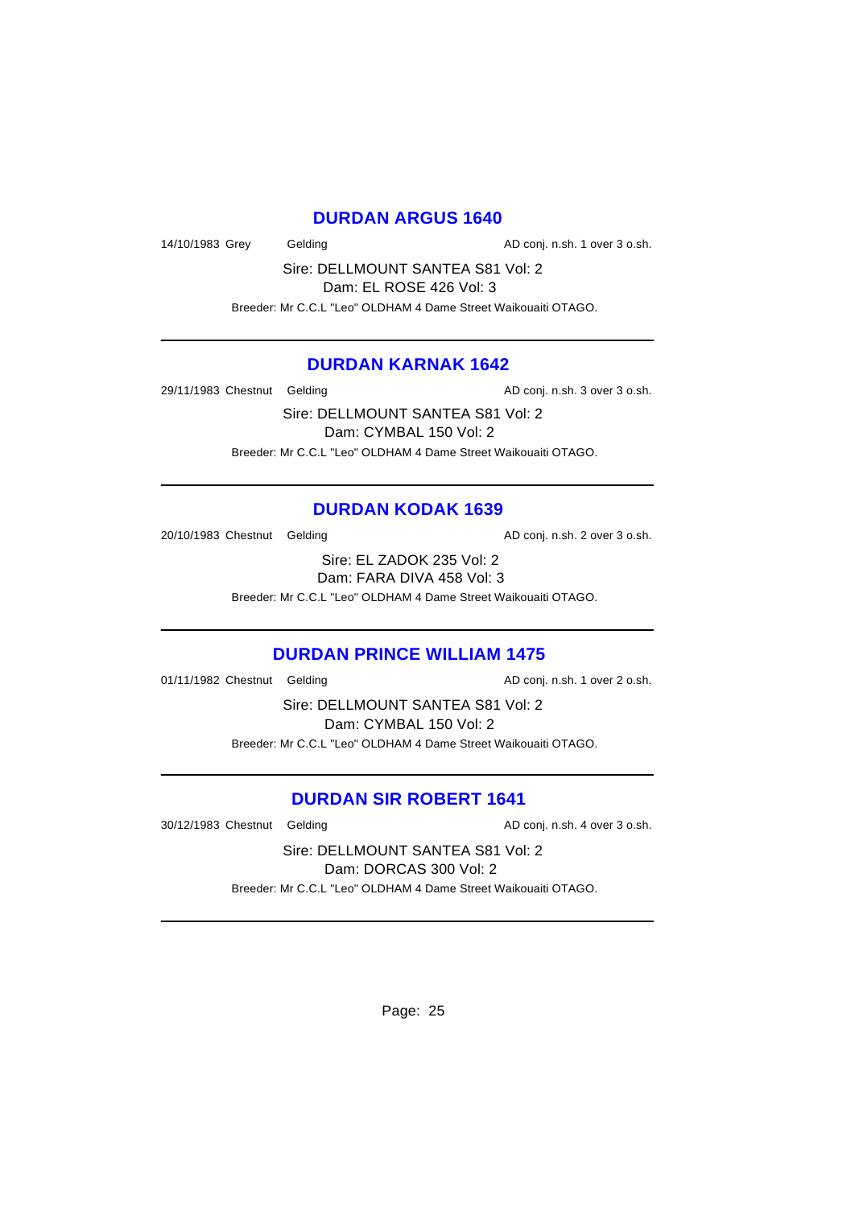## DURDAN ARGUS 1640

14/10/1983 Grey Gelding AD conj. n.sh. 1 over 3 o.sh.

Sire: DELLMOUNT SANTEA S81 Vol: 2
Dam: EL ROSE 426 Vol: 3

Breeder: Mr C.C.L "Leo" OLDHAM 4 Dame Street Waikouaiti OTAGO.

---

## DURDAN KARNAK 1642

29/11/1983 Chestnut Gelding AD conj. n.sh. 3 over 3 o.sh.

Sire: DELLMOUNT SANTEA S81 Vol: 2
Dam: CYMBAL 150 Vol: 2

Breeder: Mr C.C.L "Leo" OLDHAM 4 Dame Street Waikouaiti OTAGO.

---

## DURDAN KODAK 1639

20/10/1983 Chestnut Gelding AD conj. n.sh. 2 over 3 o.sh.

Sire: EL ZADOK 235 Vol: 2
Dam: FARA DIVA 458 Vol: 3

Breeder: Mr C.C.L "Leo" OLDHAM 4 Dame Street Waikouaiti OTAGO.

---

## DURDAN PRINCE WILLIAM 1475

01/11/1982 Chestnut Gelding AD conj. n.sh. 1 over 2 o.sh.

Sire: DELLMOUNT SANTEA S81 Vol: 2
Dam: CYMBAL 150 Vol: 2

Breeder: Mr C.C.L "Leo" OLDHAM 4 Dame Street Waikouaiti OTAGO.

---

## DURDAN SIR ROBERT 1641

30/12/1983 Chestnut Gelding AD conj. n.sh. 4 over 3 o.sh.

Sire: DELLMOUNT SANTEA S81 Vol: 2
Dam: DORCAS 300 Vol: 2

Breeder: Mr C.C.L "Leo" OLDHAM 4 Dame Street Waikouaiti OTAGO.

---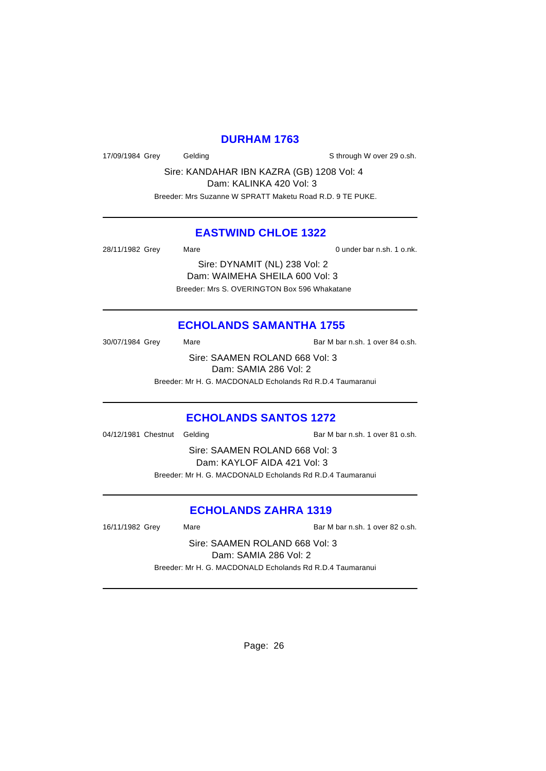## DURHAM 1763

17/09/1984 Grey Gelding S through W over 29 o.sh.

Sire: KANDAHAR IBN KAZRA (GB) 1208 Vol: 4
Dam: KALINKA 420 Vol: 3
Breeder: Mrs Suzanne W SPRATT Maketu Road R.D. 9 TE PUKE.

---

## EASTWIND CHLOE 1322

28/11/1982 Grey Mare 0 under bar n.sh. 1 o.nk.

Sire: DYNAMIT (NL) 238 Vol: 2
Dam: WAIMEHA SHEILA 600 Vol: 3
Breeder: Mrs S. OVERINGTON Box 596 Whakatane

---

## ECHOLANDS SAMANTHA 1755

30/07/1984 Grey Mare Bar M bar n.sh. 1 over 84 o.sh.

Sire: SAAMEN ROLAND 668 Vol: 3
Dam: SAMIA 286 Vol: 2
Breeder: Mr H. G. MACDONALD Echolands Rd R.D.4 Taumaranui

---

## ECHOLANDS SANTOS 1272

04/12/1981 Chestnut Gelding Bar M bar n.sh. 1 over 81 o.sh.

Sire: SAAMEN ROLAND 668 Vol: 3
Dam: KAYLOF AIDA 421 Vol: 3
Breeder: Mr H. G. MACDONALD Echolands Rd R.D.4 Taumaranui

---

## ECHOLANDS ZAHRA 1319

16/11/1982 Grey Mare Bar M bar n.sh. 1 over 82 o.sh.

Sire: SAAMEN ROLAND 668 Vol: 3
Dam: SAMIA 286 Vol: 2
Breeder: Mr H. G. MACDONALD Echolands Rd R.D.4 Taumaranui

---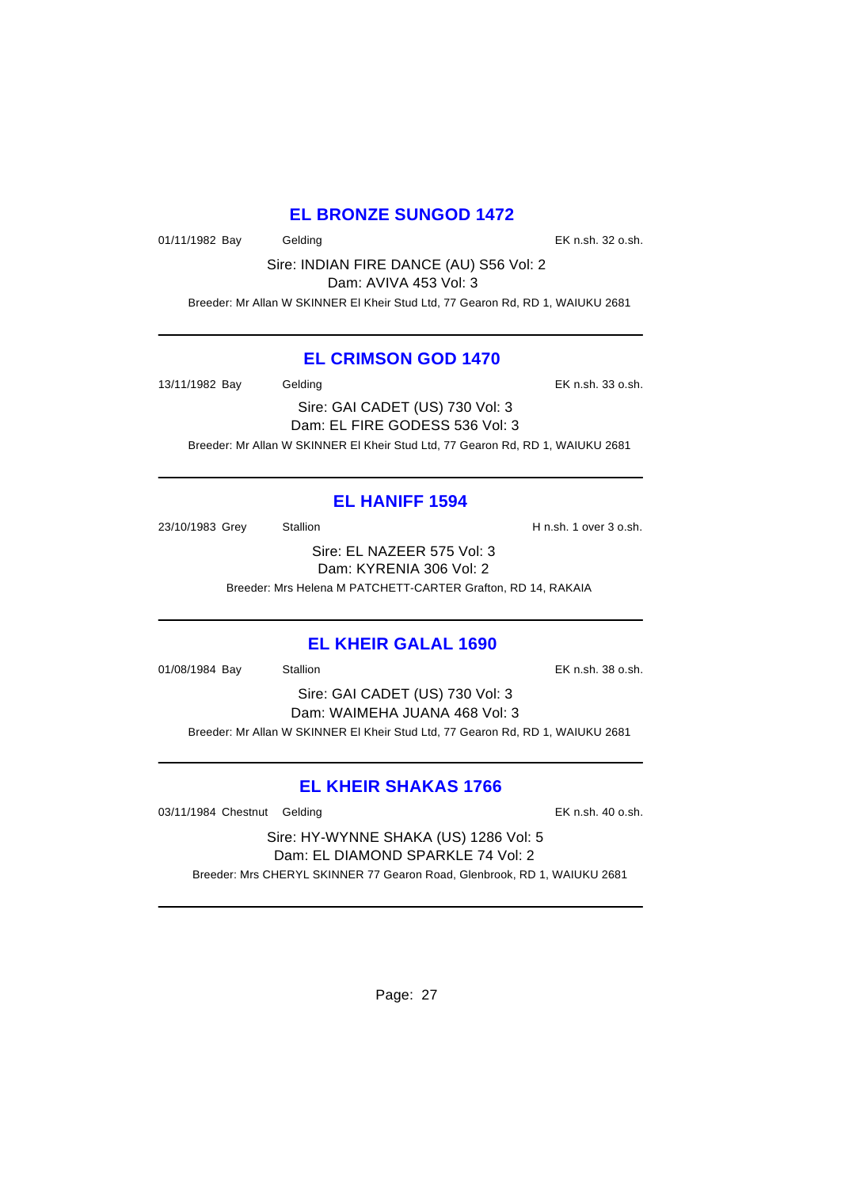## EL BRONZE SUNGOD 1472

01/11/1982 Bay Gelding EK n.sh. 32 o.sh.

Sire: INDIAN FIRE DANCE (AU) S56 Vol: 2

Dam: AVIVA 453 Vol: 3

Breeder: Mr Allan W SKINNER El Kheir Stud Ltd, 77 Gearon Rd, RD 1, WAIUKU 2681

---

## EL CRIMSON GOD 1470

13/11/1982 Bay Gelding EK n.sh. 33 o.sh.

Sire: GAI CADET (US) 730 Vol: 3

Dam: EL FIRE GODESS 536 Vol: 3

Breeder: Mr Allan W SKINNER El Kheir Stud Ltd, 77 Gearon Rd, RD 1, WAIUKU 2681

---

## EL HANIFF 1594

23/10/1983 Grey Stallion H n.sh. 1 over 3 o.sh.

Sire: EL NAZEER 575 Vol: 3

Dam: KYRENIA 306 Vol: 2

Breeder: Mrs Helena M PATCHETT-CARTER Grafton, RD 14, RAKAIA

---

## EL KHEIR GALAL 1690

01/08/1984 Bay Stallion EK n.sh. 38 o.sh.

Sire: GAI CADET (US) 730 Vol: 3

Dam: WAIMEHA JUANA 468 Vol: 3

Breeder: Mr Allan W SKINNER El Kheir Stud Ltd, 77 Gearon Rd, RD 1, WAIUKU 2681

---

## EL KHEIR SHAKAS 1766

03/11/1984 Chestnut Gelding EK n.sh. 40 o.sh.

Sire: HY-WYNNE SHAKA (US) 1286 Vol: 5

Dam: EL DIAMOND SPARKLE 74 Vol: 2

Breeder: Mrs CHERYL SKINNER 77 Gearon Road, Glenbrook, RD 1, WAIUKU 2681

---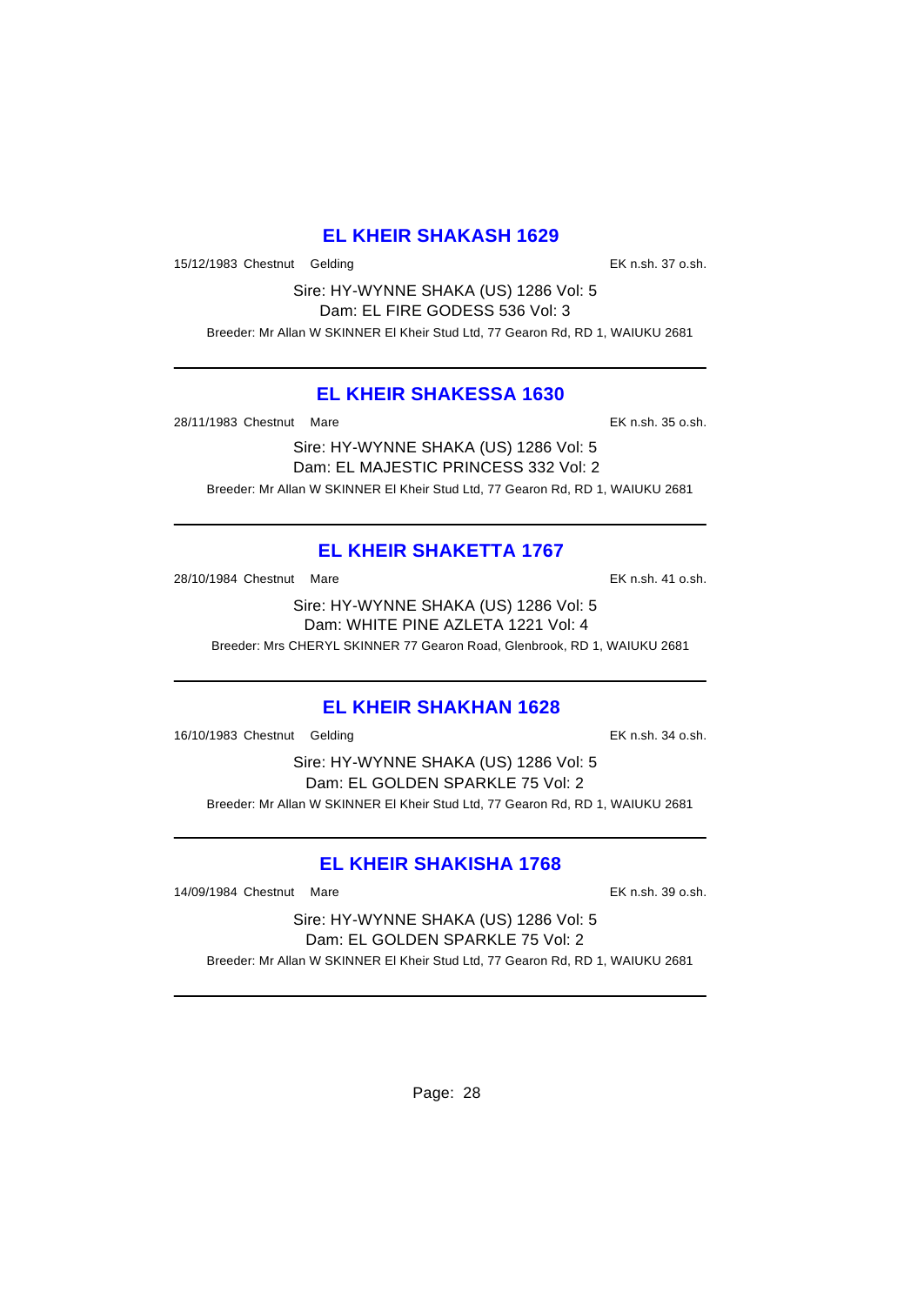## EL KHEIR SHAKASH 1629

15/12/1983 Chestnut Gelding EK n.sh. 37 o.sh.

Sire: HY-WYNNE SHAKA (US) 1286 Vol: 5
Dam: EL FIRE GODESS 536 Vol: 3

Breeder: Mr Allan W SKINNER El Kheir Stud Ltd, 77 Gearon Rd, RD 1, WAIUKU 2681

---

## EL KHEIR SHAKESSA 1630

28/11/1983 Chestnut Mare EK n.sh. 35 o.sh.

Sire: HY-WYNNE SHAKA (US) 1286 Vol: 5
Dam: EL MAJESTIC PRINCESS 332 Vol: 2

Breeder: Mr Allan W SKINNER El Kheir Stud Ltd, 77 Gearon Rd, RD 1, WAIUKU 2681

---

## EL KHEIR SHAKETTA 1767

28/10/1984 Chestnut Mare EK n.sh. 41 o.sh.

Sire: HY-WYNNE SHAKA (US) 1286 Vol: 5
Dam: WHITE PINE AZLETA 1221 Vol: 4

Breeder: Mrs CHERYL SKINNER 77 Gearon Road, Glenbrook, RD 1, WAIUKU 2681

---

## EL KHEIR SHAKHAN 1628

16/10/1983 Chestnut Gelding EK n.sh. 34 o.sh.

Sire: HY-WYNNE SHAKA (US) 1286 Vol: 5
Dam: EL GOLDEN SPARKLE 75 Vol: 2

Breeder: Mr Allan W SKINNER El Kheir Stud Ltd, 77 Gearon Rd, RD 1, WAIUKU 2681

---

## EL KHEIR SHAKISHA 1768

14/09/1984 Chestnut Mare EK n.sh. 39 o.sh.

Sire: HY-WYNNE SHAKA (US) 1286 Vol: 5
Dam: EL GOLDEN SPARKLE 75 Vol: 2

Breeder: Mr Allan W SKINNER El Kheir Stud Ltd, 77 Gearon Rd, RD 1, WAIUKU 2681

---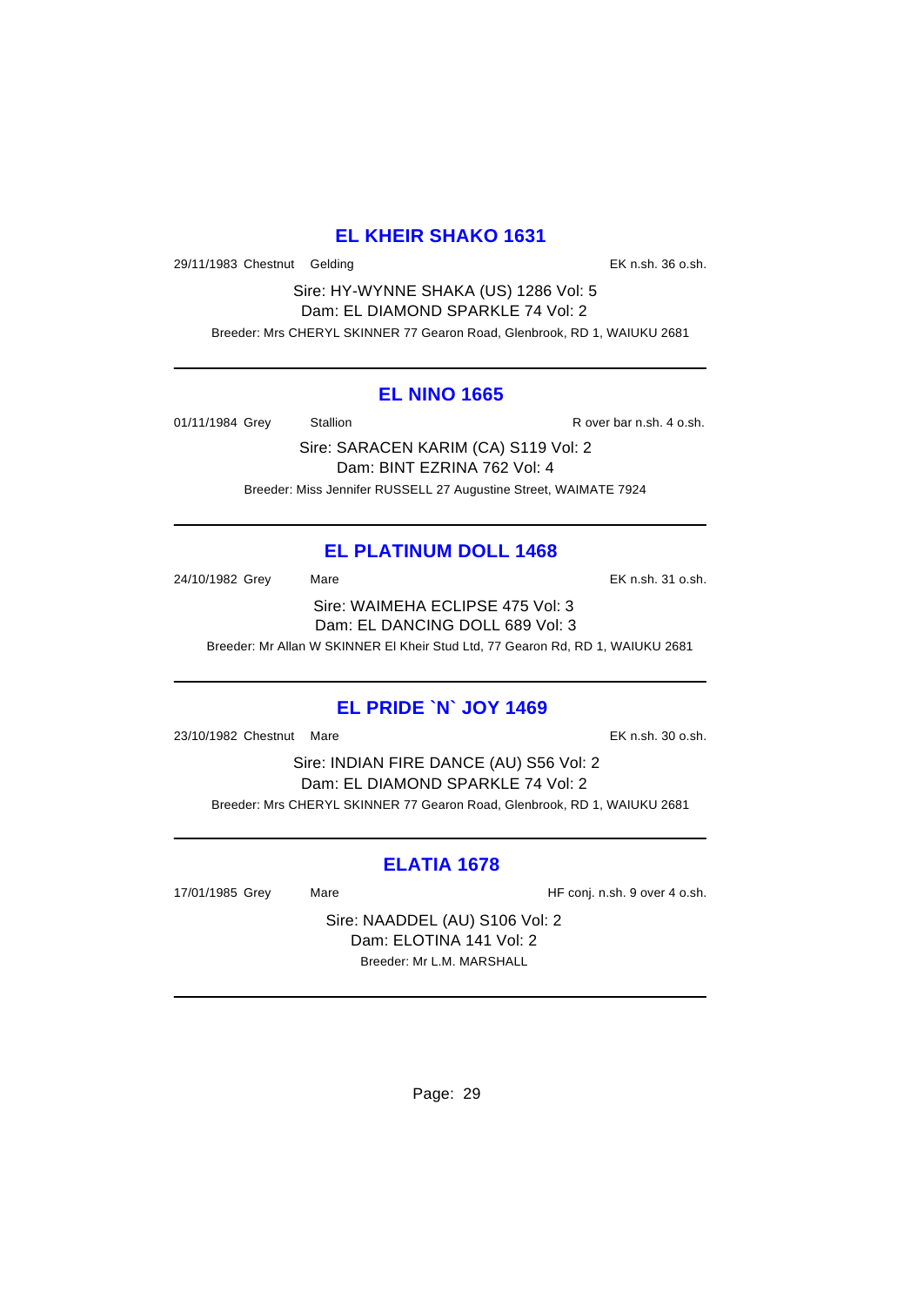## EL KHEIR SHAKO 1631

29/11/1983 Chestnut Gelding EK n.sh. 36 o.sh.

Sire: HY-WYNNE SHAKA (US) 1286 Vol: 5
Dam: EL DIAMOND SPARKLE 74 Vol: 2
Breeder: Mrs CHERYL SKINNER 77 Gearon Road, Glenbrook, RD 1, WAIUKU 2681

---

## EL NINO 1665

01/11/1984 Grey Stallion R over bar n.sh. 4 o.sh.

Sire: SARACEN KARIM (CA) S119 Vol: 2
Dam: BINT EZRINA 762 Vol: 4
Breeder: Miss Jennifer RUSSELL 27 Augustine Street, WAIMATE 7924

---

## EL PLATINUM DOLL 1468

24/10/1982 Grey Mare EK n.sh. 31 o.sh.

Sire: WAIMEHA ECLIPSE 475 Vol: 3
Dam: EL DANCING DOLL 689 Vol: 3
Breeder: Mr Allan W SKINNER El Kheir Stud Ltd, 77 Gearon Rd, RD 1, WAIUKU 2681

---

## EL PRIDE `N` JOY 1469

23/10/1982 Chestnut Mare EK n.sh. 30 o.sh.

Sire: INDIAN FIRE DANCE (AU) S56 Vol: 2
Dam: EL DIAMOND SPARKLE 74 Vol: 2
Breeder: Mrs CHERYL SKINNER 77 Gearon Road, Glenbrook, RD 1, WAIUKU 2681

---

## ELATIA 1678

17/01/1985 Grey Mare HF conj. n.sh. 9 over 4 o.sh.

Sire: NAADDEL (AU) S106 Vol: 2
Dam: ELOTINA 141 Vol: 2
Breeder: Mr L.M. MARSHALL

---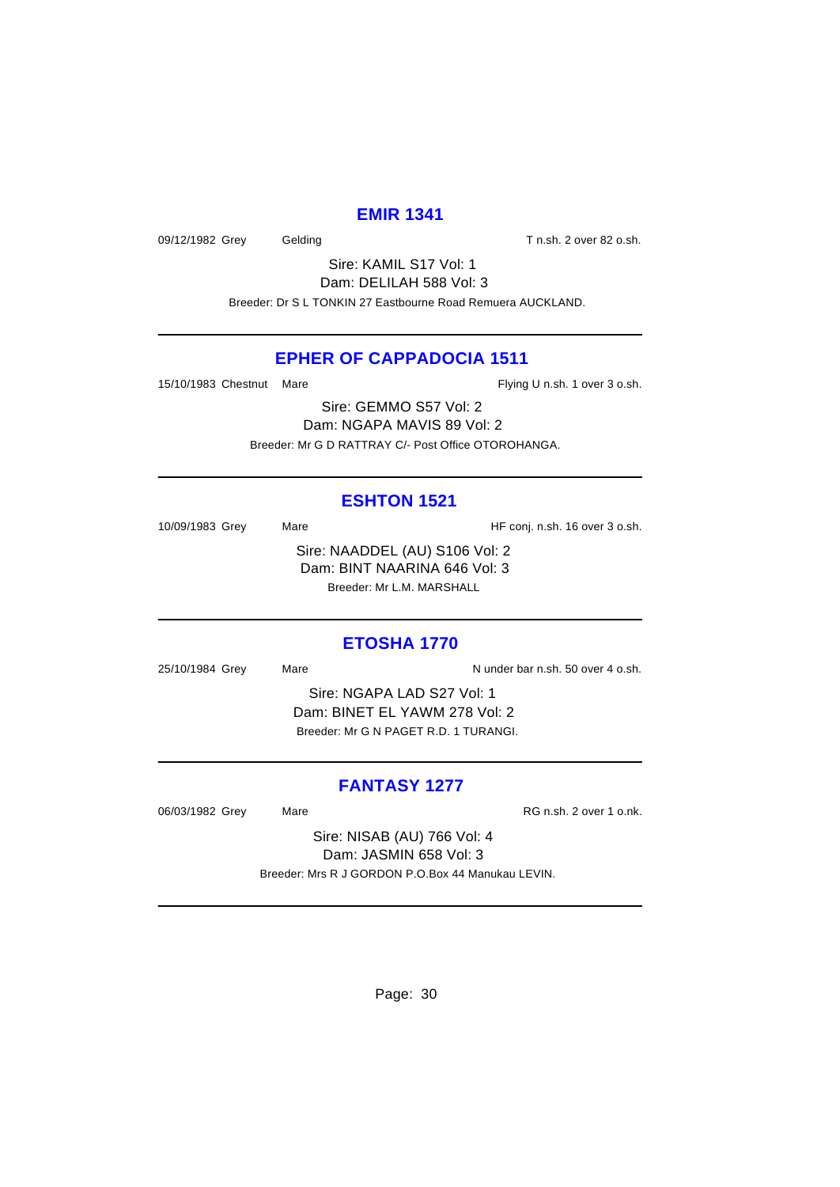## EMIR 1341

09/12/1982 Grey Gelding T n.sh. 2 over 82 o.sh.

Sire: KAMIL S17 Vol: 1
Dam: DELILAH 588 Vol: 3
Breeder: Dr S L TONKIN 27 Eastbourne Road Remuera AUCKLAND.

---

## EPHER OF CAPPADOCIA 1511

15/10/1983 Chestnut Mare Flying U n.sh. 1 over 3 o.sh.

Sire: GEMMO S57 Vol: 2
Dam: NGAPA MAVIS 89 Vol: 2
Breeder: Mr G D RATTRAY C/- Post Office OTOROHANGA.

---

## ESHTON 1521

10/09/1983 Grey Mare HF conj. n.sh. 16 over 3 o.sh.

Sire: NAADDEL (AU) S106 Vol: 2
Dam: BINT NAARINA 646 Vol: 3
Breeder: Mr L.M. MARSHALL

---

## ETOSHA 1770

25/10/1984 Grey Mare N under bar n.sh. 50 over 4 o.sh.

Sire: NGAPA LAD S27 Vol: 1
Dam: BINET EL YAWM 278 Vol: 2
Breeder: Mr G N PAGET R.D. 1 TURANGI.

---

## FANTASY 1277

06/03/1982 Grey Mare RG n.sh. 2 over 1 o.nk.

Sire: NISAB (AU) 766 Vol: 4
Dam: JASMIN 658 Vol: 3
Breeder: Mrs R J GORDON P.O.Box 44 Manukau LEVIN.

---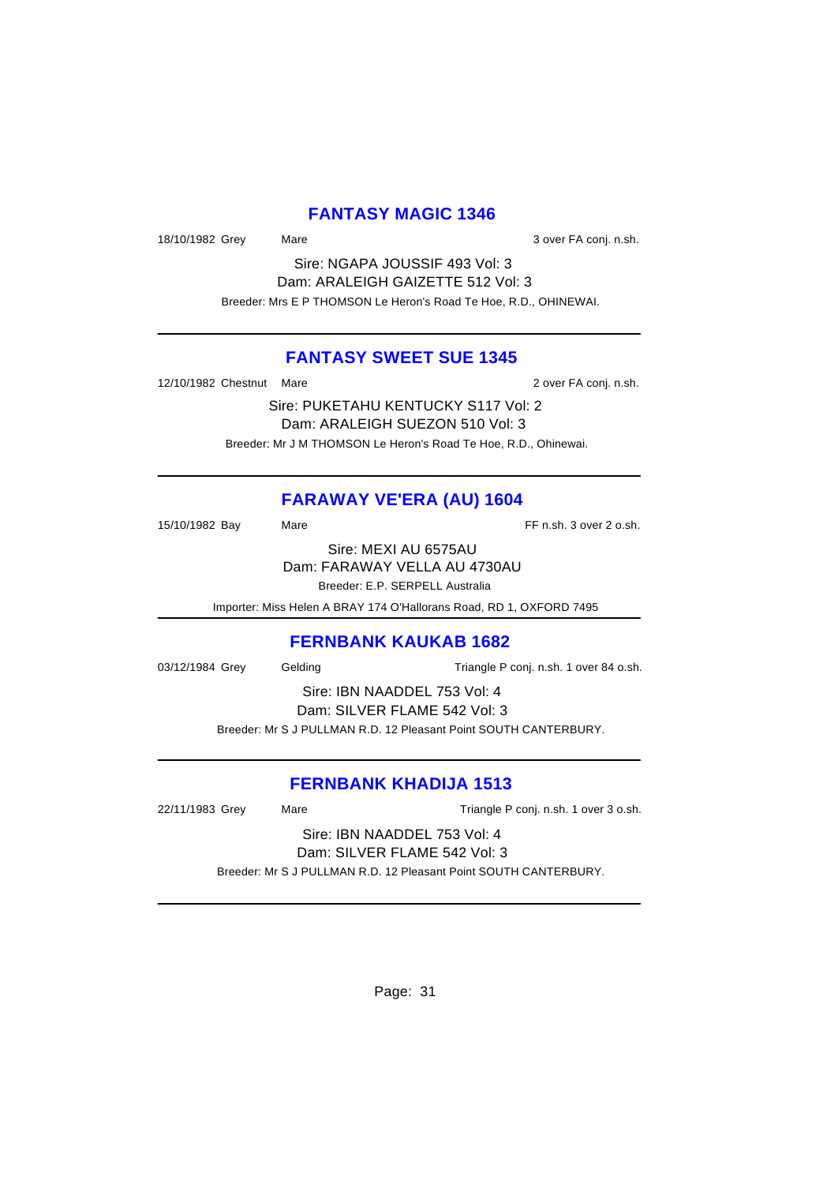## FANTASY MAGIC 1346

18/10/1982 Grey Mare 3 over FA conj. n.sh.

Sire: NGAPA JOUSSIF 493 Vol: 3
Dam: ARALEIGH GAIZETTE 512 Vol: 3
Breeder: Mrs E P THOMSON Le Heron's Road Te Hoe, R.D., OHINEWAI.

---

## FANTASY SWEET SUE 1345

12/10/1982 Chestnut Mare 2 over FA conj. n.sh.

Sire: PUKETAHU KENTUCKY S117 Vol: 2
Dam: ARALEIGH SUEZON 510 Vol: 3
Breeder: Mr J M THOMSON Le Heron's Road Te Hoe, R.D., Ohinewai.

---

## FARAWAY VE'ERA (AU) 1604

15/10/1982 Bay Mare FF n.sh. 3 over 2 o.sh.

Sire: MEXI AU 6575AU
Dam: FARAWAY VELLA AU 4730AU
Breeder: E.P. SERPELL Australia
Importer: Miss Helen A BRAY 174 O'Hallorans Road, RD 1, OXFORD 7495

---

## FERNBANK KAUKAB 1682

03/12/1984 Grey Gelding Triangle P conj. n.sh. 1 over 84 o.sh.

Sire: IBN NAADDEL 753 Vol: 4
Dam: SILVER FLAME 542 Vol: 3
Breeder: Mr S J PULLMAN R.D. 12 Pleasant Point SOUTH CANTERBURY.

---

## FERNBANK KHADIJA 1513

22/11/1983 Grey Mare Triangle P conj. n.sh. 1 over 3 o.sh.

Sire: IBN NAADDEL 753 Vol: 4
Dam: SILVER FLAME 542 Vol: 3
Breeder: Mr S J PULLMAN R.D. 12 Pleasant Point SOUTH CANTERBURY.

---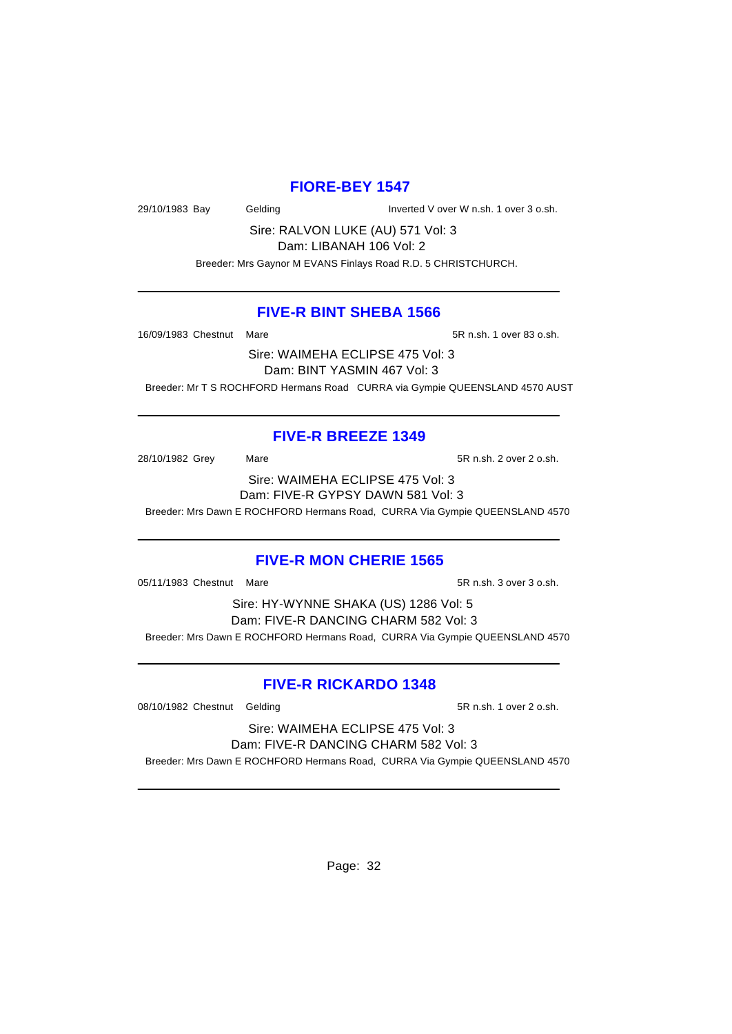## FIORE-BEY 1547

29/10/1983 Bay Gelding Inverted V over W n.sh. 1 over 3 o.sh.

Sire: RALVON LUKE (AU) 571 Vol: 3
Dam: LIBANAH 106 Vol: 2

Breeder: Mrs Gaynor M EVANS Finlays Road R.D. 5 CHRISTCHURCH.

---

## FIVE-R BINT SHEBA 1566

16/09/1983 Chestnut Mare 5R n.sh. 1 over 83 o.sh.

Sire: WAIMEHA ECLIPSE 475 Vol: 3
Dam: BINT YASMIN 467 Vol: 3

Breeder: Mr T S ROCHFORD Hermans Road CURRA via Gympie QUEENSLAND 4570 AUST

---

## FIVE-R BREEZE 1349

28/10/1982 Grey Mare 5R n.sh. 2 over 2 o.sh.

Sire: WAIMEHA ECLIPSE 475 Vol: 3
Dam: FIVE-R GYPSY DAWN 581 Vol: 3

Breeder: Mrs Dawn E ROCHFORD Hermans Road, CURRA Via Gympie QUEENSLAND 4570

---

## FIVE-R MON CHERIE 1565

05/11/1983 Chestnut Mare 5R n.sh. 3 over 3 o.sh.

Sire: HY-WYNNE SHAKA (US) 1286 Vol: 5
Dam: FIVE-R DANCING CHARM 582 Vol: 3

Breeder: Mrs Dawn E ROCHFORD Hermans Road, CURRA Via Gympie QUEENSLAND 4570

---

## FIVE-R RICKARDO 1348

08/10/1982 Chestnut Gelding 5R n.sh. 1 over 2 o.sh.

Sire: WAIMEHA ECLIPSE 475 Vol: 3
Dam: FIVE-R DANCING CHARM 582 Vol: 3

Breeder: Mrs Dawn E ROCHFORD Hermans Road, CURRA Via Gympie QUEENSLAND 4570

---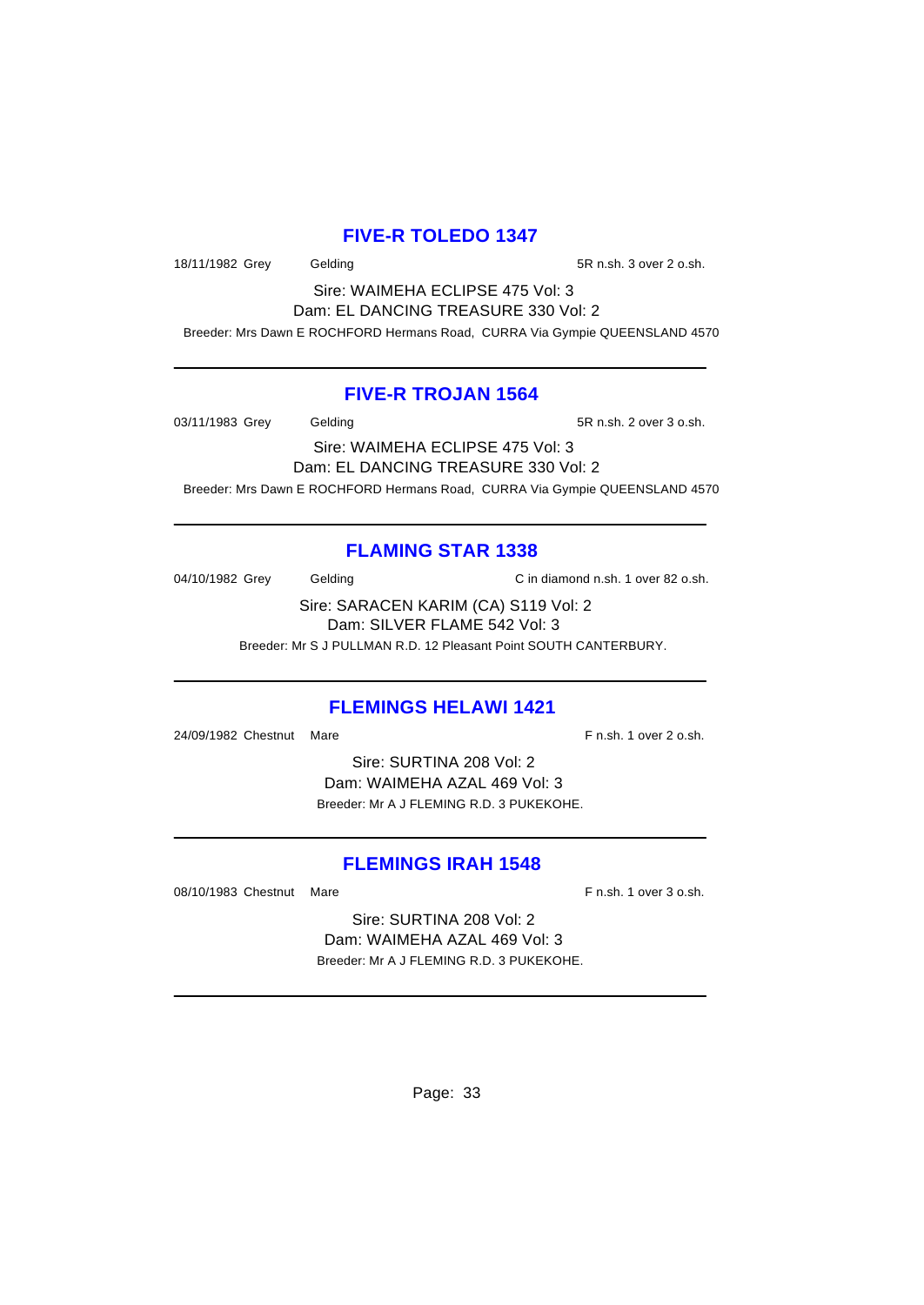## FIVE-R TOLEDO 1347

18/11/1982 Grey Gelding 5R n.sh. 3 over 2 o.sh.

Sire: WAIMEHA ECLIPSE 475 Vol: 3
Dam: EL DANCING TREASURE 330 Vol: 2
Breeder: Mrs Dawn E ROCHFORD Hermans Road, CURRA Via Gympie QUEENSLAND 4570

---

## FIVE-R TROJAN 1564

03/11/1983 Grey Gelding 5R n.sh. 2 over 3 o.sh.

Sire: WAIMEHA ECLIPSE 475 Vol: 3
Dam: EL DANCING TREASURE 330 Vol: 2
Breeder: Mrs Dawn E ROCHFORD Hermans Road, CURRA Via Gympie QUEENSLAND 4570

---

## FLAMING STAR 1338

04/10/1982 Grey Gelding C in diamond n.sh. 1 over 82 o.sh.

Sire: SARACEN KARIM (CA) S119 Vol: 2
Dam: SILVER FLAME 542 Vol: 3
Breeder: Mr S J PULLMAN R.D. 12 Pleasant Point SOUTH CANTERBURY.

---

## FLEMINGS HELAWI 1421

24/09/1982 Chestnut Mare F n.sh. 1 over 2 o.sh.

Sire: SURTINA 208 Vol: 2
Dam: WAIMEHA AZAL 469 Vol: 3
Breeder: Mr A J FLEMING R.D. 3 PUKEKOHE.

---

## FLEMINGS IRAH 1548

08/10/1983 Chestnut Mare F n.sh. 1 over 3 o.sh.

Sire: SURTINA 208 Vol: 2
Dam: WAIMEHA AZAL 469 Vol: 3
Breeder: Mr A J FLEMING R.D. 3 PUKEKOHE.

---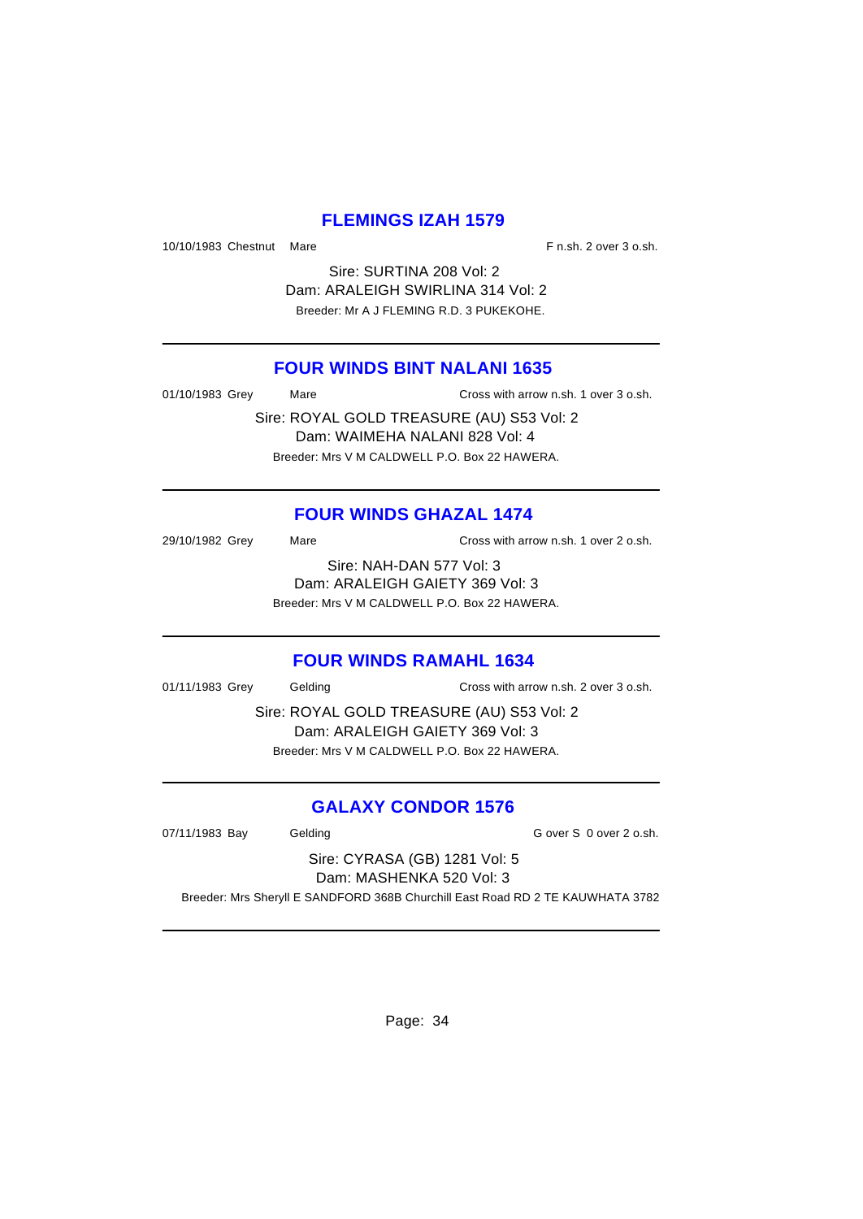## FLEMINGS IZAH 1579

10/10/1983 Chestnut Mare F n.sh. 2 over 3 o.sh.

Sire: SURTINA 208 Vol: 2
Dam: ARALEIGH SWIRLINA 314 Vol: 2
Breeder: Mr A J FLEMING R.D. 3 PUKEKOHE.

---

## FOUR WINDS BINT NALANI 1635

01/10/1983 Grey Mare Cross with arrow n.sh. 1 over 3 o.sh.

Sire: ROYAL GOLD TREASURE (AU) S53 Vol: 2
Dam: WAIMEHA NALANI 828 Vol: 4
Breeder: Mrs V M CALDWELL P.O. Box 22 HAWERA.

---

## FOUR WINDS GHAZAL 1474

29/10/1982 Grey Mare Cross with arrow n.sh. 1 over 2 o.sh.

Sire: NAH-DAN 577 Vol: 3
Dam: ARALEIGH GAIETY 369 Vol: 3
Breeder: Mrs V M CALDWELL P.O. Box 22 HAWERA.

---

## FOUR WINDS RAMAHL 1634

01/11/1983 Grey Gelding Cross with arrow n.sh. 2 over 3 o.sh.

Sire: ROYAL GOLD TREASURE (AU) S53 Vol: 2
Dam: ARALEIGH GAIETY 369 Vol: 3
Breeder: Mrs V M CALDWELL P.O. Box 22 HAWERA.

---

## GALAXY CONDOR 1576

07/11/1983 Bay Gelding G over S 0 over 2 o.sh.

Sire: CYRASA (GB) 1281 Vol: 5
Dam: MASHENKA 520 Vol: 3
Breeder: Mrs Sheryll E SANDFORD 368B Churchill East Road RD 2 TE KAUWHATA 3782

---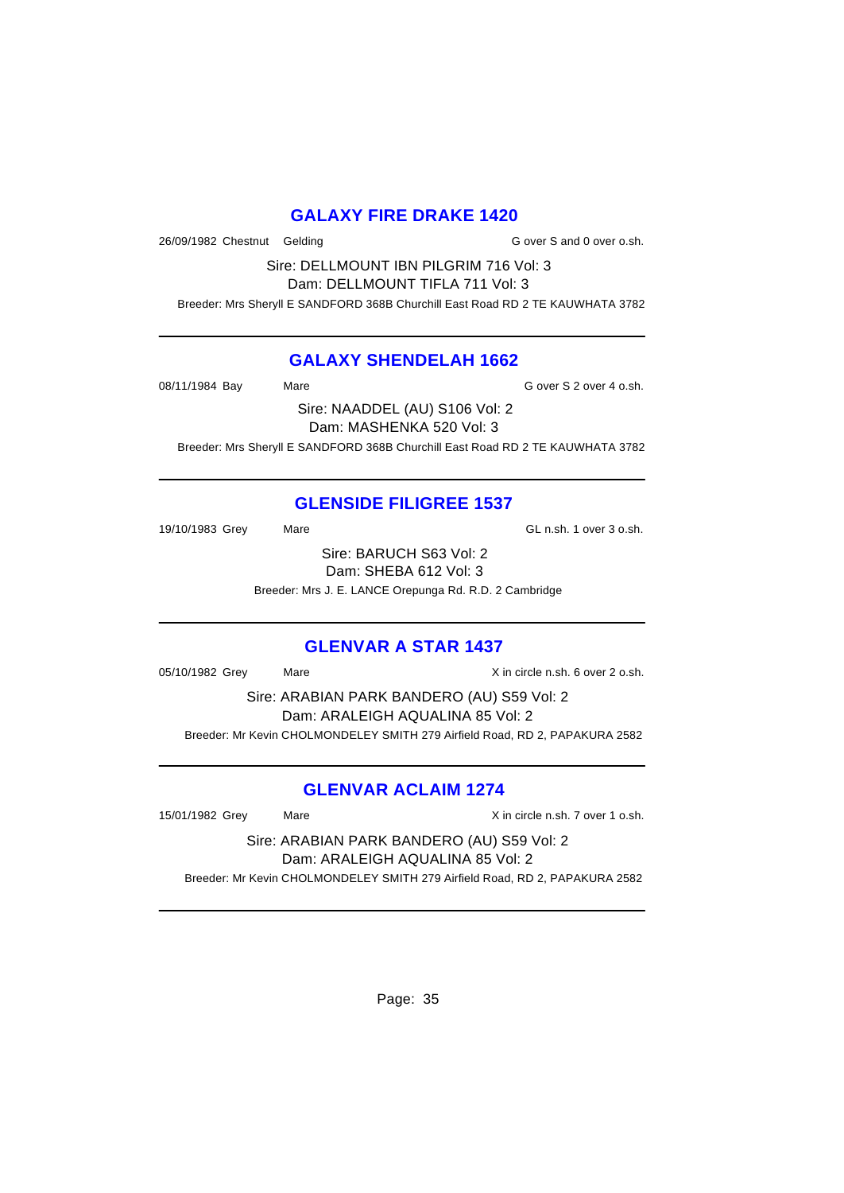## GALAXY FIRE DRAKE 1420

26/09/1982 Chestnut Gelding G over S and 0 over o.sh.

Sire: DELLMOUNT IBN PILGRIM 716 Vol: 3
Dam: DELLMOUNT TIFLA 711 Vol: 3

Breeder: Mrs Sheryll E SANDFORD 368B Churchill East Road RD 2 TE KAUWHATA 3782

---

## GALAXY SHENDELAH 1662

08/11/1984 Bay Mare G over S 2 over 4 o.sh.

Sire: NAADDEL (AU) S106 Vol: 2
Dam: MASHENKA 520 Vol: 3

Breeder: Mrs Sheryll E SANDFORD 368B Churchill East Road RD 2 TE KAUWHATA 3782

---

## GLENSIDE FILIGREE 1537

19/10/1983 Grey Mare GL n.sh. 1 over 3 o.sh.

Sire: BARUCH S63 Vol: 2
Dam: SHEBA 612 Vol: 3

Breeder: Mrs J. E. LANCE Orepunga Rd. R.D. 2 Cambridge

---

## GLENVAR A STAR 1437

05/10/1982 Grey Mare X in circle n.sh. 6 over 2 o.sh.

Sire: ARABIAN PARK BANDERO (AU) S59 Vol: 2
Dam: ARALEIGH AQUALINA 85 Vol: 2

Breeder: Mr Kevin CHOLMONDELEY SMITH 279 Airfield Road, RD 2, PAPAKURA 2582

---

## GLENVAR ACLAIM 1274

15/01/1982 Grey Mare X in circle n.sh. 7 over 1 o.sh.

Sire: ARABIAN PARK BANDERO (AU) S59 Vol: 2
Dam: ARALEIGH AQUALINA 85 Vol: 2

Breeder: Mr Kevin CHOLMONDELEY SMITH 279 Airfield Road, RD 2, PAPAKURA 2582

---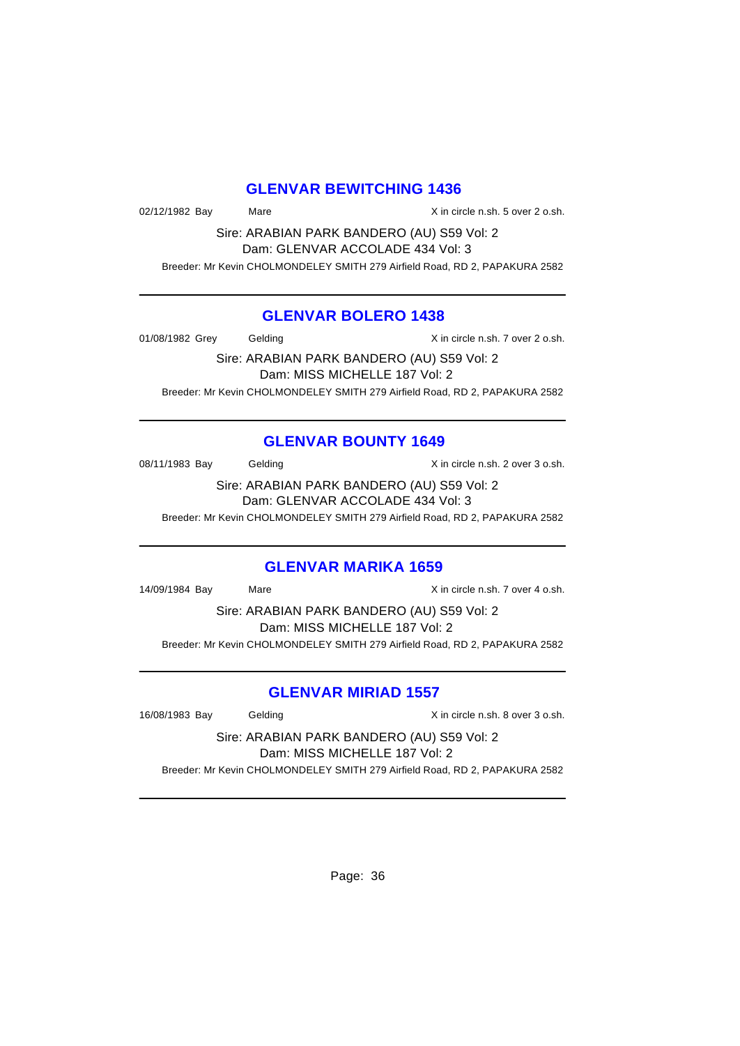## GLENVAR BEWITCHING 1436

02/12/1982 Bay Mare X in circle n.sh. 5 over 2 o.sh.

Sire: ARABIAN PARK BANDERO (AU) S59 Vol: 2
Dam: GLENVAR ACCOLADE 434 Vol: 3

Breeder: Mr Kevin CHOLMONDELEY SMITH 279 Airfield Road, RD 2, PAPAKURA 2582

---

## GLENVAR BOLERO 1438

01/08/1982 Grey Gelding X in circle n.sh. 7 over 2 o.sh.

Sire: ARABIAN PARK BANDERO (AU) S59 Vol: 2
Dam: MISS MICHELLE 187 Vol: 2

Breeder: Mr Kevin CHOLMONDELEY SMITH 279 Airfield Road, RD 2, PAPAKURA 2582

---

## GLENVAR BOUNTY 1649

08/11/1983 Bay Gelding X in circle n.sh. 2 over 3 o.sh.

Sire: ARABIAN PARK BANDERO (AU) S59 Vol: 2
Dam: GLENVAR ACCOLADE 434 Vol: 3

Breeder: Mr Kevin CHOLMONDELEY SMITH 279 Airfield Road, RD 2, PAPAKURA 2582

---

## GLENVAR MARIKA 1659

14/09/1984 Bay Mare X in circle n.sh. 7 over 4 o.sh.

Sire: ARABIAN PARK BANDERO (AU) S59 Vol: 2
Dam: MISS MICHELLE 187 Vol: 2

Breeder: Mr Kevin CHOLMONDELEY SMITH 279 Airfield Road, RD 2, PAPAKURA 2582

---

## GLENVAR MIRIAD 1557

16/08/1983 Bay Gelding X in circle n.sh. 8 over 3 o.sh.

Sire: ARABIAN PARK BANDERO (AU) S59 Vol: 2
Dam: MISS MICHELLE 187 Vol: 2

Breeder: Mr Kevin CHOLMONDELEY SMITH 279 Airfield Road, RD 2, PAPAKURA 2582

---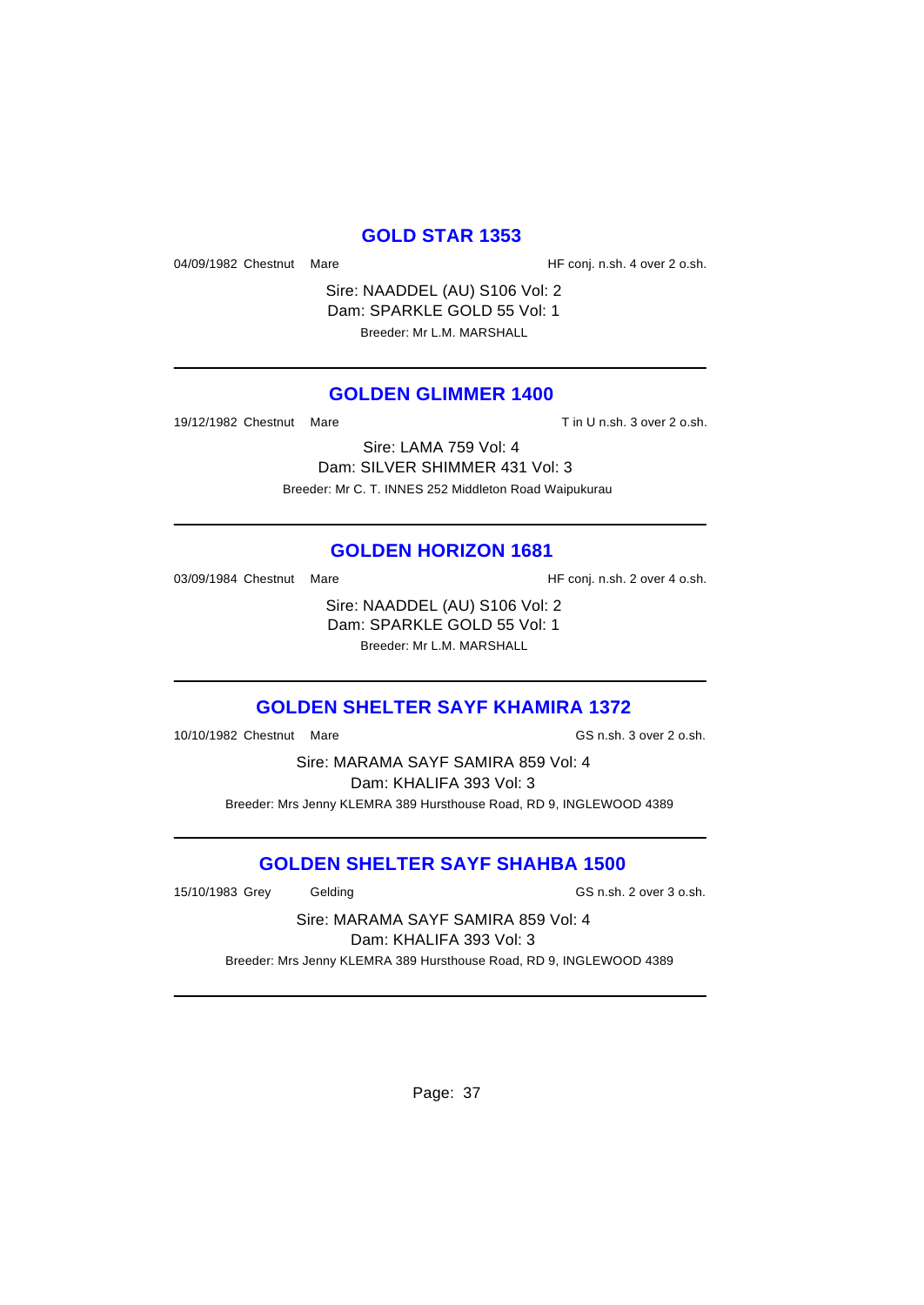## GOLD STAR 1353

04/09/1982 Chestnut Mare HF conj. n.sh. 4 over 2 o.sh.

Sire: NAADDEL (AU) S106 Vol: 2
Dam: SPARKLE GOLD 55 Vol: 1
Breeder: Mr L.M. MARSHALL

---

## GOLDEN GLIMMER 1400

19/12/1982 Chestnut Mare T in U n.sh. 3 over 2 o.sh.

Sire: LAMA 759 Vol: 4
Dam: SILVER SHIMMER 431 Vol: 3
Breeder: Mr C. T. INNES 252 Middleton Road Waipukurau

---

## GOLDEN HORIZON 1681

03/09/1984 Chestnut Mare HF conj. n.sh. 2 over 4 o.sh.

Sire: NAADDEL (AU) S106 Vol: 2
Dam: SPARKLE GOLD 55 Vol: 1
Breeder: Mr L.M. MARSHALL

---

## GOLDEN SHELTER SAYF KHAMIRA 1372

10/10/1982 Chestnut Mare GS n.sh. 3 over 2 o.sh.

Sire: MARAMA SAYF SAMIRA 859 Vol: 4
Dam: KHALIFA 393 Vol: 3
Breeder: Mrs Jenny KLEMRA 389 Hursthouse Road, RD 9, INGLEWOOD 4389

---

## GOLDEN SHELTER SAYF SHAHBA 1500

15/10/1983 Grey Gelding GS n.sh. 2 over 3 o.sh.

Sire: MARAMA SAYF SAMIRA 859 Vol: 4
Dam: KHALIFA 393 Vol: 3
Breeder: Mrs Jenny KLEMRA 389 Hursthouse Road, RD 9, INGLEWOOD 4389

---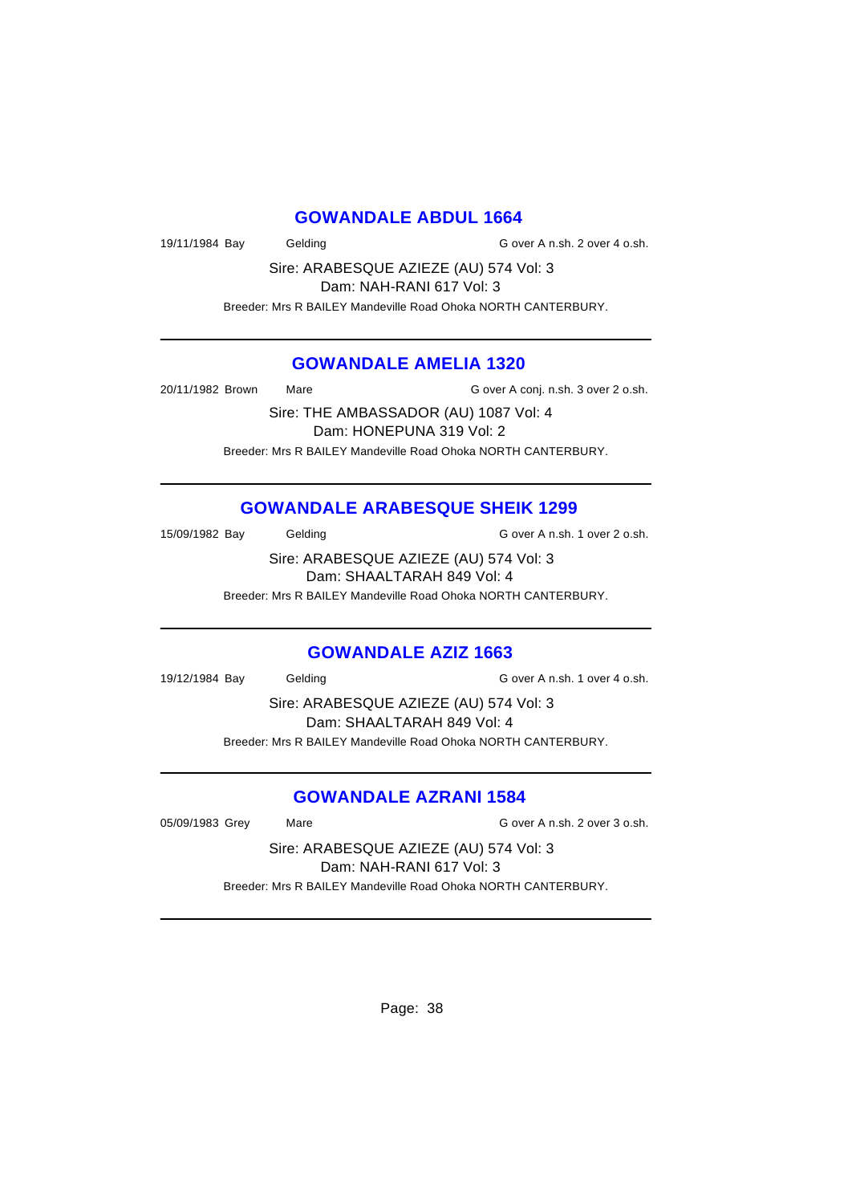## GOWANDALE ABDUL 1664

19/11/1984 Bay Gelding G over A n.sh. 2 over 4 o.sh.

Sire: ARABESQUE AZIEZE (AU) 574 Vol: 3
Dam: NAH-RANI 617 Vol: 3

Breeder: Mrs R BAILEY Mandeville Road Ohoka NORTH CANTERBURY.

---

## GOWANDALE AMELIA 1320

20/11/1982 Brown Mare G over A conj. n.sh. 3 over 2 o.sh.

Sire: THE AMBASSADOR (AU) 1087 Vol: 4
Dam: HONEPUNA 319 Vol: 2

Breeder: Mrs R BAILEY Mandeville Road Ohoka NORTH CANTERBURY.

---

## GOWANDALE ARABESQUE SHEIK 1299

15/09/1982 Bay Gelding G over A n.sh. 1 over 2 o.sh.

Sire: ARABESQUE AZIEZE (AU) 574 Vol: 3
Dam: SHAALTARAH 849 Vol: 4

Breeder: Mrs R BAILEY Mandeville Road Ohoka NORTH CANTERBURY.

---

## GOWANDALE AZIZ 1663

19/12/1984 Bay Gelding G over A n.sh. 1 over 4 o.sh.

Sire: ARABESQUE AZIEZE (AU) 574 Vol: 3
Dam: SHAALTARAH 849 Vol: 4

Breeder: Mrs R BAILEY Mandeville Road Ohoka NORTH CANTERBURY.

---

## GOWANDALE AZRANI 1584

05/09/1983 Grey Mare G over A n.sh. 2 over 3 o.sh.

Sire: ARABESQUE AZIEZE (AU) 574 Vol: 3
Dam: NAH-RANI 617 Vol: 3

Breeder: Mrs R BAILEY Mandeville Road Ohoka NORTH CANTERBURY.

---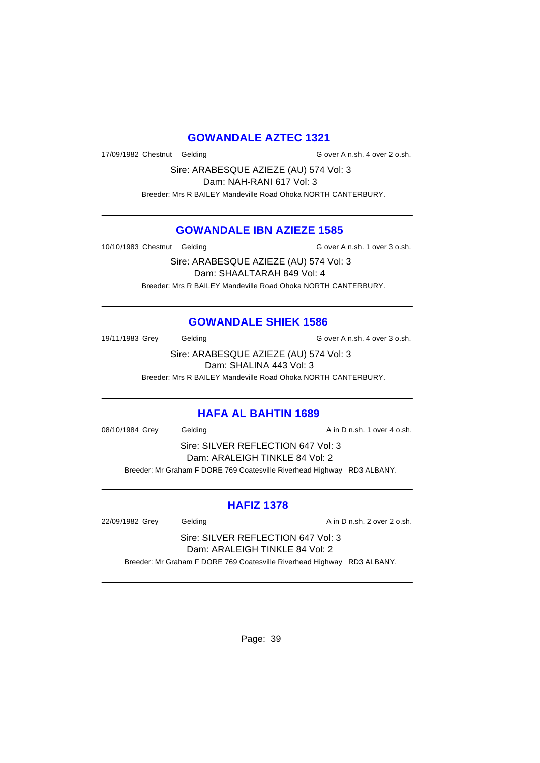## GOWANDALE AZTEC 1321

17/09/1982 Chestnut Gelding G over A n.sh. 4 over 2 o.sh.

Sire: ARABESQUE AZIEZE (AU) 574 Vol: 3
Dam: NAH-RANI 617 Vol: 3

Breeder: Mrs R BAILEY Mandeville Road Ohoka NORTH CANTERBURY.

---

## GOWANDALE IBN AZIEZE 1585

10/10/1983 Chestnut Gelding G over A n.sh. 1 over 3 o.sh.

Sire: ARABESQUE AZIEZE (AU) 574 Vol: 3
Dam: SHAALTARAH 849 Vol: 4

Breeder: Mrs R BAILEY Mandeville Road Ohoka NORTH CANTERBURY.

---

## GOWANDALE SHIEK 1586

19/11/1983 Grey Gelding G over A n.sh. 4 over 3 o.sh.

Sire: ARABESQUE AZIEZE (AU) 574 Vol: 3
Dam: SHALINA 443 Vol: 3

Breeder: Mrs R BAILEY Mandeville Road Ohoka NORTH CANTERBURY.

---

## HAFA AL BAHTIN 1689

08/10/1984 Grey Gelding A in D n.sh. 1 over 4 o.sh.

Sire: SILVER REFLECTION 647 Vol: 3
Dam: ARALEIGH TINKLE 84 Vol: 2

Breeder: Mr Graham F DORE 769 Coatesville Riverhead Highway RD3 ALBANY.

---

## HAFIZ 1378

22/09/1982 Grey Gelding A in D n.sh. 2 over 2 o.sh.

Sire: SILVER REFLECTION 647 Vol: 3
Dam: ARALEIGH TINKLE 84 Vol: 2

Breeder: Mr Graham F DORE 769 Coatesville Riverhead Highway RD3 ALBANY.

---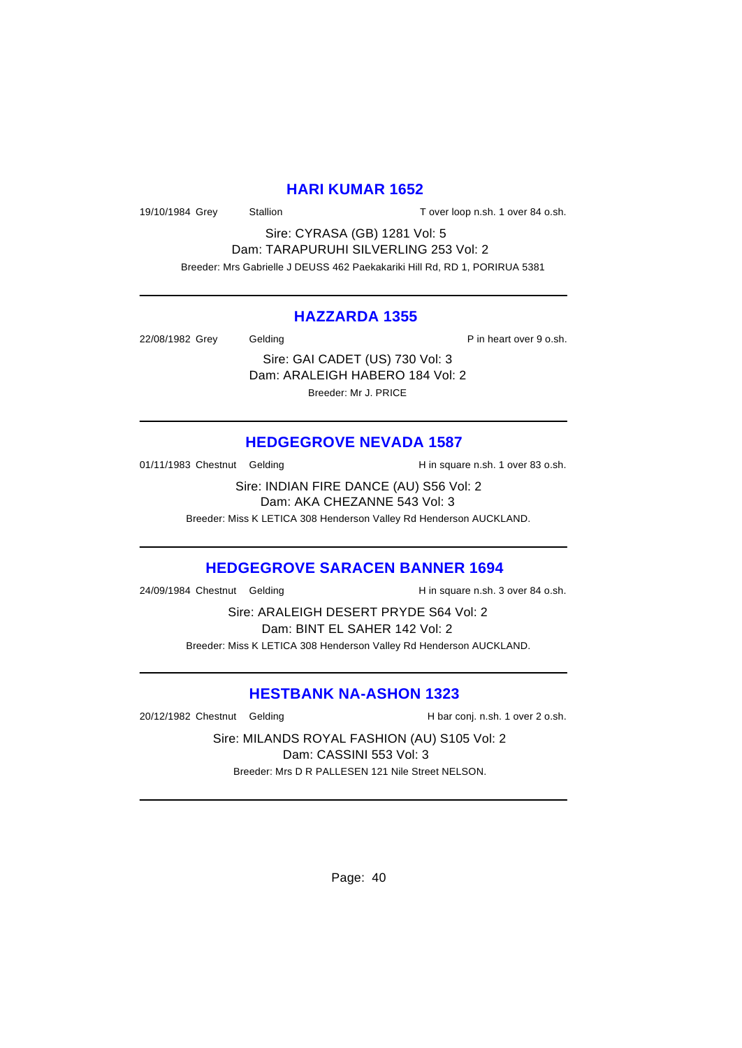## HARI KUMAR 1652

19/10/1984 Grey Stallion T over loop n.sh. 1 over 84 o.sh.

Sire: CYRASA (GB) 1281 Vol: 5
Dam: TARAPURUHI SILVERLING 253 Vol: 2
Breeder: Mrs Gabrielle J DEUSS 462 Paekakariki Hill Rd, RD 1, PORIRUA 5381

---

## HAZZARDA 1355

22/08/1982 Grey Gelding P in heart over 9 o.sh.

Sire: GAI CADET (US) 730 Vol: 3
Dam: ARALEIGH HABERO 184 Vol: 2
Breeder: Mr J. PRICE

---

## HEDGEGROVE NEVADA 1587

01/11/1983 Chestnut Gelding H in square n.sh. 1 over 83 o.sh.

Sire: INDIAN FIRE DANCE (AU) S56 Vol: 2
Dam: AKA CHEZANNE 543 Vol: 3
Breeder: Miss K LETICA 308 Henderson Valley Rd Henderson AUCKLAND.

---

## HEDGEGROVE SARACEN BANNER 1694

24/09/1984 Chestnut Gelding H in square n.sh. 3 over 84 o.sh.

Sire: ARALEIGH DESERT PRYDE S64 Vol: 2
Dam: BINT EL SAHER 142 Vol: 2
Breeder: Miss K LETICA 308 Henderson Valley Rd Henderson AUCKLAND.

---

## HESTBANK NA-ASHON 1323

20/12/1982 Chestnut Gelding H bar conj. n.sh. 1 over 2 o.sh.

Sire: MILANDS ROYAL FASHION (AU) S105 Vol: 2
Dam: CASSINI 553 Vol: 3
Breeder: Mrs D R PALLESEN 121 Nile Street NELSON.

---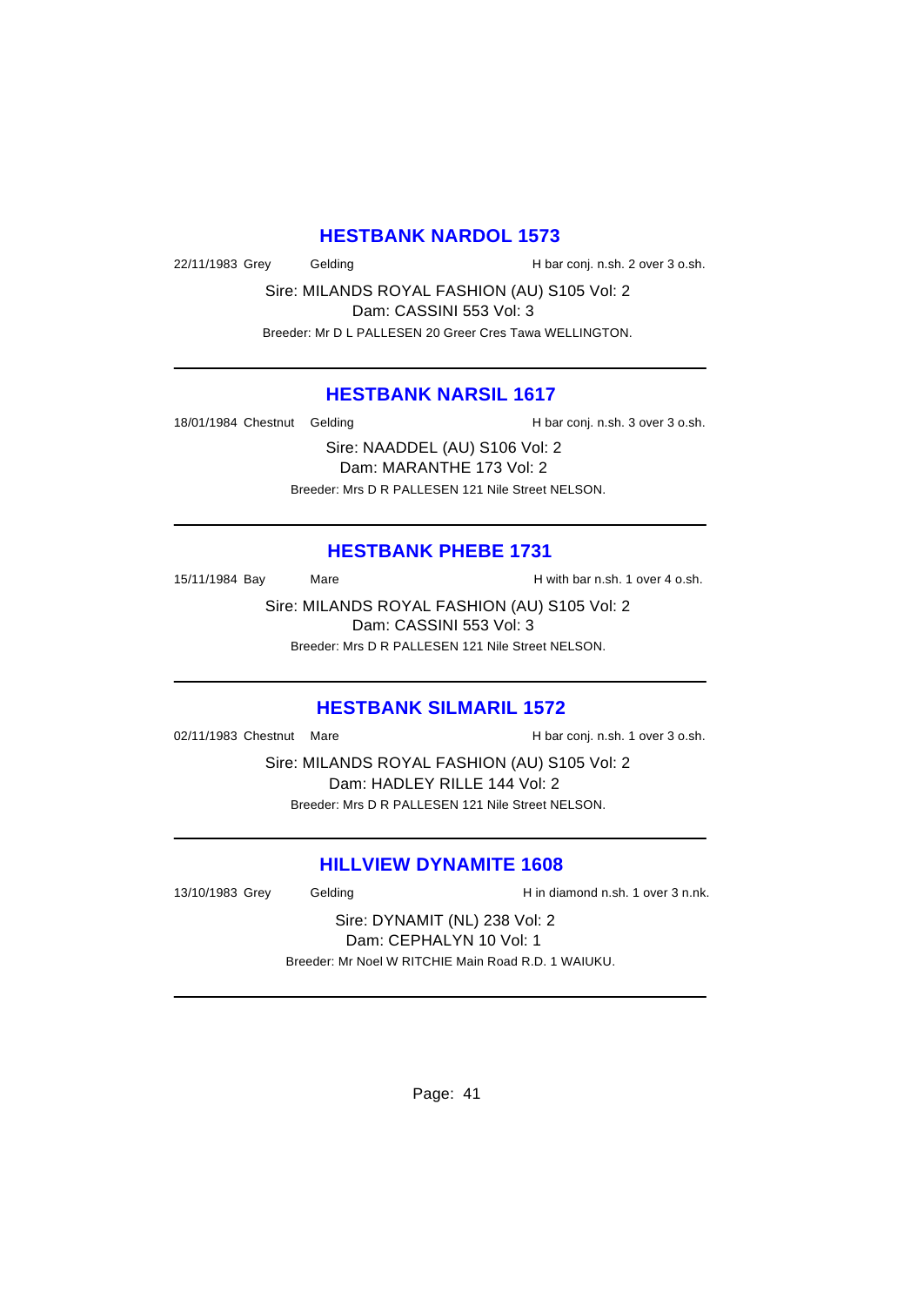## HESTBANK NARDOL 1573

22/11/1983 Grey Gelding H bar conj. n.sh. 2 over 3 o.sh.

Sire: MILANDS ROYAL FASHION (AU) S105 Vol: 2
Dam: CASSINI 553 Vol: 3
Breeder: Mr D L PALLESEN 20 Greer Cres Tawa WELLINGTON.

---

## HESTBANK NARSIL 1617

18/01/1984 Chestnut Gelding H bar conj. n.sh. 3 over 3 o.sh.

Sire: NAADDEL (AU) S106 Vol: 2
Dam: MARANTHE 173 Vol: 2
Breeder: Mrs D R PALLESEN 121 Nile Street NELSON.

---

## HESTBANK PHEBE 1731

15/11/1984 Bay Mare H with bar n.sh. 1 over 4 o.sh.

Sire: MILANDS ROYAL FASHION (AU) S105 Vol: 2
Dam: CASSINI 553 Vol: 3
Breeder: Mrs D R PALLESEN 121 Nile Street NELSON.

---

## HESTBANK SILMARIL 1572

02/11/1983 Chestnut Mare H bar conj. n.sh. 1 over 3 o.sh.

Sire: MILANDS ROYAL FASHION (AU) S105 Vol: 2
Dam: HADLEY RILLE 144 Vol: 2
Breeder: Mrs D R PALLESEN 121 Nile Street NELSON.

---

## HILLVIEW DYNAMITE 1608

13/10/1983 Grey Gelding H in diamond n.sh. 1 over 3 n.nk.

Sire: DYNAMIT (NL) 238 Vol: 2
Dam: CEPHALYN 10 Vol: 1
Breeder: Mr Noel W RITCHIE Main Road R.D. 1 WAIUKU.

---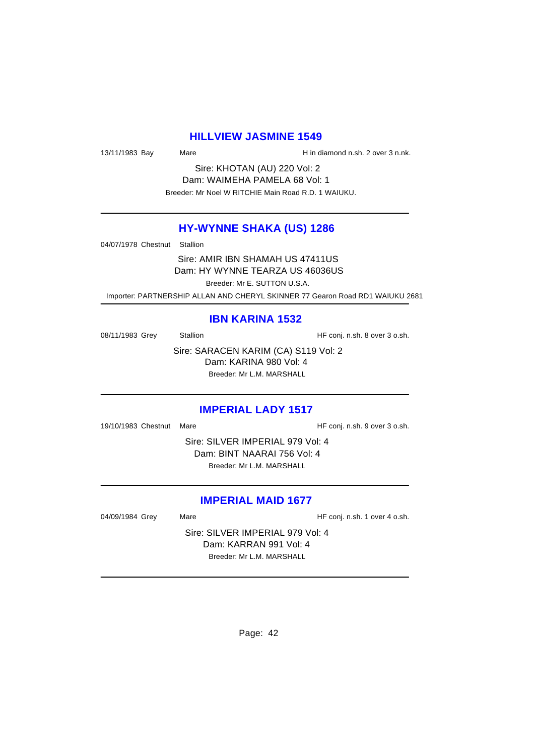## HILLVIEW JASMINE 1549

13/11/1983 Bay Mare H in diamond n.sh. 2 over 3 n.nk.

Sire: KHOTAN (AU) 220 Vol: 2
Dam: WAIMEHA PAMELA 68 Vol: 1
Breeder: Mr Noel W RITCHIE Main Road R.D. 1 WAIUKU.

---

## HY-WYNNE SHAKA (US) 1286

04/07/1978 Chestnut Stallion

Sire: AMIR IBN SHAMAH US 47411US
Dam: HY WYNNE TEARZA US 46036US
Breeder: Mr E. SUTTON U.S.A.
Importer: PARTNERSHIP ALLAN AND CHERYL SKINNER 77 Gearon Road RD1 WAIUKU 2681

---

## IBN KARINA 1532

08/11/1983 Grey Stallion HF conj. n.sh. 8 over 3 o.sh.

Sire: SARACEN KARIM (CA) S119 Vol: 2
Dam: KARINA 980 Vol: 4
Breeder: Mr L.M. MARSHALL

---

## IMPERIAL LADY 1517

19/10/1983 Chestnut Mare HF conj. n.sh. 9 over 3 o.sh.

Sire: SILVER IMPERIAL 979 Vol: 4
Dam: BINT NAARAI 756 Vol: 4
Breeder: Mr L.M. MARSHALL

---

## IMPERIAL MAID 1677

04/09/1984 Grey Mare HF conj. n.sh. 1 over 4 o.sh.

Sire: SILVER IMPERIAL 979 Vol: 4
Dam: KARRAN 991 Vol: 4
Breeder: Mr L.M. MARSHALL

---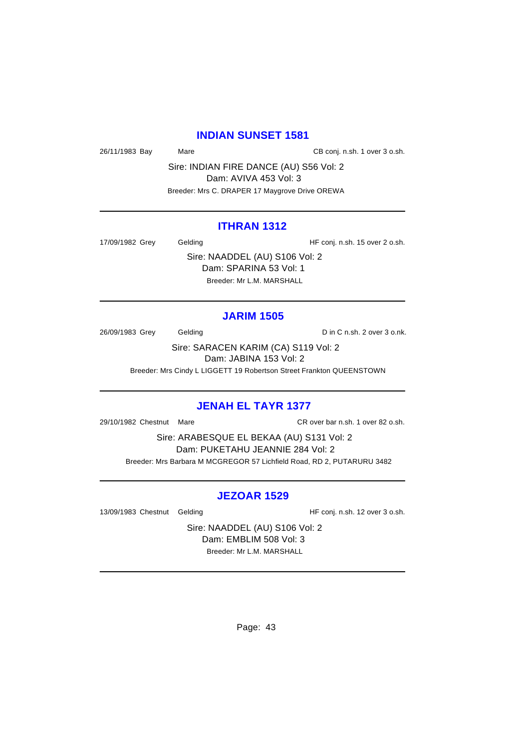## INDIAN SUNSET 1581

26/11/1983 Bay Mare CB conj. n.sh. 1 over 3 o.sh.

Sire: INDIAN FIRE DANCE (AU) S56 Vol: 2
Dam: AVIVA 453 Vol: 3
Breeder: Mrs C. DRAPER 17 Maygrove Drive OREWA

---

## ITHRAN 1312

17/09/1982 Grey Gelding HF conj. n.sh. 15 over 2 o.sh.

Sire: NAADDEL (AU) S106 Vol: 2
Dam: SPARINA 53 Vol: 1
Breeder: Mr L.M. MARSHALL

---

## JARIM 1505

26/09/1983 Grey Gelding D in C n.sh. 2 over 3 o.nk.

Sire: SARACEN KARIM (CA) S119 Vol: 2
Dam: JABINA 153 Vol: 2
Breeder: Mrs Cindy L LIGGETT 19 Robertson Street Frankton QUEENSTOWN

---

## JENAH EL TAYR 1377

29/10/1982 Chestnut Mare CR over bar n.sh. 1 over 82 o.sh.

Sire: ARABESQUE EL BEKAA (AU) S131 Vol: 2
Dam: PUKETAHU JEANNIE 284 Vol: 2
Breeder: Mrs Barbara M MCGREGOR 57 Lichfield Road, RD 2, PUTARURU 3482

---

## JEZOAR 1529

13/09/1983 Chestnut Gelding HF conj. n.sh. 12 over 3 o.sh.

Sire: NAADDEL (AU) S106 Vol: 2
Dam: EMBLIM 508 Vol: 3
Breeder: Mr L.M. MARSHALL

---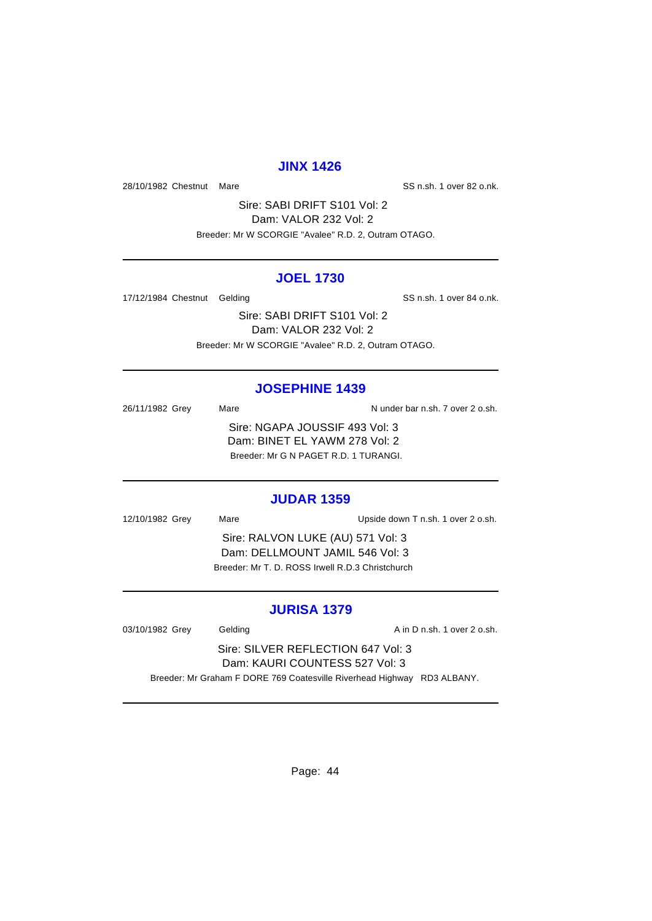## JINX 1426

28/10/1982 Chestnut Mare SS n.sh. 1 over 82 o.nk.

Sire: SABI DRIFT S101 Vol: 2
Dam: VALOR 232 Vol: 2
Breeder: Mr W SCORGIE "Avalee" R.D. 2, Outram OTAGO.

---

## JOEL 1730

17/12/1984 Chestnut Gelding SS n.sh. 1 over 84 o.nk.

Sire: SABI DRIFT S101 Vol: 2
Dam: VALOR 232 Vol: 2
Breeder: Mr W SCORGIE "Avalee" R.D. 2, Outram OTAGO.

---

## JOSEPHINE 1439

26/11/1982 Grey Mare N under bar n.sh. 7 over 2 o.sh.

Sire: NGAPA JOUSSIF 493 Vol: 3
Dam: BINET EL YAWM 278 Vol: 2
Breeder: Mr G N PAGET R.D. 1 TURANGI.

---

## JUDAR 1359

12/10/1982 Grey Mare Upside down T n.sh. 1 over 2 o.sh.

Sire: RALVON LUKE (AU) 571 Vol: 3
Dam: DELLMOUNT JAMIL 546 Vol: 3
Breeder: Mr T. D. ROSS Irwell R.D.3 Christchurch

---

## JURISA 1379

03/10/1982 Grey Gelding A in D n.sh. 1 over 2 o.sh.

Sire: SILVER REFLECTION 647 Vol: 3
Dam: KAURI COUNTESS 527 Vol: 3
Breeder: Mr Graham F DORE 769 Coatesville Riverhead Highway RD3 ALBANY.

---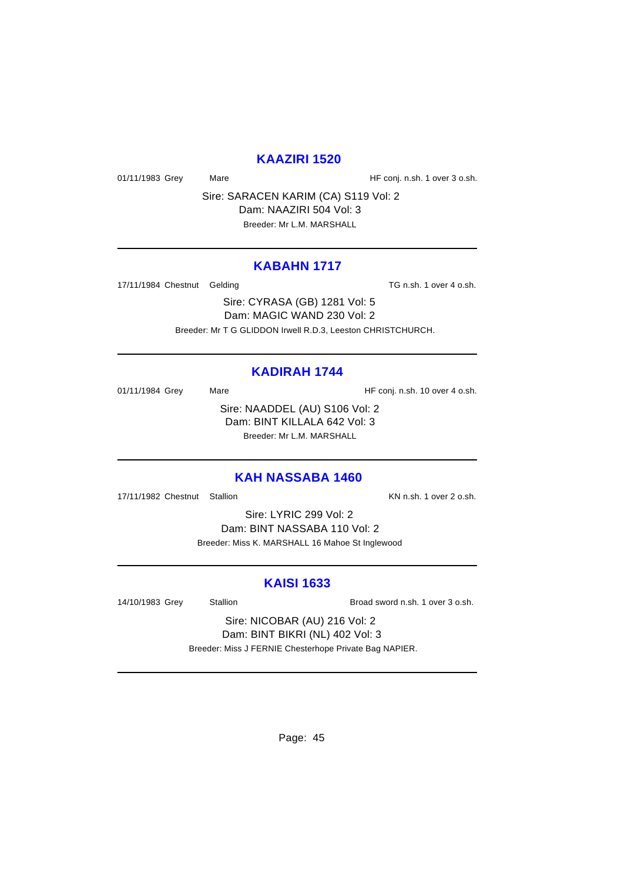## KAAZIRI 1520

01/11/1983 Grey Mare HF conj. n.sh. 1 over 3 o.sh.

Sire: SARACEN KARIM (CA) S119 Vol: 2
Dam: NAAZIRI 504 Vol: 3
Breeder: Mr L.M. MARSHALL

---

## KABAHN 1717

17/11/1984 Chestnut Gelding TG n.sh. 1 over 4 o.sh.

Sire: CYRASA (GB) 1281 Vol: 5
Dam: MAGIC WAND 230 Vol: 2
Breeder: Mr T G GLIDDON Irwell R.D.3, Leeston CHRISTCHURCH.

---

## KADIRAH 1744

01/11/1984 Grey Mare HF conj. n.sh. 10 over 4 o.sh.

Sire: NAADDEL (AU) S106 Vol: 2
Dam: BINT KILLALA 642 Vol: 3
Breeder: Mr L.M. MARSHALL

---

## KAH NASSABA 1460

17/11/1982 Chestnut Stallion KN n.sh. 1 over 2 o.sh.

Sire: LYRIC 299 Vol: 2
Dam: BINT NASSABA 110 Vol: 2
Breeder: Miss K. MARSHALL 16 Mahoe St Inglewood

---

## KAISI 1633

14/10/1983 Grey Stallion Broad sword n.sh. 1 over 3 o.sh.

Sire: NICOBAR (AU) 216 Vol: 2
Dam: BINT BIKRI (NL) 402 Vol: 3
Breeder: Miss J FERNIE Chesterhope Private Bag NAPIER.

---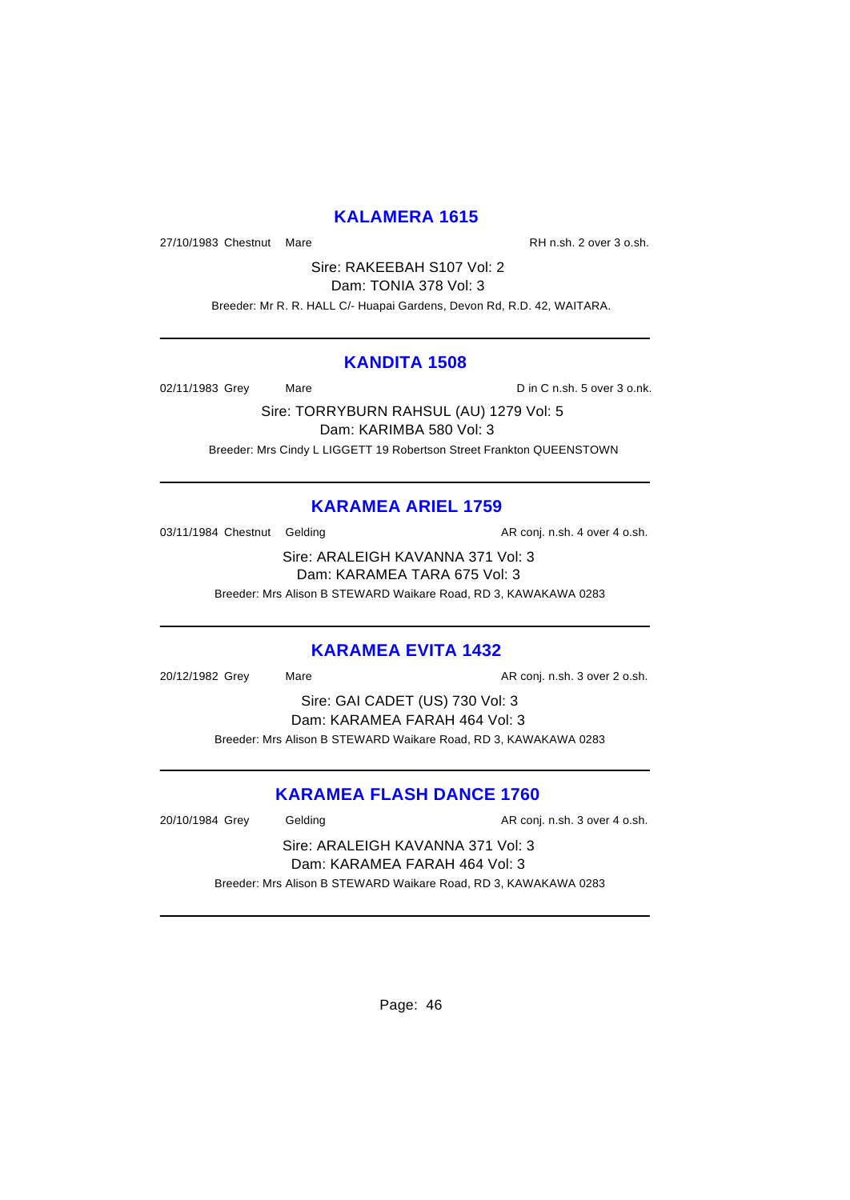## KALAMERA 1615

27/10/1983 Chestnut Mare RH n.sh. 2 over 3 o.sh.

Sire: RAKEEBAH S107 Vol: 2
Dam: TONIA 378 Vol: 3

Breeder: Mr R. R. HALL C/- Huapai Gardens, Devon Rd, R.D. 42, WAITARA.

---

## KANDITA 1508

02/11/1983 Grey Mare D in C n.sh. 5 over 3 o.nk.

Sire: TORRYBURN RAHSUL (AU) 1279 Vol: 5
Dam: KARIMBA 580 Vol: 3

Breeder: Mrs Cindy L LIGGETT 19 Robertson Street Frankton QUEENSTOWN

---

## KARAMEA ARIEL 1759

03/11/1984 Chestnut Gelding AR conj. n.sh. 4 over 4 o.sh.

Sire: ARALEIGH KAVANNA 371 Vol: 3
Dam: KARAMEA TARA 675 Vol: 3

Breeder: Mrs Alison B STEWARD Waikare Road, RD 3, KAWAKAWA 0283

---

## KARAMEA EVITA 1432

20/12/1982 Grey Mare AR conj. n.sh. 3 over 2 o.sh.

Sire: GAI CADET (US) 730 Vol: 3
Dam: KARAMEA FARAH 464 Vol: 3

Breeder: Mrs Alison B STEWARD Waikare Road, RD 3, KAWAKAWA 0283

---

## KARAMEA FLASH DANCE 1760

20/10/1984 Grey Gelding AR conj. n.sh. 3 over 4 o.sh.

Sire: ARALEIGH KAVANNA 371 Vol: 3
Dam: KARAMEA FARAH 464 Vol: 3

Breeder: Mrs Alison B STEWARD Waikare Road, RD 3, KAWAKAWA 0283

---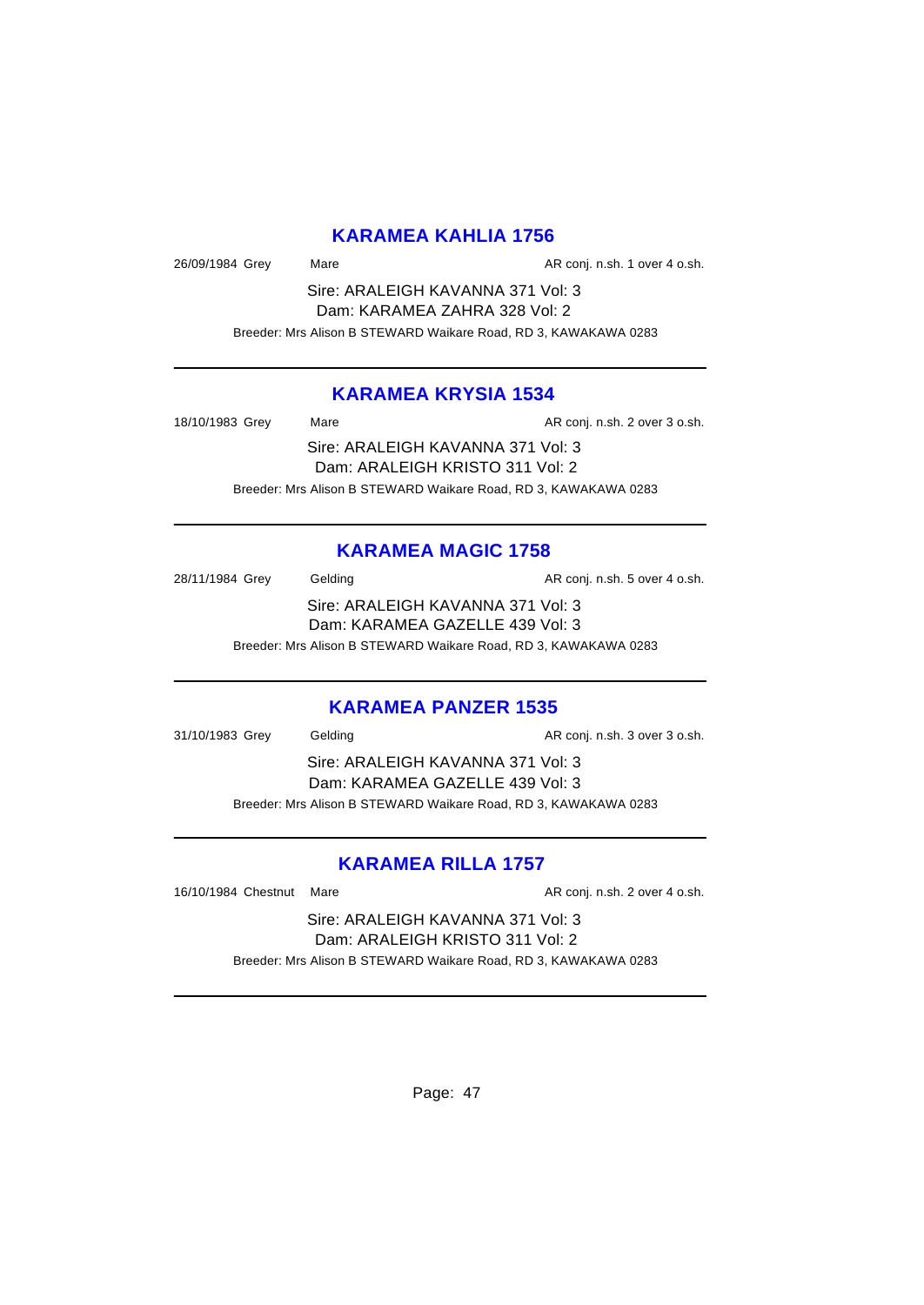## KARAMEA KAHLIA 1756

26/09/1984 Grey Mare AR conj. n.sh. 1 over 4 o.sh.

Sire: ARALEIGH KAVANNA 371 Vol: 3
Dam: KARAMEA ZAHRA 328 Vol: 2

Breeder: Mrs Alison B STEWARD Waikare Road, RD 3, KAWAKAWA 0283

---

## KARAMEA KRYSIA 1534

18/10/1983 Grey Mare AR conj. n.sh. 2 over 3 o.sh.

Sire: ARALEIGH KAVANNA 371 Vol: 3
Dam: ARALEIGH KRISTO 311 Vol: 2

Breeder: Mrs Alison B STEWARD Waikare Road, RD 3, KAWAKAWA 0283

---

## KARAMEA MAGIC 1758

28/11/1984 Grey Gelding AR conj. n.sh. 5 over 4 o.sh.

Sire: ARALEIGH KAVANNA 371 Vol: 3
Dam: KARAMEA GAZELLE 439 Vol: 3

Breeder: Mrs Alison B STEWARD Waikare Road, RD 3, KAWAKAWA 0283

---

## KARAMEA PANZER 1535

31/10/1983 Grey Gelding AR conj. n.sh. 3 over 3 o.sh.

Sire: ARALEIGH KAVANNA 371 Vol: 3
Dam: KARAMEA GAZELLE 439 Vol: 3

Breeder: Mrs Alison B STEWARD Waikare Road, RD 3, KAWAKAWA 0283

---

## KARAMEA RILLA 1757

16/10/1984 Chestnut Mare AR conj. n.sh. 2 over 4 o.sh.

Sire: ARALEIGH KAVANNA 371 Vol: 3
Dam: ARALEIGH KRISTO 311 Vol: 2

Breeder: Mrs Alison B STEWARD Waikare Road, RD 3, KAWAKAWA 0283

---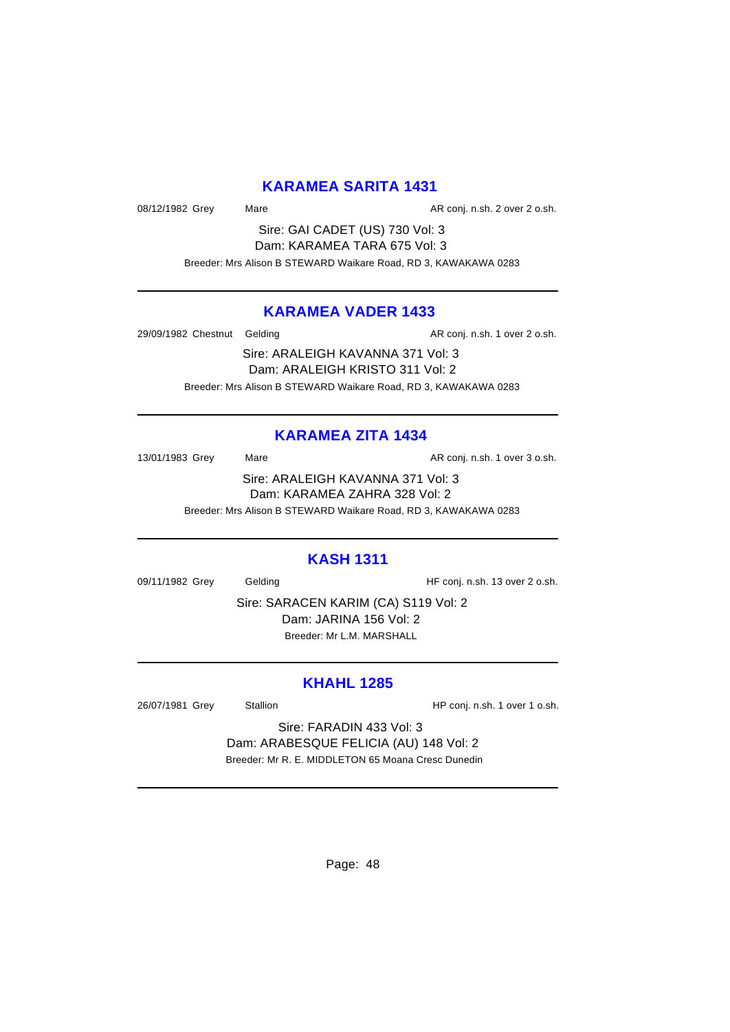## KARAMEA SARITA 1431

08/12/1982 Grey Mare AR conj. n.sh. 2 over 2 o.sh.

Sire: GAI CADET (US) 730 Vol: 3
Dam: KARAMEA TARA 675 Vol: 3
Breeder: Mrs Alison B STEWARD Waikare Road, RD 3, KAWAKAWA 0283

---

## KARAMEA VADER 1433

29/09/1982 Chestnut Gelding AR conj. n.sh. 1 over 2 o.sh.

Sire: ARALEIGH KAVANNA 371 Vol: 3
Dam: ARALEIGH KRISTO 311 Vol: 2
Breeder: Mrs Alison B STEWARD Waikare Road, RD 3, KAWAKAWA 0283

---

## KARAMEA ZITA 1434

13/01/1983 Grey Mare AR conj. n.sh. 1 over 3 o.sh.

Sire: ARALEIGH KAVANNA 371 Vol: 3
Dam: KARAMEA ZAHRA 328 Vol: 2
Breeder: Mrs Alison B STEWARD Waikare Road, RD 3, KAWAKAWA 0283

---

## KASH 1311

09/11/1982 Grey Gelding HF conj. n.sh. 13 over 2 o.sh.

Sire: SARACEN KARIM (CA) S119 Vol: 2
Dam: JARINA 156 Vol: 2
Breeder: Mr L.M. MARSHALL

---

## KHAHL 1285

26/07/1981 Grey Stallion HP conj. n.sh. 1 over 1 o.sh.

Sire: FARADIN 433 Vol: 3
Dam: ARABESQUE FELICIA (AU) 148 Vol: 2
Breeder: Mr R. E. MIDDLETON 65 Moana Cresc Dunedin

---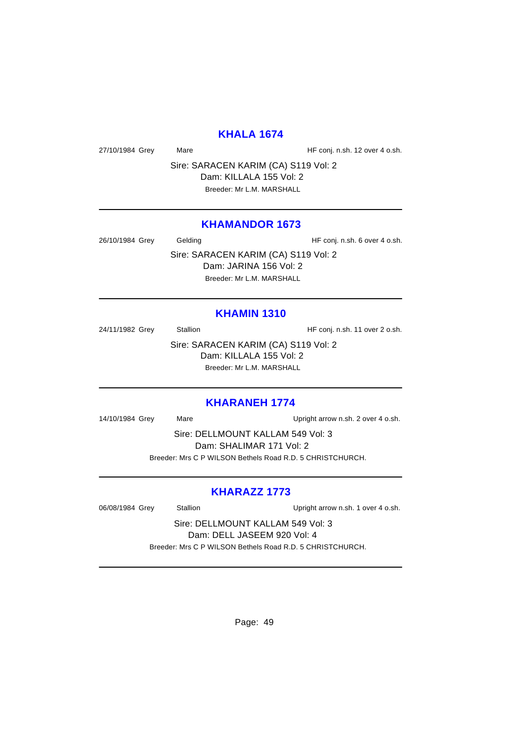## KHALA 1674

27/10/1984 Grey Mare HF conj. n.sh. 12 over 4 o.sh.

Sire: SARACEN KARIM (CA) S119 Vol: 2
Dam: KILLALA 155 Vol: 2
Breeder: Mr L.M. MARSHALL

---

## KHAMANDOR 1673

26/10/1984 Grey Gelding HF conj. n.sh. 6 over 4 o.sh.

Sire: SARACEN KARIM (CA) S119 Vol: 2
Dam: JARINA 156 Vol: 2
Breeder: Mr L.M. MARSHALL

---

## KHAMIN 1310

24/11/1982 Grey Stallion HF conj. n.sh. 11 over 2 o.sh.

Sire: SARACEN KARIM (CA) S119 Vol: 2
Dam: KILLALA 155 Vol: 2
Breeder: Mr L.M. MARSHALL

---

## KHARANEH 1774

14/10/1984 Grey Mare Upright arrow n.sh. 2 over 4 o.sh.

Sire: DELLMOUNT KALLAM 549 Vol: 3
Dam: SHALIMAR 171 Vol: 2
Breeder: Mrs C P WILSON Bethels Road R.D. 5 CHRISTCHURCH.

---

## KHARAZZ 1773

06/08/1984 Grey Stallion Upright arrow n.sh. 1 over 4 o.sh.

Sire: DELLMOUNT KALLAM 549 Vol: 3
Dam: DELL JASEEM 920 Vol: 4
Breeder: Mrs C P WILSON Bethels Road R.D. 5 CHRISTCHURCH.

---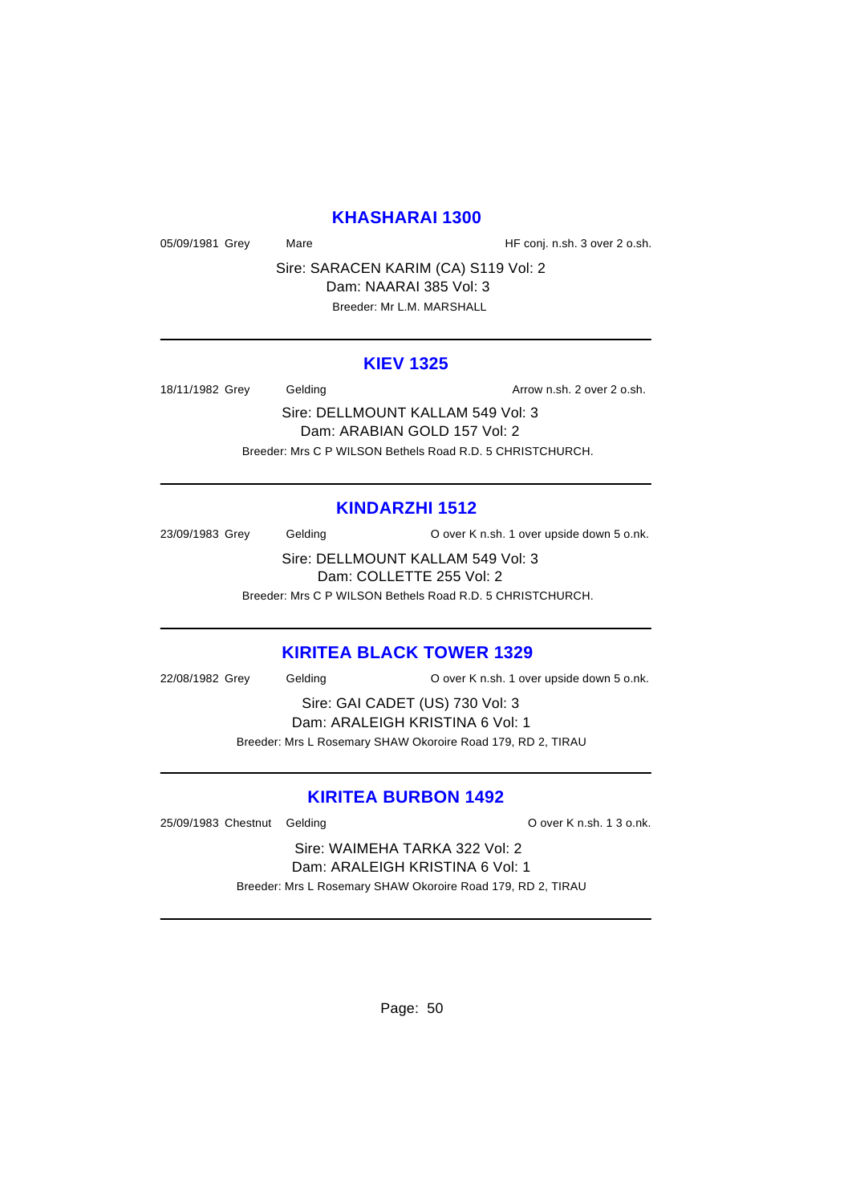## KHASHARAI 1300

05/09/1981 Grey Mare HF conj. n.sh. 3 over 2 o.sh.

Sire: SARACEN KARIM (CA) S119 Vol: 2
Dam: NAARAI 385 Vol: 3
Breeder: Mr L.M. MARSHALL

---

## KIEV 1325

18/11/1982 Grey Gelding Arrow n.sh. 2 over 2 o.sh.

Sire: DELLMOUNT KALLAM 549 Vol: 3
Dam: ARABIAN GOLD 157 Vol: 2
Breeder: Mrs C P WILSON Bethels Road R.D. 5 CHRISTCHURCH.

---

## KINDARZHI 1512

23/09/1983 Grey Gelding O over K n.sh. 1 over upside down 5 o.nk.

Sire: DELLMOUNT KALLAM 549 Vol: 3
Dam: COLLETTE 255 Vol: 2
Breeder: Mrs C P WILSON Bethels Road R.D. 5 CHRISTCHURCH.

---

## KIRITEA BLACK TOWER 1329

22/08/1982 Grey Gelding O over K n.sh. 1 over upside down 5 o.nk.

Sire: GAI CADET (US) 730 Vol: 3
Dam: ARALEIGH KRISTINA 6 Vol: 1
Breeder: Mrs L Rosemary SHAW Okoroire Road 179, RD 2, TIRAU

---

## KIRITEA BURBON 1492

25/09/1983 Chestnut Gelding O over K n.sh. 1 3 o.nk.

Sire: WAIMEHA TARKA 322 Vol: 2
Dam: ARALEIGH KRISTINA 6 Vol: 1
Breeder: Mrs L Rosemary SHAW Okoroire Road 179, RD 2, TIRAU

---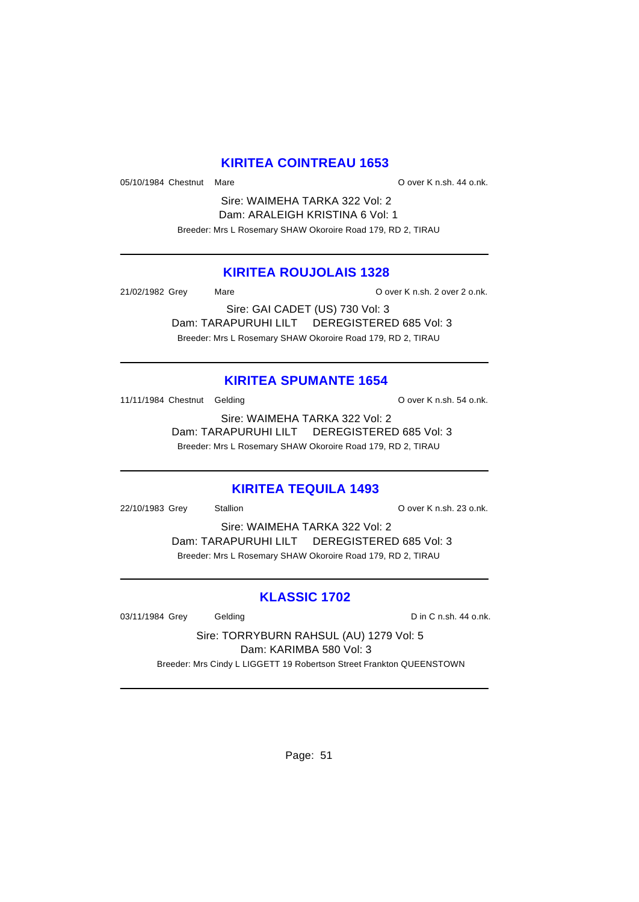## KIRITEA COINTREAU 1653

05/10/1984 Chestnut Mare O over K n.sh. 44 o.nk.

Sire: WAIMEHA TARKA 322 Vol: 2
Dam: ARALEIGH KRISTINA 6 Vol: 1

Breeder: Mrs L Rosemary SHAW Okoroire Road 179, RD 2, TIRAU

---

## KIRITEA ROUJOLAIS 1328

21/02/1982 Grey Mare O over K n.sh. 2 over 2 o.nk.

Sire: GAI CADET (US) 730 Vol: 3
Dam: TARAPURUHI LILT DEREGISTERED 685 Vol: 3

Breeder: Mrs L Rosemary SHAW Okoroire Road 179, RD 2, TIRAU

---

## KIRITEA SPUMANTE 1654

11/11/1984 Chestnut Gelding O over K n.sh. 54 o.nk.

Sire: WAIMEHA TARKA 322 Vol: 2
Dam: TARAPURUHI LILT DEREGISTERED 685 Vol: 3

Breeder: Mrs L Rosemary SHAW Okoroire Road 179, RD 2, TIRAU

---

## KIRITEA TEQUILA 1493

22/10/1983 Grey Stallion O over K n.sh. 23 o.nk.

Sire: WAIMEHA TARKA 322 Vol: 2
Dam: TARAPURUHI LILT DEREGISTERED 685 Vol: 3

Breeder: Mrs L Rosemary SHAW Okoroire Road 179, RD 2, TIRAU

---

## KLASSIC 1702

03/11/1984 Grey Gelding D in C n.sh. 44 o.nk.

Sire: TORRYBURN RAHSUL (AU) 1279 Vol: 5
Dam: KARIMBA 580 Vol: 3

Breeder: Mrs Cindy L LIGGETT 19 Robertson Street Frankton QUEENSTOWN

---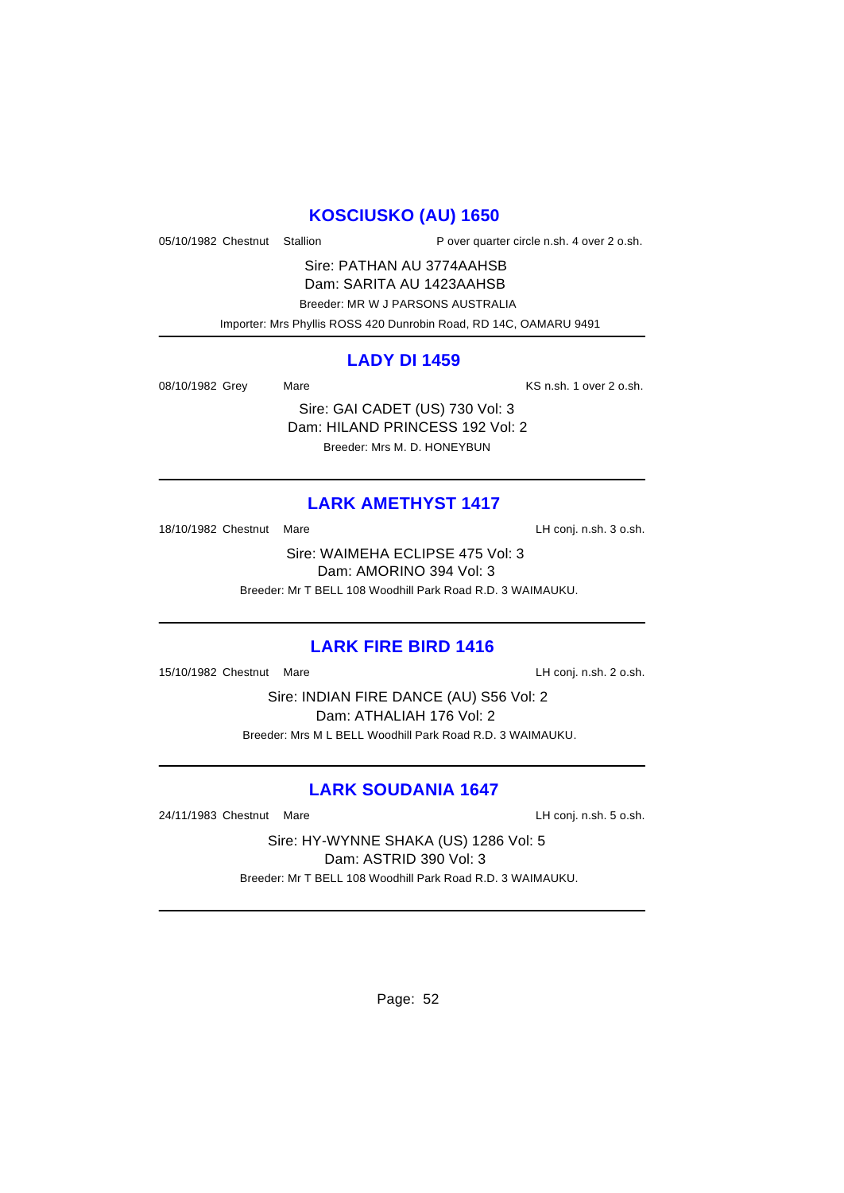## KOSCIUSKO (AU) 1650

05/10/1982 Chestnut Stallion P over quarter circle n.sh. 4 over 2 o.sh.

Sire: PATHAN AU 3774AAHSB
Dam: SARITA AU 1423AAHSB
Breeder: MR W J PARSONS AUSTRALIA
Importer: Mrs Phyllis ROSS 420 Dunrobin Road, RD 14C, OAMARU 9491

---

## LADY DI 1459

08/10/1982 Grey Mare KS n.sh. 1 over 2 o.sh.

Sire: GAI CADET (US) 730 Vol: 3
Dam: HILAND PRINCESS 192 Vol: 2
Breeder: Mrs M. D. HONEYBUN

---

## LARK AMETHYST 1417

18/10/1982 Chestnut Mare LH conj. n.sh. 3 o.sh.

Sire: WAIMEHA ECLIPSE 475 Vol: 3
Dam: AMORINO 394 Vol: 3
Breeder: Mr T BELL 108 Woodhill Park Road R.D. 3 WAIMAUKU.

---

## LARK FIRE BIRD 1416

15/10/1982 Chestnut Mare LH conj. n.sh. 2 o.sh.

Sire: INDIAN FIRE DANCE (AU) S56 Vol: 2
Dam: ATHALIAH 176 Vol: 2
Breeder: Mrs M L BELL Woodhill Park Road R.D. 3 WAIMAUKU.

---

## LARK SOUDANIA 1647

24/11/1983 Chestnut Mare LH conj. n.sh. 5 o.sh.

Sire: HY-WYNNE SHAKA (US) 1286 Vol: 5
Dam: ASTRID 390 Vol: 3
Breeder: Mr T BELL 108 Woodhill Park Road R.D. 3 WAIMAUKU.

---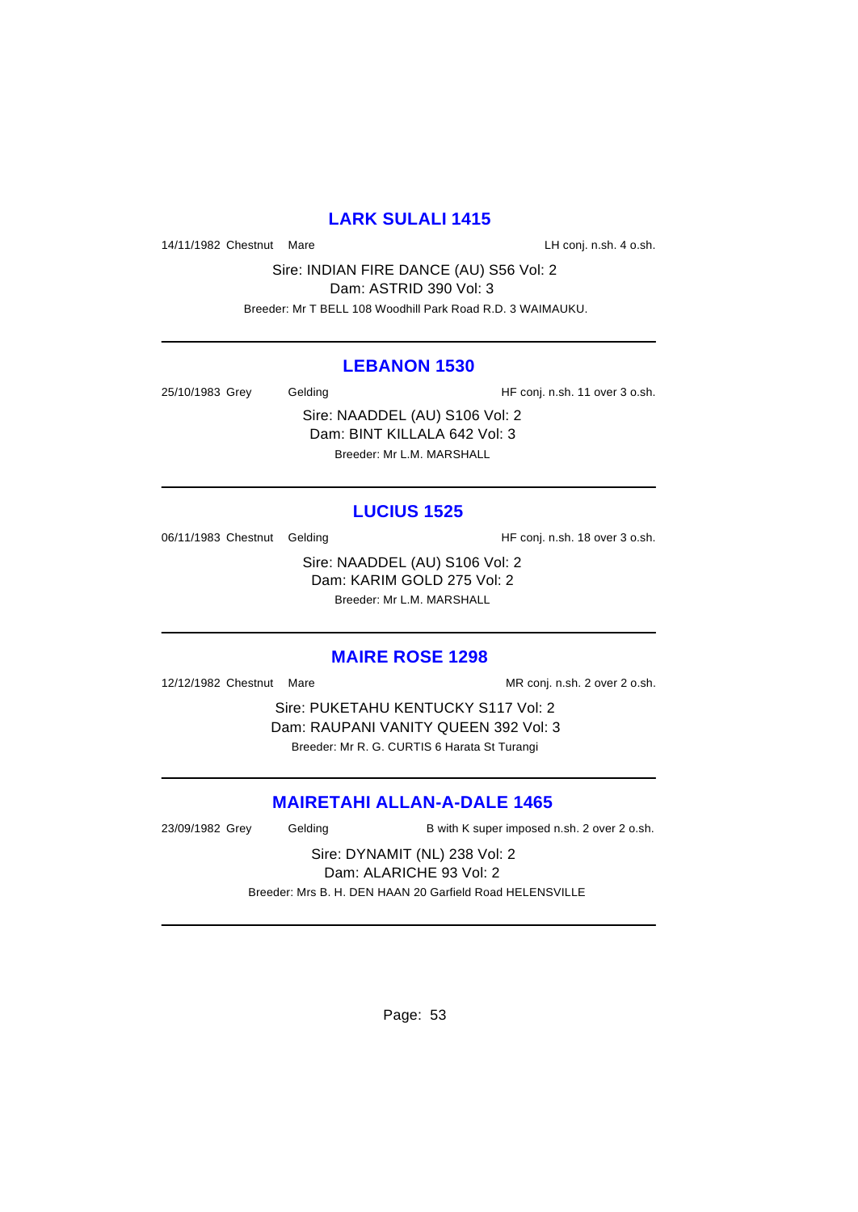## LARK SULALI 1415

14/11/1982 Chestnut Mare LH conj. n.sh. 4 o.sh.

Sire: INDIAN FIRE DANCE (AU) S56 Vol: 2
Dam: ASTRID 390 Vol: 3
Breeder: Mr T BELL 108 Woodhill Park Road R.D. 3 WAIMAUKU.

---

## LEBANON 1530

25/10/1983 Grey Gelding HF conj. n.sh. 11 over 3 o.sh.

Sire: NAADDEL (AU) S106 Vol: 2
Dam: BINT KILLALA 642 Vol: 3
Breeder: Mr L.M. MARSHALL

---

## LUCIUS 1525

06/11/1983 Chestnut Gelding HF conj. n.sh. 18 over 3 o.sh.

Sire: NAADDEL (AU) S106 Vol: 2
Dam: KARIM GOLD 275 Vol: 2
Breeder: Mr L.M. MARSHALL

---

## MAIRE ROSE 1298

12/12/1982 Chestnut Mare MR conj. n.sh. 2 over 2 o.sh.

Sire: PUKETAHU KENTUCKY S117 Vol: 2
Dam: RAUPANI VANITY QUEEN 392 Vol: 3
Breeder: Mr R. G. CURTIS 6 Harata St Turangi

---

## MAIRETAHI ALLAN-A-DALE 1465

23/09/1982 Grey Gelding B with K super imposed n.sh. 2 over 2 o.sh.

Sire: DYNAMIT (NL) 238 Vol: 2
Dam: ALARICHE 93 Vol: 2
Breeder: Mrs B. H. DEN HAAN 20 Garfield Road HELENSVILLE

---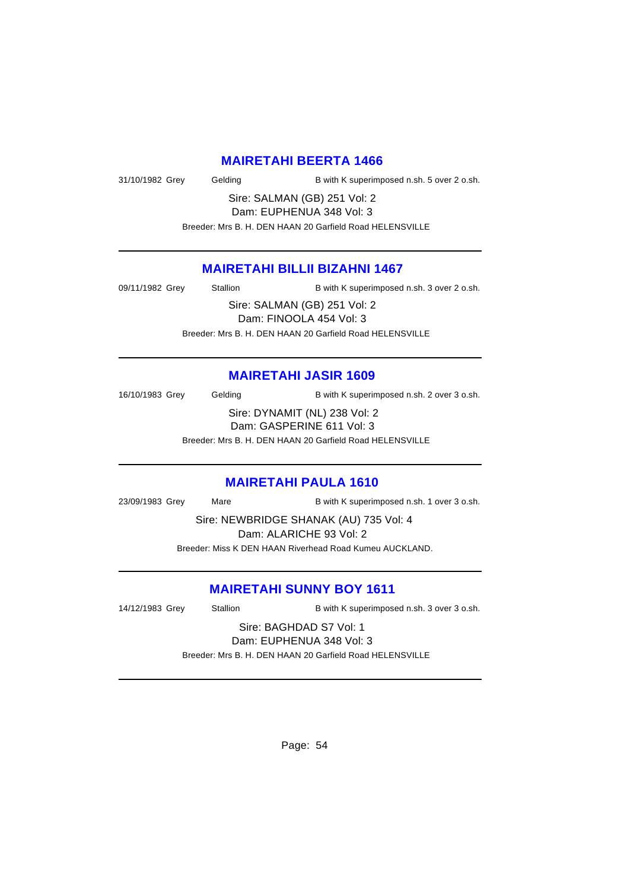## MAIRETAHI BEERTA 1466

31/10/1982 Grey Gelding B with K superimposed n.sh. 5 over 2 o.sh.

Sire: SALMAN (GB) 251 Vol: 2
Dam: EUPHENUA 348 Vol: 3

Breeder: Mrs B. H. DEN HAAN 20 Garfield Road HELENSVILLE

---

## MAIRETAHI BILLII BIZAHNI 1467

09/11/1982 Grey Stallion B with K superimposed n.sh. 3 over 2 o.sh.

Sire: SALMAN (GB) 251 Vol: 2
Dam: FINOOLA 454 Vol: 3

Breeder: Mrs B. H. DEN HAAN 20 Garfield Road HELENSVILLE

---

## MAIRETAHI JASIR 1609

16/10/1983 Grey Gelding B with K superimposed n.sh. 2 over 3 o.sh.

Sire: DYNAMIT (NL) 238 Vol: 2
Dam: GASPERINE 611 Vol: 3

Breeder: Mrs B. H. DEN HAAN 20 Garfield Road HELENSVILLE

---

## MAIRETAHI PAULA 1610

23/09/1983 Grey Mare B with K superimposed n.sh. 1 over 3 o.sh.

Sire: NEWBRIDGE SHANAK (AU) 735 Vol: 4
Dam: ALARICHE 93 Vol: 2

Breeder: Miss K DEN HAAN Riverhead Road Kumeu AUCKLAND.

---

## MAIRETAHI SUNNY BOY 1611

14/12/1983 Grey Stallion B with K superimposed n.sh. 3 over 3 o.sh.

Sire: BAGHDAD S7 Vol: 1
Dam: EUPHENUA 348 Vol: 3

Breeder: Mrs B. H. DEN HAAN 20 Garfield Road HELENSVILLE

---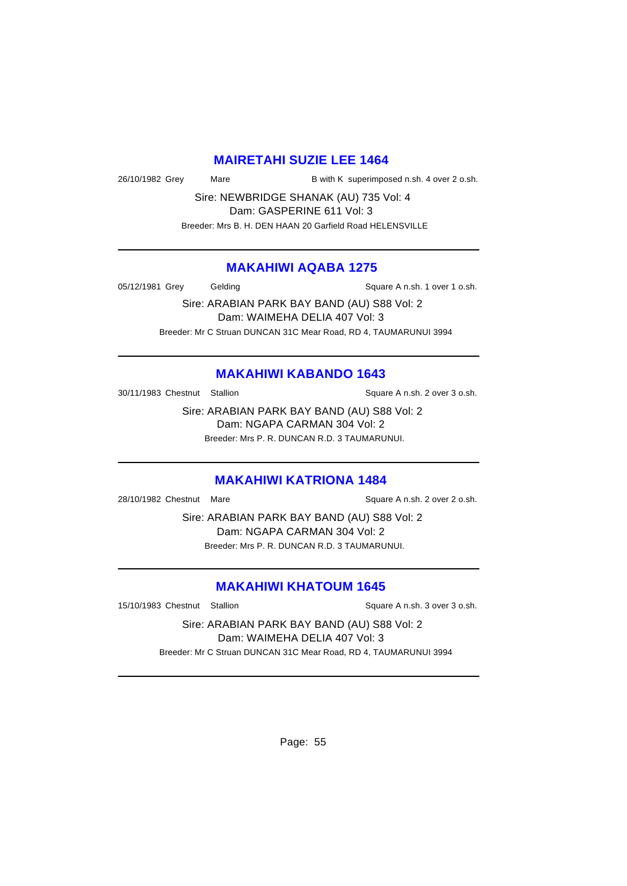## MAIRETAHI SUZIE LEE 1464

26/10/1982 Grey Mare B with K superimposed n.sh. 4 over 2 o.sh.

Sire: NEWBRIDGE SHANAK (AU) 735 Vol: 4
Dam: GASPERINE 611 Vol: 3
Breeder: Mrs B. H. DEN HAAN 20 Garfield Road HELENSVILLE

---

## MAKAHIWI AQABA 1275

05/12/1981 Grey Gelding Square A n.sh. 1 over 1 o.sh.

Sire: ARABIAN PARK BAY BAND (AU) S88 Vol: 2
Dam: WAIMEHA DELIA 407 Vol: 3
Breeder: Mr C Struan DUNCAN 31C Mear Road, RD 4, TAUMARUNUI 3994

---

## MAKAHIWI KABANDO 1643

30/11/1983 Chestnut Stallion Square A n.sh. 2 over 3 o.sh.

Sire: ARABIAN PARK BAY BAND (AU) S88 Vol: 2
Dam: NGAPA CARMAN 304 Vol: 2
Breeder: Mrs P. R. DUNCAN R.D. 3 TAUMARUNUI.

---

## MAKAHIWI KATRIONA 1484

28/10/1982 Chestnut Mare Square A n.sh. 2 over 2 o.sh.

Sire: ARABIAN PARK BAY BAND (AU) S88 Vol: 2
Dam: NGAPA CARMAN 304 Vol: 2
Breeder: Mrs P. R. DUNCAN R.D. 3 TAUMARUNUI.

---

## MAKAHIWI KHATOUM 1645

15/10/1983 Chestnut Stallion Square A n.sh. 3 over 3 o.sh.

Sire: ARABIAN PARK BAY BAND (AU) S88 Vol: 2
Dam: WAIMEHA DELIA 407 Vol: 3
Breeder: Mr C Struan DUNCAN 31C Mear Road, RD 4, TAUMARUNUI 3994

---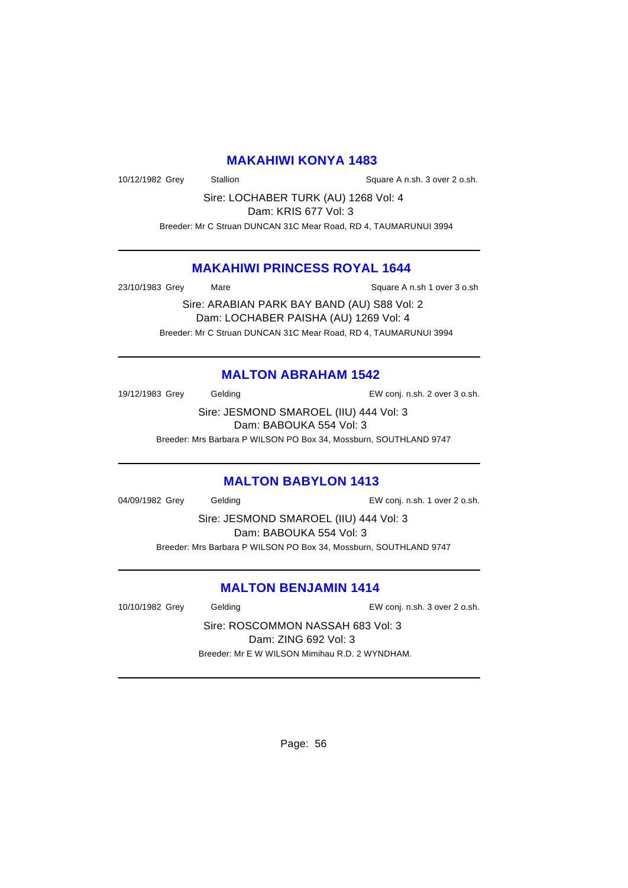## MAKAHIWI KONYA 1483

10/12/1982 Grey Stallion Square A n.sh. 3 over 2 o.sh.

Sire: LOCHABER TURK (AU) 1268 Vol: 4
Dam: KRIS 677 Vol: 3

Breeder: Mr C Struan DUNCAN 31C Mear Road, RD 4, TAUMARUNUI 3994

---

## MAKAHIWI PRINCESS ROYAL 1644

23/10/1983 Grey Mare Square A n.sh 1 over 3 o.sh

Sire: ARABIAN PARK BAY BAND (AU) S88 Vol: 2
Dam: LOCHABER PAISHA (AU) 1269 Vol: 4

Breeder: Mr C Struan DUNCAN 31C Mear Road, RD 4, TAUMARUNUI 3994

---

## MALTON ABRAHAM 1542

19/12/1983 Grey Gelding EW conj. n.sh. 2 over 3 o.sh.

Sire: JESMOND SMAROEL (IIU) 444 Vol: 3
Dam: BABOUKA 554 Vol: 3

Breeder: Mrs Barbara P WILSON PO Box 34, Mossburn, SOUTHLAND 9747

---

## MALTON BABYLON 1413

04/09/1982 Grey Gelding EW conj. n.sh. 1 over 2 o.sh.

Sire: JESMOND SMAROEL (IIU) 444 Vol: 3
Dam: BABOUKA 554 Vol: 3

Breeder: Mrs Barbara P WILSON PO Box 34, Mossburn, SOUTHLAND 9747

---

## MALTON BENJAMIN 1414

10/10/1982 Grey Gelding EW conj. n.sh. 3 over 2 o.sh.

Sire: ROSCOMMON NASSAH 683 Vol: 3
Dam: ZING 692 Vol: 3

Breeder: Mr E W WILSON Mimihau R.D. 2 WYNDHAM.

---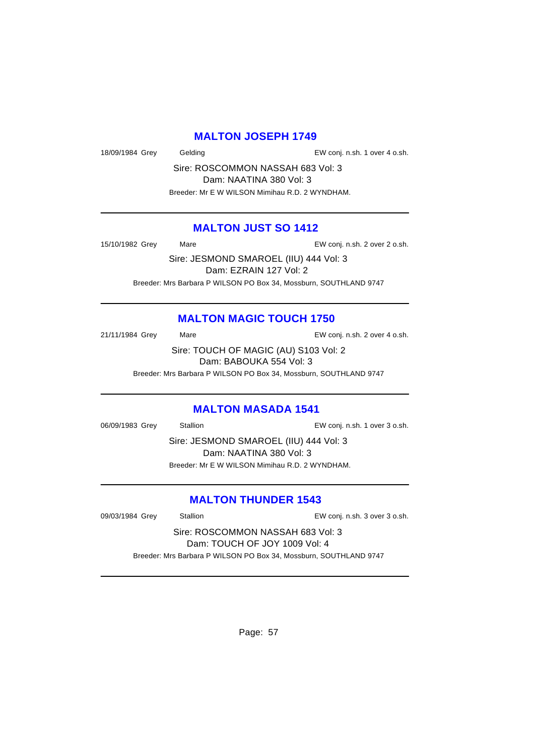## MALTON JOSEPH 1749

18/09/1984 Grey Gelding EW conj. n.sh. 1 over 4 o.sh.

Sire: ROSCOMMON NASSAH 683 Vol: 3
Dam: NAATINA 380 Vol: 3
Breeder: Mr E W WILSON Mimihau R.D. 2 WYNDHAM.

---

## MALTON JUST SO 1412

15/10/1982 Grey Mare EW conj. n.sh. 2 over 2 o.sh.

Sire: JESMOND SMAROEL (IIU) 444 Vol: 3
Dam: EZRAIN 127 Vol: 2
Breeder: Mrs Barbara P WILSON PO Box 34, Mossburn, SOUTHLAND 9747

---

## MALTON MAGIC TOUCH 1750

21/11/1984 Grey Mare EW conj. n.sh. 2 over 4 o.sh.

Sire: TOUCH OF MAGIC (AU) S103 Vol: 2
Dam: BABOUKA 554 Vol: 3
Breeder: Mrs Barbara P WILSON PO Box 34, Mossburn, SOUTHLAND 9747

---

## MALTON MASADA 1541

06/09/1983 Grey Stallion EW conj. n.sh. 1 over 3 o.sh.

Sire: JESMOND SMAROEL (IIU) 444 Vol: 3
Dam: NAATINA 380 Vol: 3
Breeder: Mr E W WILSON Mimihau R.D. 2 WYNDHAM.

---

## MALTON THUNDER 1543

09/03/1984 Grey Stallion EW conj. n.sh. 3 over 3 o.sh.

Sire: ROSCOMMON NASSAH 683 Vol: 3
Dam: TOUCH OF JOY 1009 Vol: 4
Breeder: Mrs Barbara P WILSON PO Box 34, Mossburn, SOUTHLAND 9747

---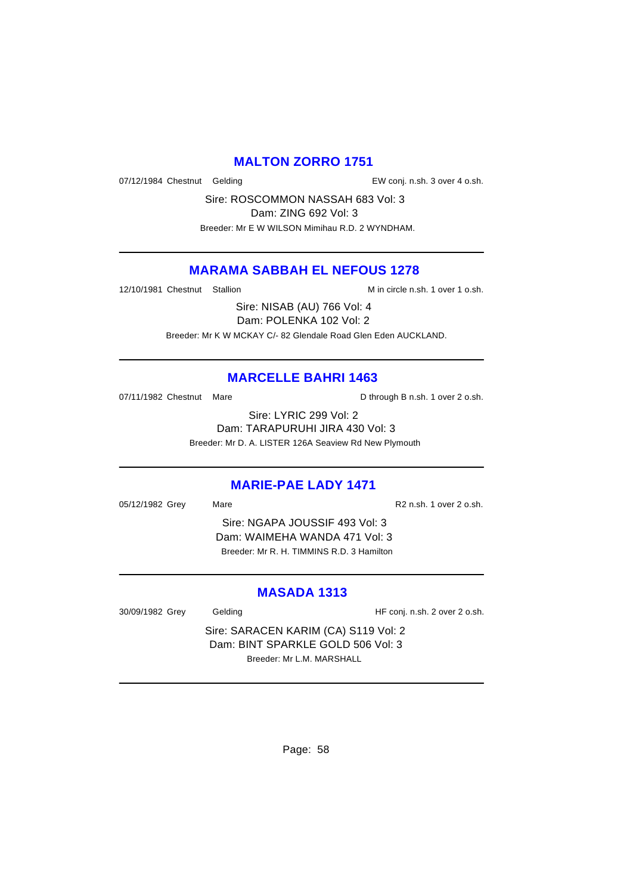## MALTON ZORRO 1751

07/12/1984 Chestnut Gelding EW conj. n.sh. 3 over 4 o.sh.

Sire: ROSCOMMON NASSAH 683 Vol: 3
Dam: ZING 692 Vol: 3
Breeder: Mr E W WILSON Mimihau R.D. 2 WYNDHAM.

---

## MARAMA SABBAH EL NEFOUS 1278

12/10/1981 Chestnut Stallion M in circle n.sh. 1 over 1 o.sh.

Sire: NISAB (AU) 766 Vol: 4
Dam: POLENKA 102 Vol: 2
Breeder: Mr K W MCKAY C/- 82 Glendale Road Glen Eden AUCKLAND.

---

## MARCELLE BAHRI 1463

07/11/1982 Chestnut Mare D through B n.sh. 1 over 2 o.sh.

Sire: LYRIC 299 Vol: 2
Dam: TARAPURUHI JIRA 430 Vol: 3
Breeder: Mr D. A. LISTER 126A Seaview Rd New Plymouth

---

## MARIE-PAE LADY 1471

05/12/1982 Grey Mare R2 n.sh. 1 over 2 o.sh.

Sire: NGAPA JOUSSIF 493 Vol: 3
Dam: WAIMEHA WANDA 471 Vol: 3
Breeder: Mr R. H. TIMMINS R.D. 3 Hamilton

---

## MASADA 1313

30/09/1982 Grey Gelding HF conj. n.sh. 2 over 2 o.sh.

Sire: SARACEN KARIM (CA) S119 Vol: 2
Dam: BINT SPARKLE GOLD 506 Vol: 3
Breeder: Mr L.M. MARSHALL

---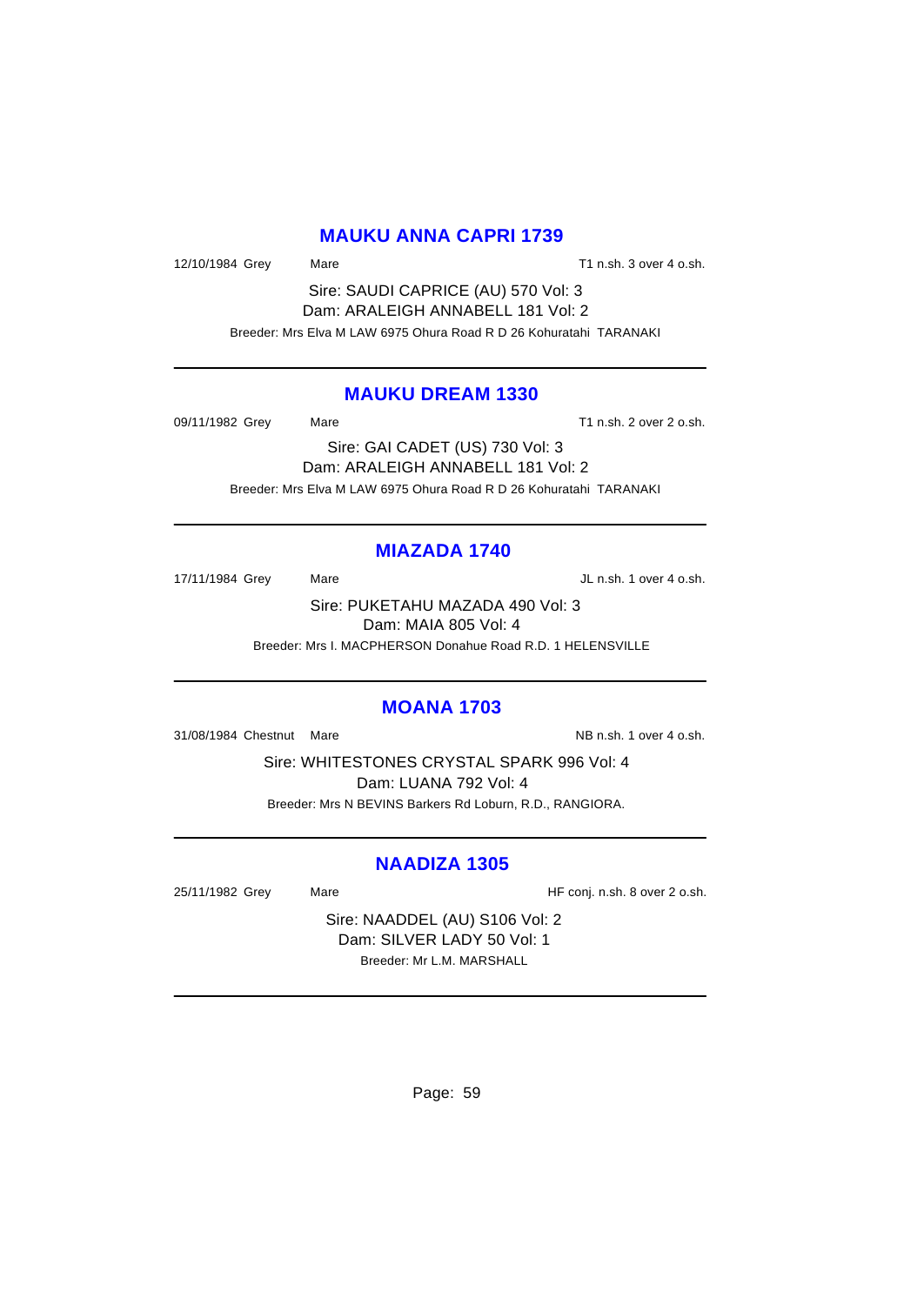## MAUKU ANNA CAPRI 1739

12/10/1984 Grey Mare T1 n.sh. 3 over 4 o.sh.

Sire: SAUDI CAPRICE (AU) 570 Vol: 3
Dam: ARALEIGH ANNABELL 181 Vol: 2
Breeder: Mrs Elva M LAW 6975 Ohura Road R D 26 Kohuratahi TARANAKI

---

## MAUKU DREAM 1330

09/11/1982 Grey Mare T1 n.sh. 2 over 2 o.sh.

Sire: GAI CADET (US) 730 Vol: 3
Dam: ARALEIGH ANNABELL 181 Vol: 2
Breeder: Mrs Elva M LAW 6975 Ohura Road R D 26 Kohuratahi TARANAKI

---

## MIAZADA 1740

17/11/1984 Grey Mare JL n.sh. 1 over 4 o.sh.

Sire: PUKETAHU MAZADA 490 Vol: 3
Dam: MAIA 805 Vol: 4
Breeder: Mrs I. MACPHERSON Donahue Road R.D. 1 HELENSVILLE

---

## MOANA 1703

31/08/1984 Chestnut Mare NB n.sh. 1 over 4 o.sh.

Sire: WHITESTONES CRYSTAL SPARK 996 Vol: 4
Dam: LUANA 792 Vol: 4
Breeder: Mrs N BEVINS Barkers Rd Loburn, R.D., RANGIORA.

---

## NAADIZA 1305

25/11/1982 Grey Mare HF conj. n.sh. 8 over 2 o.sh.

Sire: NAADDEL (AU) S106 Vol: 2
Dam: SILVER LADY 50 Vol: 1
Breeder: Mr L.M. MARSHALL

---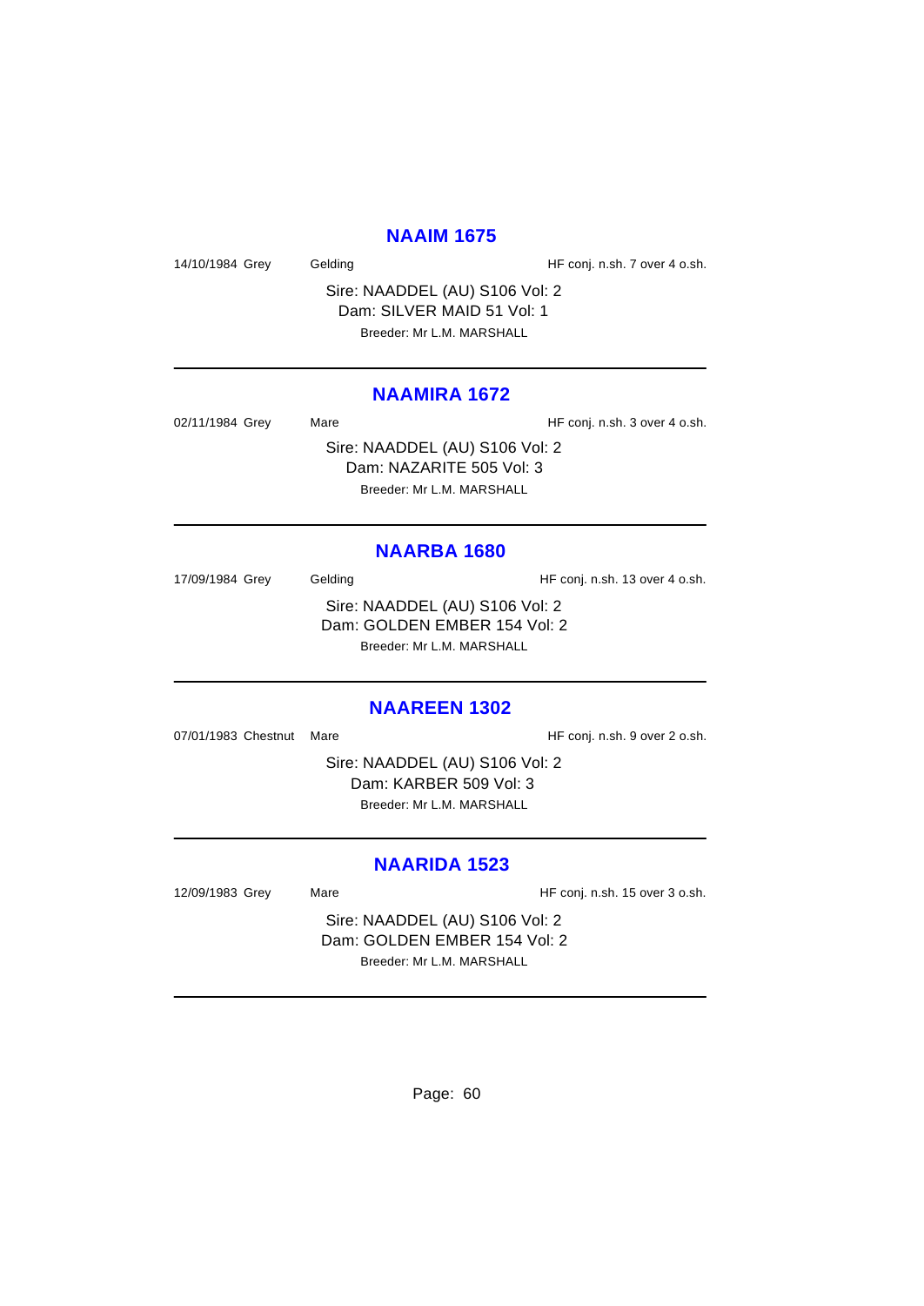## NAAIM 1675

14/10/1984 Grey Gelding HF conj. n.sh. 7 over 4 o.sh.

Sire: NAADDEL (AU) S106 Vol: 2
Dam: SILVER MAID 51 Vol: 1
Breeder: Mr L.M. MARSHALL

---

## NAAMIRA 1672

02/11/1984 Grey Mare HF conj. n.sh. 3 over 4 o.sh.

Sire: NAADDEL (AU) S106 Vol: 2
Dam: NAZARITE 505 Vol: 3
Breeder: Mr L.M. MARSHALL

---

## NAARBA 1680

17/09/1984 Grey Gelding HF conj. n.sh. 13 over 4 o.sh.

Sire: NAADDEL (AU) S106 Vol: 2
Dam: GOLDEN EMBER 154 Vol: 2
Breeder: Mr L.M. MARSHALL

---

## NAAREEN 1302

07/01/1983 Chestnut Mare HF conj. n.sh. 9 over 2 o.sh.

Sire: NAADDEL (AU) S106 Vol: 2
Dam: KARBER 509 Vol: 3
Breeder: Mr L.M. MARSHALL

---

## NAARIDA 1523

12/09/1983 Grey Mare HF conj. n.sh. 15 over 3 o.sh.

Sire: NAADDEL (AU) S106 Vol: 2
Dam: GOLDEN EMBER 154 Vol: 2
Breeder: Mr L.M. MARSHALL

---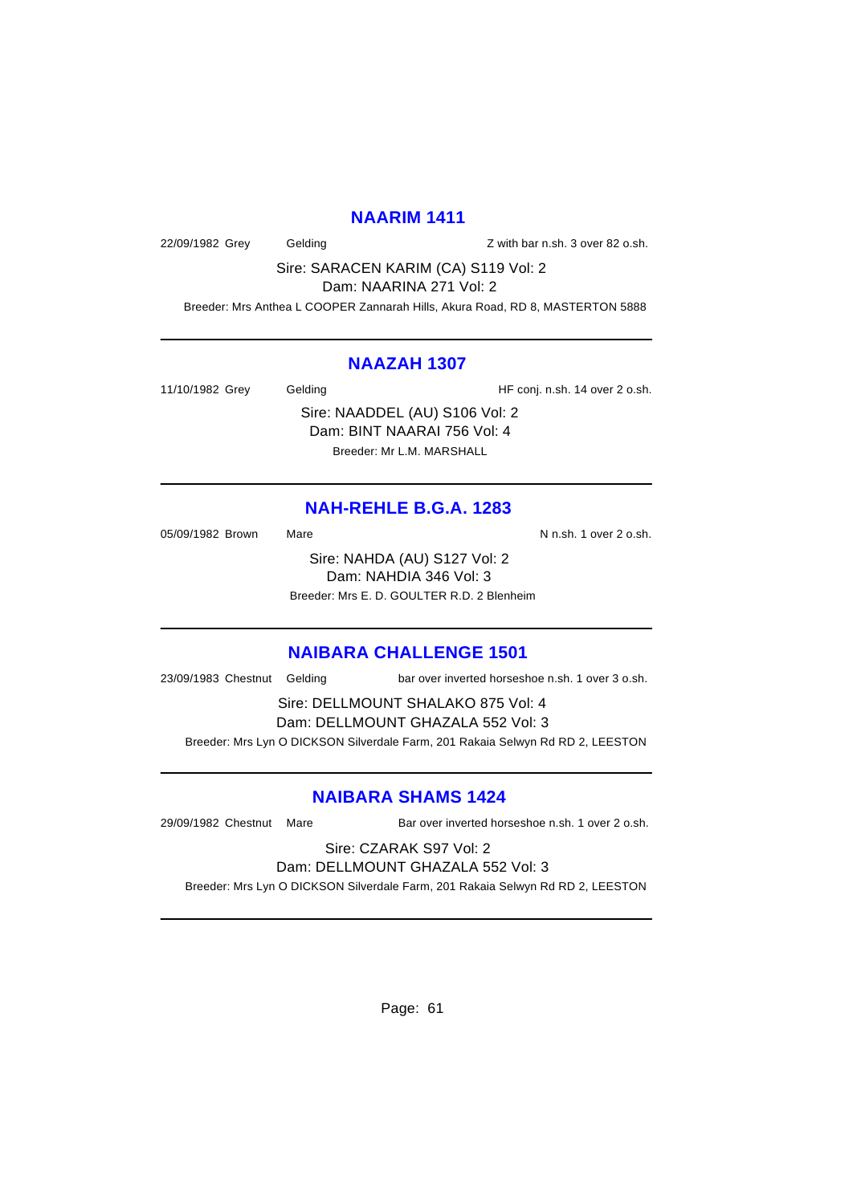## NAARIM 1411

22/09/1982 Grey Gelding Z with bar n.sh. 3 over 82 o.sh.

Sire: SARACEN KARIM (CA) S119 Vol: 2
Dam: NAARINA 271 Vol: 2

Breeder: Mrs Anthea L COOPER Zannarah Hills, Akura Road, RD 8, MASTERTON 5888

---

## NAAZAH 1307

11/10/1982 Grey Gelding HF conj. n.sh. 14 over 2 o.sh.

Sire: NAADDEL (AU) S106 Vol: 2
Dam: BINT NAARAI 756 Vol: 4

Breeder: Mr L.M. MARSHALL

---

## NAH-REHLE B.G.A. 1283

05/09/1982 Brown Mare N n.sh. 1 over 2 o.sh.

Sire: NAHDA (AU) S127 Vol: 2
Dam: NAHDIA 346 Vol: 3

Breeder: Mrs E. D. GOULTER R.D. 2 Blenheim

---

## NAIBARA CHALLENGE 1501

23/09/1983 Chestnut Gelding bar over inverted horseshoe n.sh. 1 over 3 o.sh.

Sire: DELLMOUNT SHALAKO 875 Vol: 4
Dam: DELLMOUNT GHAZALA 552 Vol: 3

Breeder: Mrs Lyn O DICKSON Silverdale Farm, 201 Rakaia Selwyn Rd RD 2, LEESTON

---

## NAIBARA SHAMS 1424

29/09/1982 Chestnut Mare Bar over inverted horseshoe n.sh. 1 over 2 o.sh.

Sire: CZARAK S97 Vol: 2
Dam: DELLMOUNT GHAZALA 552 Vol: 3

Breeder: Mrs Lyn O DICKSON Silverdale Farm, 201 Rakaia Selwyn Rd RD 2, LEESTON

---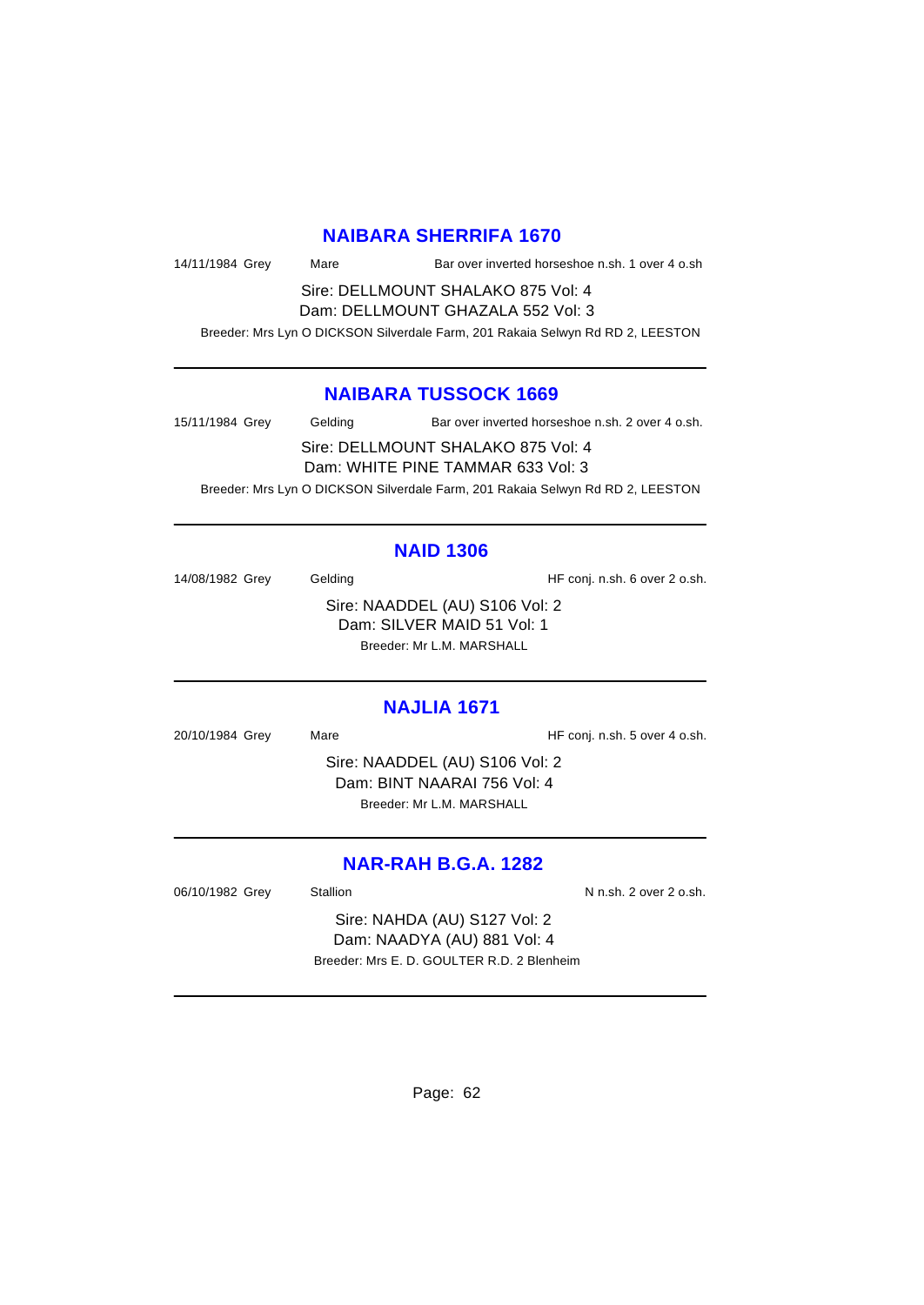## NAIBARA SHERRIFA 1670

14/11/1984 Grey Mare Bar over inverted horseshoe n.sh. 1 over 4 o.sh

Sire: DELLMOUNT SHALAKO 875 Vol: 4
Dam: DELLMOUNT GHAZALA 552 Vol: 3

Breeder: Mrs Lyn O DICKSON Silverdale Farm, 201 Rakaia Selwyn Rd RD 2, LEESTON

---

## NAIBARA TUSSOCK 1669

15/11/1984 Grey Gelding Bar over inverted horseshoe n.sh. 2 over 4 o.sh.

Sire: DELLMOUNT SHALAKO 875 Vol: 4
Dam: WHITE PINE TAMMAR 633 Vol: 3

Breeder: Mrs Lyn O DICKSON Silverdale Farm, 201 Rakaia Selwyn Rd RD 2, LEESTON

---

## NAID 1306

14/08/1982 Grey Gelding HF conj. n.sh. 6 over 2 o.sh.

Sire: NAADDEL (AU) S106 Vol: 2
Dam: SILVER MAID 51 Vol: 1

Breeder: Mr L.M. MARSHALL

---

## NAJLIA 1671

20/10/1984 Grey Mare HF conj. n.sh. 5 over 4 o.sh.

Sire: NAADDEL (AU) S106 Vol: 2
Dam: BINT NAARAI 756 Vol: 4

Breeder: Mr L.M. MARSHALL

---

## NAR-RAH B.G.A. 1282

06/10/1982 Grey Stallion N n.sh. 2 over 2 o.sh.

Sire: NAHDA (AU) S127 Vol: 2
Dam: NAADYA (AU) 881 Vol: 4

Breeder: Mrs E. D. GOULTER R.D. 2 Blenheim

---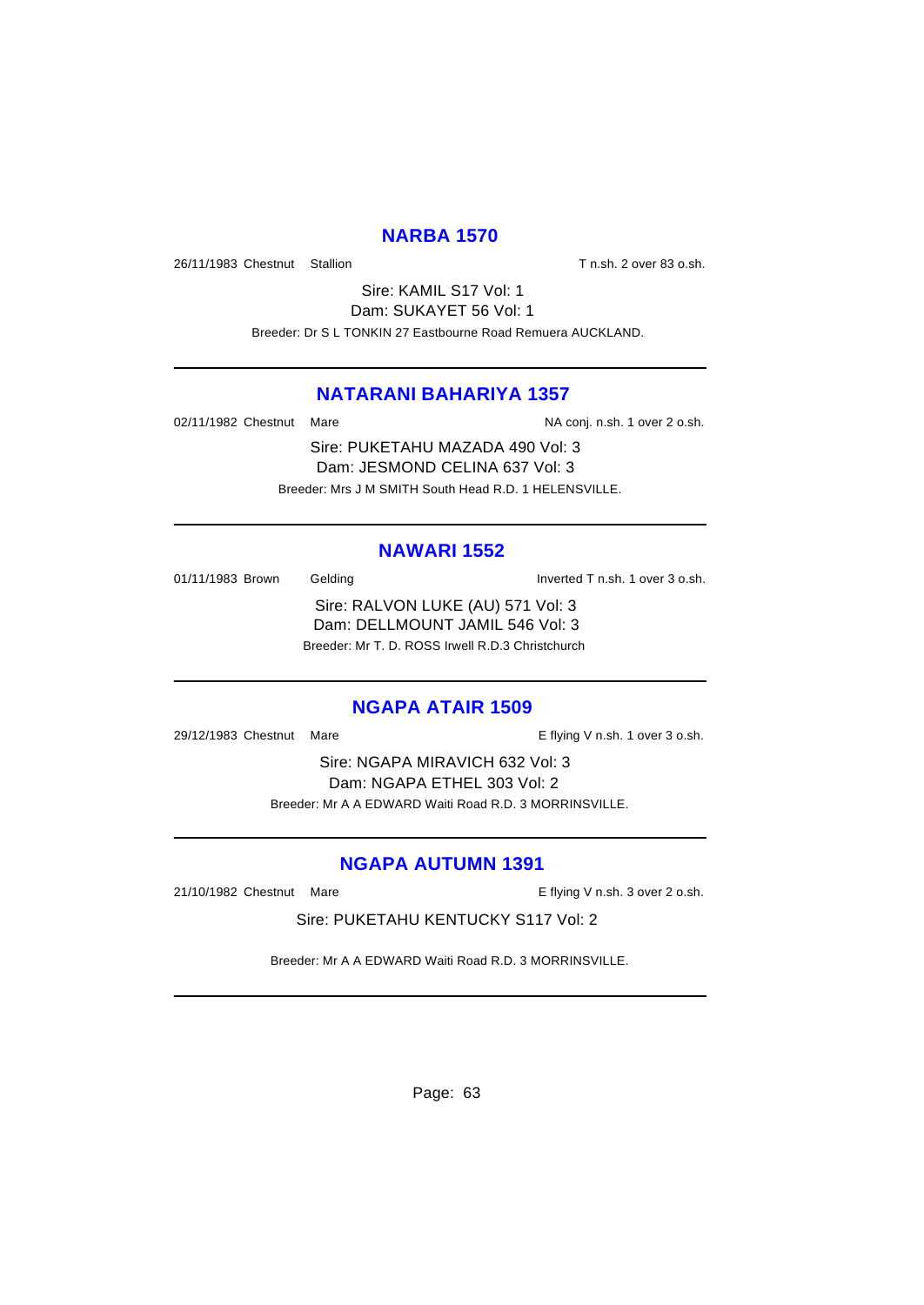## NARBA 1570

26/11/1983 Chestnut Stallion T n.sh. 2 over 83 o.sh.

Sire: KAMIL S17 Vol: 1
Dam: SUKAYET 56 Vol: 1
Breeder: Dr S L TONKIN 27 Eastbourne Road Remuera AUCKLAND.

---

## NATARANI BAHARIYA 1357

02/11/1982 Chestnut Mare NA conj. n.sh. 1 over 2 o.sh.

Sire: PUKETAHU MAZADA 490 Vol: 3
Dam: JESMOND CELINA 637 Vol: 3
Breeder: Mrs J M SMITH South Head R.D. 1 HELENSVILLE.

---

## NAWARI 1552

01/11/1983 Brown Gelding Inverted T n.sh. 1 over 3 o.sh.

Sire: RALVON LUKE (AU) 571 Vol: 3
Dam: DELLMOUNT JAMIL 546 Vol: 3
Breeder: Mr T. D. ROSS Irwell R.D.3 Christchurch

---

## NGAPA ATAIR 1509

29/12/1983 Chestnut Mare E flying V n.sh. 1 over 3 o.sh.

Sire: NGAPA MIRAVICH 632 Vol: 3
Dam: NGAPA ETHEL 303 Vol: 2
Breeder: Mr A A EDWARD Waiti Road R.D. 3 MORRINSVILLE.

---

## NGAPA AUTUMN 1391

21/10/1982 Chestnut Mare E flying V n.sh. 3 over 2 o.sh.

Sire: PUKETAHU KENTUCKY S117 Vol: 2

Breeder: Mr A A EDWARD Waiti Road R.D. 3 MORRINSVILLE.

---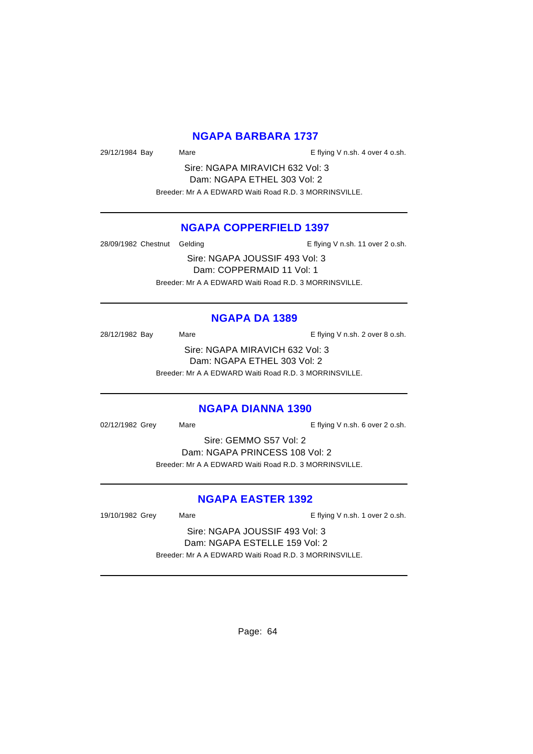## NGAPA BARBARA 1737

29/12/1984 Bay Mare E flying V n.sh. 4 over 4 o.sh.

Sire: NGAPA MIRAVICH 632 Vol: 3
Dam: NGAPA ETHEL 303 Vol: 2
Breeder: Mr A A EDWARD Waiti Road R.D. 3 MORRINSVILLE.

---

## NGAPA COPPERFIELD 1397

28/09/1982 Chestnut Gelding E flying V n.sh. 11 over 2 o.sh.

Sire: NGAPA JOUSSIF 493 Vol: 3
Dam: COPPERMAID 11 Vol: 1
Breeder: Mr A A EDWARD Waiti Road R.D. 3 MORRINSVILLE.

---

## NGAPA DA 1389

28/12/1982 Bay Mare E flying V n.sh. 2 over 8 o.sh.

Sire: NGAPA MIRAVICH 632 Vol: 3
Dam: NGAPA ETHEL 303 Vol: 2
Breeder: Mr A A EDWARD Waiti Road R.D. 3 MORRINSVILLE.

---

## NGAPA DIANNA 1390

02/12/1982 Grey Mare E flying V n.sh. 6 over 2 o.sh.

Sire: GEMMO S57 Vol: 2
Dam: NGAPA PRINCESS 108 Vol: 2
Breeder: Mr A A EDWARD Waiti Road R.D. 3 MORRINSVILLE.

---

## NGAPA EASTER 1392

19/10/1982 Grey Mare E flying V n.sh. 1 over 2 o.sh.

Sire: NGAPA JOUSSIF 493 Vol: 3
Dam: NGAPA ESTELLE 159 Vol: 2
Breeder: Mr A A EDWARD Waiti Road R.D. 3 MORRINSVILLE.

---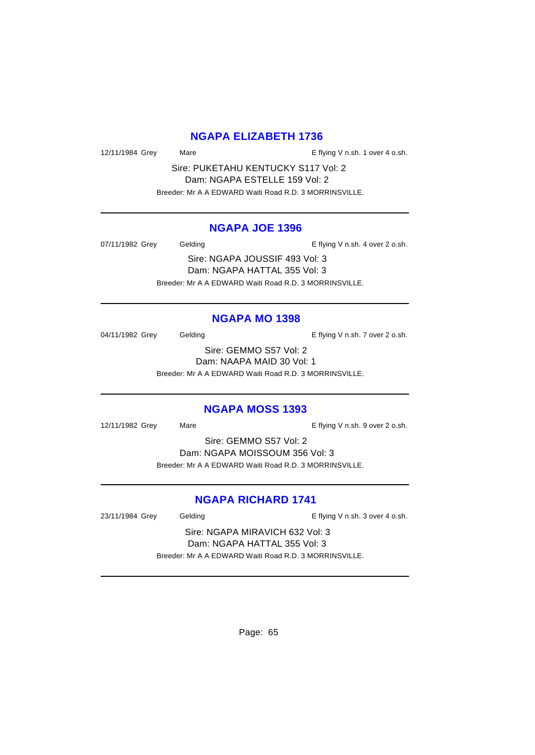## NGAPA ELIZABETH 1736

12/11/1984 Grey Mare E flying V n.sh. 1 over 4 o.sh.

Sire: PUKETAHU KENTUCKY S117 Vol: 2
Dam: NGAPA ESTELLE 159 Vol: 2
Breeder: Mr A A EDWARD Waiti Road R.D. 3 MORRINSVILLE.

---

## NGAPA JOE 1396

07/11/1982 Grey Gelding E flying V n.sh. 4 over 2 o.sh.

Sire: NGAPA JOUSSIF 493 Vol: 3
Dam: NGAPA HATTAL 355 Vol: 3
Breeder: Mr A A EDWARD Waiti Road R.D. 3 MORRINSVILLE.

---

## NGAPA MO 1398

04/11/1982 Grey Gelding E flying V n.sh. 7 over 2 o.sh.

Sire: GEMMO S57 Vol: 2
Dam: NAAPA MAID 30 Vol: 1
Breeder: Mr A A EDWARD Waiti Road R.D. 3 MORRINSVILLE.

---

## NGAPA MOSS 1393

12/11/1982 Grey Mare E flying V n.sh. 9 over 2 o.sh.

Sire: GEMMO S57 Vol: 2
Dam: NGAPA MOISSOUM 356 Vol: 3
Breeder: Mr A A EDWARD Waiti Road R.D. 3 MORRINSVILLE.

---

## NGAPA RICHARD 1741

23/11/1984 Grey Gelding E flying V n.sh. 3 over 4 o.sh.

Sire: NGAPA MIRAVICH 632 Vol: 3
Dam: NGAPA HATTAL 355 Vol: 3
Breeder: Mr A A EDWARD Waiti Road R.D. 3 MORRINSVILLE.

---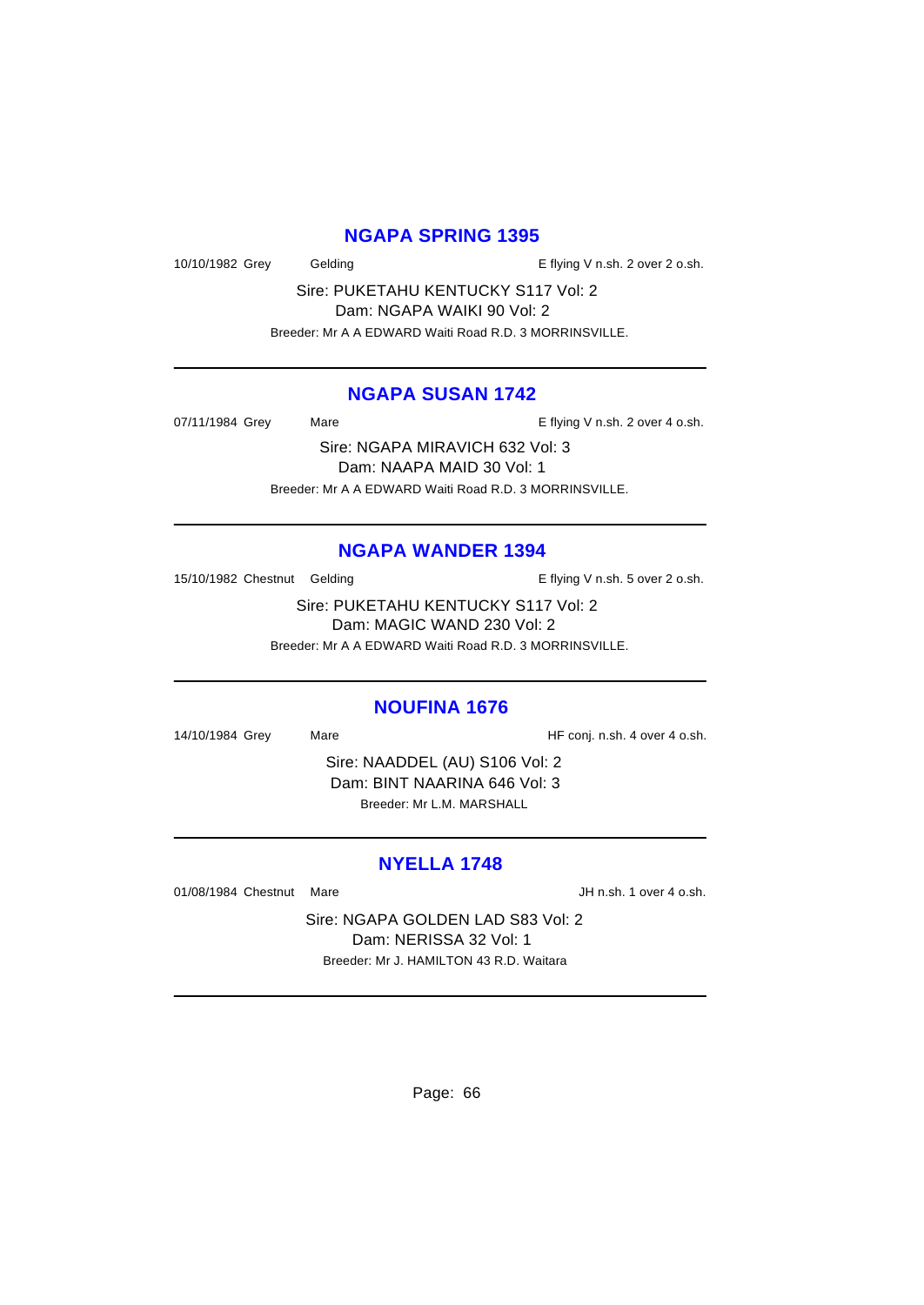## NGAPA SPRING 1395

10/10/1982 Grey Gelding E flying V n.sh. 2 over 2 o.sh.

Sire: PUKETAHU KENTUCKY S117 Vol: 2
Dam: NGAPA WAIKI 90 Vol: 2
Breeder: Mr A A EDWARD Waiti Road R.D. 3 MORRINSVILLE.

---

## NGAPA SUSAN 1742

07/11/1984 Grey Mare E flying V n.sh. 2 over 4 o.sh.

Sire: NGAPA MIRAVICH 632 Vol: 3
Dam: NAAPA MAID 30 Vol: 1
Breeder: Mr A A EDWARD Waiti Road R.D. 3 MORRINSVILLE.

---

## NGAPA WANDER 1394

15/10/1982 Chestnut Gelding E flying V n.sh. 5 over 2 o.sh.

Sire: PUKETAHU KENTUCKY S117 Vol: 2
Dam: MAGIC WAND 230 Vol: 2
Breeder: Mr A A EDWARD Waiti Road R.D. 3 MORRINSVILLE.

---

## NOUFINA 1676

14/10/1984 Grey Mare HF conj. n.sh. 4 over 4 o.sh.

Sire: NAADDEL (AU) S106 Vol: 2
Dam: BINT NAARINA 646 Vol: 3
Breeder: Mr L.M. MARSHALL

---

## NYELLA 1748

01/08/1984 Chestnut Mare JH n.sh. 1 over 4 o.sh.

Sire: NGAPA GOLDEN LAD S83 Vol: 2
Dam: NERISSA 32 Vol: 1
Breeder: Mr J. HAMILTON 43 R.D. Waitara

---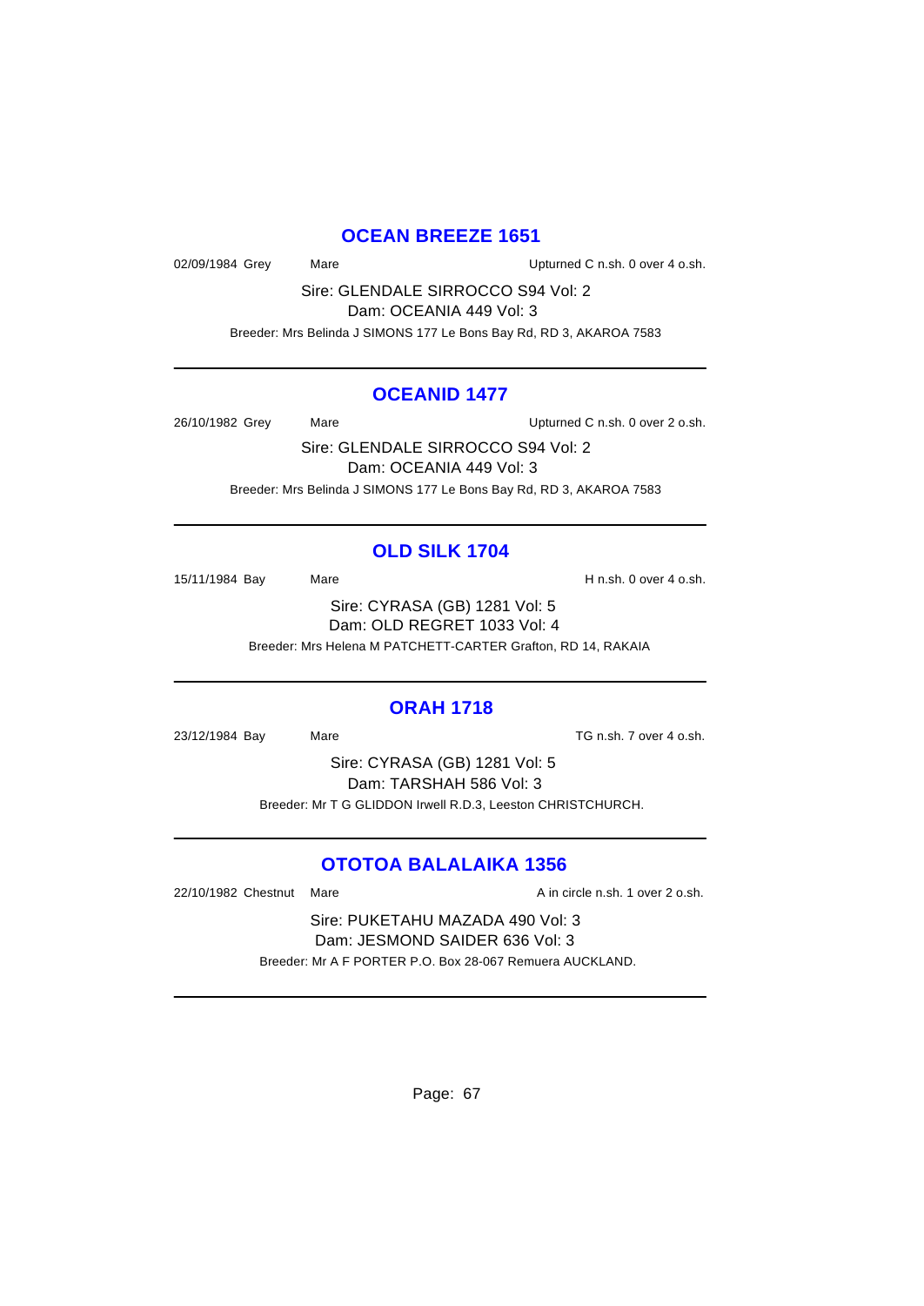## OCEAN BREEZE 1651

02/09/1984 Grey Mare Upturned C n.sh. 0 over 4 o.sh.

Sire: GLENDALE SIRROCCO S94 Vol: 2
Dam: OCEANIA 449 Vol: 3

Breeder: Mrs Belinda J SIMONS 177 Le Bons Bay Rd, RD 3, AKAROA 7583

---

## OCEANID 1477

26/10/1982 Grey Mare Upturned C n.sh. 0 over 2 o.sh.

Sire: GLENDALE SIRROCCO S94 Vol: 2
Dam: OCEANIA 449 Vol: 3

Breeder: Mrs Belinda J SIMONS 177 Le Bons Bay Rd, RD 3, AKAROA 7583

---

## OLD SILK 1704

15/11/1984 Bay Mare H n.sh. 0 over 4 o.sh.

Sire: CYRASA (GB) 1281 Vol: 5
Dam: OLD REGRET 1033 Vol: 4

Breeder: Mrs Helena M PATCHETT-CARTER Grafton, RD 14, RAKAIA

---

## ORAH 1718

23/12/1984 Bay Mare TG n.sh. 7 over 4 o.sh.

Sire: CYRASA (GB) 1281 Vol: 5
Dam: TARSHAH 586 Vol: 3

Breeder: Mr T G GLIDDON Irwell R.D.3, Leeston CHRISTCHURCH.

---

## OTOTOA BALALAIKA 1356

22/10/1982 Chestnut Mare A in circle n.sh. 1 over 2 o.sh.

Sire: PUKETAHU MAZADA 490 Vol: 3
Dam: JESMOND SAIDER 636 Vol: 3

Breeder: Mr A F PORTER P.O. Box 28-067 Remuera AUCKLAND.

---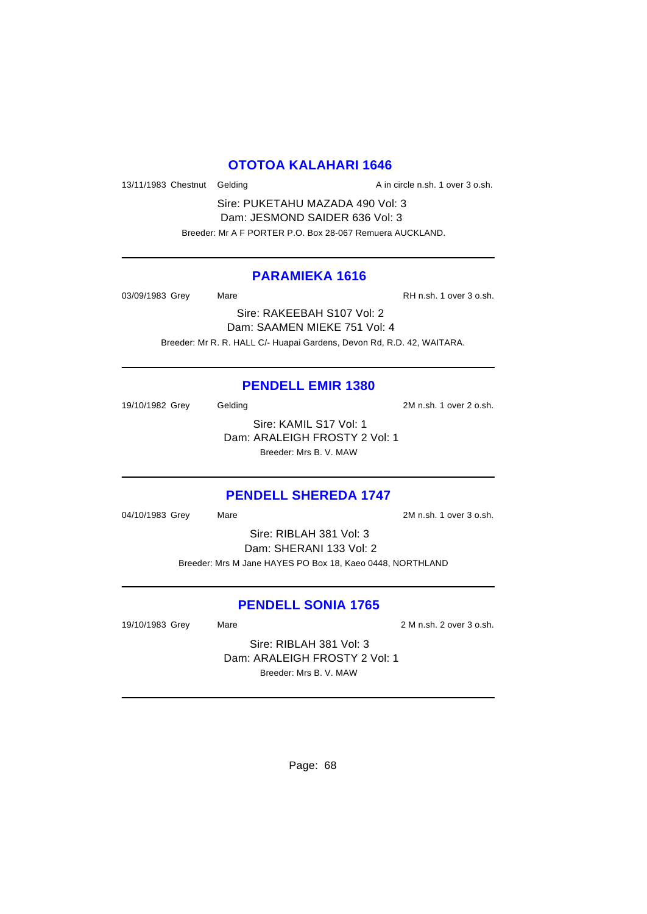## OTOTOA KALAHARI 1646

13/11/1983 Chestnut Gelding A in circle n.sh. 1 over 3 o.sh.

Sire: PUKETAHU MAZADA 490 Vol: 3
Dam: JESMOND SAIDER 636 Vol: 3
Breeder: Mr A F PORTER P.O. Box 28-067 Remuera AUCKLAND.

---

## PARAMIEKA 1616

03/09/1983 Grey Mare RH n.sh. 1 over 3 o.sh.

Sire: RAKEEBAH S107 Vol: 2
Dam: SAAMEN MIEKE 751 Vol: 4
Breeder: Mr R. R. HALL C/- Huapai Gardens, Devon Rd, R.D. 42, WAITARA.

---

## PENDELL EMIR 1380

19/10/1982 Grey Gelding 2M n.sh. 1 over 2 o.sh.

Sire: KAMIL S17 Vol: 1
Dam: ARALEIGH FROSTY 2 Vol: 1
Breeder: Mrs B. V. MAW

---

## PENDELL SHEREDA 1747

04/10/1983 Grey Mare 2M n.sh. 1 over 3 o.sh.

Sire: RIBLAH 381 Vol: 3
Dam: SHERANI 133 Vol: 2
Breeder: Mrs M Jane HAYES PO Box 18, Kaeo 0448, NORTHLAND

---

## PENDELL SONIA 1765

19/10/1983 Grey Mare 2 M n.sh. 2 over 3 o.sh.

Sire: RIBLAH 381 Vol: 3
Dam: ARALEIGH FROSTY 2 Vol: 1
Breeder: Mrs B. V. MAW

---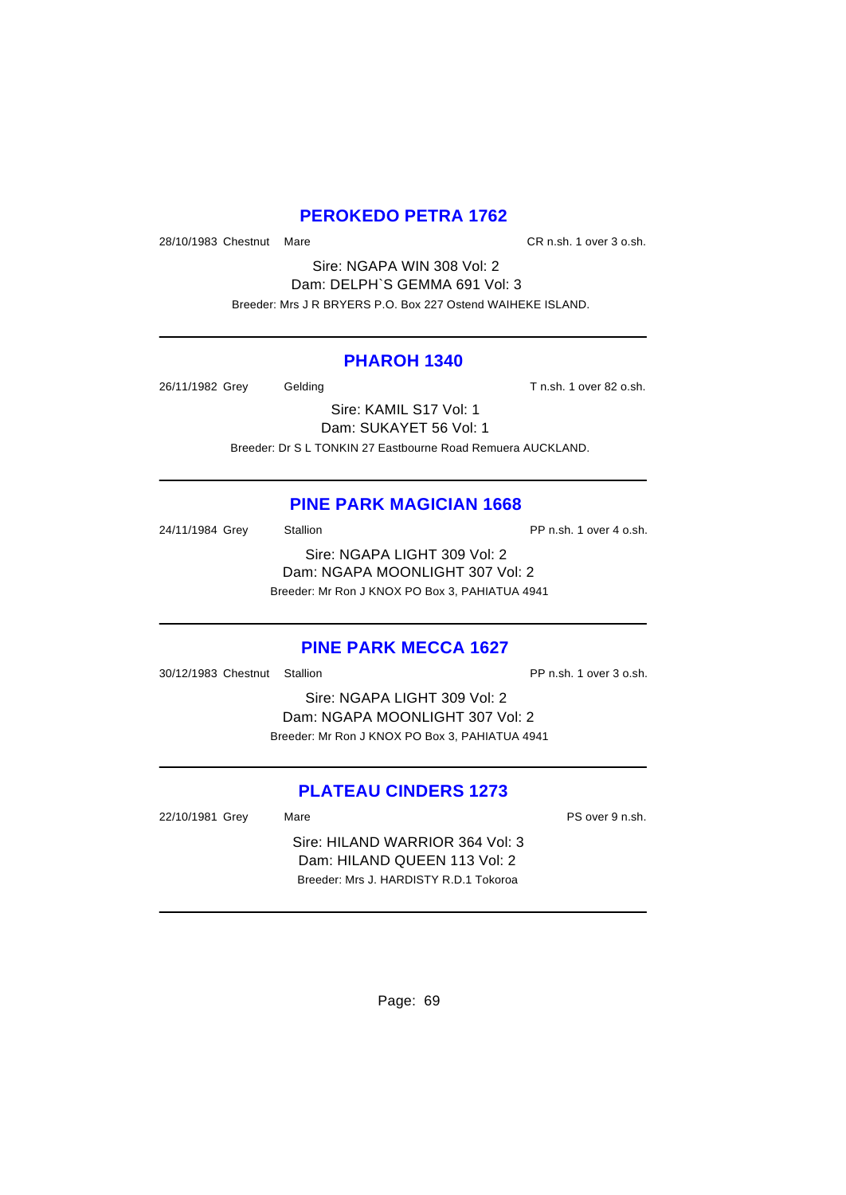## PEROKEDO PETRA 1762

28/10/1983 Chestnut Mare CR n.sh. 1 over 3 o.sh.

Sire: NGAPA WIN 308 Vol: 2
Dam: DELPH`S GEMMA 691 Vol: 3
Breeder: Mrs J R BRYERS P.O. Box 227 Ostend WAIHEKE ISLAND.

---

## PHAROH 1340

26/11/1982 Grey Gelding T n.sh. 1 over 82 o.sh.

Sire: KAMIL S17 Vol: 1
Dam: SUKAYET 56 Vol: 1
Breeder: Dr S L TONKIN 27 Eastbourne Road Remuera AUCKLAND.

---

## PINE PARK MAGICIAN 1668

24/11/1984 Grey Stallion PP n.sh. 1 over 4 o.sh.

Sire: NGAPA LIGHT 309 Vol: 2
Dam: NGAPA MOONLIGHT 307 Vol: 2
Breeder: Mr Ron J KNOX PO Box 3, PAHIATUA 4941

---

## PINE PARK MECCA 1627

30/12/1983 Chestnut Stallion PP n.sh. 1 over 3 o.sh.

Sire: NGAPA LIGHT 309 Vol: 2
Dam: NGAPA MOONLIGHT 307 Vol: 2
Breeder: Mr Ron J KNOX PO Box 3, PAHIATUA 4941

---

## PLATEAU CINDERS 1273

22/10/1981 Grey Mare PS over 9 n.sh.

Sire: HILAND WARRIOR 364 Vol: 3
Dam: HILAND QUEEN 113 Vol: 2
Breeder: Mrs J. HARDISTY R.D.1 Tokoroa

---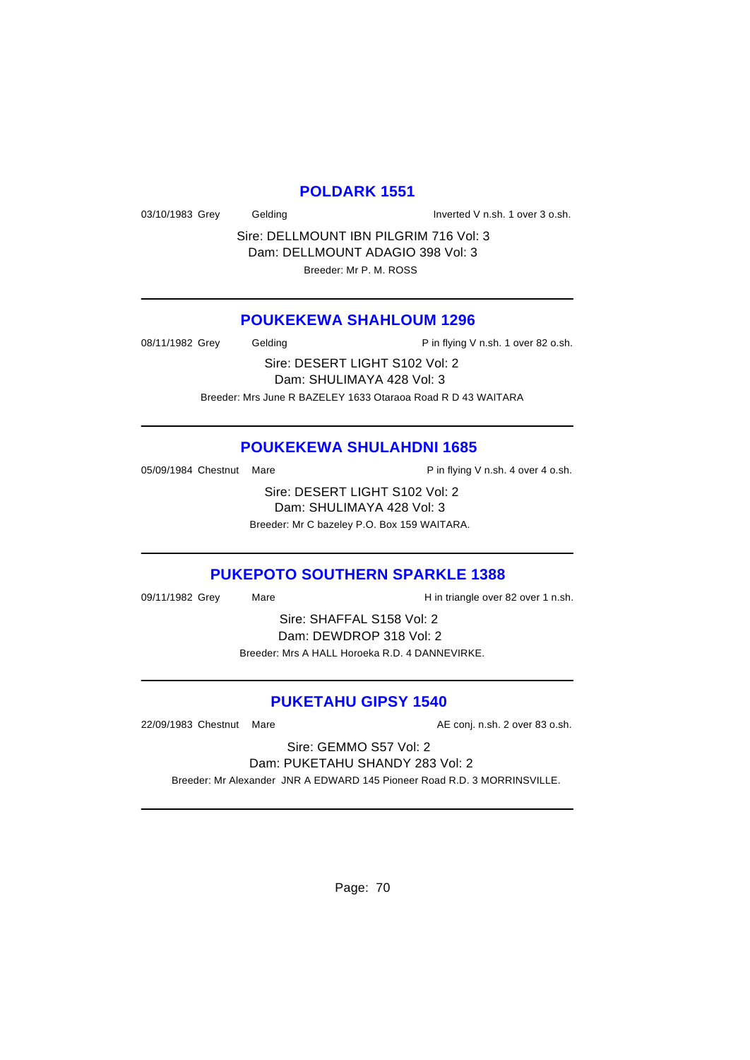## POLDARK 1551

03/10/1983 Grey Gelding Inverted V n.sh. 1 over 3 o.sh.

Sire: DELLMOUNT IBN PILGRIM 716 Vol: 3
Dam: DELLMOUNT ADAGIO 398 Vol: 3
Breeder: Mr P. M. ROSS

---

## POUKEKEWA SHAHLOUM 1296

08/11/1982 Grey Gelding P in flying V n.sh. 1 over 82 o.sh.

Sire: DESERT LIGHT S102 Vol: 2
Dam: SHULIMAYA 428 Vol: 3
Breeder: Mrs June R BAZELEY 1633 Otaraoa Road R D 43 WAITARA

---

## POUKEKEWA SHULAHDNI 1685

05/09/1984 Chestnut Mare P in flying V n.sh. 4 over 4 o.sh.

Sire: DESERT LIGHT S102 Vol: 2
Dam: SHULIMAYA 428 Vol: 3
Breeder: Mr C bazeley P.O. Box 159 WAITARA.

---

## PUKEPOTO SOUTHERN SPARKLE 1388

09/11/1982 Grey Mare H in triangle over 82 over 1 n.sh.

Sire: SHAFFAL S158 Vol: 2
Dam: DEWDROP 318 Vol: 2
Breeder: Mrs A HALL Horoeka R.D. 4 DANNEVIRKE.

---

## PUKETAHU GIPSY 1540

22/09/1983 Chestnut Mare AE conj. n.sh. 2 over 83 o.sh.

Sire: GEMMO S57 Vol: 2
Dam: PUKETAHU SHANDY 283 Vol: 2
Breeder: Mr Alexander JNR A EDWARD 145 Pioneer Road R.D. 3 MORRINSVILLE.

---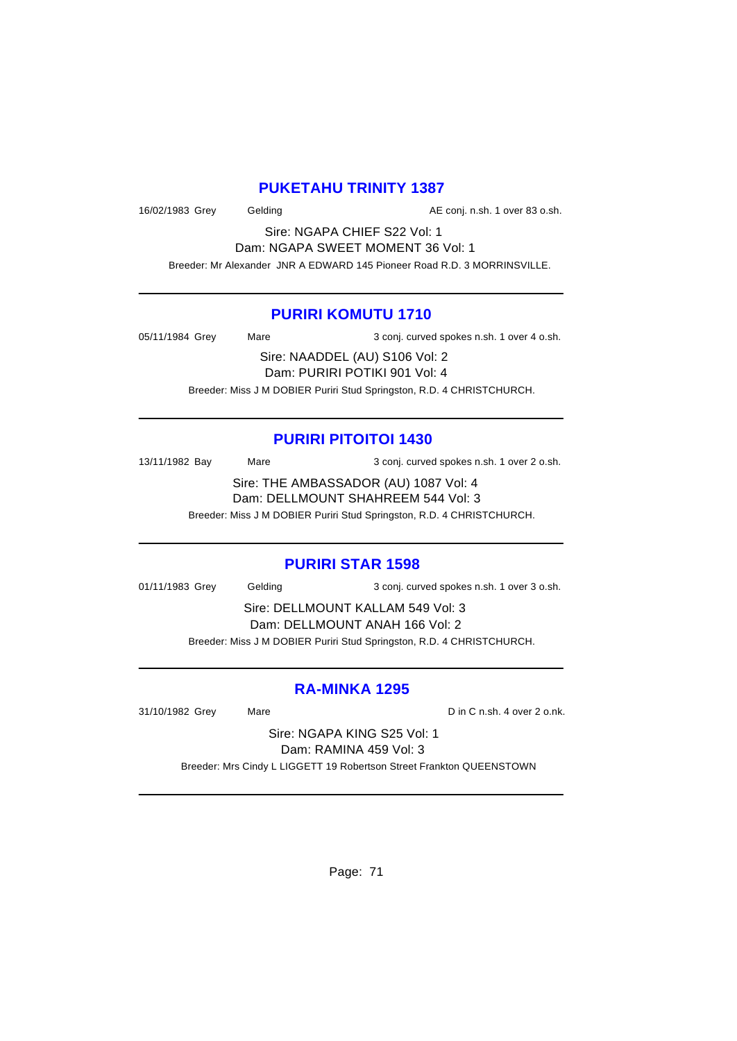## PUKETAHU TRINITY 1387

16/02/1983 Grey Gelding AE conj. n.sh. 1 over 83 o.sh.

Sire: NGAPA CHIEF S22 Vol: 1
Dam: NGAPA SWEET MOMENT 36 Vol: 1
Breeder: Mr Alexander JNR A EDWARD 145 Pioneer Road R.D. 3 MORRINSVILLE.

---

## PURIRI KOMUTU 1710

05/11/1984 Grey Mare 3 conj. curved spokes n.sh. 1 over 4 o.sh.

Sire: NAADDEL (AU) S106 Vol: 2
Dam: PURIRI POTIKI 901 Vol: 4
Breeder: Miss J M DOBIER Puriri Stud Springston, R.D. 4 CHRISTCHURCH.

---

## PURIRI PITOITOI 1430

13/11/1982 Bay Mare 3 conj. curved spokes n.sh. 1 over 2 o.sh.

Sire: THE AMBASSADOR (AU) 1087 Vol: 4
Dam: DELLMOUNT SHAHREEM 544 Vol: 3
Breeder: Miss J M DOBIER Puriri Stud Springston, R.D. 4 CHRISTCHURCH.

---

## PURIRI STAR 1598

01/11/1983 Grey Gelding 3 conj. curved spokes n.sh. 1 over 3 o.sh.

Sire: DELLMOUNT KALLAM 549 Vol: 3
Dam: DELLMOUNT ANAH 166 Vol: 2
Breeder: Miss J M DOBIER Puriri Stud Springston, R.D. 4 CHRISTCHURCH.

---

## RA-MINKA 1295

31/10/1982 Grey Mare D in C n.sh. 4 over 2 o.nk.

Sire: NGAPA KING S25 Vol: 1
Dam: RAMINA 459 Vol: 3
Breeder: Mrs Cindy L LIGGETT 19 Robertson Street Frankton QUEENSTOWN

---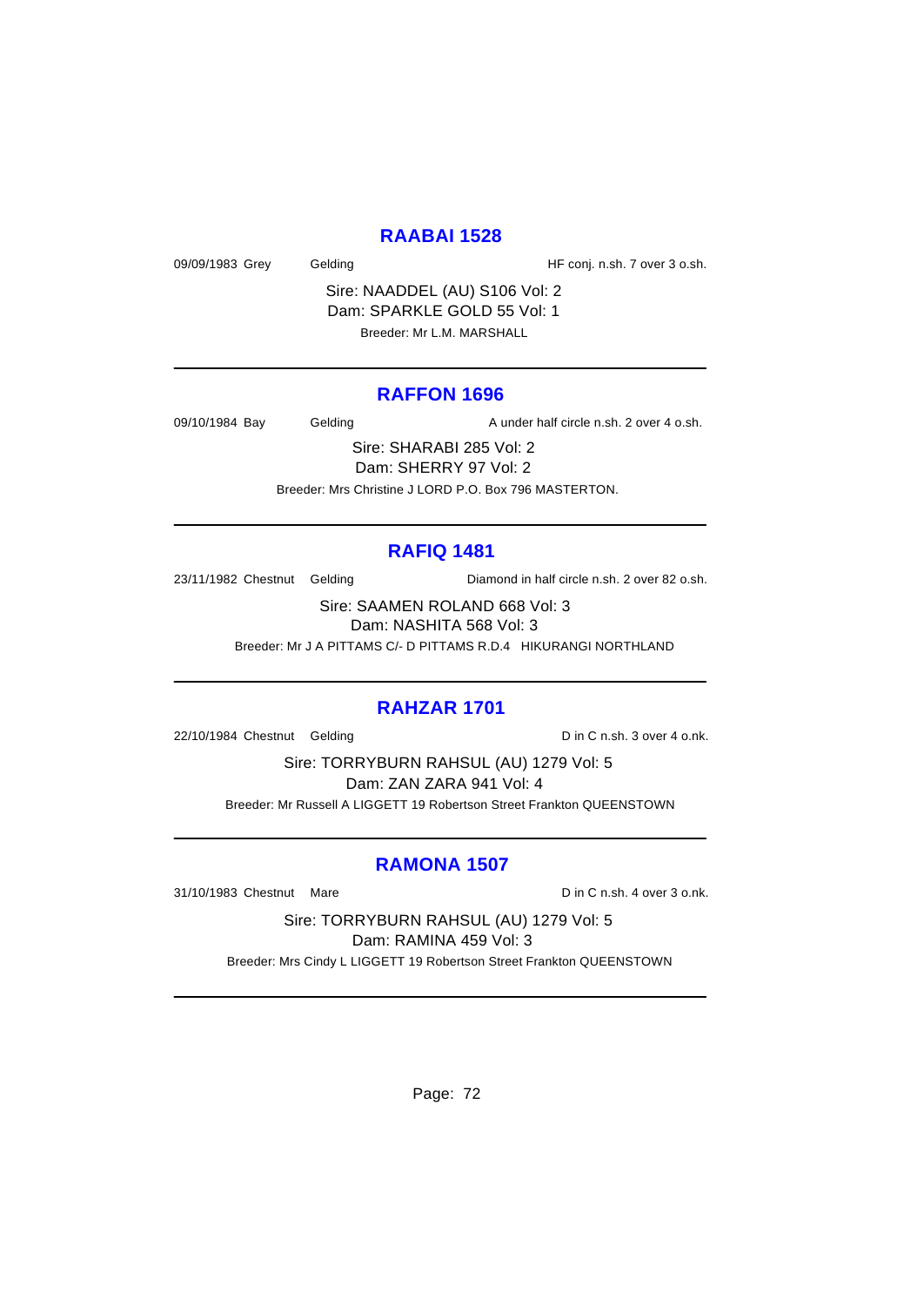## RAABAI 1528

09/09/1983 Grey Gelding HF conj. n.sh. 7 over 3 o.sh.

Sire: NAADDEL (AU) S106 Vol: 2
Dam: SPARKLE GOLD 55 Vol: 1
Breeder: Mr L.M. MARSHALL

---

## RAFFON 1696

09/10/1984 Bay Gelding A under half circle n.sh. 2 over 4 o.sh.

Sire: SHARABI 285 Vol: 2
Dam: SHERRY 97 Vol: 2
Breeder: Mrs Christine J LORD P.O. Box 796 MASTERTON.

---

## RAFIQ 1481

23/11/1982 Chestnut Gelding Diamond in half circle n.sh. 2 over 82 o.sh.

Sire: SAAMEN ROLAND 668 Vol: 3
Dam: NASHITA 568 Vol: 3
Breeder: Mr J A PITTAMS C/- D PITTAMS R.D.4 HIKURANGI NORTHLAND

---

## RAHZAR 1701

22/10/1984 Chestnut Gelding D in C n.sh. 3 over 4 o.nk.

Sire: TORRYBURN RAHSUL (AU) 1279 Vol: 5
Dam: ZAN ZARA 941 Vol: 4
Breeder: Mr Russell A LIGGETT 19 Robertson Street Frankton QUEENSTOWN

---

## RAMONA 1507

31/10/1983 Chestnut Mare D in C n.sh. 4 over 3 o.nk.

Sire: TORRYBURN RAHSUL (AU) 1279 Vol: 5
Dam: RAMINA 459 Vol: 3
Breeder: Mrs Cindy L LIGGETT 19 Robertson Street Frankton QUEENSTOWN

---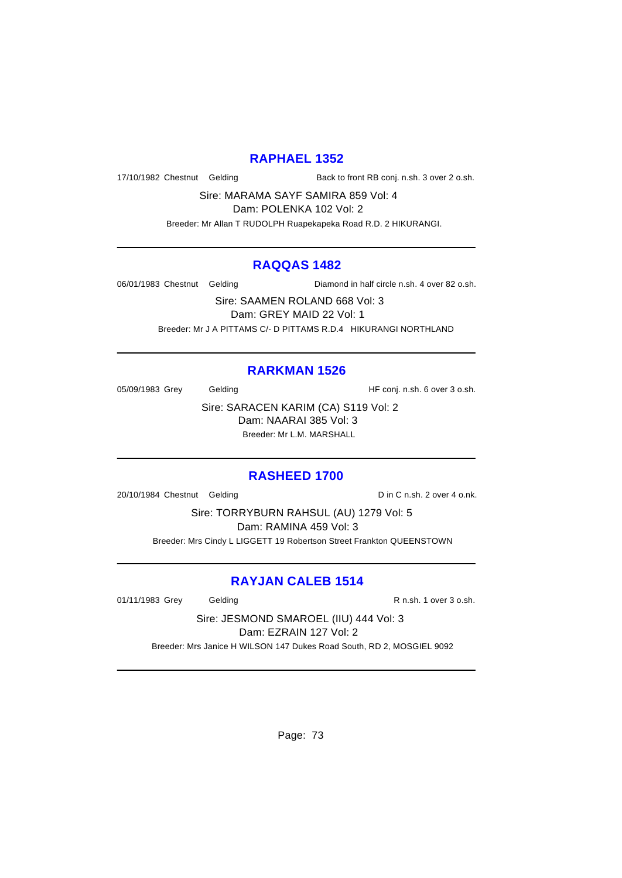## RAPHAEL 1352

17/10/1982 Chestnut Gelding Back to front RB conj. n.sh. 3 over 2 o.sh.

Sire: MARAMA SAYF SAMIRA 859 Vol: 4

Dam: POLENKA 102 Vol: 2

Breeder: Mr Allan T RUDOLPH Ruapekapeka Road R.D. 2 HIKURANGI.

---

## RAQQAS 1482

06/01/1983 Chestnut Gelding Diamond in half circle n.sh. 4 over 82 o.sh.

Sire: SAAMEN ROLAND 668 Vol: 3

Dam: GREY MAID 22 Vol: 1

Breeder: Mr J A PITTAMS C/- D PITTAMS R.D.4 HIKURANGI NORTHLAND

---

## RARKMAN 1526

05/09/1983 Grey Gelding HF conj. n.sh. 6 over 3 o.sh.

Sire: SARACEN KARIM (CA) S119 Vol: 2

Dam: NAARAI 385 Vol: 3

Breeder: Mr L.M. MARSHALL

---

## RASHEED 1700

20/10/1984 Chestnut Gelding D in C n.sh. 2 over 4 o.nk.

Sire: TORRYBURN RAHSUL (AU) 1279 Vol: 5

Dam: RAMINA 459 Vol: 3

Breeder: Mrs Cindy L LIGGETT 19 Robertson Street Frankton QUEENSTOWN

---

## RAYJAN CALEB 1514

01/11/1983 Grey Gelding R n.sh. 1 over 3 o.sh.

Sire: JESMOND SMAROEL (IIU) 444 Vol: 3

Dam: EZRAIN 127 Vol: 2

Breeder: Mrs Janice H WILSON 147 Dukes Road South, RD 2, MOSGIEL 9092

---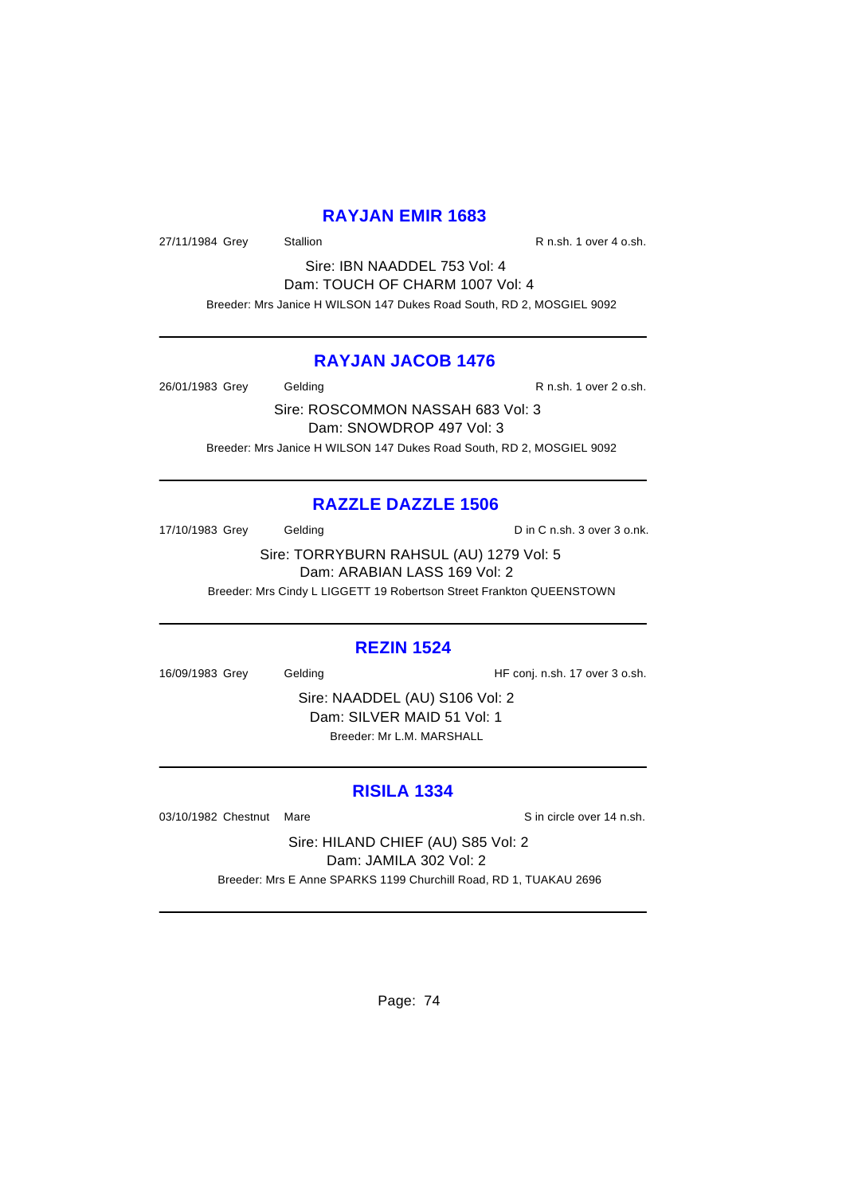## RAYJAN EMIR 1683

27/11/1984 Grey Stallion R n.sh. 1 over 4 o.sh.

Sire: IBN NAADDEL 753 Vol: 4
Dam: TOUCH OF CHARM 1007 Vol: 4
Breeder: Mrs Janice H WILSON 147 Dukes Road South, RD 2, MOSGIEL 9092

---

## RAYJAN JACOB 1476

26/01/1983 Grey Gelding R n.sh. 1 over 2 o.sh.

Sire: ROSCOMMON NASSAH 683 Vol: 3
Dam: SNOWDROP 497 Vol: 3
Breeder: Mrs Janice H WILSON 147 Dukes Road South, RD 2, MOSGIEL 9092

---

## RAZZLE DAZZLE 1506

17/10/1983 Grey Gelding D in C n.sh. 3 over 3 o.nk.

Sire: TORRYBURN RAHSUL (AU) 1279 Vol: 5
Dam: ARABIAN LASS 169 Vol: 2
Breeder: Mrs Cindy L LIGGETT 19 Robertson Street Frankton QUEENSTOWN

---

## REZIN 1524

16/09/1983 Grey Gelding HF conj. n.sh. 17 over 3 o.sh.

Sire: NAADDEL (AU) S106 Vol: 2
Dam: SILVER MAID 51 Vol: 1
Breeder: Mr L.M. MARSHALL

---

## RISILA 1334

03/10/1982 Chestnut Mare S in circle over 14 n.sh.

Sire: HILAND CHIEF (AU) S85 Vol: 2
Dam: JAMILA 302 Vol: 2
Breeder: Mrs E Anne SPARKS 1199 Churchill Road, RD 1, TUAKAU 2696

---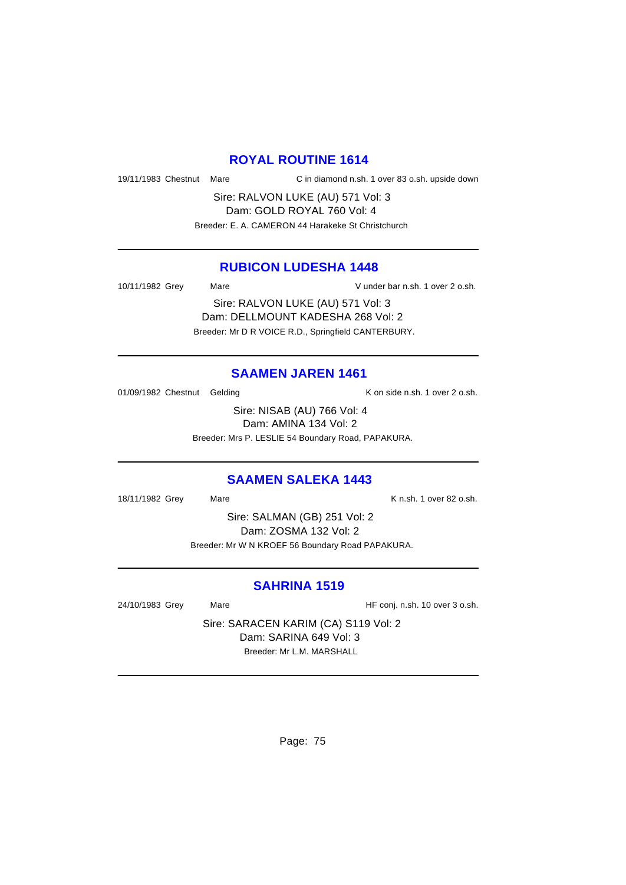## ROYAL ROUTINE 1614

19/11/1983 Chestnut Mare C in diamond n.sh. 1 over 83 o.sh. upside down

Sire: RALVON LUKE (AU) 571 Vol: 3
Dam: GOLD ROYAL 760 Vol: 4
Breeder: E. A. CAMERON 44 Harakeke St Christchurch

---

## RUBICON LUDESHA 1448

10/11/1982 Grey Mare V under bar n.sh. 1 over 2 o.sh.

Sire: RALVON LUKE (AU) 571 Vol: 3
Dam: DELLMOUNT KADESHA 268 Vol: 2
Breeder: Mr D R VOICE R.D., Springfield CANTERBURY.

---

## SAAMEN JAREN 1461

01/09/1982 Chestnut Gelding K on side n.sh. 1 over 2 o.sh.

Sire: NISAB (AU) 766 Vol: 4
Dam: AMINA 134 Vol: 2
Breeder: Mrs P. LESLIE 54 Boundary Road, PAPAKURA.

---

## SAAMEN SALEKA 1443

18/11/1982 Grey Mare K n.sh. 1 over 82 o.sh.

Sire: SALMAN (GB) 251 Vol: 2
Dam: ZOSMA 132 Vol: 2
Breeder: Mr W N KROEF 56 Boundary Road PAPAKURA.

---

## SAHRINA 1519

24/10/1983 Grey Mare HF conj. n.sh. 10 over 3 o.sh.

Sire: SARACEN KARIM (CA) S119 Vol: 2
Dam: SARINA 649 Vol: 3
Breeder: Mr L.M. MARSHALL

---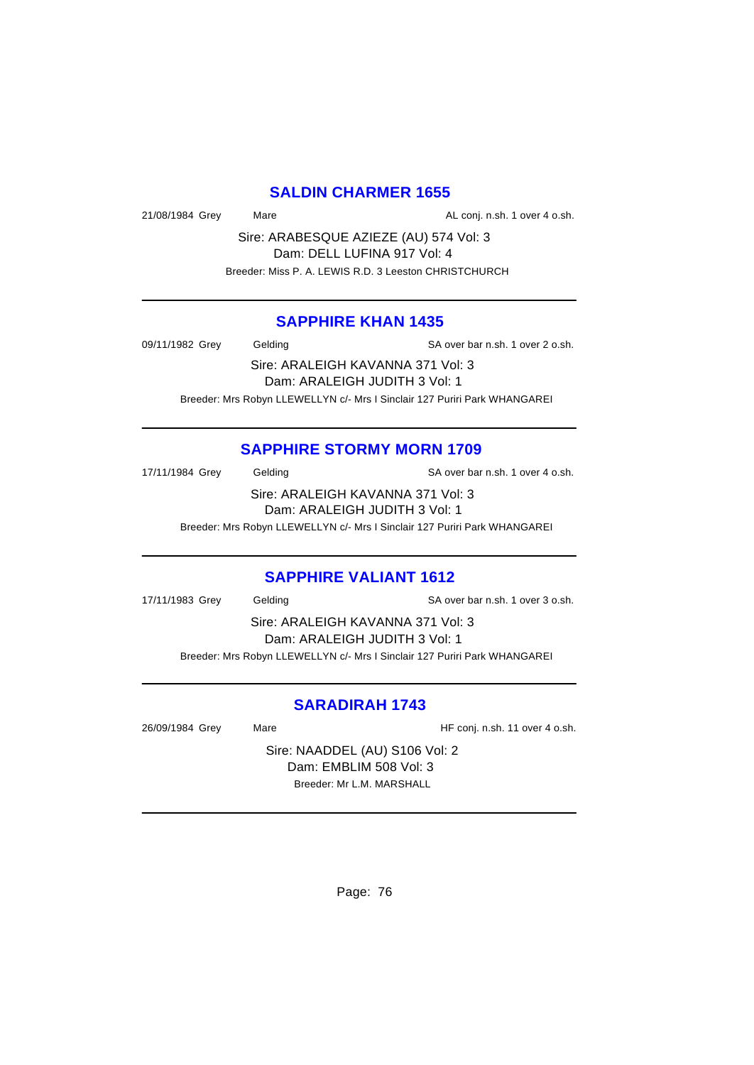## SALDIN CHARMER 1655

21/08/1984 Grey Mare AL conj. n.sh. 1 over 4 o.sh.

Sire: ARABESQUE AZIEZE (AU) 574 Vol: 3
Dam: DELL LUFINA 917 Vol: 4
Breeder: Miss P. A. LEWIS R.D. 3 Leeston CHRISTCHURCH

---

## SAPPHIRE KHAN 1435

09/11/1982 Grey Gelding SA over bar n.sh. 1 over 2 o.sh.

Sire: ARALEIGH KAVANNA 371 Vol: 3
Dam: ARALEIGH JUDITH 3 Vol: 1
Breeder: Mrs Robyn LLEWELLYN c/- Mrs I Sinclair 127 Puriri Park WHANGAREI

---

## SAPPHIRE STORMY MORN 1709

17/11/1984 Grey Gelding SA over bar n.sh. 1 over 4 o.sh.

Sire: ARALEIGH KAVANNA 371 Vol: 3
Dam: ARALEIGH JUDITH 3 Vol: 1
Breeder: Mrs Robyn LLEWELLYN c/- Mrs I Sinclair 127 Puriri Park WHANGAREI

---

## SAPPHIRE VALIANT 1612

17/11/1983 Grey Gelding SA over bar n.sh. 1 over 3 o.sh.

Sire: ARALEIGH KAVANNA 371 Vol: 3
Dam: ARALEIGH JUDITH 3 Vol: 1
Breeder: Mrs Robyn LLEWELLYN c/- Mrs I Sinclair 127 Puriri Park WHANGAREI

---

## SARADIRAH 1743

26/09/1984 Grey Mare HF conj. n.sh. 11 over 4 o.sh.

Sire: NAADDEL (AU) S106 Vol: 2
Dam: EMBLIM 508 Vol: 3
Breeder: Mr L.M. MARSHALL

---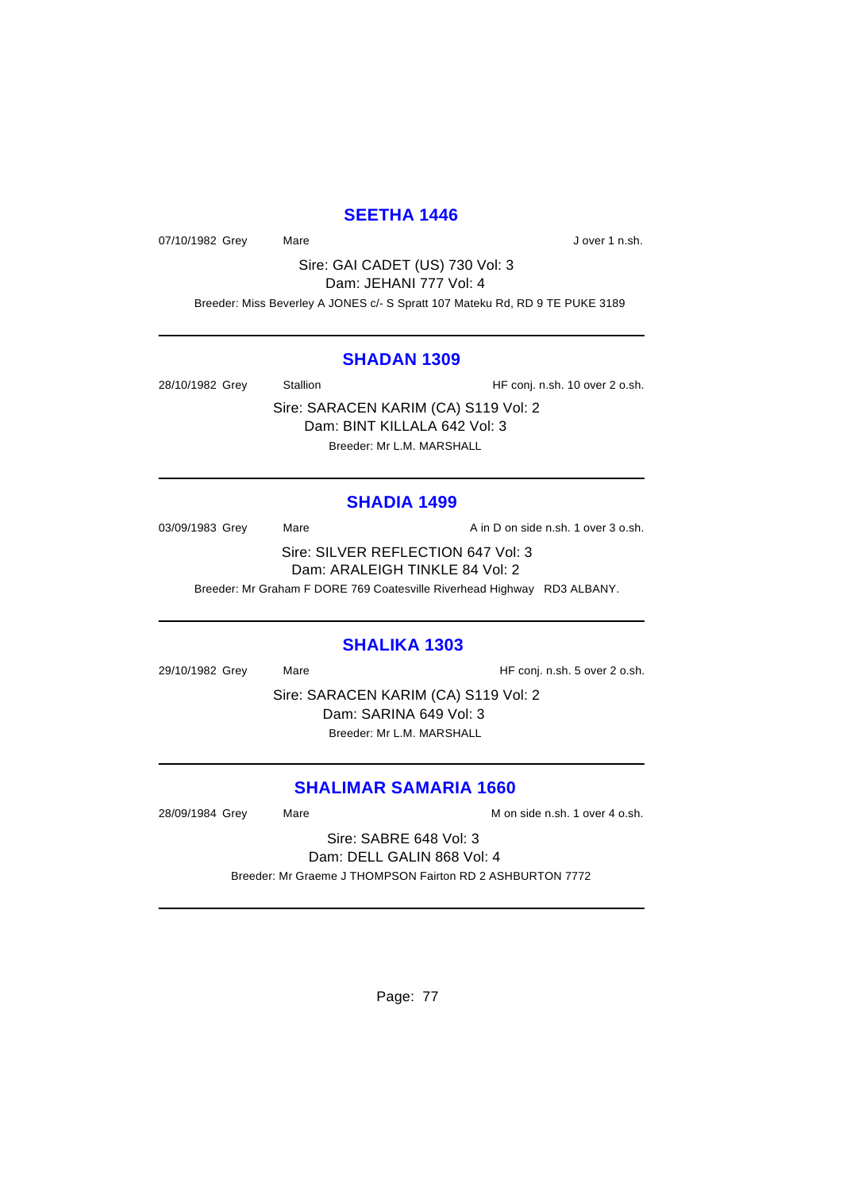## SEETHA 1446

07/10/1982 Grey Mare J over 1 n.sh.

Sire: GAI CADET (US) 730 Vol: 3
Dam: JEHANI 777 Vol: 4
Breeder: Miss Beverley A JONES c/- S Spratt 107 Mateku Rd, RD 9 TE PUKE 3189

---

## SHADAN 1309

28/10/1982 Grey Stallion HF conj. n.sh. 10 over 2 o.sh.

Sire: SARACEN KARIM (CA) S119 Vol: 2
Dam: BINT KILLALA 642 Vol: 3
Breeder: Mr L.M. MARSHALL

---

## SHADIA 1499

03/09/1983 Grey Mare A in D on side n.sh. 1 over 3 o.sh.

Sire: SILVER REFLECTION 647 Vol: 3
Dam: ARALEIGH TINKLE 84 Vol: 2
Breeder: Mr Graham F DORE 769 Coatesville Riverhead Highway RD3 ALBANY.

---

## SHALIKA 1303

29/10/1982 Grey Mare HF conj. n.sh. 5 over 2 o.sh.

Sire: SARACEN KARIM (CA) S119 Vol: 2
Dam: SARINA 649 Vol: 3
Breeder: Mr L.M. MARSHALL

---

## SHALIMAR SAMARIA 1660

28/09/1984 Grey Mare M on side n.sh. 1 over 4 o.sh.

Sire: SABRE 648 Vol: 3
Dam: DELL GALIN 868 Vol: 4
Breeder: Mr Graeme J THOMPSON Fairton RD 2 ASHBURTON 7772

---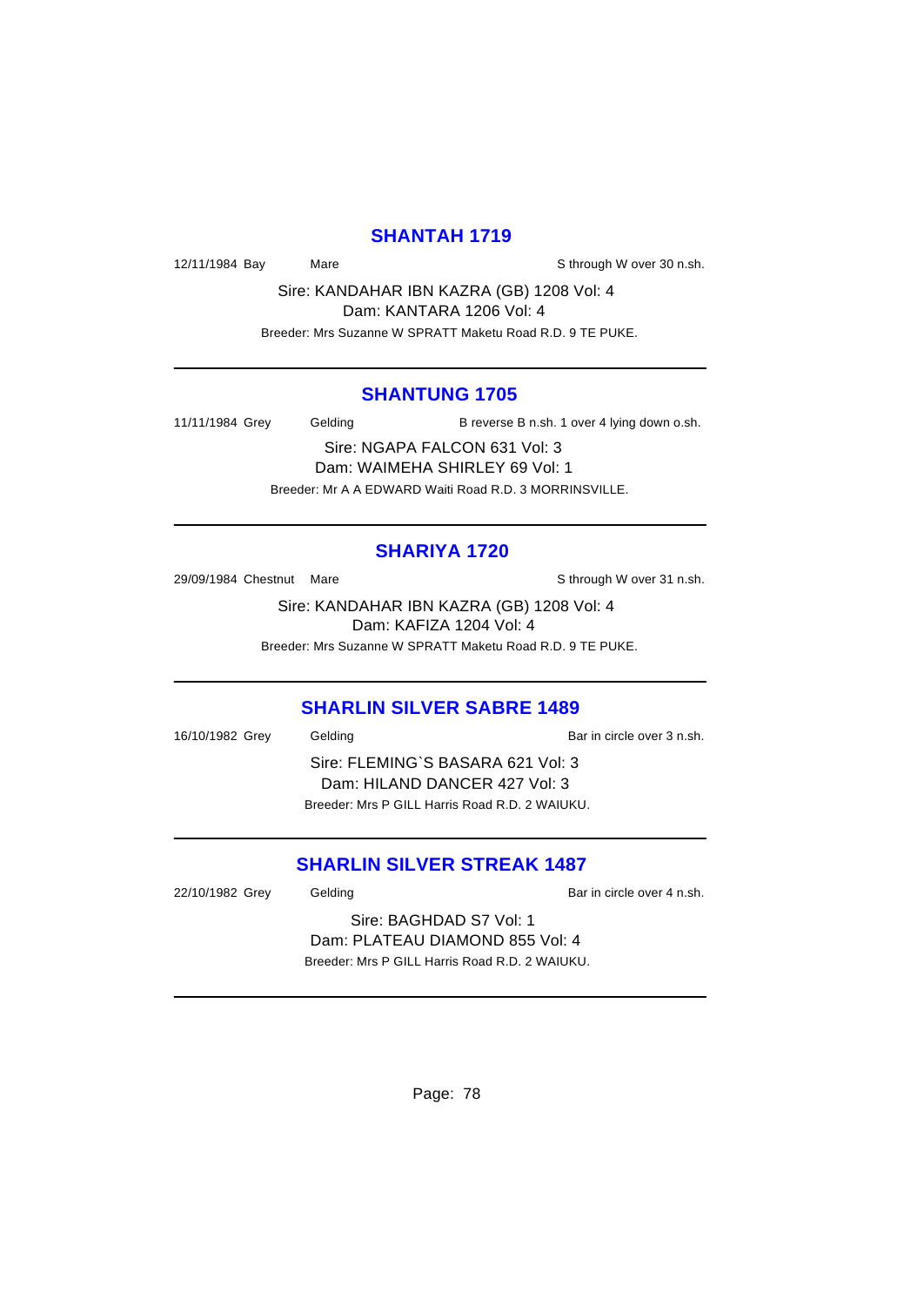## SHANTAH 1719

12/11/1984 Bay Mare S through W over 30 n.sh.

Sire: KANDAHAR IBN KAZRA (GB) 1208 Vol: 4

Dam: KANTARA 1206 Vol: 4

Breeder: Mrs Suzanne W SPRATT Maketu Road R.D. 9 TE PUKE.

---

## SHANTUNG 1705

11/11/1984 Grey Gelding B reverse B n.sh. 1 over 4 lying down o.sh.

Sire: NGAPA FALCON 631 Vol: 3

Dam: WAIMEHA SHIRLEY 69 Vol: 1

Breeder: Mr A A EDWARD Waiti Road R.D. 3 MORRINSVILLE.

---

## SHARIYA 1720

29/09/1984 Chestnut Mare S through W over 31 n.sh.

Sire: KANDAHAR IBN KAZRA (GB) 1208 Vol: 4

Dam: KAFIZA 1204 Vol: 4

Breeder: Mrs Suzanne W SPRATT Maketu Road R.D. 9 TE PUKE.

---

## SHARLIN SILVER SABRE 1489

16/10/1982 Grey Gelding Bar in circle over 3 n.sh.

Sire: FLEMING`S BASARA 621 Vol: 3

Dam: HILAND DANCER 427 Vol: 3

Breeder: Mrs P GILL Harris Road R.D. 2 WAIUKU.

---

## SHARLIN SILVER STREAK 1487

22/10/1982 Grey Gelding Bar in circle over 4 n.sh.

Sire: BAGHDAD S7 Vol: 1

Dam: PLATEAU DIAMOND 855 Vol: 4

Breeder: Mrs P GILL Harris Road R.D. 2 WAIUKU.

---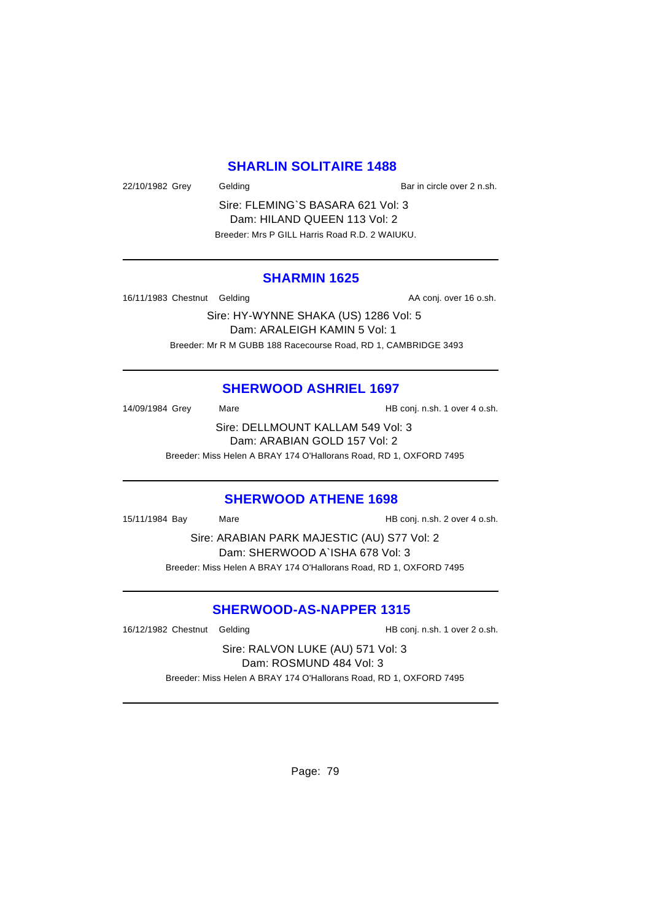## SHARLIN SOLITAIRE 1488

22/10/1982 Grey Gelding Bar in circle over 2 n.sh.

Sire: FLEMING`S BASARA 621 Vol: 3
Dam: HILAND QUEEN 113 Vol: 2
Breeder: Mrs P GILL Harris Road R.D. 2 WAIUKU.

---

## SHARMIN 1625

16/11/1983 Chestnut Gelding AA conj. over 16 o.sh.

Sire: HY-WYNNE SHAKA (US) 1286 Vol: 5
Dam: ARALEIGH KAMIN 5 Vol: 1
Breeder: Mr R M GUBB 188 Racecourse Road, RD 1, CAMBRIDGE 3493

---

## SHERWOOD ASHRIEL 1697

14/09/1984 Grey Mare HB conj. n.sh. 1 over 4 o.sh.

Sire: DELLMOUNT KALLAM 549 Vol: 3
Dam: ARABIAN GOLD 157 Vol: 2
Breeder: Miss Helen A BRAY 174 O'Hallorans Road, RD 1, OXFORD 7495

---

## SHERWOOD ATHENE 1698

15/11/1984 Bay Mare HB conj. n.sh. 2 over 4 o.sh.

Sire: ARABIAN PARK MAJESTIC (AU) S77 Vol: 2
Dam: SHERWOOD A`ISHA 678 Vol: 3
Breeder: Miss Helen A BRAY 174 O'Hallorans Road, RD 1, OXFORD 7495

---

## SHERWOOD-AS-NAPPER 1315

16/12/1982 Chestnut Gelding HB conj. n.sh. 1 over 2 o.sh.

Sire: RALVON LUKE (AU) 571 Vol: 3
Dam: ROSMUND 484 Vol: 3
Breeder: Miss Helen A BRAY 174 O'Hallorans Road, RD 1, OXFORD 7495

---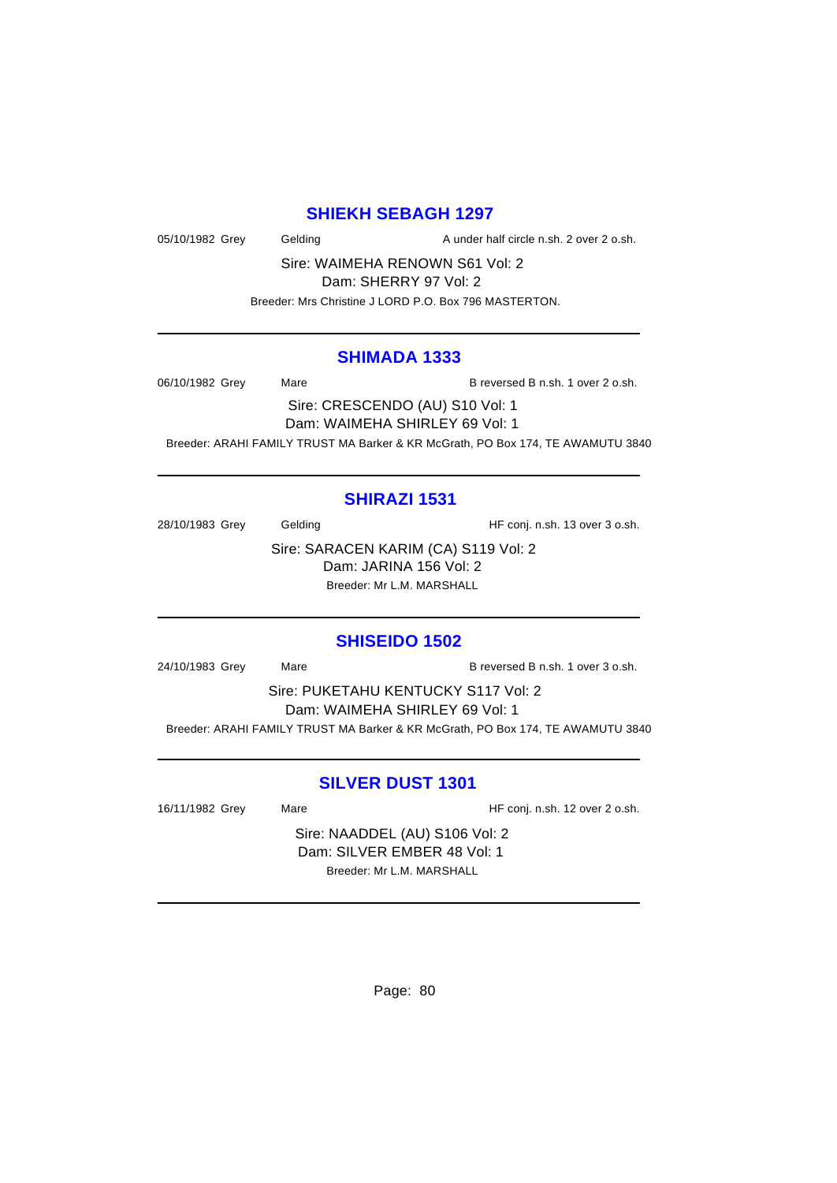## SHIEKH SEBAGH 1297

05/10/1982 Grey Gelding A under half circle n.sh. 2 over 2 o.sh.

Sire: WAIMEHA RENOWN S61 Vol: 2
Dam: SHERRY 97 Vol: 2
Breeder: Mrs Christine J LORD P.O. Box 796 MASTERTON.

---

## SHIMADA 1333

06/10/1982 Grey Mare B reversed B n.sh. 1 over 2 o.sh.

Sire: CRESCENDO (AU) S10 Vol: 1
Dam: WAIMEHA SHIRLEY 69 Vol: 1
Breeder: ARAHI FAMILY TRUST MA Barker & KR McGrath, PO Box 174, TE AWAMUTU 3840

---

## SHIRAZI 1531

28/10/1983 Grey Gelding HF conj. n.sh. 13 over 3 o.sh.

Sire: SARACEN KARIM (CA) S119 Vol: 2
Dam: JARINA 156 Vol: 2
Breeder: Mr L.M. MARSHALL

---

## SHISEIDO 1502

24/10/1983 Grey Mare B reversed B n.sh. 1 over 3 o.sh.

Sire: PUKETAHU KENTUCKY S117 Vol: 2
Dam: WAIMEHA SHIRLEY 69 Vol: 1
Breeder: ARAHI FAMILY TRUST MA Barker & KR McGrath, PO Box 174, TE AWAMUTU 3840

---

## SILVER DUST 1301

16/11/1982 Grey Mare HF conj. n.sh. 12 over 2 o.sh.

Sire: NAADDEL (AU) S106 Vol: 2
Dam: SILVER EMBER 48 Vol: 1
Breeder: Mr L.M. MARSHALL

---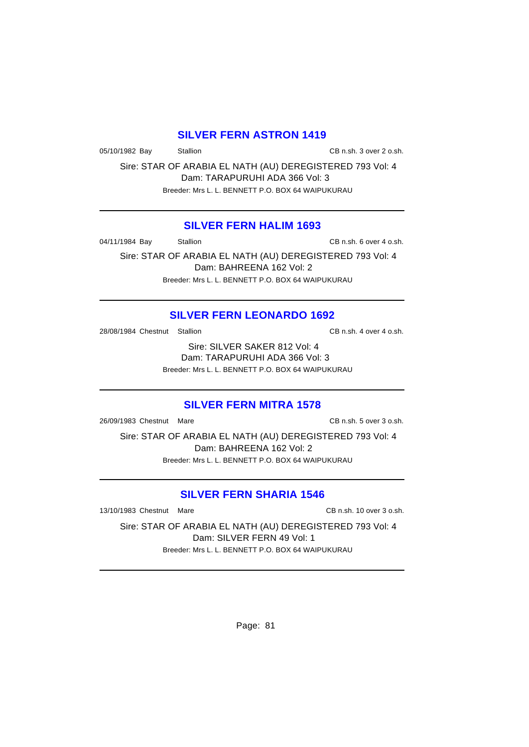## SILVER FERN ASTRON 1419

05/10/1982 Bay Stallion CB n.sh. 3 over 2 o.sh.

Sire: STAR OF ARABIA EL NATH (AU) DEREGISTERED 793 Vol: 4
Dam: TARAPURUHI ADA 366 Vol: 3
Breeder: Mrs L. L. BENNETT P.O. BOX 64 WAIPUKURAU

---

## SILVER FERN HALIM 1693

04/11/1984 Bay Stallion CB n.sh. 6 over 4 o.sh.

Sire: STAR OF ARABIA EL NATH (AU) DEREGISTERED 793 Vol: 4
Dam: BAHREENA 162 Vol: 2
Breeder: Mrs L. L. BENNETT P.O. BOX 64 WAIPUKURAU

---

## SILVER FERN LEONARDO 1692

28/08/1984 Chestnut Stallion CB n.sh. 4 over 4 o.sh.

Sire: SILVER SAKER 812 Vol: 4
Dam: TARAPURUHI ADA 366 Vol: 3
Breeder: Mrs L. L. BENNETT P.O. BOX 64 WAIPUKURAU

---

## SILVER FERN MITRA 1578

26/09/1983 Chestnut Mare CB n.sh. 5 over 3 o.sh.

Sire: STAR OF ARABIA EL NATH (AU) DEREGISTERED 793 Vol: 4
Dam: BAHREENA 162 Vol: 2
Breeder: Mrs L. L. BENNETT P.O. BOX 64 WAIPUKURAU

---

## SILVER FERN SHARIA 1546

13/10/1983 Chestnut Mare CB n.sh. 10 over 3 o.sh.

Sire: STAR OF ARABIA EL NATH (AU) DEREGISTERED 793 Vol: 4
Dam: SILVER FERN 49 Vol: 1
Breeder: Mrs L. L. BENNETT P.O. BOX 64 WAIPUKURAU

---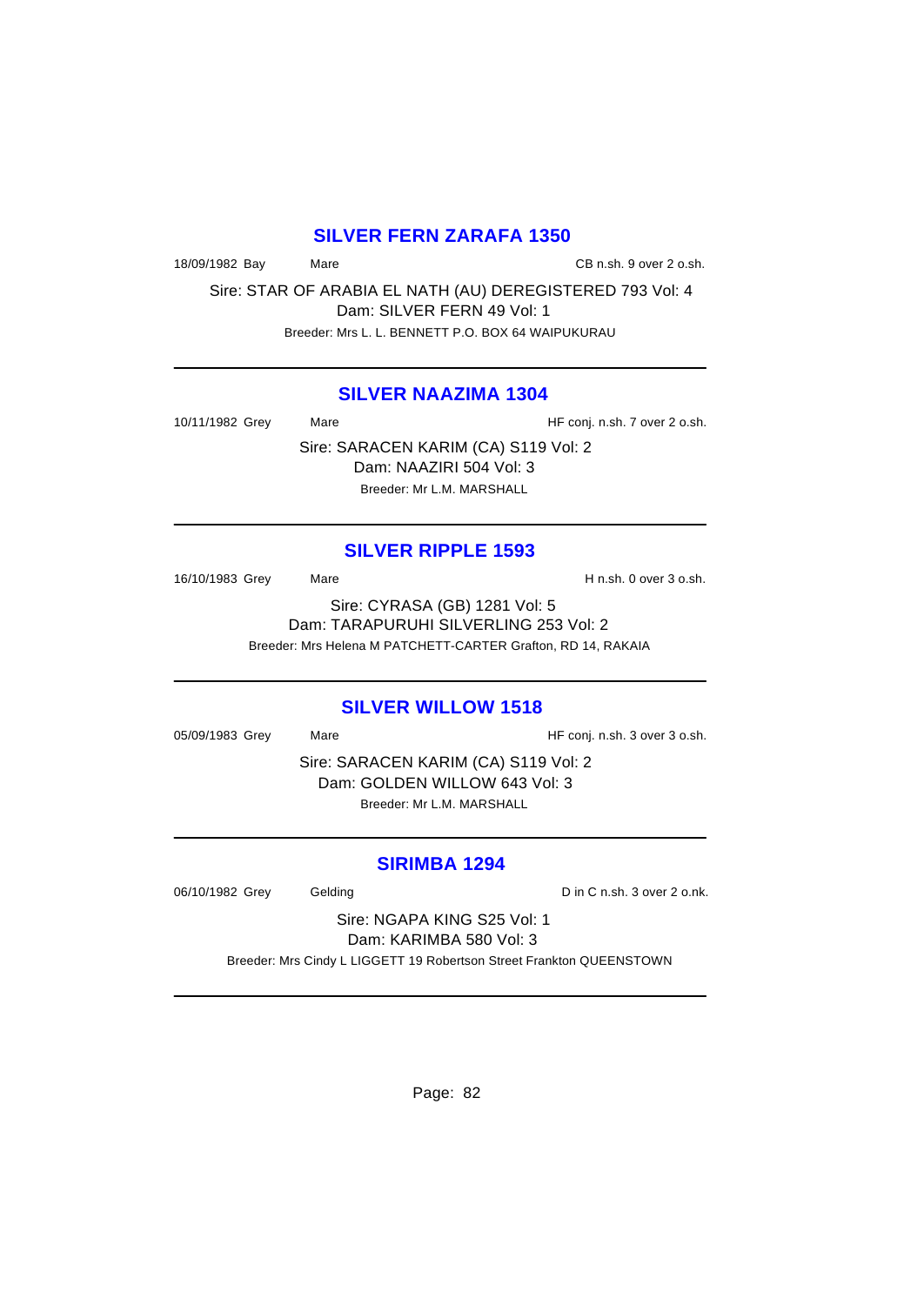## SILVER FERN ZARAFA 1350

18/09/1982 Bay Mare CB n.sh. 9 over 2 o.sh.

Sire: STAR OF ARABIA EL NATH (AU) DEREGISTERED 793 Vol: 4
Dam: SILVER FERN 49 Vol: 1
Breeder: Mrs L. L. BENNETT P.O. BOX 64 WAIPUKURAU

---

## SILVER NAAZIMA 1304

10/11/1982 Grey Mare HF conj. n.sh. 7 over 2 o.sh.

Sire: SARACEN KARIM (CA) S119 Vol: 2
Dam: NAAZIRI 504 Vol: 3
Breeder: Mr L.M. MARSHALL

---

## SILVER RIPPLE 1593

16/10/1983 Grey Mare H n.sh. 0 over 3 o.sh.

Sire: CYRASA (GB) 1281 Vol: 5
Dam: TARAPURUHI SILVERLING 253 Vol: 2
Breeder: Mrs Helena M PATCHETT-CARTER Grafton, RD 14, RAKAIA

---

## SILVER WILLOW 1518

05/09/1983 Grey Mare HF conj. n.sh. 3 over 3 o.sh.

Sire: SARACEN KARIM (CA) S119 Vol: 2
Dam: GOLDEN WILLOW 643 Vol: 3
Breeder: Mr L.M. MARSHALL

---

## SIRIMBA 1294

06/10/1982 Grey Gelding D in C n.sh. 3 over 2 o.nk.

Sire: NGAPA KING S25 Vol: 1
Dam: KARIMBA 580 Vol: 3
Breeder: Mrs Cindy L LIGGETT 19 Robertson Street Frankton QUEENSTOWN

---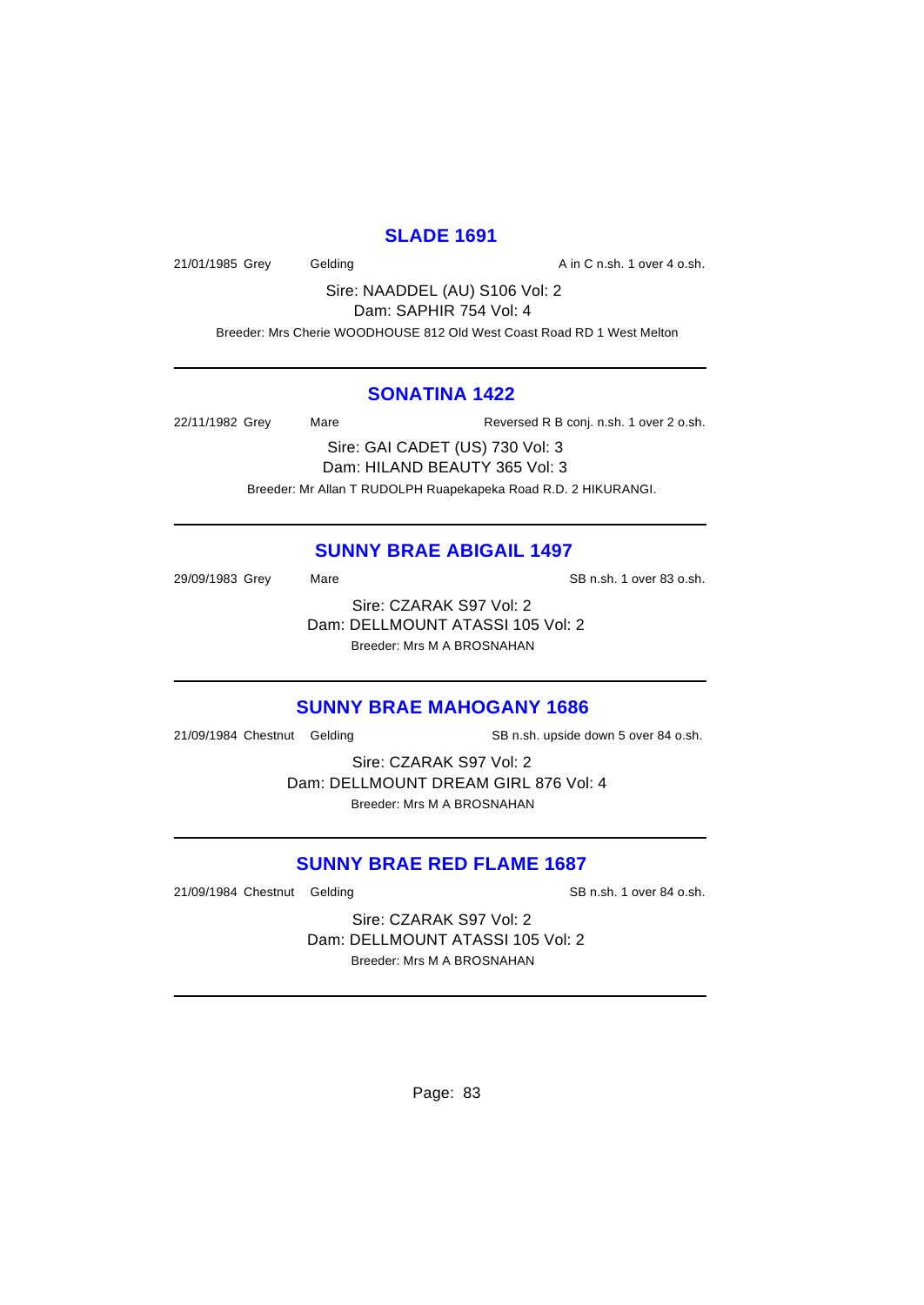## SLADE 1691

21/01/1985 Grey Gelding A in C n.sh. 1 over 4 o.sh.

Sire: NAADDEL (AU) S106 Vol: 2
Dam: SAPHIR 754 Vol: 4
Breeder: Mrs Cherie WOODHOUSE 812 Old West Coast Road RD 1 West Melton

---

## SONATINA 1422

22/11/1982 Grey Mare Reversed R B conj. n.sh. 1 over 2 o.sh.

Sire: GAI CADET (US) 730 Vol: 3
Dam: HILAND BEAUTY 365 Vol: 3
Breeder: Mr Allan T RUDOLPH Ruapekapeka Road R.D. 2 HIKURANGI.

---

## SUNNY BRAE ABIGAIL 1497

29/09/1983 Grey Mare SB n.sh. 1 over 83 o.sh.

Sire: CZARAK S97 Vol: 2
Dam: DELLMOUNT ATASSI 105 Vol: 2
Breeder: Mrs M A BROSNAHAN

---

## SUNNY BRAE MAHOGANY 1686

21/09/1984 Chestnut Gelding SB n.sh. upside down 5 over 84 o.sh.

Sire: CZARAK S97 Vol: 2
Dam: DELLMOUNT DREAM GIRL 876 Vol: 4
Breeder: Mrs M A BROSNAHAN

---

## SUNNY BRAE RED FLAME 1687

21/09/1984 Chestnut Gelding SB n.sh. 1 over 84 o.sh.

Sire: CZARAK S97 Vol: 2
Dam: DELLMOUNT ATASSI 105 Vol: 2
Breeder: Mrs M A BROSNAHAN

---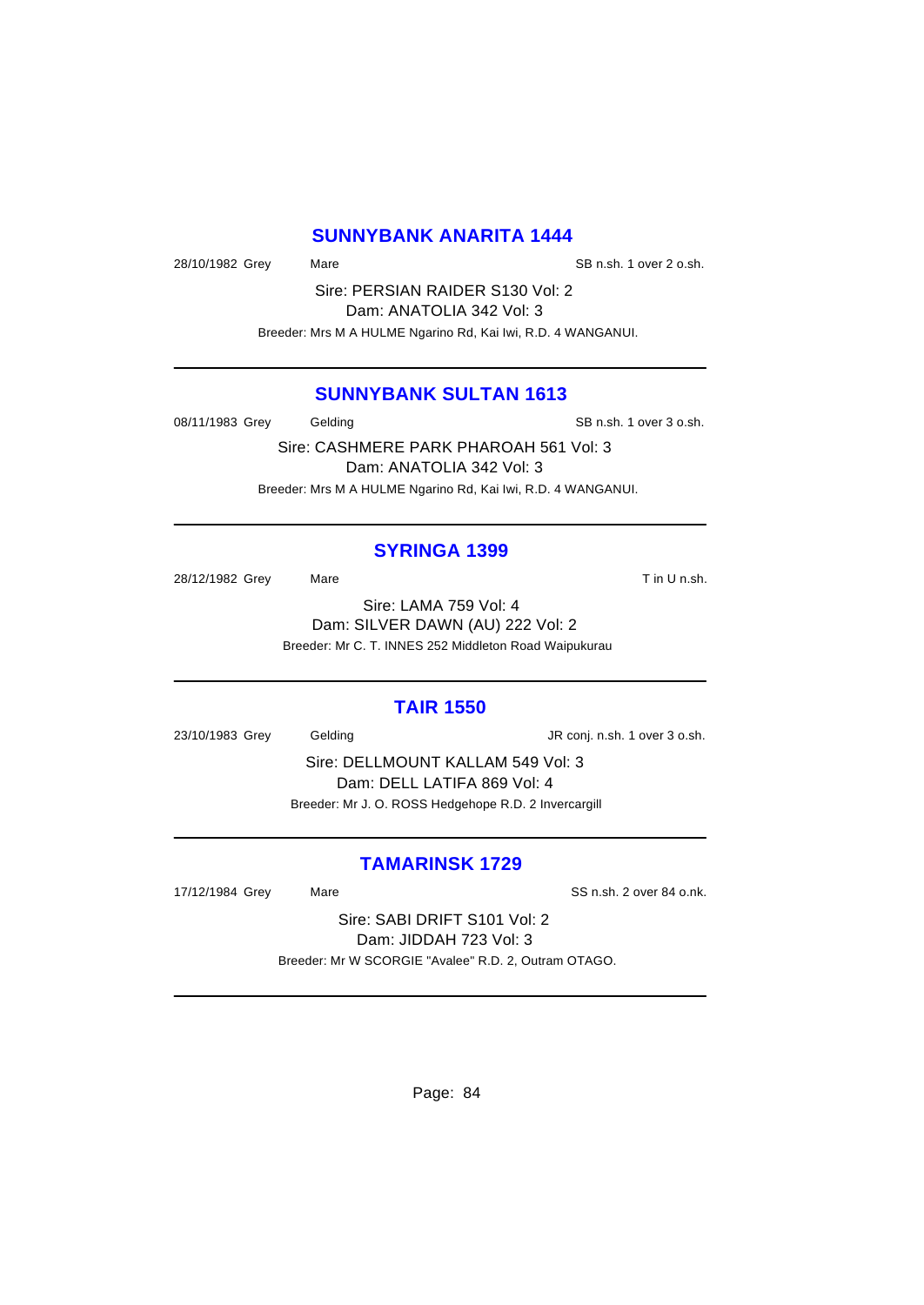## SUNNYBANK ANARITA 1444

28/10/1982 Grey Mare SB n.sh. 1 over 2 o.sh.

Sire: PERSIAN RAIDER S130 Vol: 2
Dam: ANATOLIA 342 Vol: 3

Breeder: Mrs M A HULME Ngarino Rd, Kai Iwi, R.D. 4 WANGANUI.

---

## SUNNYBANK SULTAN 1613

08/11/1983 Grey Gelding SB n.sh. 1 over 3 o.sh.

Sire: CASHMERE PARK PHAROAH 561 Vol: 3
Dam: ANATOLIA 342 Vol: 3

Breeder: Mrs M A HULME Ngarino Rd, Kai Iwi, R.D. 4 WANGANUI.

---

## SYRINGA 1399

28/12/1982 Grey Mare T in U n.sh.

Sire: LAMA 759 Vol: 4
Dam: SILVER DAWN (AU) 222 Vol: 2

Breeder: Mr C. T. INNES 252 Middleton Road Waipukurau

---

## TAIR 1550

23/10/1983 Grey Gelding JR conj. n.sh. 1 over 3 o.sh.

Sire: DELLMOUNT KALLAM 549 Vol: 3
Dam: DELL LATIFA 869 Vol: 4

Breeder: Mr J. O. ROSS Hedgehope R.D. 2 Invercargill

---

## TAMARINSK 1729

17/12/1984 Grey Mare SS n.sh. 2 over 84 o.nk.

Sire: SABI DRIFT S101 Vol: 2
Dam: JIDDAH 723 Vol: 3

Breeder: Mr W SCORGIE "Avalee" R.D. 2, Outram OTAGO.

---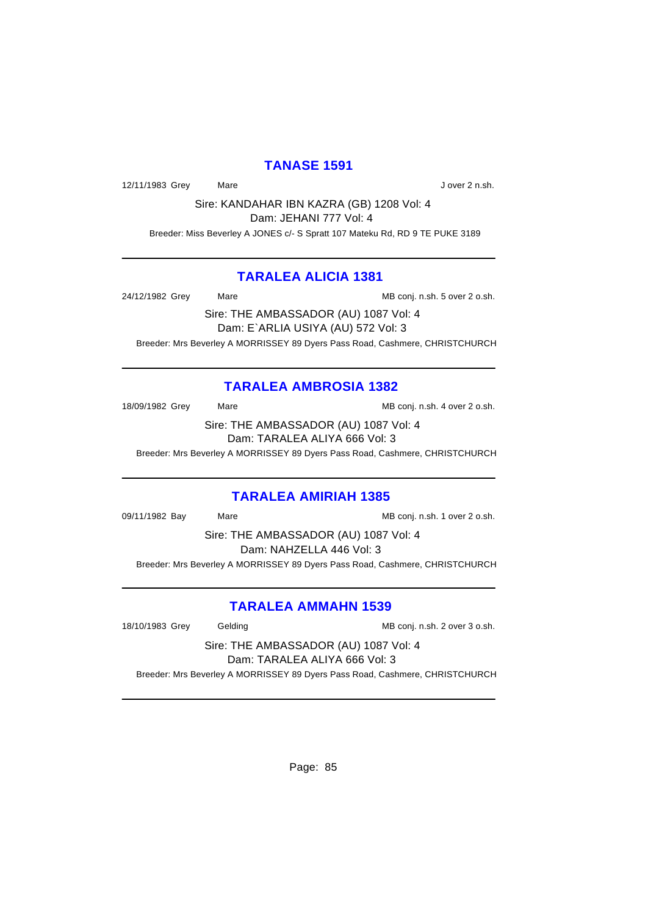## TANASE 1591

12/11/1983 Grey Mare J over 2 n.sh.

Sire: KANDAHAR IBN KAZRA (GB) 1208 Vol: 4
Dam: JEHANI 777 Vol: 4
Breeder: Miss Beverley A JONES c/- S Spratt 107 Mateku Rd, RD 9 TE PUKE 3189

---

## TARALEA ALICIA 1381

24/12/1982 Grey Mare MB conj. n.sh. 5 over 2 o.sh.

Sire: THE AMBASSADOR (AU) 1087 Vol: 4
Dam: E`ARLIA USIYA (AU) 572 Vol: 3
Breeder: Mrs Beverley A MORRISSEY 89 Dyers Pass Road, Cashmere, CHRISTCHURCH

---

## TARALEA AMBROSIA 1382

18/09/1982 Grey Mare MB conj. n.sh. 4 over 2 o.sh.

Sire: THE AMBASSADOR (AU) 1087 Vol: 4
Dam: TARALEA ALIYA 666 Vol: 3
Breeder: Mrs Beverley A MORRISSEY 89 Dyers Pass Road, Cashmere, CHRISTCHURCH

---

## TARALEA AMIRIAH 1385

09/11/1982 Bay Mare MB conj. n.sh. 1 over 2 o.sh.

Sire: THE AMBASSADOR (AU) 1087 Vol: 4
Dam: NAHZELLA 446 Vol: 3
Breeder: Mrs Beverley A MORRISSEY 89 Dyers Pass Road, Cashmere, CHRISTCHURCH

---

## TARALEA AMMAHN 1539

18/10/1983 Grey Gelding MB conj. n.sh. 2 over 3 o.sh.

Sire: THE AMBASSADOR (AU) 1087 Vol: 4
Dam: TARALEA ALIYA 666 Vol: 3
Breeder: Mrs Beverley A MORRISSEY 89 Dyers Pass Road, Cashmere, CHRISTCHURCH

---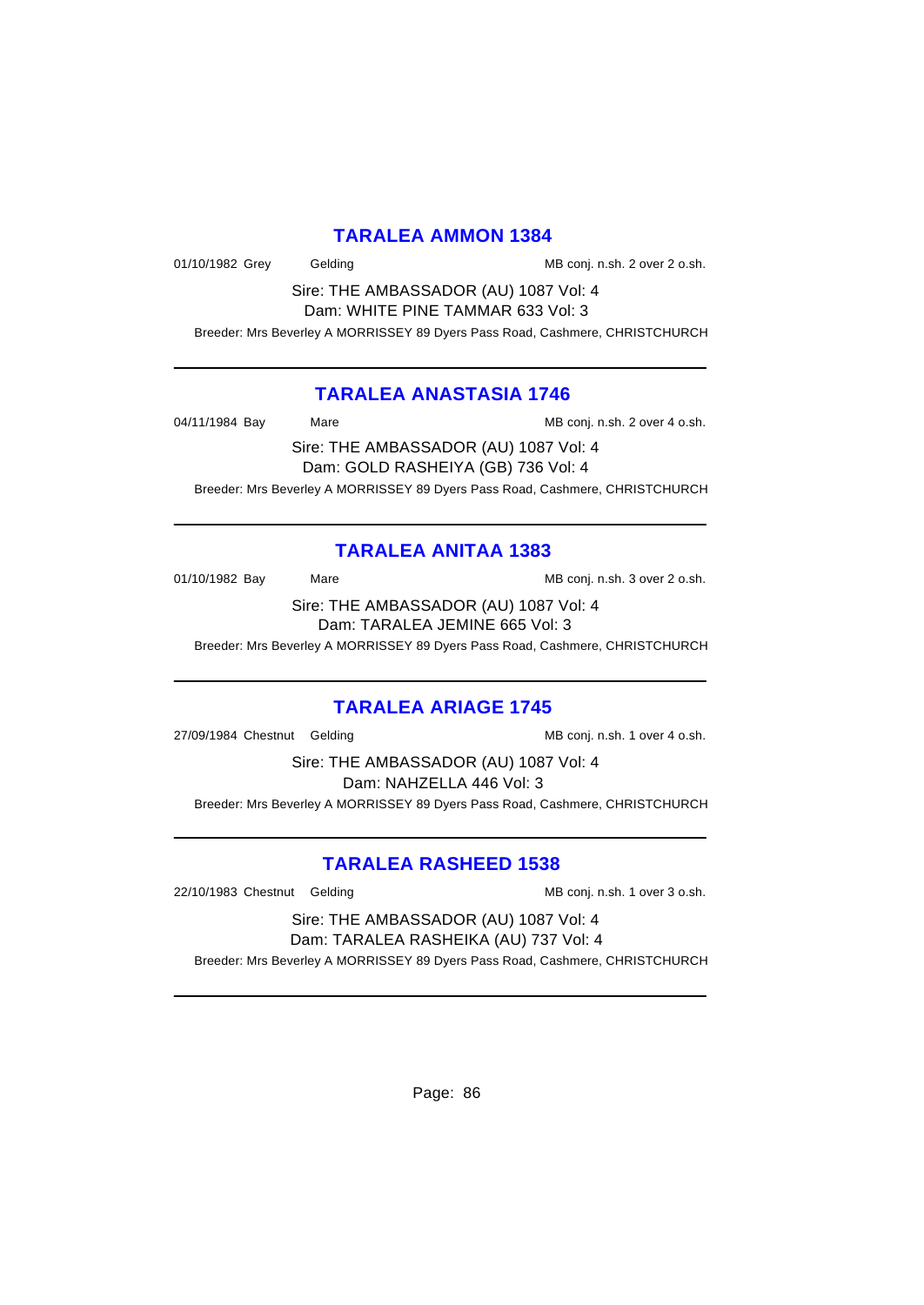## TARALEA AMMON 1384

01/10/1982 Grey Gelding MB conj. n.sh. 2 over 2 o.sh.

Sire: THE AMBASSADOR (AU) 1087 Vol: 4
Dam: WHITE PINE TAMMAR 633 Vol: 3

Breeder: Mrs Beverley A MORRISSEY 89 Dyers Pass Road, Cashmere, CHRISTCHURCH

---

## TARALEA ANASTASIA 1746

04/11/1984 Bay Mare MB conj. n.sh. 2 over 4 o.sh.

Sire: THE AMBASSADOR (AU) 1087 Vol: 4
Dam: GOLD RASHEIYA (GB) 736 Vol: 4

Breeder: Mrs Beverley A MORRISSEY 89 Dyers Pass Road, Cashmere, CHRISTCHURCH

---

## TARALEA ANITAA 1383

01/10/1982 Bay Mare MB conj. n.sh. 3 over 2 o.sh.

Sire: THE AMBASSADOR (AU) 1087 Vol: 4
Dam: TARALEA JEMINE 665 Vol: 3

Breeder: Mrs Beverley A MORRISSEY 89 Dyers Pass Road, Cashmere, CHRISTCHURCH

---

## TARALEA ARIAGE 1745

27/09/1984 Chestnut Gelding MB conj. n.sh. 1 over 4 o.sh.

Sire: THE AMBASSADOR (AU) 1087 Vol: 4
Dam: NAHZELLA 446 Vol: 3

Breeder: Mrs Beverley A MORRISSEY 89 Dyers Pass Road, Cashmere, CHRISTCHURCH

---

## TARALEA RASHEED 1538

22/10/1983 Chestnut Gelding MB conj. n.sh. 1 over 3 o.sh.

Sire: THE AMBASSADOR (AU) 1087 Vol: 4
Dam: TARALEA RASHEIKA (AU) 737 Vol: 4

Breeder: Mrs Beverley A MORRISSEY 89 Dyers Pass Road, Cashmere, CHRISTCHURCH

---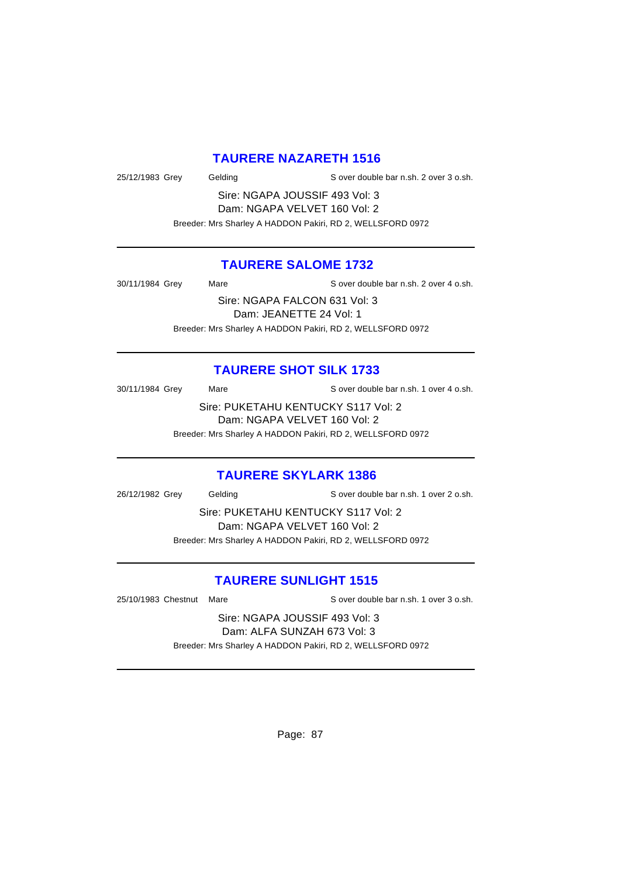## TAURERE NAZARETH 1516

25/12/1983 Grey Gelding S over double bar n.sh. 2 over 3 o.sh.

Sire: NGAPA JOUSSIF 493 Vol: 3
Dam: NGAPA VELVET 160 Vol: 2

Breeder: Mrs Sharley A HADDON Pakiri, RD 2, WELLSFORD 0972

---

## TAURERE SALOME 1732

30/11/1984 Grey Mare S over double bar n.sh. 2 over 4 o.sh.

Sire: NGAPA FALCON 631 Vol: 3
Dam: JEANETTE 24 Vol: 1

Breeder: Mrs Sharley A HADDON Pakiri, RD 2, WELLSFORD 0972

---

## TAURERE SHOT SILK 1733

30/11/1984 Grey Mare S over double bar n.sh. 1 over 4 o.sh.

Sire: PUKETAHU KENTUCKY S117 Vol: 2
Dam: NGAPA VELVET 160 Vol: 2

Breeder: Mrs Sharley A HADDON Pakiri, RD 2, WELLSFORD 0972

---

## TAURERE SKYLARK 1386

26/12/1982 Grey Gelding S over double bar n.sh. 1 over 2 o.sh.

Sire: PUKETAHU KENTUCKY S117 Vol: 2
Dam: NGAPA VELVET 160 Vol: 2

Breeder: Mrs Sharley A HADDON Pakiri, RD 2, WELLSFORD 0972

---

## TAURERE SUNLIGHT 1515

25/10/1983 Chestnut Mare S over double bar n.sh. 1 over 3 o.sh.

Sire: NGAPA JOUSSIF 493 Vol: 3
Dam: ALFA SUNZAH 673 Vol: 3

Breeder: Mrs Sharley A HADDON Pakiri, RD 2, WELLSFORD 0972

---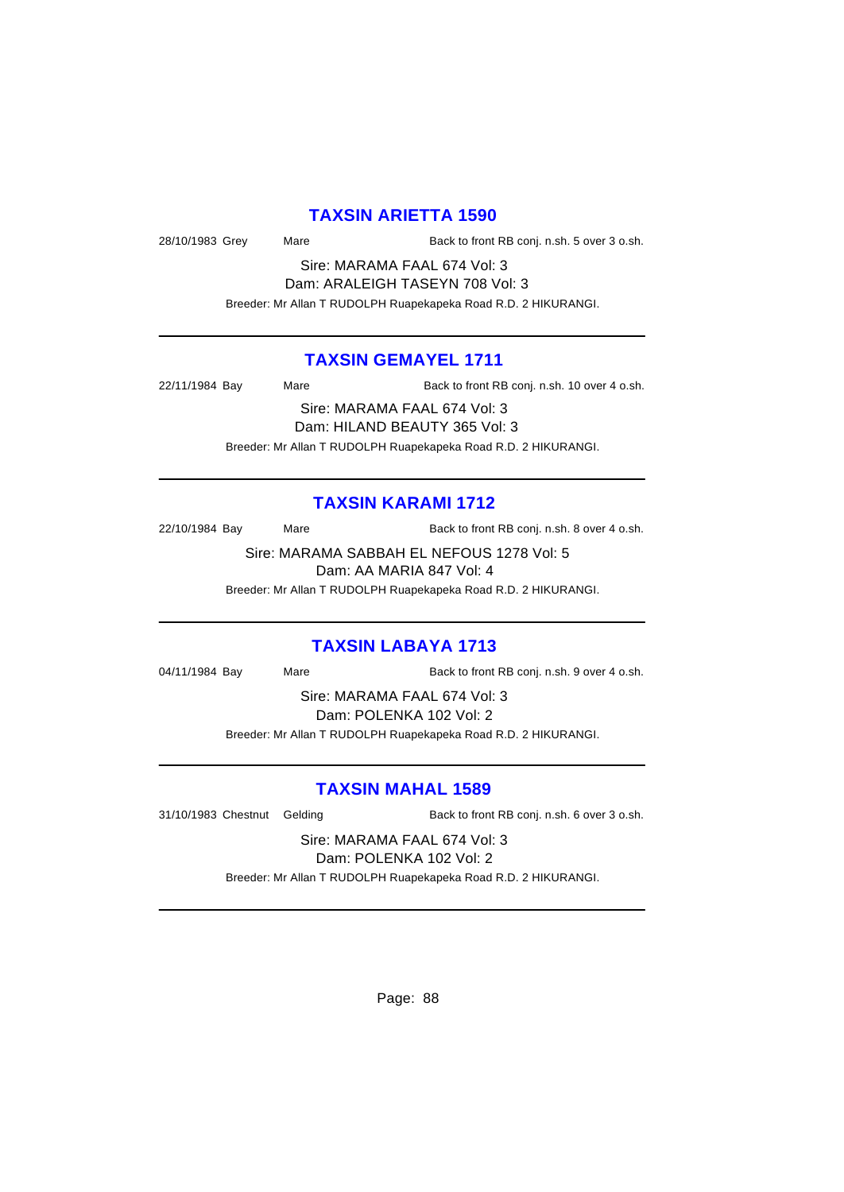## TAXSIN ARIETTA 1590

28/10/1983 Grey Mare Back to front RB conj. n.sh. 5 over 3 o.sh.

Sire: MARAMA FAAL 674 Vol: 3

Dam: ARALEIGH TASEYN 708 Vol: 3

Breeder: Mr Allan T RUDOLPH Ruapekapeka Road R.D. 2 HIKURANGI.

---

## TAXSIN GEMAYEL 1711

22/11/1984 Bay Mare Back to front RB conj. n.sh. 10 over 4 o.sh.

Sire: MARAMA FAAL 674 Vol: 3

Dam: HILAND BEAUTY 365 Vol: 3

Breeder: Mr Allan T RUDOLPH Ruapekapeka Road R.D. 2 HIKURANGI.

---

## TAXSIN KARAMI 1712

22/10/1984 Bay Mare Back to front RB conj. n.sh. 8 over 4 o.sh.

Sire: MARAMA SABBAH EL NEFOUS 1278 Vol: 5

Dam: AA MARIA 847 Vol: 4

Breeder: Mr Allan T RUDOLPH Ruapekapeka Road R.D. 2 HIKURANGI.

---

## TAXSIN LABAYA 1713

04/11/1984 Bay Mare Back to front RB conj. n.sh. 9 over 4 o.sh.

Sire: MARAMA FAAL 674 Vol: 3

Dam: POLENKA 102 Vol: 2

Breeder: Mr Allan T RUDOLPH Ruapekapeka Road R.D. 2 HIKURANGI.

---

## TAXSIN MAHAL 1589

31/10/1983 Chestnut Gelding Back to front RB conj. n.sh. 6 over 3 o.sh.

Sire: MARAMA FAAL 674 Vol: 3

Dam: POLENKA 102 Vol: 2

Breeder: Mr Allan T RUDOLPH Ruapekapeka Road R.D. 2 HIKURANGI.

---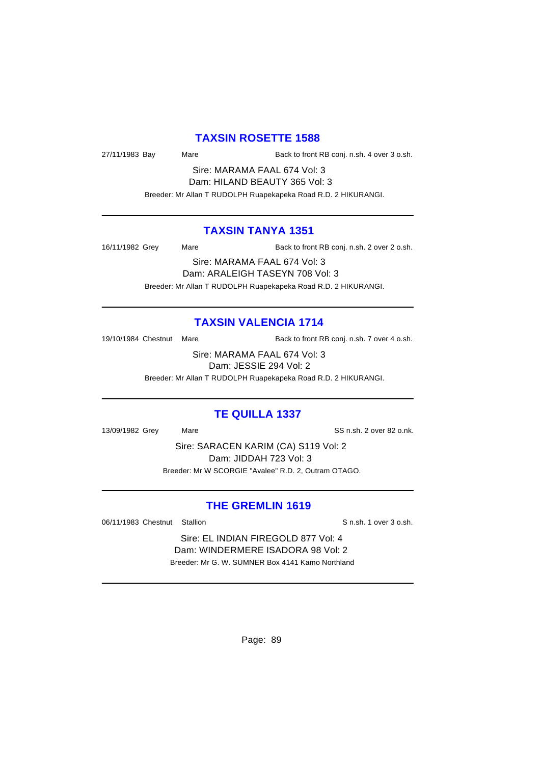## TAXSIN ROSETTE 1588

27/11/1983 Bay Mare Back to front RB conj. n.sh. 4 over 3 o.sh.

Sire: MARAMA FAAL 674 Vol: 3

Dam: HILAND BEAUTY 365 Vol: 3

Breeder: Mr Allan T RUDOLPH Ruapekapeka Road R.D. 2 HIKURANGI.

---

## TAXSIN TANYA 1351

16/11/1982 Grey Mare Back to front RB conj. n.sh. 2 over 2 o.sh.

Sire: MARAMA FAAL 674 Vol: 3

Dam: ARALEIGH TASEYN 708 Vol: 3

Breeder: Mr Allan T RUDOLPH Ruapekapeka Road R.D. 2 HIKURANGI.

---

## TAXSIN VALENCIA 1714

19/10/1984 Chestnut Mare Back to front RB conj. n.sh. 7 over 4 o.sh.

Sire: MARAMA FAAL 674 Vol: 3

Dam: JESSIE 294 Vol: 2

Breeder: Mr Allan T RUDOLPH Ruapekapeka Road R.D. 2 HIKURANGI.

---

## TE QUILLA 1337

13/09/1982 Grey Mare SS n.sh. 2 over 82 o.nk.

Sire: SARACEN KARIM (CA) S119 Vol: 2

Dam: JIDDAH 723 Vol: 3

Breeder: Mr W SCORGIE "Avalee" R.D. 2, Outram OTAGO.

---

## THE GREMLIN 1619

06/11/1983 Chestnut Stallion S n.sh. 1 over 3 o.sh.

Sire: EL INDIAN FIREGOLD 877 Vol: 4

Dam: WINDERMERE ISADORA 98 Vol: 2

Breeder: Mr G. W. SUMNER Box 4141 Kamo Northland

---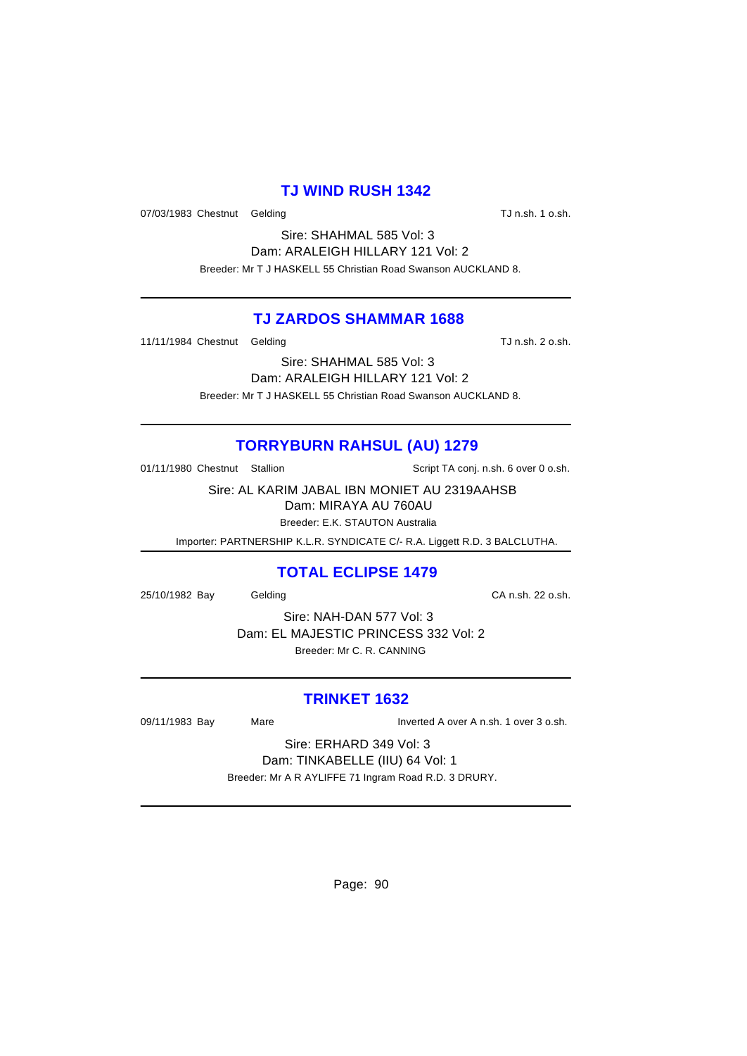## TJ WIND RUSH 1342

07/03/1983 Chestnut Gelding TJ n.sh. 1 o.sh.

Sire: SHAHMAL 585 Vol: 3

Dam: ARALEIGH HILLARY 121 Vol: 2

Breeder: Mr T J HASKELL 55 Christian Road Swanson AUCKLAND 8.

---

## TJ ZARDOS SHAMMAR 1688

11/11/1984 Chestnut Gelding TJ n.sh. 2 o.sh.

Sire: SHAHMAL 585 Vol: 3

Dam: ARALEIGH HILLARY 121 Vol: 2

Breeder: Mr T J HASKELL 55 Christian Road Swanson AUCKLAND 8.

---

## TORRYBURN RAHSUL (AU) 1279

01/11/1980 Chestnut Stallion Script TA conj. n.sh. 6 over 0 o.sh.

Sire: AL KARIM JABAL IBN MONIET AU 2319AAHSB

Dam: MIRAYA AU 760AU

Breeder: E.K. STAUTON Australia

Importer: PARTNERSHIP K.L.R. SYNDICATE C/- R.A. Liggett R.D. 3 BALCLUTHA.

---

## TOTAL ECLIPSE 1479

25/10/1982 Bay Gelding CA n.sh. 22 o.sh.

Sire: NAH-DAN 577 Vol: 3

Dam: EL MAJESTIC PRINCESS 332 Vol: 2

Breeder: Mr C. R. CANNING

---

## TRINKET 1632

09/11/1983 Bay Mare Inverted A over A n.sh. 1 over 3 o.sh.

Sire: ERHARD 349 Vol: 3

Dam: TINKABELLE (IIU) 64 Vol: 1

Breeder: Mr A R AYLIFFE 71 Ingram Road R.D. 3 DRURY.

---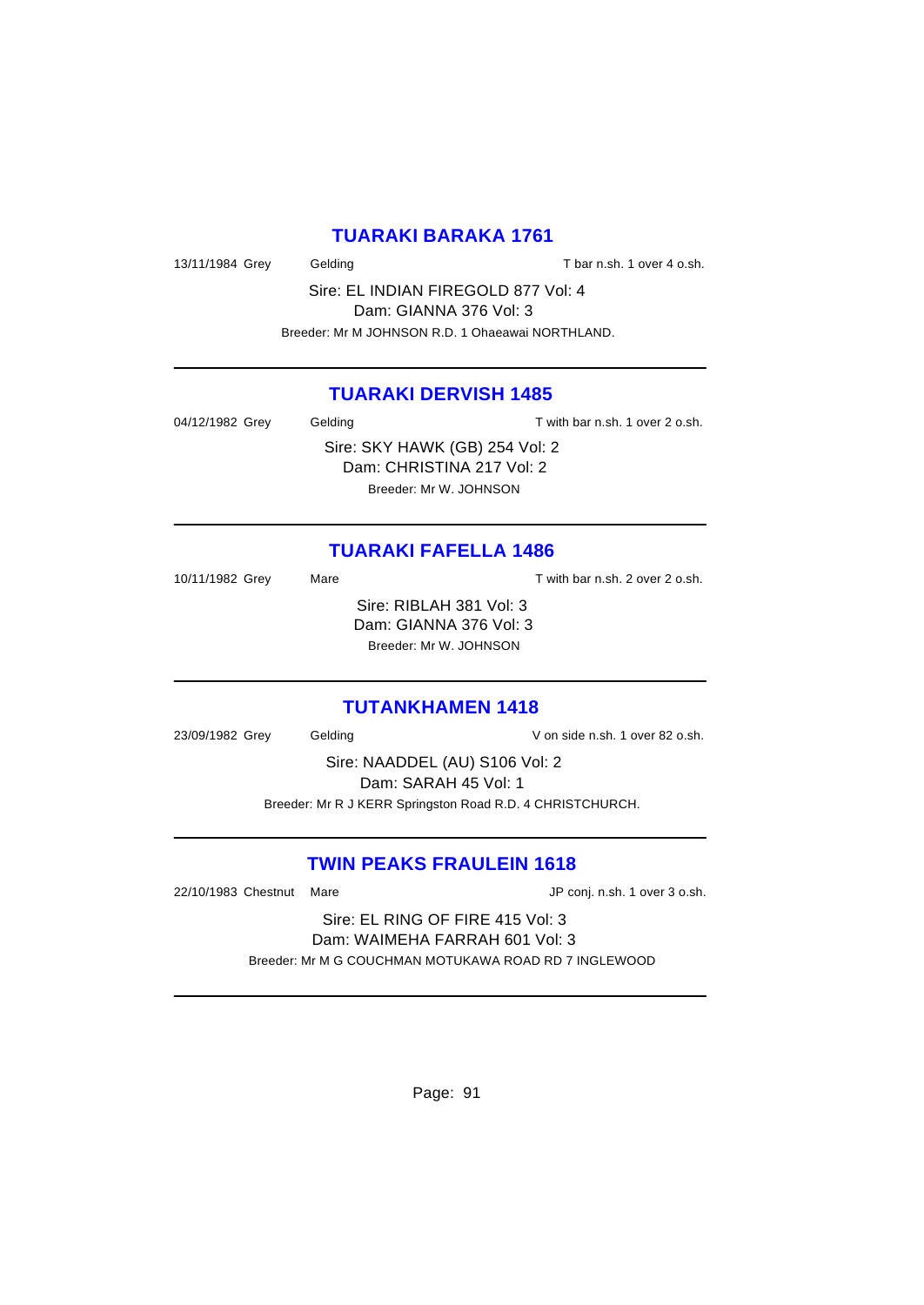## TUARAKI BARAKA 1761

13/11/1984 Grey Gelding T bar n.sh. 1 over 4 o.sh.

Sire: EL INDIAN FIREGOLD 877 Vol: 4
Dam: GIANNA 376 Vol: 3
Breeder: Mr M JOHNSON R.D. 1 Ohaeawai NORTHLAND.

---

## TUARAKI DERVISH 1485

04/12/1982 Grey Gelding T with bar n.sh. 1 over 2 o.sh.

Sire: SKY HAWK (GB) 254 Vol: 2
Dam: CHRISTINA 217 Vol: 2
Breeder: Mr W. JOHNSON

---

## TUARAKI FAFELLA 1486

10/11/1982 Grey Mare T with bar n.sh. 2 over 2 o.sh.

Sire: RIBLAH 381 Vol: 3
Dam: GIANNA 376 Vol: 3
Breeder: Mr W. JOHNSON

---

## TUTANKHAMEN 1418

23/09/1982 Grey Gelding V on side n.sh. 1 over 82 o.sh.

Sire: NAADDEL (AU) S106 Vol: 2
Dam: SARAH 45 Vol: 1
Breeder: Mr R J KERR Springston Road R.D. 4 CHRISTCHURCH.

---

## TWIN PEAKS FRAULEIN 1618

22/10/1983 Chestnut Mare JP conj. n.sh. 1 over 3 o.sh.

Sire: EL RING OF FIRE 415 Vol: 3
Dam: WAIMEHA FARRAH 601 Vol: 3
Breeder: Mr M G COUCHMAN MOTUKAWA ROAD RD 7 INGLEWOOD

---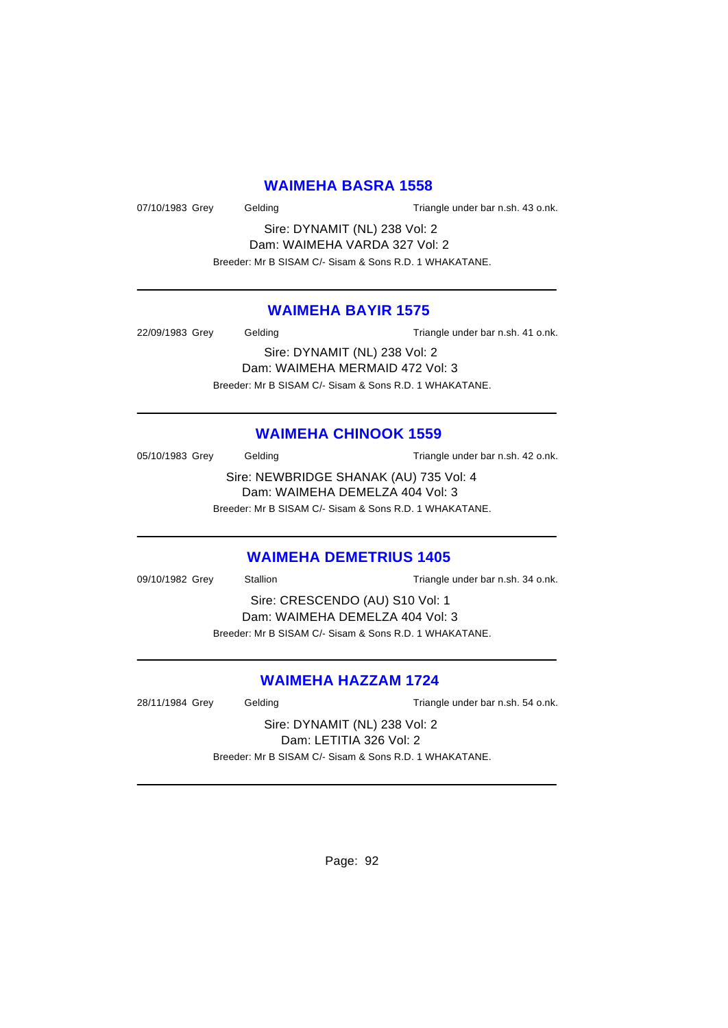## WAIMEHA BASRA 1558

07/10/1983 Grey Gelding Triangle under bar n.sh. 43 o.nk.

Sire: DYNAMIT (NL) 238 Vol: 2
Dam: WAIMEHA VARDA 327 Vol: 2
Breeder: Mr B SISAM C/- Sisam & Sons R.D. 1 WHAKATANE.

---

## WAIMEHA BAYIR 1575

22/09/1983 Grey Gelding Triangle under bar n.sh. 41 o.nk.

Sire: DYNAMIT (NL) 238 Vol: 2
Dam: WAIMEHA MERMAID 472 Vol: 3
Breeder: Mr B SISAM C/- Sisam & Sons R.D. 1 WHAKATANE.

---

## WAIMEHA CHINOOK 1559

05/10/1983 Grey Gelding Triangle under bar n.sh. 42 o.nk.

Sire: NEWBRIDGE SHANAK (AU) 735 Vol: 4
Dam: WAIMEHA DEMELZA 404 Vol: 3
Breeder: Mr B SISAM C/- Sisam & Sons R.D. 1 WHAKATANE.

---

## WAIMEHA DEMETRIUS 1405

09/10/1982 Grey Stallion Triangle under bar n.sh. 34 o.nk.

Sire: CRESCENDO (AU) S10 Vol: 1
Dam: WAIMEHA DEMELZA 404 Vol: 3
Breeder: Mr B SISAM C/- Sisam & Sons R.D. 1 WHAKATANE.

---

## WAIMEHA HAZZAM 1724

28/11/1984 Grey Gelding Triangle under bar n.sh. 54 o.nk.

Sire: DYNAMIT (NL) 238 Vol: 2
Dam: LETITIA 326 Vol: 2
Breeder: Mr B SISAM C/- Sisam & Sons R.D. 1 WHAKATANE.

---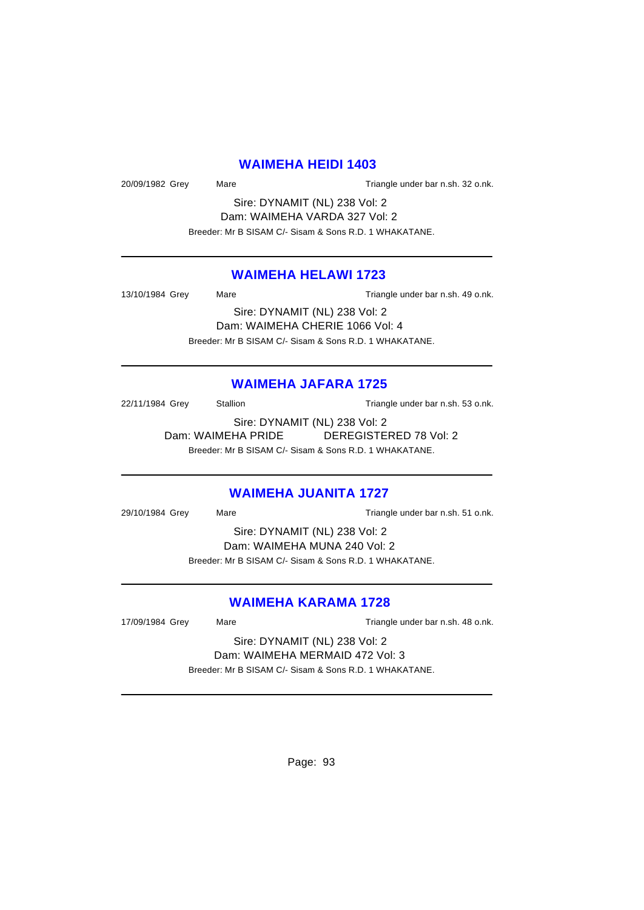## WAIMEHA HEIDI 1403

20/09/1982 Grey Mare Triangle under bar n.sh. 32 o.nk.

Sire: DYNAMIT (NL) 238 Vol: 2
Dam: WAIMEHA VARDA 327 Vol: 2
Breeder: Mr B SISAM C/- Sisam & Sons R.D. 1 WHAKATANE.

---

## WAIMEHA HELAWI 1723

13/10/1984 Grey Mare Triangle under bar n.sh. 49 o.nk.

Sire: DYNAMIT (NL) 238 Vol: 2
Dam: WAIMEHA CHERIE 1066 Vol: 4
Breeder: Mr B SISAM C/- Sisam & Sons R.D. 1 WHAKATANE.

---

## WAIMEHA JAFARA 1725

22/11/1984 Grey Stallion Triangle under bar n.sh. 53 o.nk.

Sire: DYNAMIT (NL) 238 Vol: 2
Dam: WAIMEHA PRIDE DEREGISTERED 78 Vol: 2
Breeder: Mr B SISAM C/- Sisam & Sons R.D. 1 WHAKATANE.

---

## WAIMEHA JUANITA 1727

29/10/1984 Grey Mare Triangle under bar n.sh. 51 o.nk.

Sire: DYNAMIT (NL) 238 Vol: 2
Dam: WAIMEHA MUNA 240 Vol: 2
Breeder: Mr B SISAM C/- Sisam & Sons R.D. 1 WHAKATANE.

---

## WAIMEHA KARAMA 1728

17/09/1984 Grey Mare Triangle under bar n.sh. 48 o.nk.

Sire: DYNAMIT (NL) 238 Vol: 2
Dam: WAIMEHA MERMAID 472 Vol: 3
Breeder: Mr B SISAM C/- Sisam & Sons R.D. 1 WHAKATANE.

---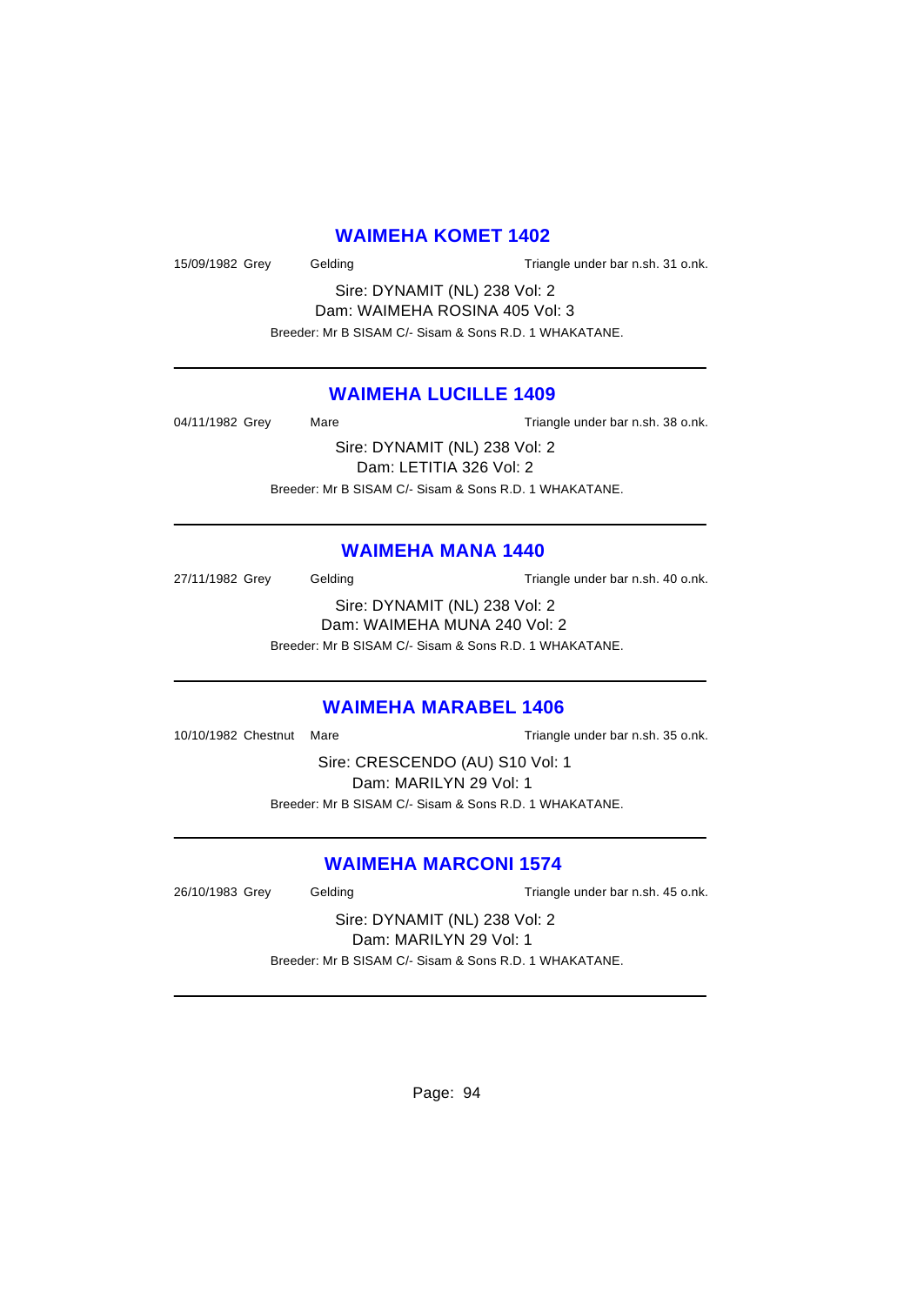## WAIMEHA KOMET 1402

15/09/1982 Grey Gelding Triangle under bar n.sh. 31 o.nk.

Sire: DYNAMIT (NL) 238 Vol: 2
Dam: WAIMEHA ROSINA 405 Vol: 3
Breeder: Mr B SISAM C/- Sisam & Sons R.D. 1 WHAKATANE.

---

## WAIMEHA LUCILLE 1409

04/11/1982 Grey Mare Triangle under bar n.sh. 38 o.nk.

Sire: DYNAMIT (NL) 238 Vol: 2
Dam: LETITIA 326 Vol: 2
Breeder: Mr B SISAM C/- Sisam & Sons R.D. 1 WHAKATANE.

---

## WAIMEHA MANA 1440

27/11/1982 Grey Gelding Triangle under bar n.sh. 40 o.nk.

Sire: DYNAMIT (NL) 238 Vol: 2
Dam: WAIMEHA MUNA 240 Vol: 2
Breeder: Mr B SISAM C/- Sisam & Sons R.D. 1 WHAKATANE.

---

## WAIMEHA MARABEL 1406

10/10/1982 Chestnut Mare Triangle under bar n.sh. 35 o.nk.

Sire: CRESCENDO (AU) S10 Vol: 1
Dam: MARILYN 29 Vol: 1
Breeder: Mr B SISAM C/- Sisam & Sons R.D. 1 WHAKATANE.

---

## WAIMEHA MARCONI 1574

26/10/1983 Grey Gelding Triangle under bar n.sh. 45 o.nk.

Sire: DYNAMIT (NL) 238 Vol: 2
Dam: MARILYN 29 Vol: 1
Breeder: Mr B SISAM C/- Sisam & Sons R.D. 1 WHAKATANE.

---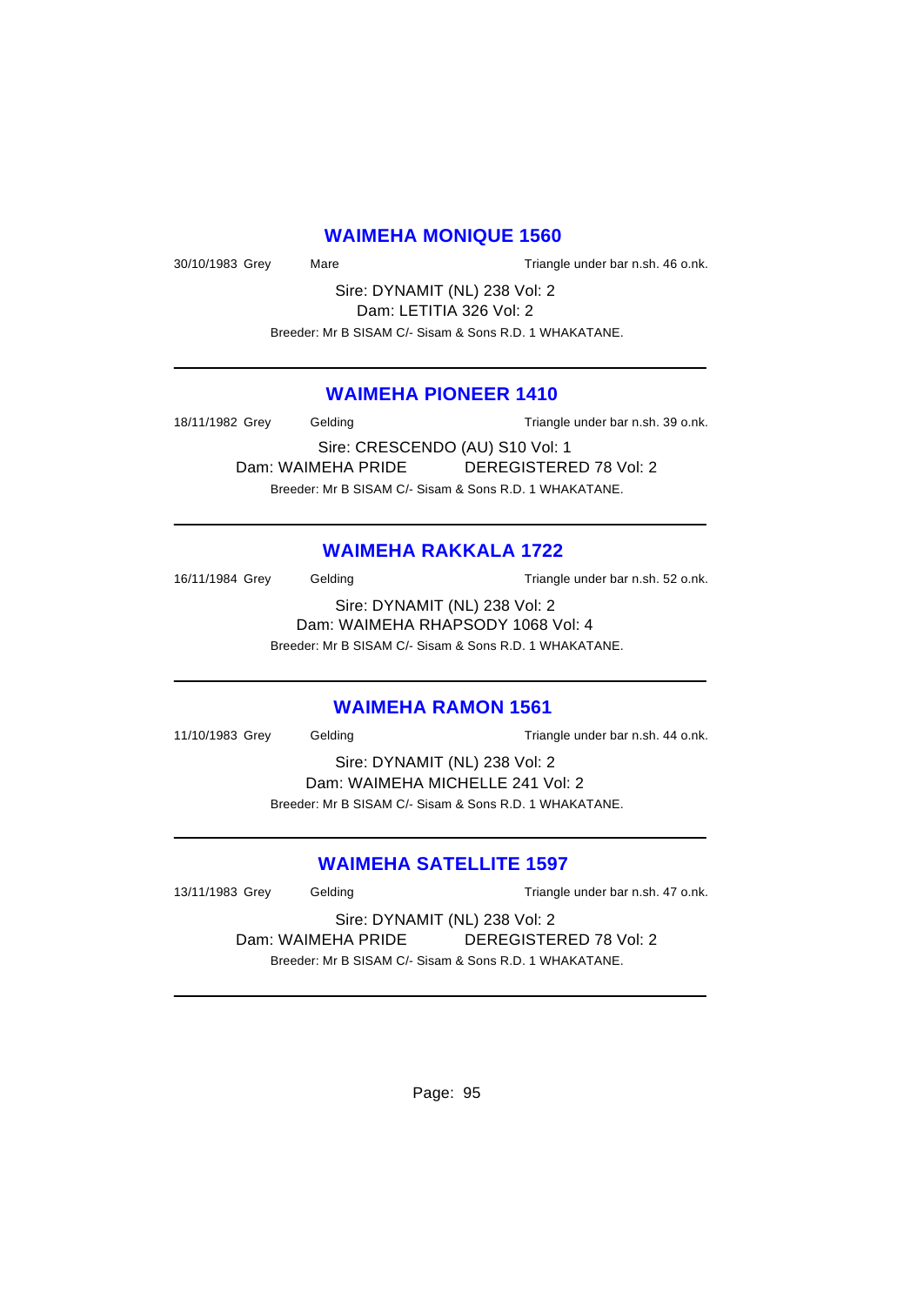## WAIMEHA MONIQUE 1560

30/10/1983 Grey Mare Triangle under bar n.sh. 46 o.nk.

Sire: DYNAMIT (NL) 238 Vol: 2
Dam: LETITIA 326 Vol: 2

Breeder: Mr B SISAM C/- Sisam & Sons R.D. 1 WHAKATANE.

---

## WAIMEHA PIONEER 1410

18/11/1982 Grey Gelding Triangle under bar n.sh. 39 o.nk.

Sire: CRESCENDO (AU) S10 Vol: 1
Dam: WAIMEHA PRIDE DEREGISTERED 78 Vol: 2

Breeder: Mr B SISAM C/- Sisam & Sons R.D. 1 WHAKATANE.

---

## WAIMEHA RAKKALA 1722

16/11/1984 Grey Gelding Triangle under bar n.sh. 52 o.nk.

Sire: DYNAMIT (NL) 238 Vol: 2
Dam: WAIMEHA RHAPSODY 1068 Vol: 4

Breeder: Mr B SISAM C/- Sisam & Sons R.D. 1 WHAKATANE.

---

## WAIMEHA RAMON 1561

11/10/1983 Grey Gelding Triangle under bar n.sh. 44 o.nk.

Sire: DYNAMIT (NL) 238 Vol: 2
Dam: WAIMEHA MICHELLE 241 Vol: 2

Breeder: Mr B SISAM C/- Sisam & Sons R.D. 1 WHAKATANE.

---

## WAIMEHA SATELLITE 1597

13/11/1983 Grey Gelding Triangle under bar n.sh. 47 o.nk.

Sire: DYNAMIT (NL) 238 Vol: 2
Dam: WAIMEHA PRIDE DEREGISTERED 78 Vol: 2

Breeder: Mr B SISAM C/- Sisam & Sons R.D. 1 WHAKATANE.

---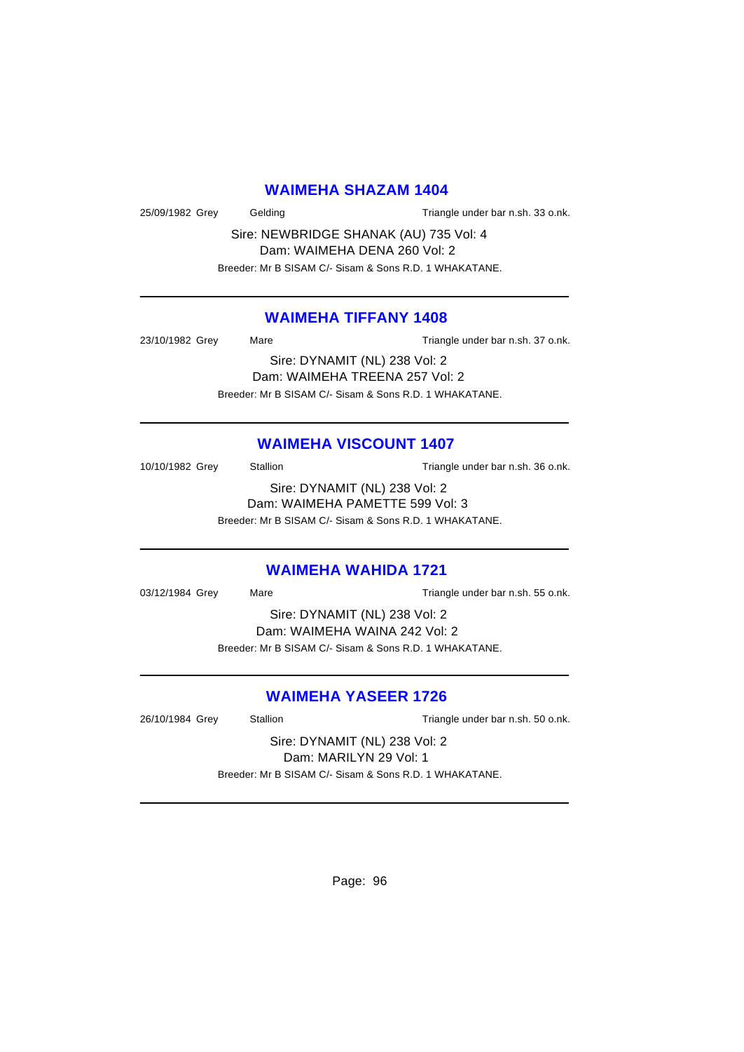## WAIMEHA SHAZAM 1404

25/09/1982 Grey Gelding Triangle under bar n.sh. 33 o.nk.

Sire: NEWBRIDGE SHANAK (AU) 735 Vol: 4
Dam: WAIMEHA DENA 260 Vol: 2
Breeder: Mr B SISAM C/- Sisam & Sons R.D. 1 WHAKATANE.

---

## WAIMEHA TIFFANY 1408

23/10/1982 Grey Mare Triangle under bar n.sh. 37 o.nk.

Sire: DYNAMIT (NL) 238 Vol: 2
Dam: WAIMEHA TREENA 257 Vol: 2
Breeder: Mr B SISAM C/- Sisam & Sons R.D. 1 WHAKATANE.

---

## WAIMEHA VISCOUNT 1407

10/10/1982 Grey Stallion Triangle under bar n.sh. 36 o.nk.

Sire: DYNAMIT (NL) 238 Vol: 2
Dam: WAIMEHA PAMETTE 599 Vol: 3
Breeder: Mr B SISAM C/- Sisam & Sons R.D. 1 WHAKATANE.

---

## WAIMEHA WAHIDA 1721

03/12/1984 Grey Mare Triangle under bar n.sh. 55 o.nk.

Sire: DYNAMIT (NL) 238 Vol: 2
Dam: WAIMEHA WAINA 242 Vol: 2
Breeder: Mr B SISAM C/- Sisam & Sons R.D. 1 WHAKATANE.

---

## WAIMEHA YASEER 1726

26/10/1984 Grey Stallion Triangle under bar n.sh. 50 o.nk.

Sire: DYNAMIT (NL) 238 Vol: 2
Dam: MARILYN 29 Vol: 1
Breeder: Mr B SISAM C/- Sisam & Sons R.D. 1 WHAKATANE.

---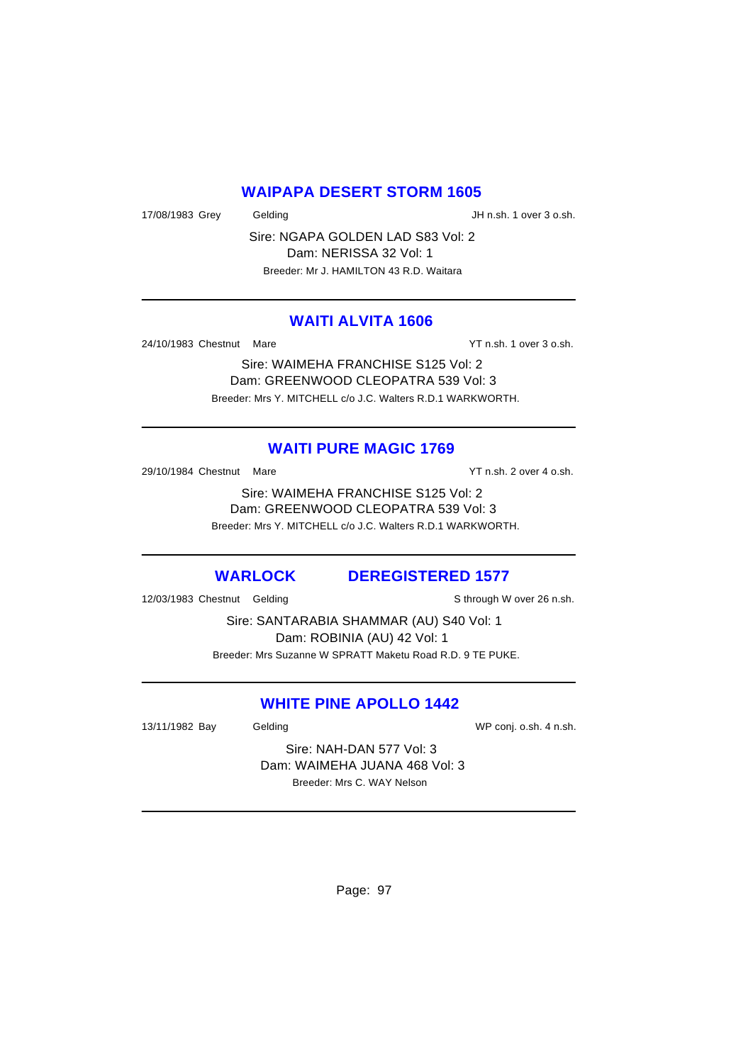## WAIPAPA DESERT STORM 1605

17/08/1983 Grey Gelding JH n.sh. 1 over 3 o.sh.

Sire: NGAPA GOLDEN LAD S83 Vol: 2
Dam: NERISSA 32 Vol: 1
Breeder: Mr J. HAMILTON 43 R.D. Waitara

---

## WAITI ALVITA 1606

24/10/1983 Chestnut Mare YT n.sh. 1 over 3 o.sh.

Sire: WAIMEHA FRANCHISE S125 Vol: 2
Dam: GREENWOOD CLEOPATRA 539 Vol: 3
Breeder: Mrs Y. MITCHELL c/o J.C. Walters R.D.1 WARKWORTH.

---

## WAITI PURE MAGIC 1769

29/10/1984 Chestnut Mare YT n.sh. 2 over 4 o.sh.

Sire: WAIMEHA FRANCHISE S125 Vol: 2
Dam: GREENWOOD CLEOPATRA 539 Vol: 3
Breeder: Mrs Y. MITCHELL c/o J.C. Walters R.D.1 WARKWORTH.

---

## WARLOCK DEREGISTERED 1577

12/03/1983 Chestnut Gelding S through W over 26 n.sh.

Sire: SANTARABIA SHAMMAR (AU) S40 Vol: 1
Dam: ROBINIA (AU) 42 Vol: 1
Breeder: Mrs Suzanne W SPRATT Maketu Road R.D. 9 TE PUKE.

---

## WHITE PINE APOLLO 1442

13/11/1982 Bay Gelding WP conj. o.sh. 4 n.sh.

Sire: NAH-DAN 577 Vol: 3
Dam: WAIMEHA JUANA 468 Vol: 3
Breeder: Mrs C. WAY Nelson

---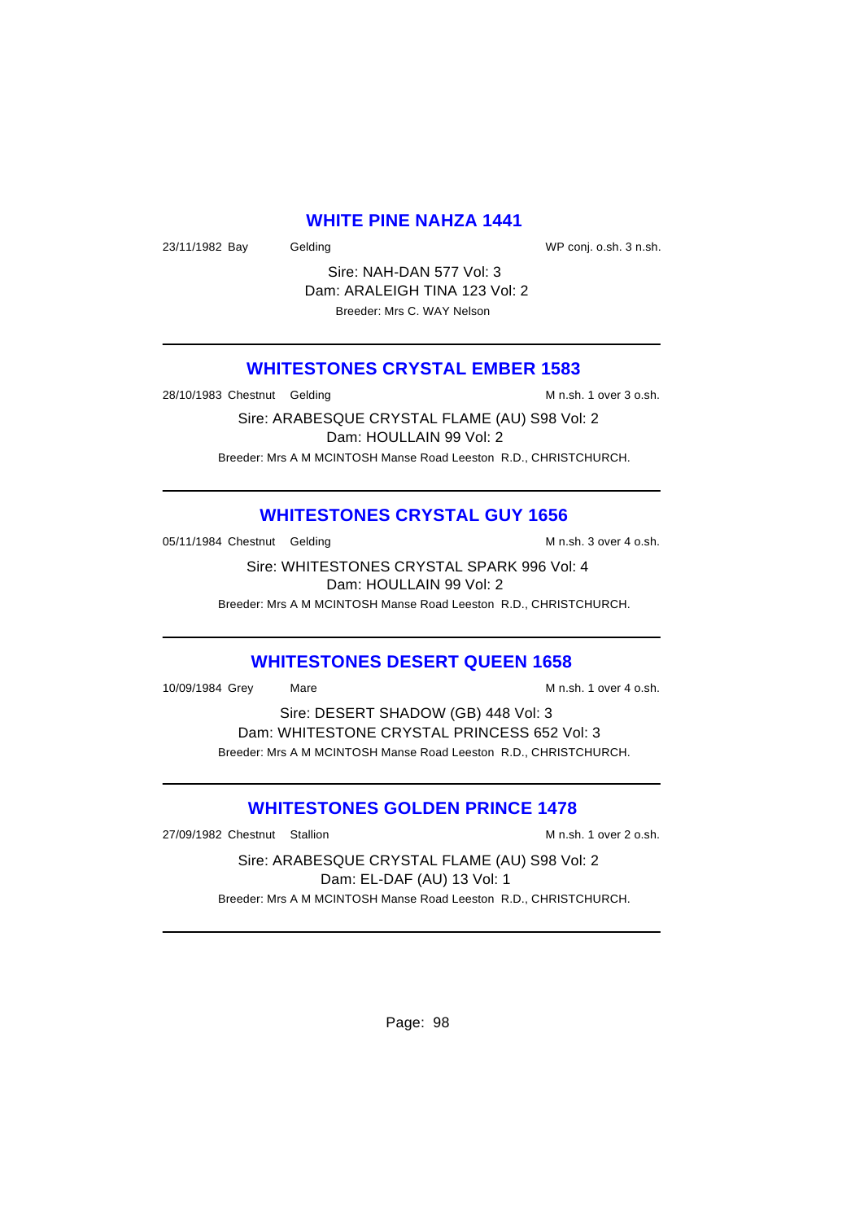## WHITE PINE NAHZA 1441

23/11/1982 Bay Gelding WP conj. o.sh. 3 n.sh.

Sire: NAH-DAN 577 Vol: 3
Dam: ARALEIGH TINA 123 Vol: 2
Breeder: Mrs C. WAY Nelson

---

## WHITESTONES CRYSTAL EMBER 1583

28/10/1983 Chestnut Gelding M n.sh. 1 over 3 o.sh.

Sire: ARABESQUE CRYSTAL FLAME (AU) S98 Vol: 2
Dam: HOULLAIN 99 Vol: 2
Breeder: Mrs A M MCINTOSH Manse Road Leeston R.D., CHRISTCHURCH.

---

## WHITESTONES CRYSTAL GUY 1656

05/11/1984 Chestnut Gelding M n.sh. 3 over 4 o.sh.

Sire: WHITESTONES CRYSTAL SPARK 996 Vol: 4
Dam: HOULLAIN 99 Vol: 2
Breeder: Mrs A M MCINTOSH Manse Road Leeston R.D., CHRISTCHURCH.

---

## WHITESTONES DESERT QUEEN 1658

10/09/1984 Grey Mare M n.sh. 1 over 4 o.sh.

Sire: DESERT SHADOW (GB) 448 Vol: 3
Dam: WHITESTONE CRYSTAL PRINCESS 652 Vol: 3
Breeder: Mrs A M MCINTOSH Manse Road Leeston R.D., CHRISTCHURCH.

---

## WHITESTONES GOLDEN PRINCE 1478

27/09/1982 Chestnut Stallion M n.sh. 1 over 2 o.sh.

Sire: ARABESQUE CRYSTAL FLAME (AU) S98 Vol: 2
Dam: EL-DAF (AU) 13 Vol: 1
Breeder: Mrs A M MCINTOSH Manse Road Leeston R.D., CHRISTCHURCH.

---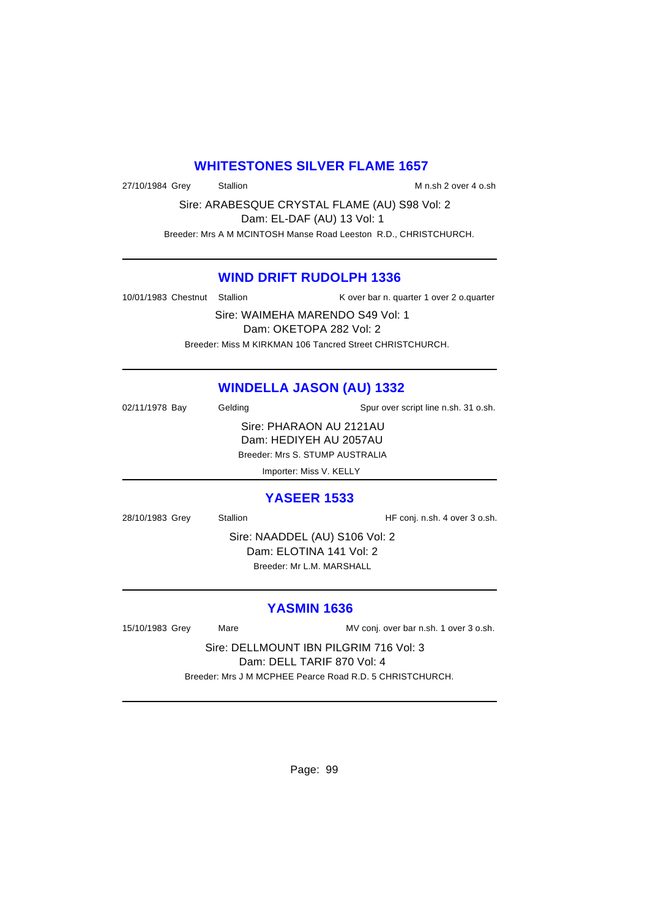## WHITESTONES SILVER FLAME 1657

27/10/1984 Grey Stallion M n.sh 2 over 4 o.sh

Sire: ARABESQUE CRYSTAL FLAME (AU) S98 Vol: 2
Dam: EL-DAF (AU) 13 Vol: 1
Breeder: Mrs A M MCINTOSH Manse Road Leeston R.D., CHRISTCHURCH.

---

## WIND DRIFT RUDOLPH 1336

10/01/1983 Chestnut Stallion K over bar n. quarter 1 over 2 o.quarter

Sire: WAIMEHA MARENDO S49 Vol: 1
Dam: OKETOPA 282 Vol: 2
Breeder: Miss M KIRKMAN 106 Tancred Street CHRISTCHURCH.

---

## WINDELLA JASON (AU) 1332

02/11/1978 Bay Gelding Spur over script line n.sh. 31 o.sh.

Sire: PHARAON AU 2121AU
Dam: HEDIYEH AU 2057AU
Breeder: Mrs S. STUMP AUSTRALIA
Importer: Miss V. KELLY

---

## YASEER 1533

28/10/1983 Grey Stallion HF conj. n.sh. 4 over 3 o.sh.

Sire: NAADDEL (AU) S106 Vol: 2
Dam: ELOTINA 141 Vol: 2
Breeder: Mr L.M. MARSHALL

---

## YASMIN 1636

15/10/1983 Grey Mare MV conj. over bar n.sh. 1 over 3 o.sh.

Sire: DELLMOUNT IBN PILGRIM 716 Vol: 3
Dam: DELL TARIF 870 Vol: 4
Breeder: Mrs J M MCPHEE Pearce Road R.D. 5 CHRISTCHURCH.

---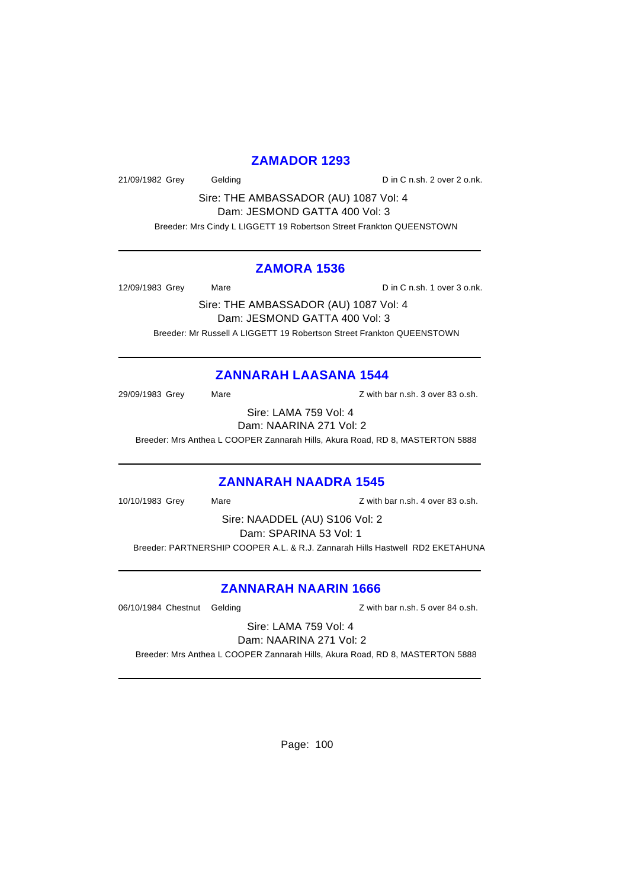## ZAMADOR 1293

21/09/1982 Grey Gelding D in C n.sh. 2 over 2 o.nk.

Sire: THE AMBASSADOR (AU) 1087 Vol: 4
Dam: JESMOND GATTA 400 Vol: 3

Breeder: Mrs Cindy L LIGGETT 19 Robertson Street Frankton QUEENSTOWN

---

## ZAMORA 1536

12/09/1983 Grey Mare D in C n.sh. 1 over 3 o.nk.

Sire: THE AMBASSADOR (AU) 1087 Vol: 4
Dam: JESMOND GATTA 400 Vol: 3

Breeder: Mr Russell A LIGGETT 19 Robertson Street Frankton QUEENSTOWN

---

## ZANNARAH LAASANA 1544

29/09/1983 Grey Mare Z with bar n.sh. 3 over 83 o.sh.

Sire: LAMA 759 Vol: 4
Dam: NAARINA 271 Vol: 2

Breeder: Mrs Anthea L COOPER Zannarah Hills, Akura Road, RD 8, MASTERTON 5888

---

## ZANNARAH NAADRA 1545

10/10/1983 Grey Mare Z with bar n.sh. 4 over 83 o.sh.

Sire: NAADDEL (AU) S106 Vol: 2
Dam: SPARINA 53 Vol: 1

Breeder: PARTNERSHIP COOPER A.L. & R.J. Zannarah Hills Hastwell RD2 EKETAHUNA

---

## ZANNARAH NAARIN 1666

06/10/1984 Chestnut Gelding Z with bar n.sh. 5 over 84 o.sh.

Sire: LAMA 759 Vol: 4
Dam: NAARINA 271 Vol: 2

Breeder: Mrs Anthea L COOPER Zannarah Hills, Akura Road, RD 8, MASTERTON 5888

---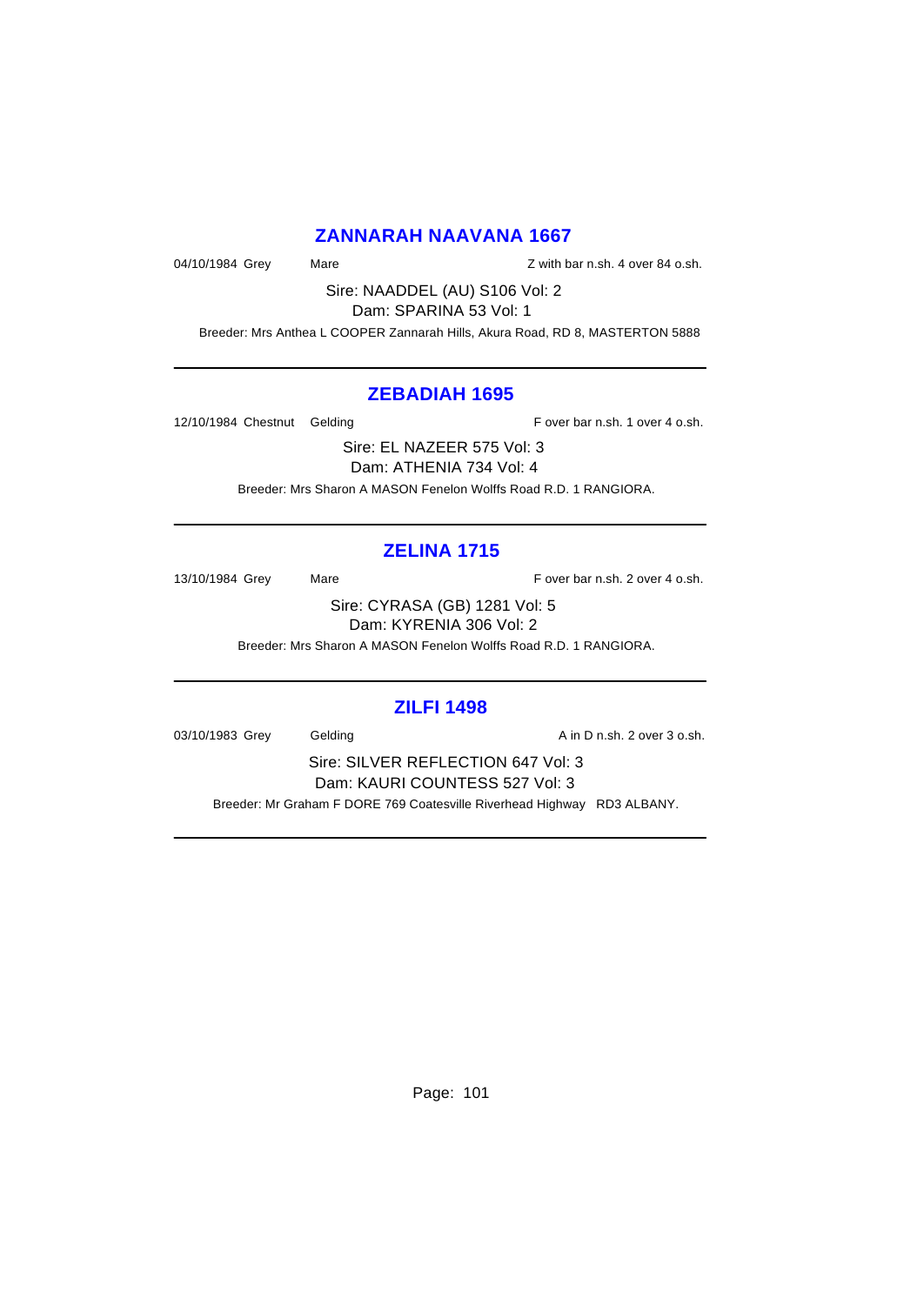## ZANNARAH NAAVANA 1667

04/10/1984 Grey Mare Z with bar n.sh. 4 over 84 o.sh.

Sire: NAADDEL (AU) S106 Vol: 2
Dam: SPARINA 53 Vol: 1

Breeder: Mrs Anthea L COOPER Zannarah Hills, Akura Road, RD 8, MASTERTON 5888

---

## ZEBADIAH 1695

12/10/1984 Chestnut Gelding F over bar n.sh. 1 over 4 o.sh.

Sire: EL NAZEER 575 Vol: 3
Dam: ATHENIA 734 Vol: 4

Breeder: Mrs Sharon A MASON Fenelon Wolffs Road R.D. 1 RANGIORA.

---

## ZELINA 1715

13/10/1984 Grey Mare F over bar n.sh. 2 over 4 o.sh.

Sire: CYRASA (GB) 1281 Vol: 5
Dam: KYRENIA 306 Vol: 2

Breeder: Mrs Sharon A MASON Fenelon Wolffs Road R.D. 1 RANGIORA.

---

## ZILFI 1498

03/10/1983 Grey Gelding A in D n.sh. 2 over 3 o.sh.

Sire: SILVER REFLECTION 647 Vol: 3
Dam: KAURI COUNTESS 527 Vol: 3

Breeder: Mr Graham F DORE 769 Coatesville Riverhead Highway RD3 ALBANY.

---